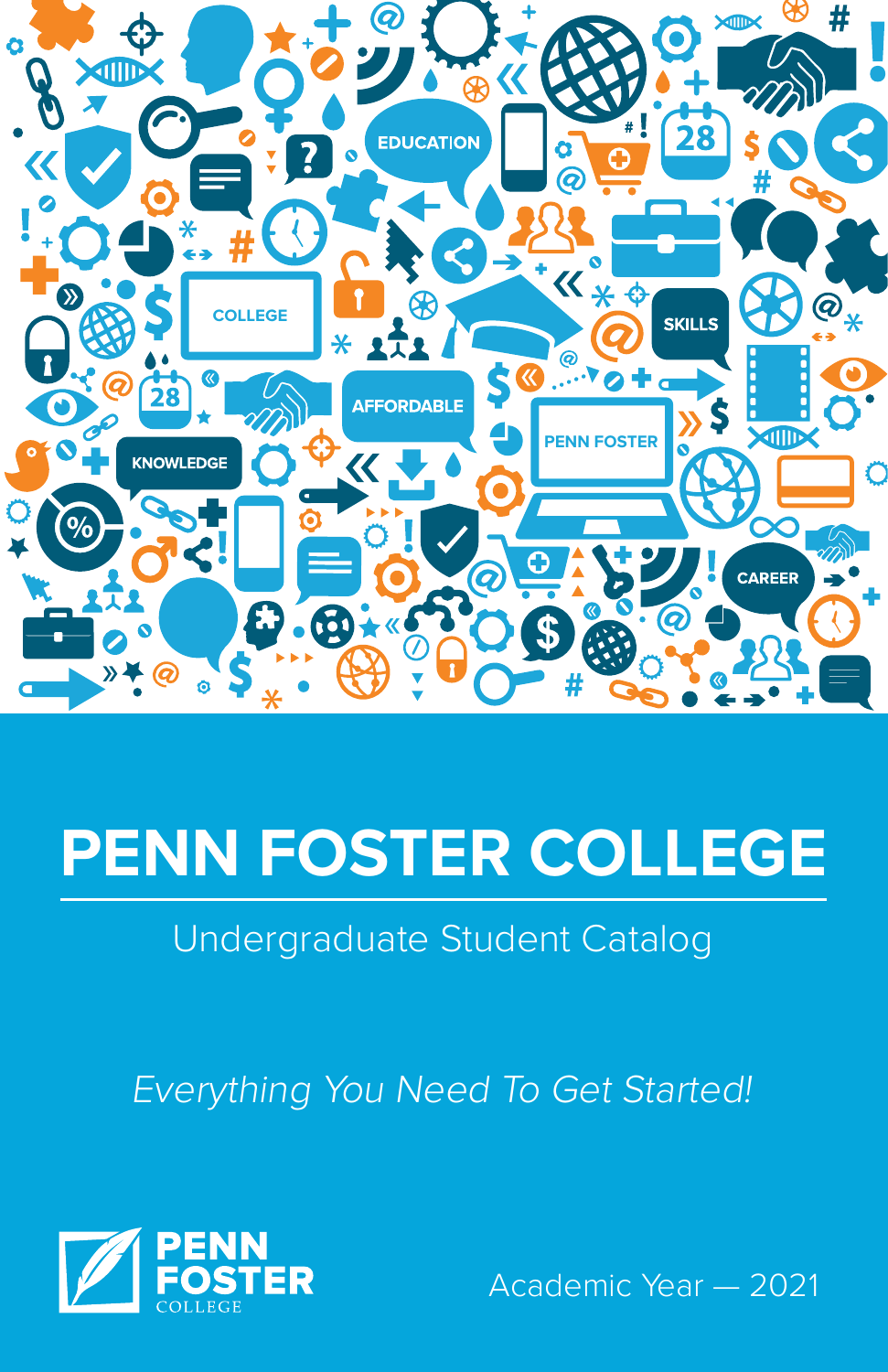# PENN FOSTER COLLEGE

Undergraduate Student Catalog

*Everything You Need To Get Started!*

PENN FOSTER COLLEGE

Academic Year — 2021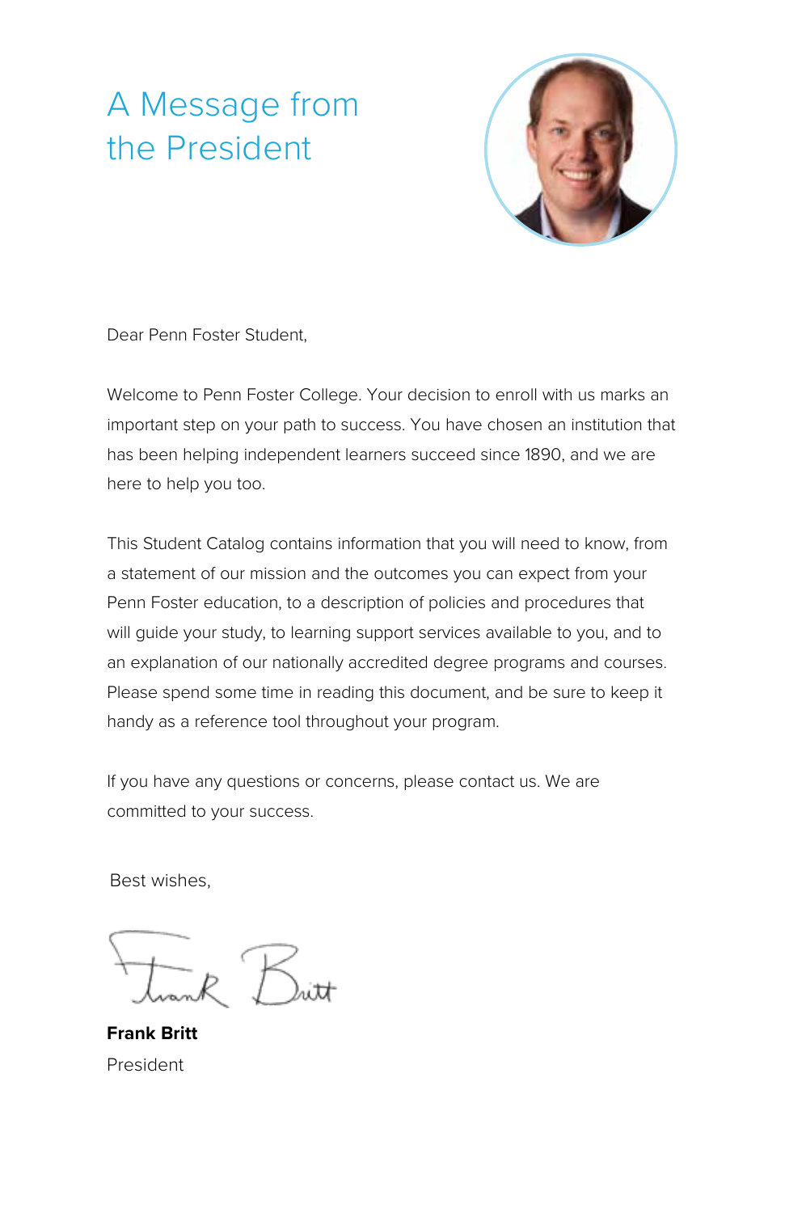# A Message from the President

Dear Penn Foster Student,

Welcome to Penn Foster College. Your decision to enroll with us marks an important step on your path to success. You have chosen an institution that has been helping independent learners succeed since 1890, and we are here to help you too.

This Student Catalog contains information that you will need to know, from a statement of our mission and the outcomes you can expect from your Penn Foster education, to a description of policies and procedures that will guide your study, to learning support services available to you, and to an explanation of our nationally accredited degree programs and courses. Please spend some time in reading this document, and be sure to keep it handy as a reference tool throughout your program.

If you have any questions or concerns, please contact us. We are committed to your success.

Best wishes,

**Frank Britt**
President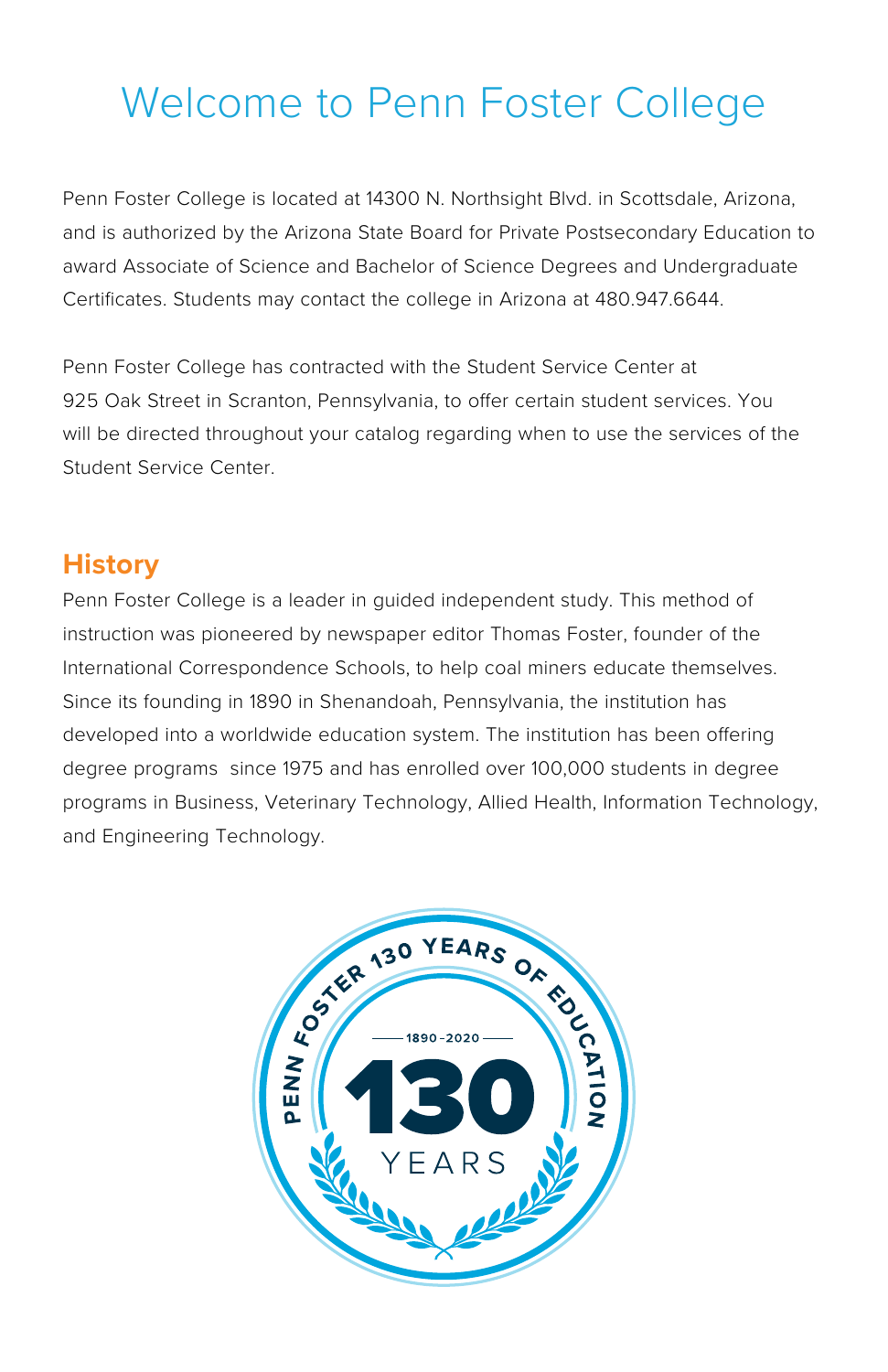# Welcome to Penn Foster College

Penn Foster College is located at 14300 N. Northsight Blvd. in Scottsdale, Arizona, and is authorized by the Arizona State Board for Private Postsecondary Education to award Associate of Science and Bachelor of Science Degrees and Undergraduate Certificates. Students may contact the college in Arizona at 480.947.6644.

Penn Foster College has contracted with the Student Service Center at 925 Oak Street in Scranton, Pennsylvania, to offer certain student services. You will be directed throughout your catalog regarding when to use the services of the Student Service Center.

## History

Penn Foster College is a leader in guided independent study. This method of instruction was pioneered by newspaper editor Thomas Foster, founder of the International Correspondence Schools, to help coal miners educate themselves. Since its founding in 1890 in Shenandoah, Pennsylvania, the institution has developed into a worldwide education system. The institution has been offering degree programs since 1975 and has enrolled over 100,000 students in degree programs in Business, Veterinary Technology, Allied Health, Information Technology, and Engineering Technology.

PENN FOSTER 130 YEARS OF EDUCATION

1890–2020

130

YEARS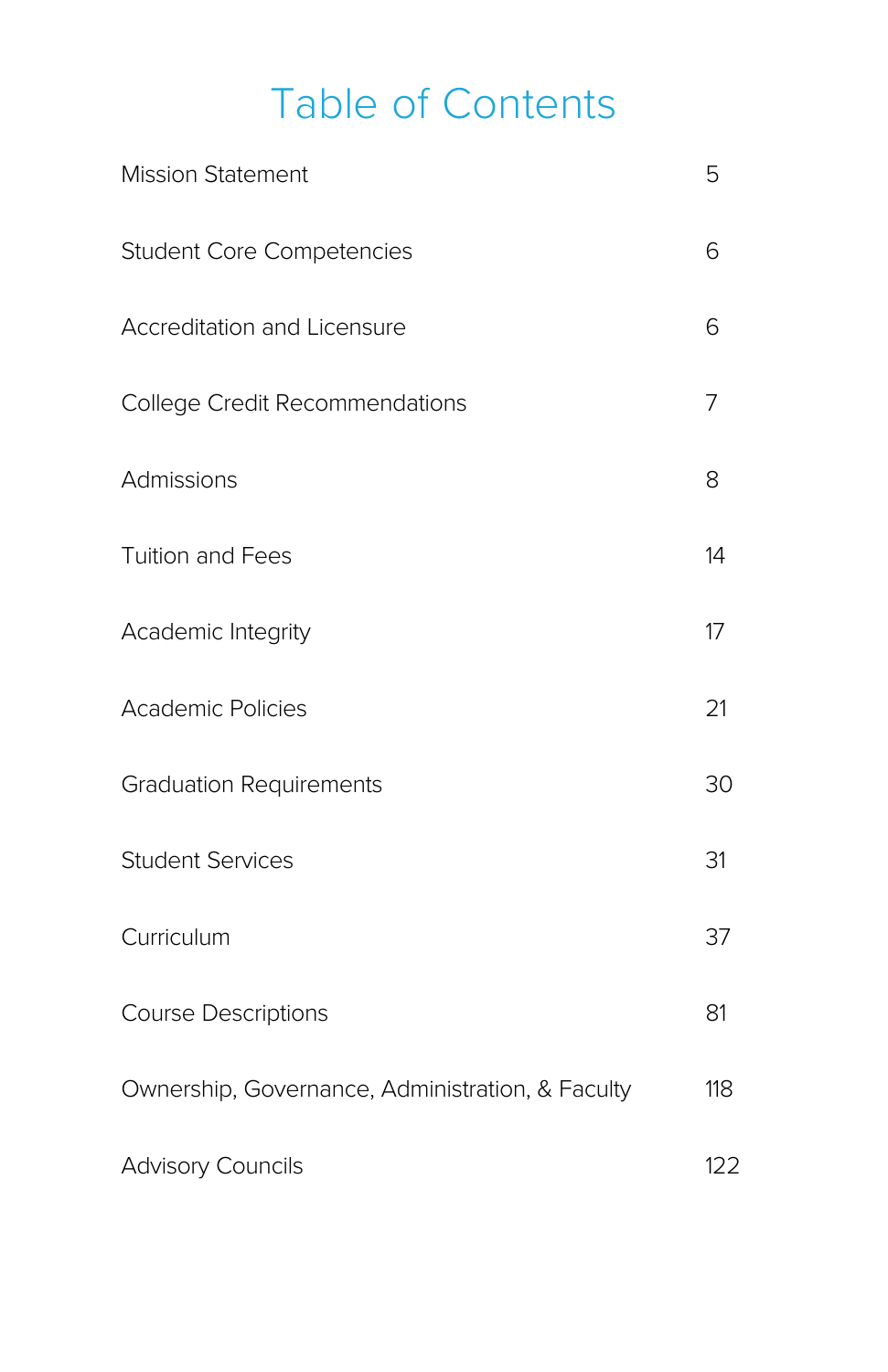# Table of Contents

| | |
|---|---|
| Mission Statement | 5 |
| Student Core Competencies | 6 |
| Accreditation and Licensure | 6 |
| College Credit Recommendations | 7 |
| Admissions | 8 |
| Tuition and Fees | 14 |
| Academic Integrity | 17 |
| Academic Policies | 21 |
| Graduation Requirements | 30 |
| Student Services | 31 |
| Curriculum | 37 |
| Course Descriptions | 81 |
| Ownership, Governance, Administration, & Faculty | 118 |
| Advisory Councils | 122 |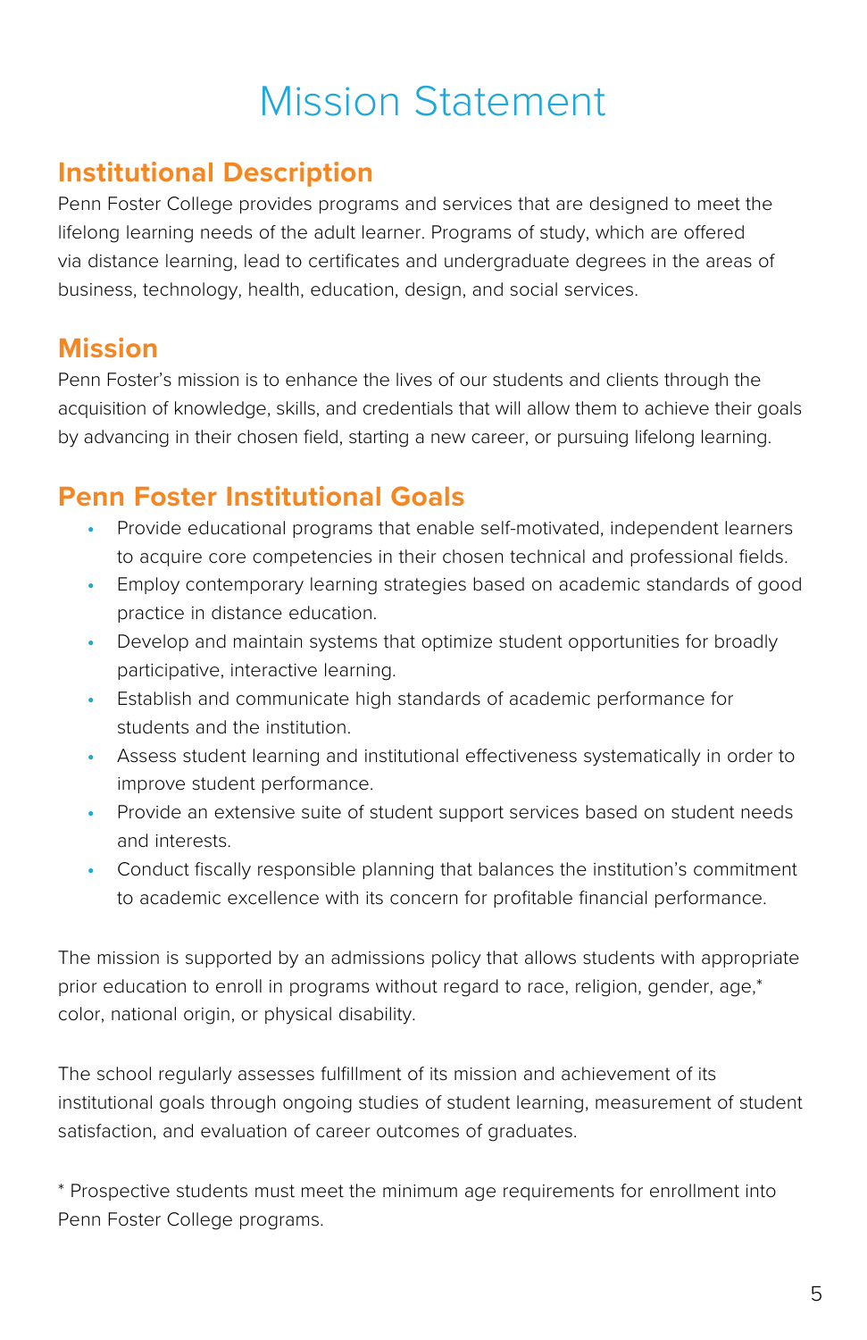# Mission Statement

## Institutional Description

Penn Foster College provides programs and services that are designed to meet the lifelong learning needs of the adult learner. Programs of study, which are offered via distance learning, lead to certificates and undergraduate degrees in the areas of business, technology, health, education, design, and social services.

## Mission

Penn Foster's mission is to enhance the lives of our students and clients through the acquisition of knowledge, skills, and credentials that will allow them to achieve their goals by advancing in their chosen field, starting a new career, or pursuing lifelong learning.

## Penn Foster Institutional Goals

- Provide educational programs that enable self-motivated, independent learners to acquire core competencies in their chosen technical and professional fields.
- Employ contemporary learning strategies based on academic standards of good practice in distance education.
- Develop and maintain systems that optimize student opportunities for broadly participative, interactive learning.
- Establish and communicate high standards of academic performance for students and the institution.
- Assess student learning and institutional effectiveness systematically in order to improve student performance.
- Provide an extensive suite of student support services based on student needs and interests.
- Conduct fiscally responsible planning that balances the institution's commitment to academic excellence with its concern for profitable financial performance.

The mission is supported by an admissions policy that allows students with appropriate prior education to enroll in programs without regard to race, religion, gender, age,* color, national origin, or physical disability.

The school regularly assesses fulfillment of its mission and achievement of its institutional goals through ongoing studies of student learning, measurement of student satisfaction, and evaluation of career outcomes of graduates.

* Prospective students must meet the minimum age requirements for enrollment into Penn Foster College programs.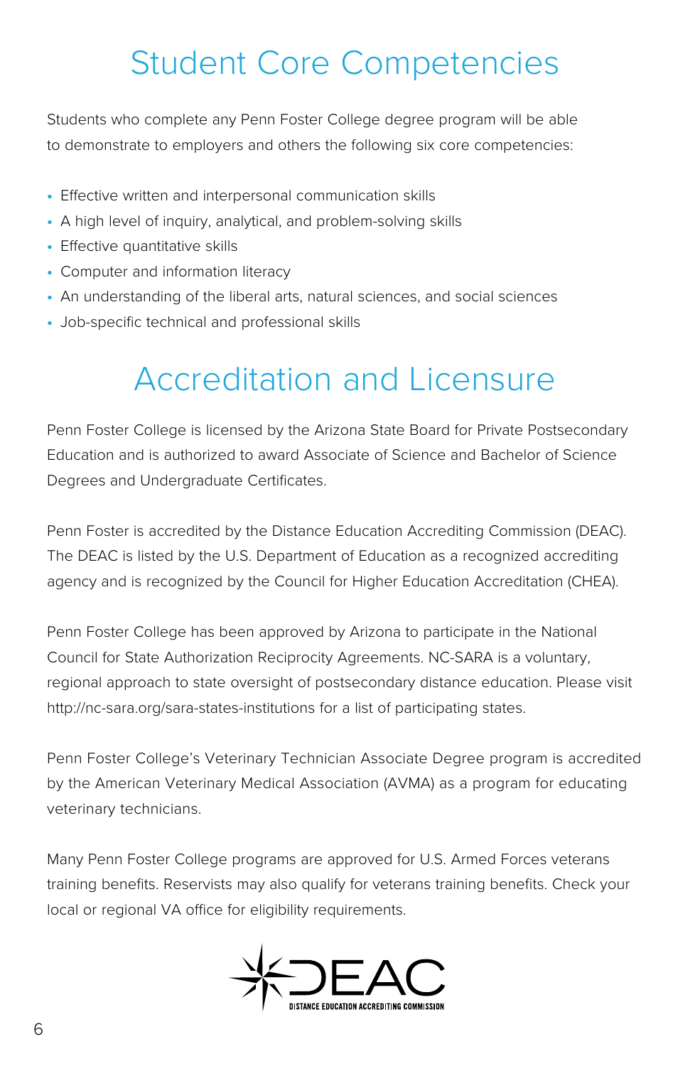# Student Core Competencies

Students who complete any Penn Foster College degree program will be able to demonstrate to employers and others the following six core competencies:

- Effective written and interpersonal communication skills
- A high level of inquiry, analytical, and problem-solving skills
- Effective quantitative skills
- Computer and information literacy
- An understanding of the liberal arts, natural sciences, and social sciences
- Job-specific technical and professional skills

# Accreditation and Licensure

Penn Foster College is licensed by the Arizona State Board for Private Postsecondary Education and is authorized to award Associate of Science and Bachelor of Science Degrees and Undergraduate Certificates.

Penn Foster is accredited by the Distance Education Accrediting Commission (DEAC). The DEAC is listed by the U.S. Department of Education as a recognized accrediting agency and is recognized by the Council for Higher Education Accreditation (CHEA).

Penn Foster College has been approved by Arizona to participate in the National Council for State Authorization Reciprocity Agreements. NC-SARA is a voluntary, regional approach to state oversight of postsecondary distance education. Please visit http://nc-sara.org/sara-states-institutions for a list of participating states.

Penn Foster College's Veterinary Technician Associate Degree program is accredited by the American Veterinary Medical Association (AVMA) as a program for educating veterinary technicians.

Many Penn Foster College programs are approved for U.S. Armed Forces veterans training benefits. Reservists may also qualify for veterans training benefits. Check your local or regional VA office for eligibility requirements.

DEAC
DISTANCE EDUCATION ACCREDITING COMMISSION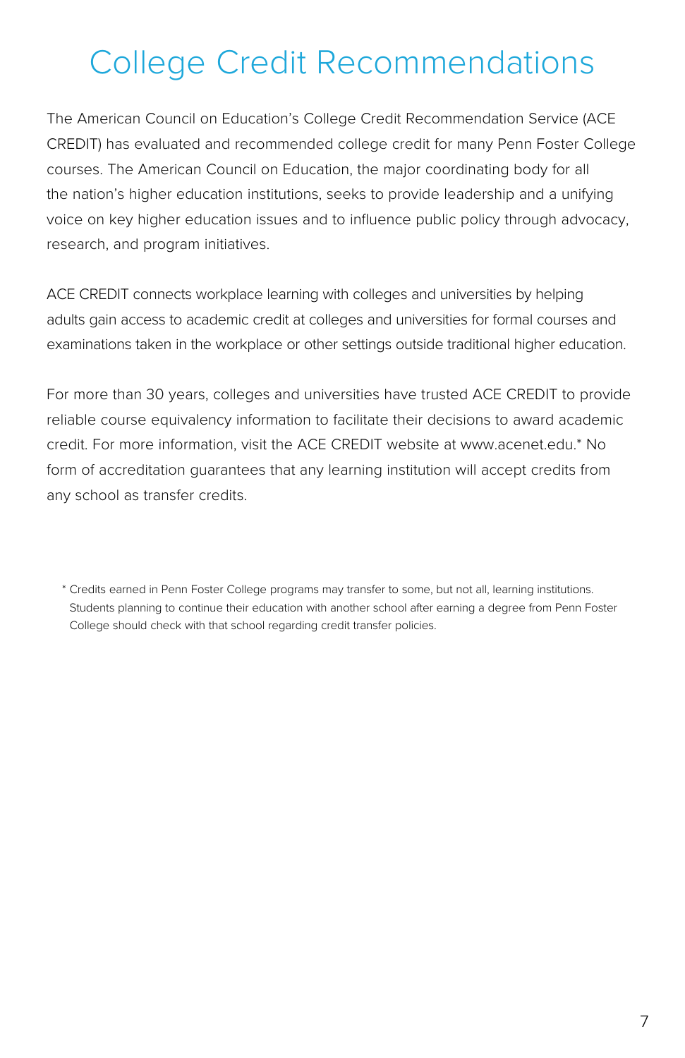# College Credit Recommendations

The American Council on Education's College Credit Recommendation Service (ACE CREDIT) has evaluated and recommended college credit for many Penn Foster College courses. The American Council on Education, the major coordinating body for all the nation's higher education institutions, seeks to provide leadership and a unifying voice on key higher education issues and to influence public policy through advocacy, research, and program initiatives.

ACE CREDIT connects workplace learning with colleges and universities by helping adults gain access to academic credit at colleges and universities for formal courses and examinations taken in the workplace or other settings outside traditional higher education.

For more than 30 years, colleges and universities have trusted ACE CREDIT to provide reliable course equivalency information to facilitate their decisions to award academic credit. For more information, visit the ACE CREDIT website at www.acenet.edu.* No form of accreditation guarantees that any learning institution will accept credits from any school as transfer credits.

* Credits earned in Penn Foster College programs may transfer to some, but not all, learning institutions. Students planning to continue their education with another school after earning a degree from Penn Foster College should check with that school regarding credit transfer policies.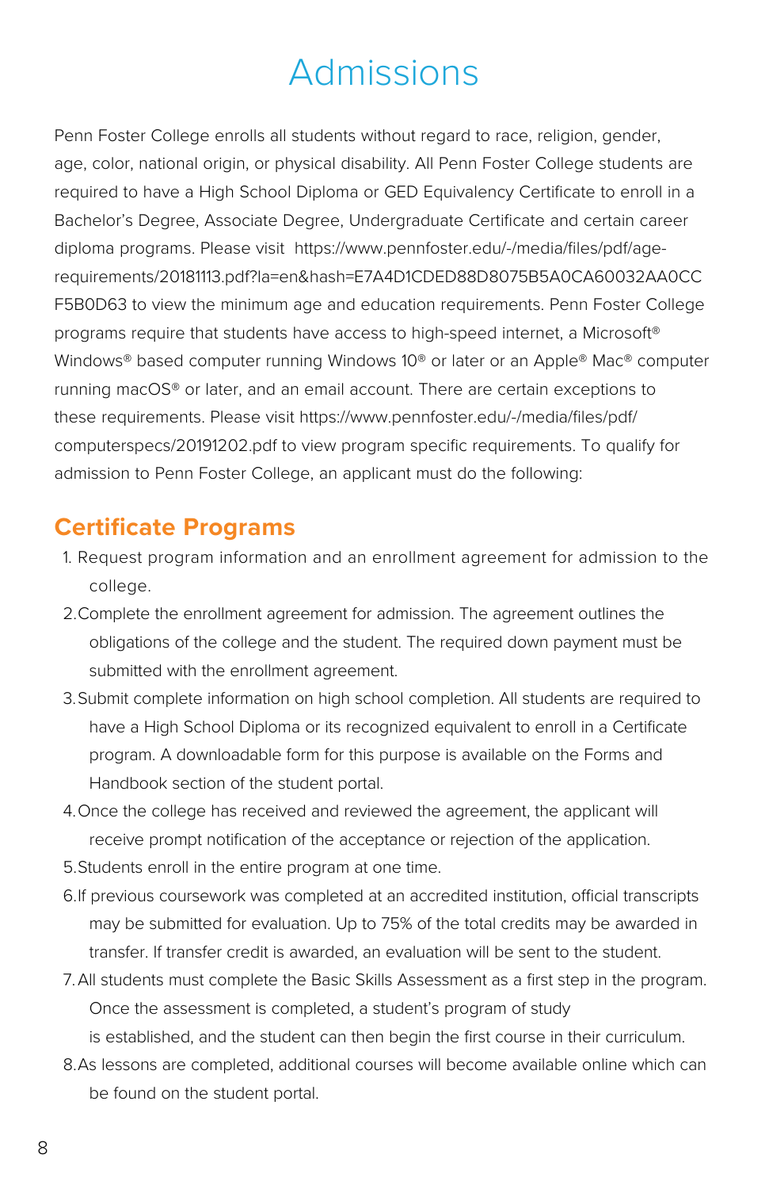# Admissions

Penn Foster College enrolls all students without regard to race, religion, gender, age, color, national origin, or physical disability. All Penn Foster College students are required to have a High School Diploma or GED Equivalency Certificate to enroll in a Bachelor's Degree, Associate Degree, Undergraduate Certificate and certain career diploma programs. Please visit https://www.pennfoster.edu/-/media/files/pdf/age-requirements/20181113.pdf?la=en&hash=E7A4D1CDED88D8075B5A0CA60032AA0CCF5B0D63 to view the minimum age and education requirements. Penn Foster College programs require that students have access to high-speed internet, a Microsoft® Windows® based computer running Windows 10® or later or an Apple® Mac® computer running macOS® or later, and an email account. There are certain exceptions to these requirements. Please visit https://www.pennfoster.edu/-/media/files/pdf/computerspecs/20191202.pdf to view program specific requirements. To qualify for admission to Penn Foster College, an applicant must do the following:

## Certificate Programs

1. Request program information and an enrollment agreement for admission to the college.
2. Complete the enrollment agreement for admission. The agreement outlines the obligations of the college and the student. The required down payment must be submitted with the enrollment agreement.
3. Submit complete information on high school completion. All students are required to have a High School Diploma or its recognized equivalent to enroll in a Certificate program. A downloadable form for this purpose is available on the Forms and Handbook section of the student portal.
4. Once the college has received and reviewed the agreement, the applicant will receive prompt notification of the acceptance or rejection of the application.
5. Students enroll in the entire program at one time.
6. If previous coursework was completed at an accredited institution, official transcripts may be submitted for evaluation. Up to 75% of the total credits may be awarded in transfer. If transfer credit is awarded, an evaluation will be sent to the student.
7. All students must complete the Basic Skills Assessment as a first step in the program. Once the assessment is completed, a student's program of study is established, and the student can then begin the first course in their curriculum.
8. As lessons are completed, additional courses will become available online which can be found on the student portal.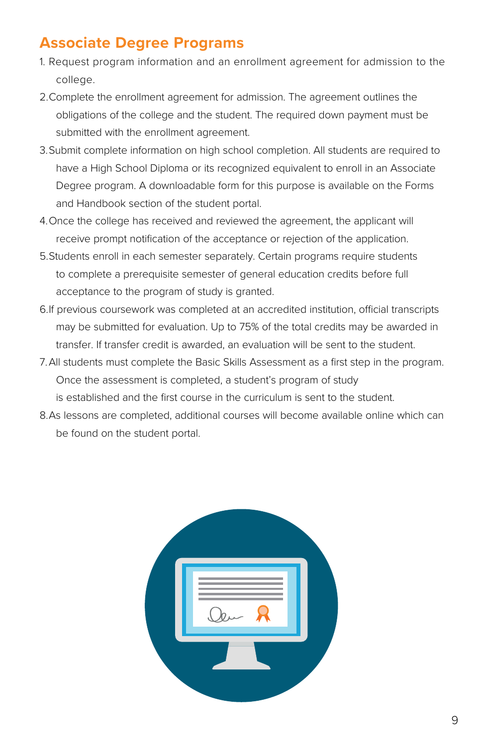## Associate Degree Programs

1. Request program information and an enrollment agreement for admission to the college.
2. Complete the enrollment agreement for admission. The agreement outlines the obligations of the college and the student. The required down payment must be submitted with the enrollment agreement.
3. Submit complete information on high school completion. All students are required to have a High School Diploma or its recognized equivalent to enroll in an Associate Degree program. A downloadable form for this purpose is available on the Forms and Handbook section of the student portal.
4. Once the college has received and reviewed the agreement, the applicant will receive prompt notification of the acceptance or rejection of the application.
5. Students enroll in each semester separately. Certain programs require students to complete a prerequisite semester of general education credits before full acceptance to the program of study is granted.
6. If previous coursework was completed at an accredited institution, official transcripts may be submitted for evaluation. Up to 75% of the total credits may be awarded in transfer. If transfer credit is awarded, an evaluation will be sent to the student.
7. All students must complete the Basic Skills Assessment as a first step in the program. Once the assessment is completed, a student's program of study is established and the first course in the curriculum is sent to the student.
8. As lessons are completed, additional courses will become available online which can be found on the student portal.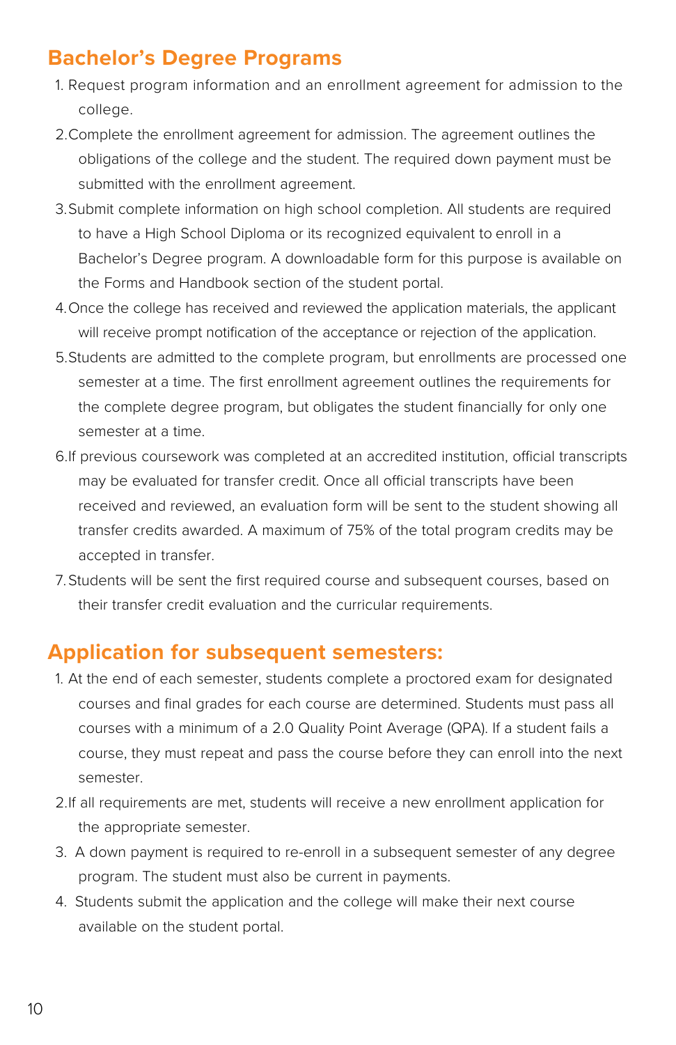## Bachelor's Degree Programs

1. Request program information and an enrollment agreement for admission to the college.
2. Complete the enrollment agreement for admission. The agreement outlines the obligations of the college and the student. The required down payment must be submitted with the enrollment agreement.
3. Submit complete information on high school completion. All students are required to have a High School Diploma or its recognized equivalent to enroll in a Bachelor's Degree program. A downloadable form for this purpose is available on the Forms and Handbook section of the student portal.
4. Once the college has received and reviewed the application materials, the applicant will receive prompt notification of the acceptance or rejection of the application.
5. Students are admitted to the complete program, but enrollments are processed one semester at a time. The first enrollment agreement outlines the requirements for the complete degree program, but obligates the student financially for only one semester at a time.
6. If previous coursework was completed at an accredited institution, official transcripts may be evaluated for transfer credit. Once all official transcripts have been received and reviewed, an evaluation form will be sent to the student showing all transfer credits awarded. A maximum of 75% of the total program credits may be accepted in transfer.
7. Students will be sent the first required course and subsequent courses, based on their transfer credit evaluation and the curricular requirements.

## Application for subsequent semesters:

1. At the end of each semester, students complete a proctored exam for designated courses and final grades for each course are determined. Students must pass all courses with a minimum of a 2.0 Quality Point Average (QPA). If a student fails a course, they must repeat and pass the course before they can enroll into the next semester.
2. If all requirements are met, students will receive a new enrollment application for the appropriate semester.
3. A down payment is required to re-enroll in a subsequent semester of any degree program. The student must also be current in payments.
4. Students submit the application and the college will make their next course available on the student portal.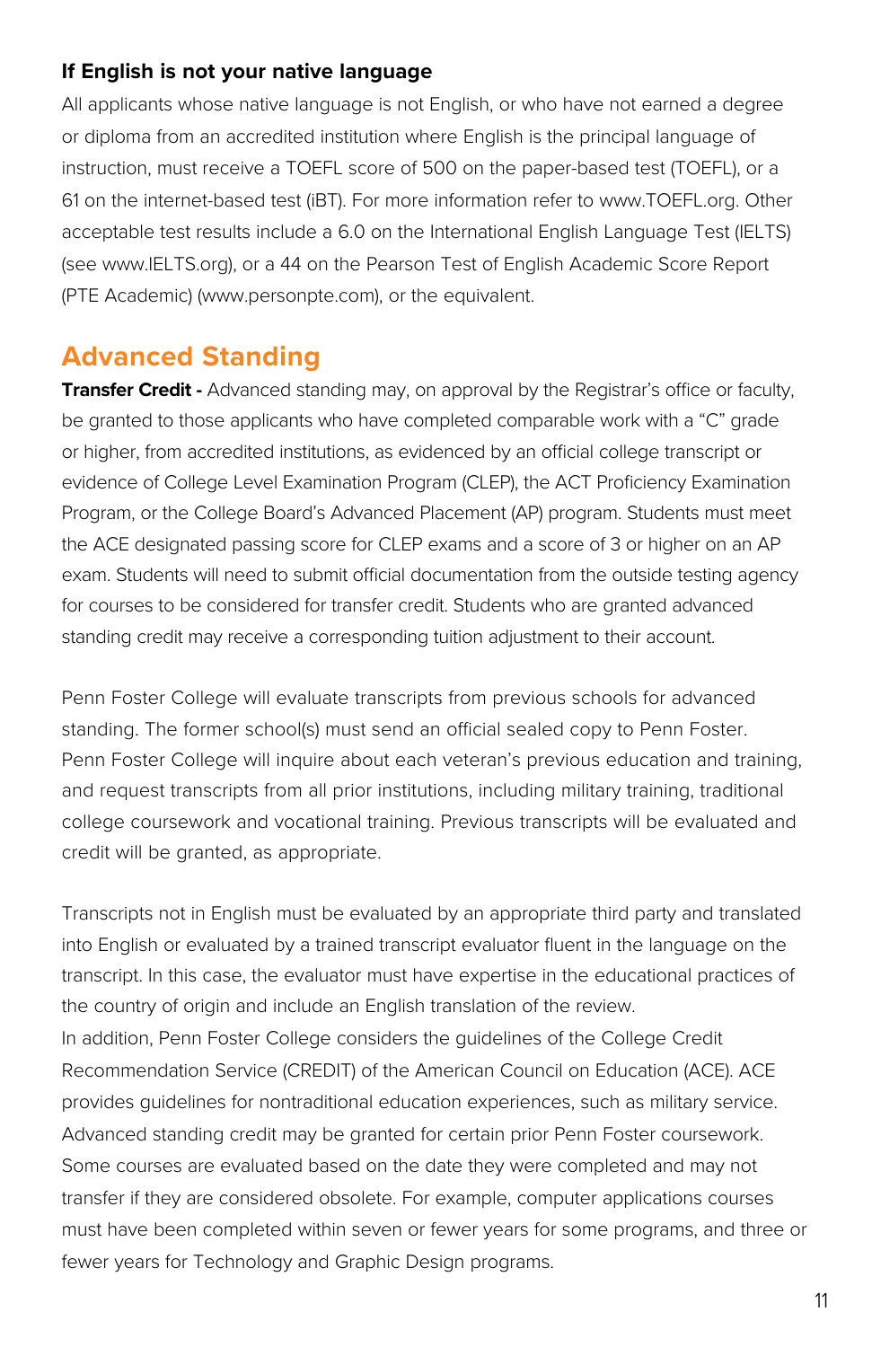### If English is not your native language

All applicants whose native language is not English, or who have not earned a degree or diploma from an accredited institution where English is the principal language of instruction, must receive a TOEFL score of 500 on the paper-based test (TOEFL), or a 61 on the internet-based test (iBT). For more information refer to www.TOEFL.org. Other acceptable test results include a 6.0 on the International English Language Test (IELTS) (see www.IELTS.org), or a 44 on the Pearson Test of English Academic Score Report (PTE Academic) (www.personpte.com), or the equivalent.

## Advanced Standing

**Transfer Credit -** Advanced standing may, on approval by the Registrar's office or faculty, be granted to those applicants who have completed comparable work with a "C" grade or higher, from accredited institutions, as evidenced by an official college transcript or evidence of College Level Examination Program (CLEP), the ACT Proficiency Examination Program, or the College Board's Advanced Placement (AP) program. Students must meet the ACE designated passing score for CLEP exams and a score of 3 or higher on an AP exam. Students will need to submit official documentation from the outside testing agency for courses to be considered for transfer credit. Students who are granted advanced standing credit may receive a corresponding tuition adjustment to their account.

Penn Foster College will evaluate transcripts from previous schools for advanced standing. The former school(s) must send an official sealed copy to Penn Foster. Penn Foster College will inquire about each veteran's previous education and training, and request transcripts from all prior institutions, including military training, traditional college coursework and vocational training. Previous transcripts will be evaluated and credit will be granted, as appropriate.

Transcripts not in English must be evaluated by an appropriate third party and translated into English or evaluated by a trained transcript evaluator fluent in the language on the transcript. In this case, the evaluator must have expertise in the educational practices of the country of origin and include an English translation of the review.
In addition, Penn Foster College considers the guidelines of the College Credit Recommendation Service (CREDIT) of the American Council on Education (ACE). ACE provides guidelines for nontraditional education experiences, such as military service. Advanced standing credit may be granted for certain prior Penn Foster coursework. Some courses are evaluated based on the date they were completed and may not transfer if they are considered obsolete. For example, computer applications courses must have been completed within seven or fewer years for some programs, and three or fewer years for Technology and Graphic Design programs.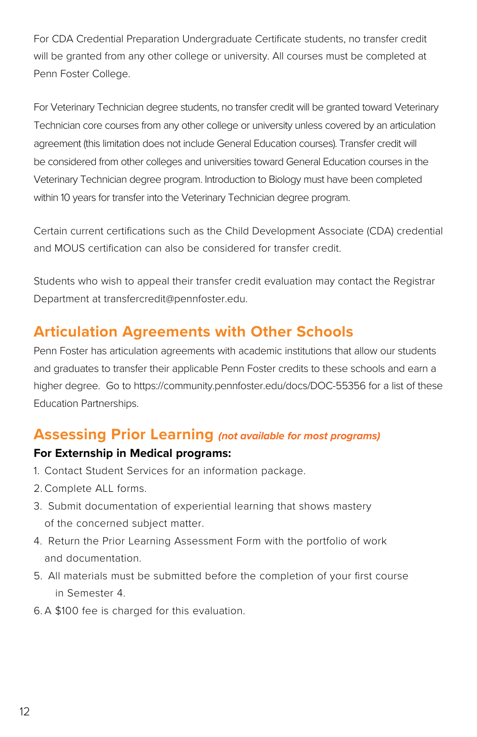For CDA Credential Preparation Undergraduate Certificate students, no transfer credit will be granted from any other college or university. All courses must be completed at Penn Foster College.

For Veterinary Technician degree students, no transfer credit will be granted toward Veterinary Technician core courses from any other college or university unless covered by an articulation agreement (this limitation does not include General Education courses). Transfer credit will be considered from other colleges and universities toward General Education courses in the Veterinary Technician degree program. Introduction to Biology must have been completed within 10 years for transfer into the Veterinary Technician degree program.

Certain current certifications such as the Child Development Associate (CDA) credential and MOUS certification can also be considered for transfer credit.

Students who wish to appeal their transfer credit evaluation may contact the Registrar Department at transfercredit@pennfoster.edu.

## Articulation Agreements with Other Schools

Penn Foster has articulation agreements with academic institutions that allow our students and graduates to transfer their applicable Penn Foster credits to these schools and earn a higher degree. Go to https://community.pennfoster.edu/docs/DOC-55356 for a list of these Education Partnerships.

## Assessing Prior Learning *(not available for most programs)*

**For Externship in Medical programs:**

1. Contact Student Services for an information package.
2. Complete ALL forms.
3. Submit documentation of experiential learning that shows mastery of the concerned subject matter.
4. Return the Prior Learning Assessment Form with the portfolio of work and documentation.
5. All materials must be submitted before the completion of your first course in Semester 4.
6. A $100 fee is charged for this evaluation.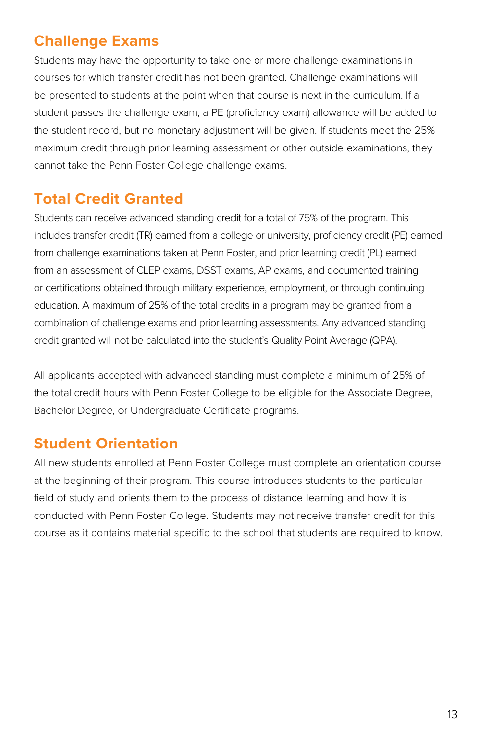## Challenge Exams

Students may have the opportunity to take one or more challenge examinations in courses for which transfer credit has not been granted. Challenge examinations will be presented to students at the point when that course is next in the curriculum. If a student passes the challenge exam, a PE (proficiency exam) allowance will be added to the student record, but no monetary adjustment will be given. If students meet the 25% maximum credit through prior learning assessment or other outside examinations, they cannot take the Penn Foster College challenge exams.

## Total Credit Granted

Students can receive advanced standing credit for a total of 75% of the program. This includes transfer credit (TR) earned from a college or university, proficiency credit (PE) earned from challenge examinations taken at Penn Foster, and prior learning credit (PL) earned from an assessment of CLEP exams, DSST exams, AP exams, and documented training or certifications obtained through military experience, employment, or through continuing education. A maximum of 25% of the total credits in a program may be granted from a combination of challenge exams and prior learning assessments. Any advanced standing credit granted will not be calculated into the student's Quality Point Average (QPA).

All applicants accepted with advanced standing must complete a minimum of 25% of the total credit hours with Penn Foster College to be eligible for the Associate Degree, Bachelor Degree, or Undergraduate Certificate programs.

## Student Orientation

All new students enrolled at Penn Foster College must complete an orientation course at the beginning of their program. This course introduces students to the particular field of study and orients them to the process of distance learning and how it is conducted with Penn Foster College. Students may not receive transfer credit for this course as it contains material specific to the school that students are required to know.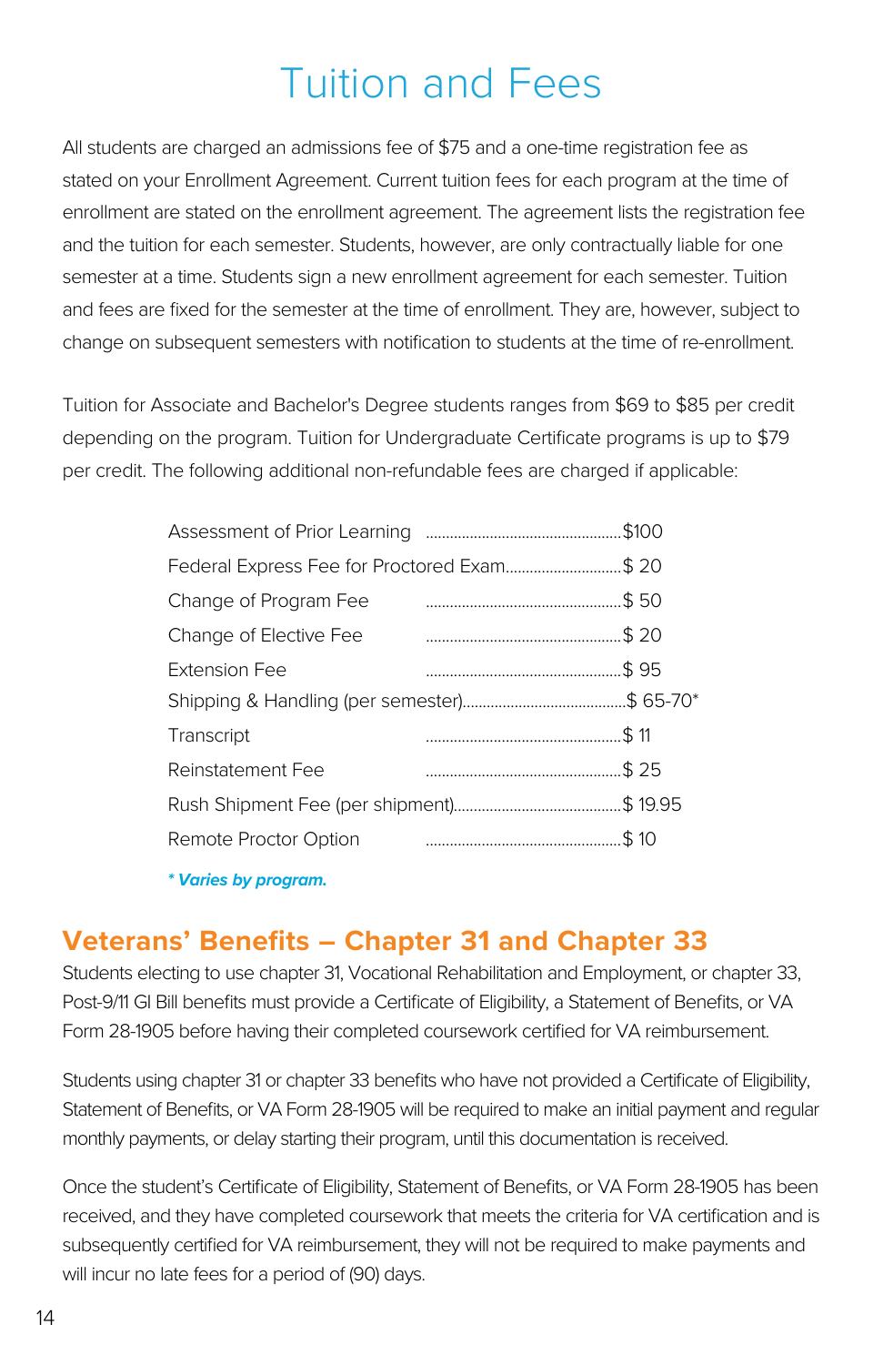# Tuition and Fees

All students are charged an admissions fee of $75 and a one-time registration fee as stated on your Enrollment Agreement. Current tuition fees for each program at the time of enrollment are stated on the enrollment agreement. The agreement lists the registration fee and the tuition for each semester. Students, however, are only contractually liable for one semester at a time. Students sign a new enrollment agreement for each semester. Tuition and fees are fixed for the semester at the time of enrollment. They are, however, subject to change on subsequent semesters with notification to students at the time of re-enrollment.

Tuition for Associate and Bachelor's Degree students ranges from $69 to $85 per credit depending on the program. Tuition for Undergraduate Certificate programs is up to $79 per credit. The following additional non-refundable fees are charged if applicable:

| Fee | Amount |
|---|---|
| Assessment of Prior Learning | $100 |
| Federal Express Fee for Proctored Exam | $ 20 |
| Change of Program Fee | $ 50 |
| Change of Elective Fee | $ 20 |
| Extension Fee | $ 95 |
| Shipping & Handling (per semester) | $ 65-70* |
| Transcript | $ 11 |
| Reinstatement Fee | $ 25 |
| Rush Shipment Fee (per shipment) | $ 19.95 |
| Remote Proctor Option | $ 10 |

***\* Varies by program.***

## Veterans' Benefits – Chapter 31 and Chapter 33

Students electing to use chapter 31, Vocational Rehabilitation and Employment, or chapter 33, Post-9/11 GI Bill benefits must provide a Certificate of Eligibility, a Statement of Benefits, or VA Form 28-1905 before having their completed coursework certified for VA reimbursement.

Students using chapter 31 or chapter 33 benefits who have not provided a Certificate of Eligibility, Statement of Benefits, or VA Form 28-1905 will be required to make an initial payment and regular monthly payments, or delay starting their program, until this documentation is received.

Once the student's Certificate of Eligibility, Statement of Benefits, or VA Form 28-1905 has been received, and they have completed coursework that meets the criteria for VA certification and is subsequently certified for VA reimbursement, they will not be required to make payments and will incur no late fees for a period of (90) days.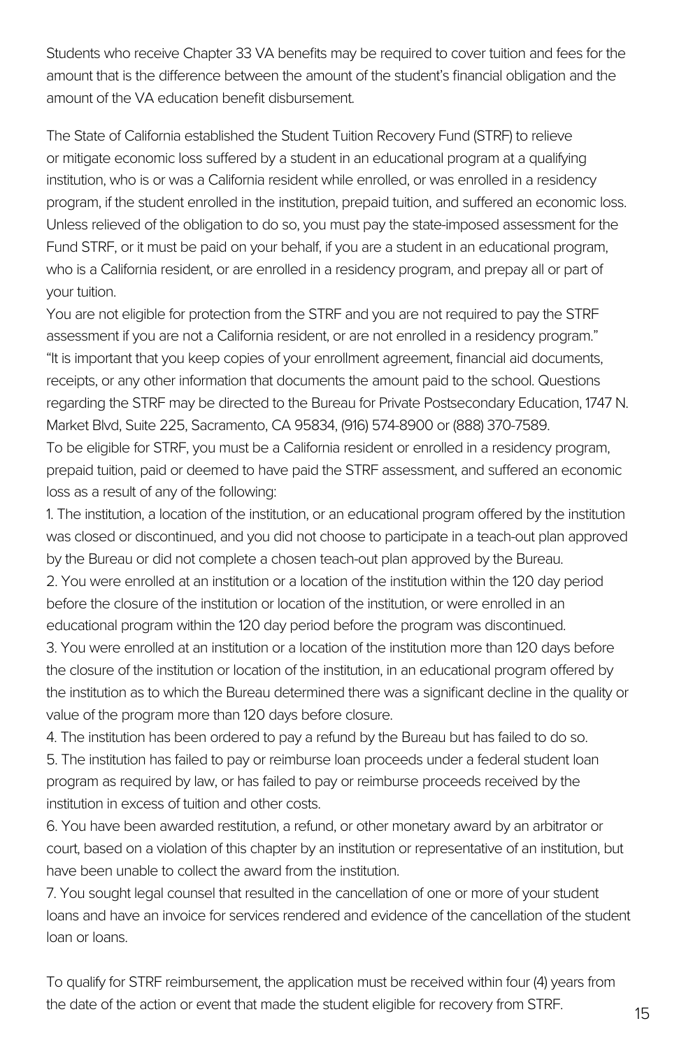Students who receive Chapter 33 VA benefits may be required to cover tuition and fees for the amount that is the difference between the amount of the student's financial obligation and the amount of the VA education benefit disbursement.

The State of California established the Student Tuition Recovery Fund (STRF) to relieve or mitigate economic loss suffered by a student in an educational program at a qualifying institution, who is or was a California resident while enrolled, or was enrolled in a residency program, if the student enrolled in the institution, prepaid tuition, and suffered an economic loss. Unless relieved of the obligation to do so, you must pay the state-imposed assessment for the Fund STRF, or it must be paid on your behalf, if you are a student in an educational program, who is a California resident, or are enrolled in a residency program, and prepay all or part of your tuition.

You are not eligible for protection from the STRF and you are not required to pay the STRF assessment if you are not a California resident, or are not enrolled in a residency program."

"It is important that you keep copies of your enrollment agreement, financial aid documents, receipts, or any other information that documents the amount paid to the school. Questions regarding the STRF may be directed to the Bureau for Private Postsecondary Education, 1747 N. Market Blvd, Suite 225, Sacramento, CA 95834, (916) 574-8900 or (888) 370-7589.

To be eligible for STRF, you must be a California resident or enrolled in a residency program, prepaid tuition, paid or deemed to have paid the STRF assessment, and suffered an economic loss as a result of any of the following:

1. The institution, a location of the institution, or an educational program offered by the institution was closed or discontinued, and you did not choose to participate in a teach-out plan approved by the Bureau or did not complete a chosen teach-out plan approved by the Bureau.
2. You were enrolled at an institution or a location of the institution within the 120 day period before the closure of the institution or location of the institution, or were enrolled in an educational program within the 120 day period before the program was discontinued.
3. You were enrolled at an institution or a location of the institution more than 120 days before the closure of the institution or location of the institution, in an educational program offered by the institution as to which the Bureau determined there was a significant decline in the quality or value of the program more than 120 days before closure.
4. The institution has been ordered to pay a refund by the Bureau but has failed to do so.
5. The institution has failed to pay or reimburse loan proceeds under a federal student loan program as required by law, or has failed to pay or reimburse proceeds received by the institution in excess of tuition and other costs.
6. You have been awarded restitution, a refund, or other monetary award by an arbitrator or court, based on a violation of this chapter by an institution or representative of an institution, but have been unable to collect the award from the institution.
7. You sought legal counsel that resulted in the cancellation of one or more of your student loans and have an invoice for services rendered and evidence of the cancellation of the student loan or loans.

To qualify for STRF reimbursement, the application must be received within four (4) years from the date of the action or event that made the student eligible for recovery from STRF.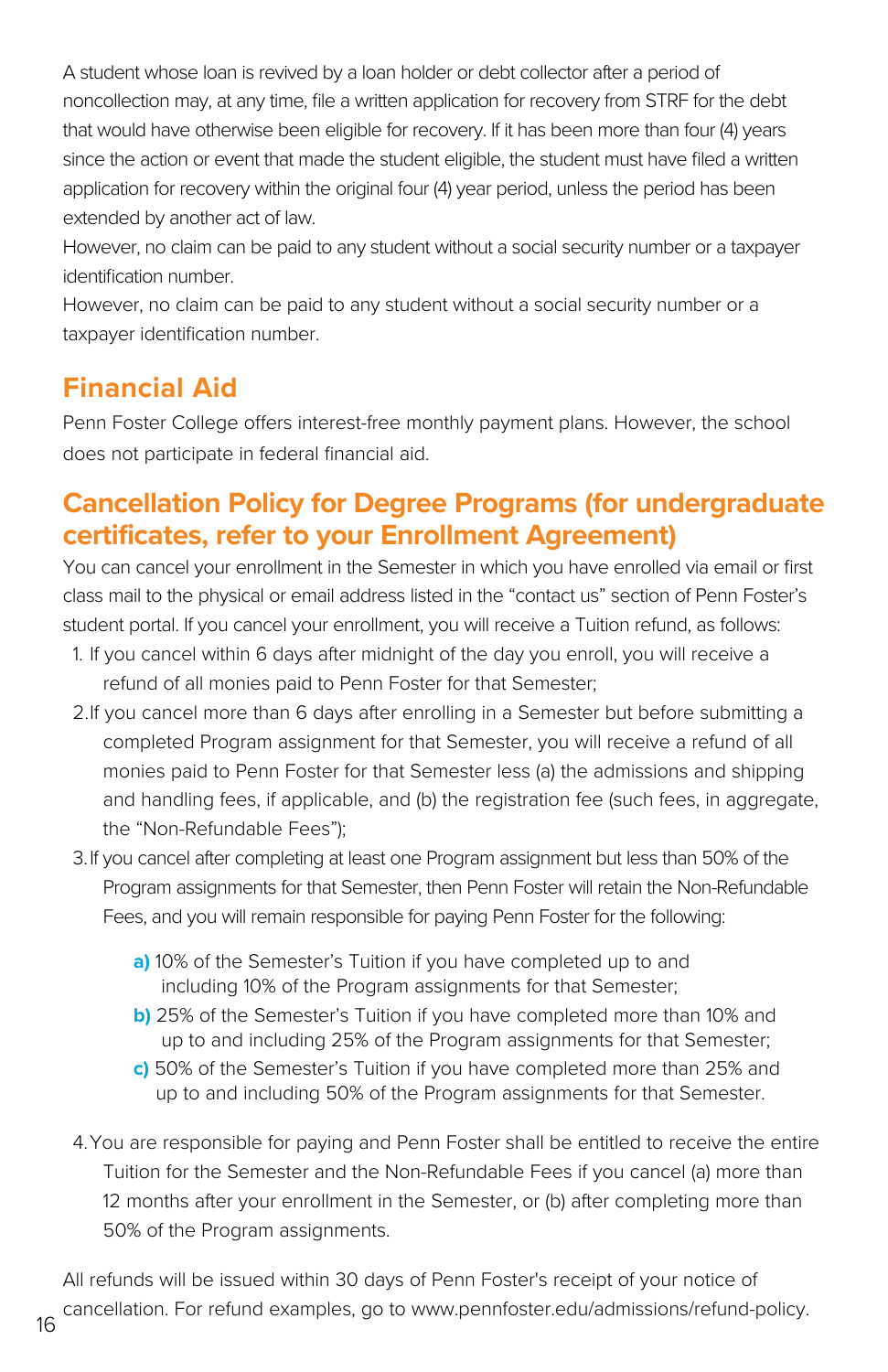A student whose loan is revived by a loan holder or debt collector after a period of noncollection may, at any time, file a written application for recovery from STRF for the debt that would have otherwise been eligible for recovery. If it has been more than four (4) years since the action or event that made the student eligible, the student must have filed a written application for recovery within the original four (4) year period, unless the period has been extended by another act of law.

However, no claim can be paid to any student without a social security number or a taxpayer identification number.

However, no claim can be paid to any student without a social security number or a taxpayer identification number.

## Financial Aid

Penn Foster College offers interest-free monthly payment plans. However, the school does not participate in federal financial aid.

## Cancellation Policy for Degree Programs (for undergraduate certificates, refer to your Enrollment Agreement)

You can cancel your enrollment in the Semester in which you have enrolled via email or first class mail to the physical or email address listed in the "contact us" section of Penn Foster's student portal. If you cancel your enrollment, you will receive a Tuition refund, as follows:

1. If you cancel within 6 days after midnight of the day you enroll, you will receive a refund of all monies paid to Penn Foster for that Semester;
2. If you cancel more than 6 days after enrolling in a Semester but before submitting a completed Program assignment for that Semester, you will receive a refund of all monies paid to Penn Foster for that Semester less (a) the admissions and shipping and handling fees, if applicable, and (b) the registration fee (such fees, in aggregate, the "Non-Refundable Fees");
3. If you cancel after completing at least one Program assignment but less than 50% of the Program assignments for that Semester, then Penn Foster will retain the Non-Refundable Fees, and you will remain responsible for paying Penn Foster for the following:

   **a)** 10% of the Semester's Tuition if you have completed up to and including 10% of the Program assignments for that Semester;

   **b)** 25% of the Semester's Tuition if you have completed more than 10% and up to and including 25% of the Program assignments for that Semester;

   **c)** 50% of the Semester's Tuition if you have completed more than 25% and up to and including 50% of the Program assignments for that Semester.

4. You are responsible for paying and Penn Foster shall be entitled to receive the entire Tuition for the Semester and the Non-Refundable Fees if you cancel (a) more than 12 months after your enrollment in the Semester, or (b) after completing more than 50% of the Program assignments.

All refunds will be issued within 30 days of Penn Foster's receipt of your notice of cancellation. For refund examples, go to www.pennfoster.edu/admissions/refund-policy.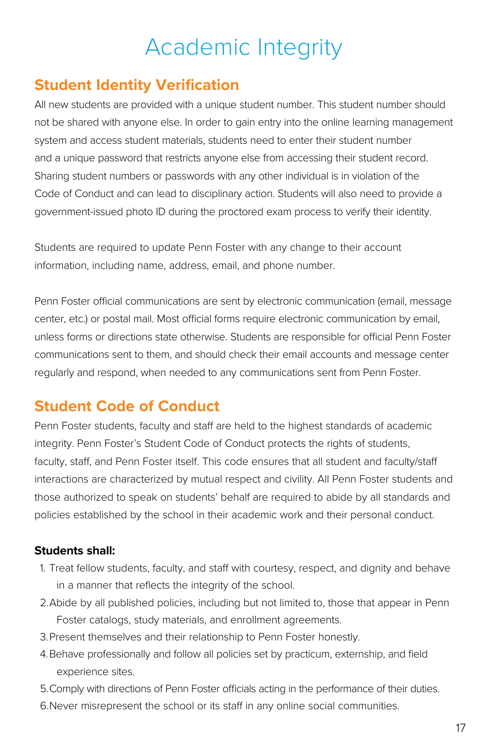# Academic Integrity

## Student Identity Verification

All new students are provided with a unique student number. This student number should not be shared with anyone else. In order to gain entry into the online learning management system and access student materials, students need to enter their student number and a unique password that restricts anyone else from accessing their student record. Sharing student numbers or passwords with any other individual is in violation of the Code of Conduct and can lead to disciplinary action. Students will also need to provide a government-issued photo ID during the proctored exam process to verify their identity.

Students are required to update Penn Foster with any change to their account information, including name, address, email, and phone number.

Penn Foster official communications are sent by electronic communication (email, message center, etc.) or postal mail. Most official forms require electronic communication by email, unless forms or directions state otherwise. Students are responsible for official Penn Foster communications sent to them, and should check their email accounts and message center regularly and respond, when needed to any communications sent from Penn Foster.

## Student Code of Conduct

Penn Foster students, faculty and staff are held to the highest standards of academic integrity. Penn Foster's Student Code of Conduct protects the rights of students, faculty, staff, and Penn Foster itself. This code ensures that all student and faculty/staff interactions are characterized by mutual respect and civility. All Penn Foster students and those authorized to speak on students' behalf are required to abide by all standards and policies established by the school in their academic work and their personal conduct.

**Students shall:**

1. Treat fellow students, faculty, and staff with courtesy, respect, and dignity and behave in a manner that reflects the integrity of the school.
2. Abide by all published policies, including but not limited to, those that appear in Penn Foster catalogs, study materials, and enrollment agreements.
3. Present themselves and their relationship to Penn Foster honestly.
4. Behave professionally and follow all policies set by practicum, externship, and field experience sites.
5. Comply with directions of Penn Foster officials acting in the performance of their duties.
6. Never misrepresent the school or its staff in any online social communities.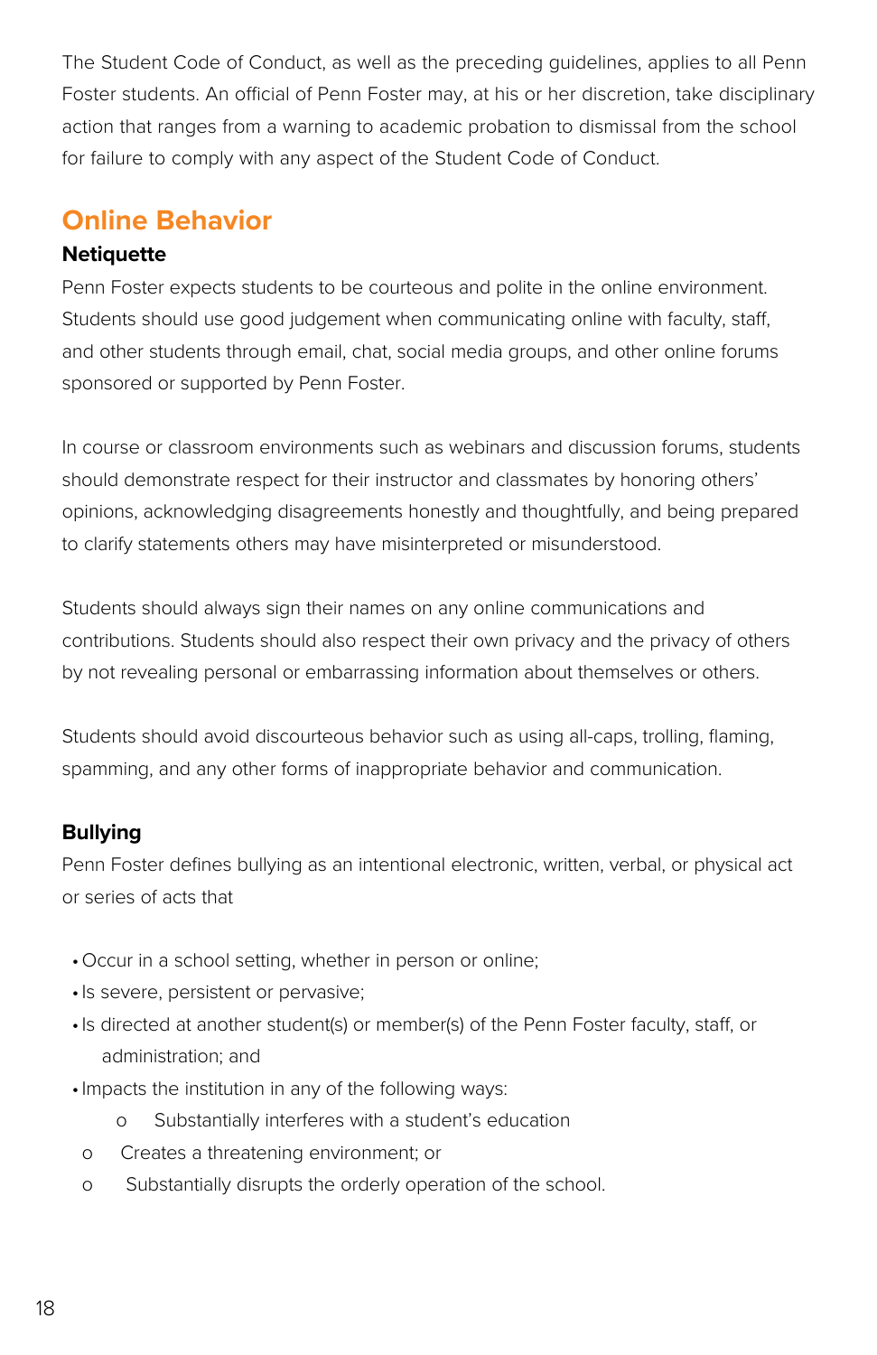The Student Code of Conduct, as well as the preceding guidelines, applies to all Penn Foster students. An official of Penn Foster may, at his or her discretion, take disciplinary action that ranges from a warning to academic probation to dismissal from the school for failure to comply with any aspect of the Student Code of Conduct.

## Online Behavior

### Netiquette

Penn Foster expects students to be courteous and polite in the online environment. Students should use good judgement when communicating online with faculty, staff, and other students through email, chat, social media groups, and other online forums sponsored or supported by Penn Foster.

In course or classroom environments such as webinars and discussion forums, students should demonstrate respect for their instructor and classmates by honoring others' opinions, acknowledging disagreements honestly and thoughtfully, and being prepared to clarify statements others may have misinterpreted or misunderstood.

Students should always sign their names on any online communications and contributions. Students should also respect their own privacy and the privacy of others by not revealing personal or embarrassing information about themselves or others.

Students should avoid discourteous behavior such as using all-caps, trolling, flaming, spamming, and any other forms of inappropriate behavior and communication.

### Bullying

Penn Foster defines bullying as an intentional electronic, written, verbal, or physical act or series of acts that

- Occur in a school setting, whether in person or online;
- Is severe, persistent or pervasive;
- Is directed at another student(s) or member(s) of the Penn Foster faculty, staff, or administration; and
- Impacts the institution in any of the following ways:
  - Substantially interferes with a student's education
  - Creates a threatening environment; or
  - Substantially disrupts the orderly operation of the school.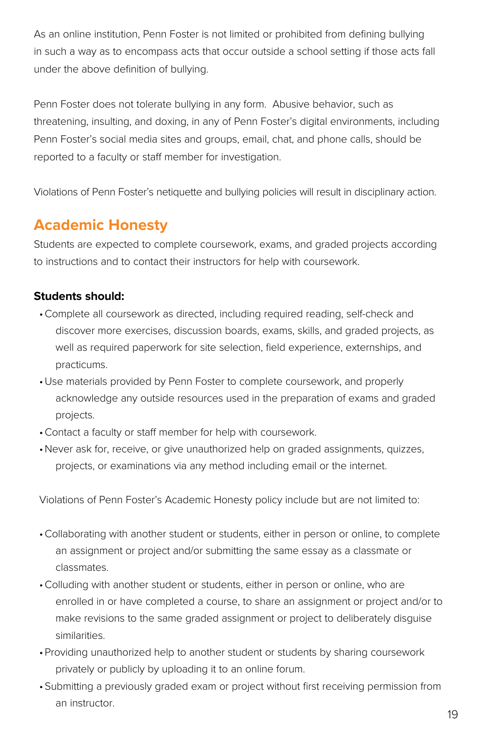As an online institution, Penn Foster is not limited or prohibited from defining bullying in such a way as to encompass acts that occur outside a school setting if those acts fall under the above definition of bullying.

Penn Foster does not tolerate bullying in any form. Abusive behavior, such as threatening, insulting, and doxing, in any of Penn Foster's digital environments, including Penn Foster's social media sites and groups, email, chat, and phone calls, should be reported to a faculty or staff member for investigation.

Violations of Penn Foster's netiquette and bullying policies will result in disciplinary action.

## Academic Honesty

Students are expected to complete coursework, exams, and graded projects according to instructions and to contact their instructors for help with coursework.

**Students should:**

- Complete all coursework as directed, including required reading, self-check and discover more exercises, discussion boards, exams, skills, and graded projects, as well as required paperwork for site selection, field experience, externships, and practicums.
- Use materials provided by Penn Foster to complete coursework, and properly acknowledge any outside resources used in the preparation of exams and graded projects.
- Contact a faculty or staff member for help with coursework.
- Never ask for, receive, or give unauthorized help on graded assignments, quizzes, projects, or examinations via any method including email or the internet.

Violations of Penn Foster's Academic Honesty policy include but are not limited to:

- Collaborating with another student or students, either in person or online, to complete an assignment or project and/or submitting the same essay as a classmate or classmates.
- Colluding with another student or students, either in person or online, who are enrolled in or have completed a course, to share an assignment or project and/or to make revisions to the same graded assignment or project to deliberately disguise similarities.
- Providing unauthorized help to another student or students by sharing coursework privately or publicly by uploading it to an online forum.
- Submitting a previously graded exam or project without first receiving permission from an instructor.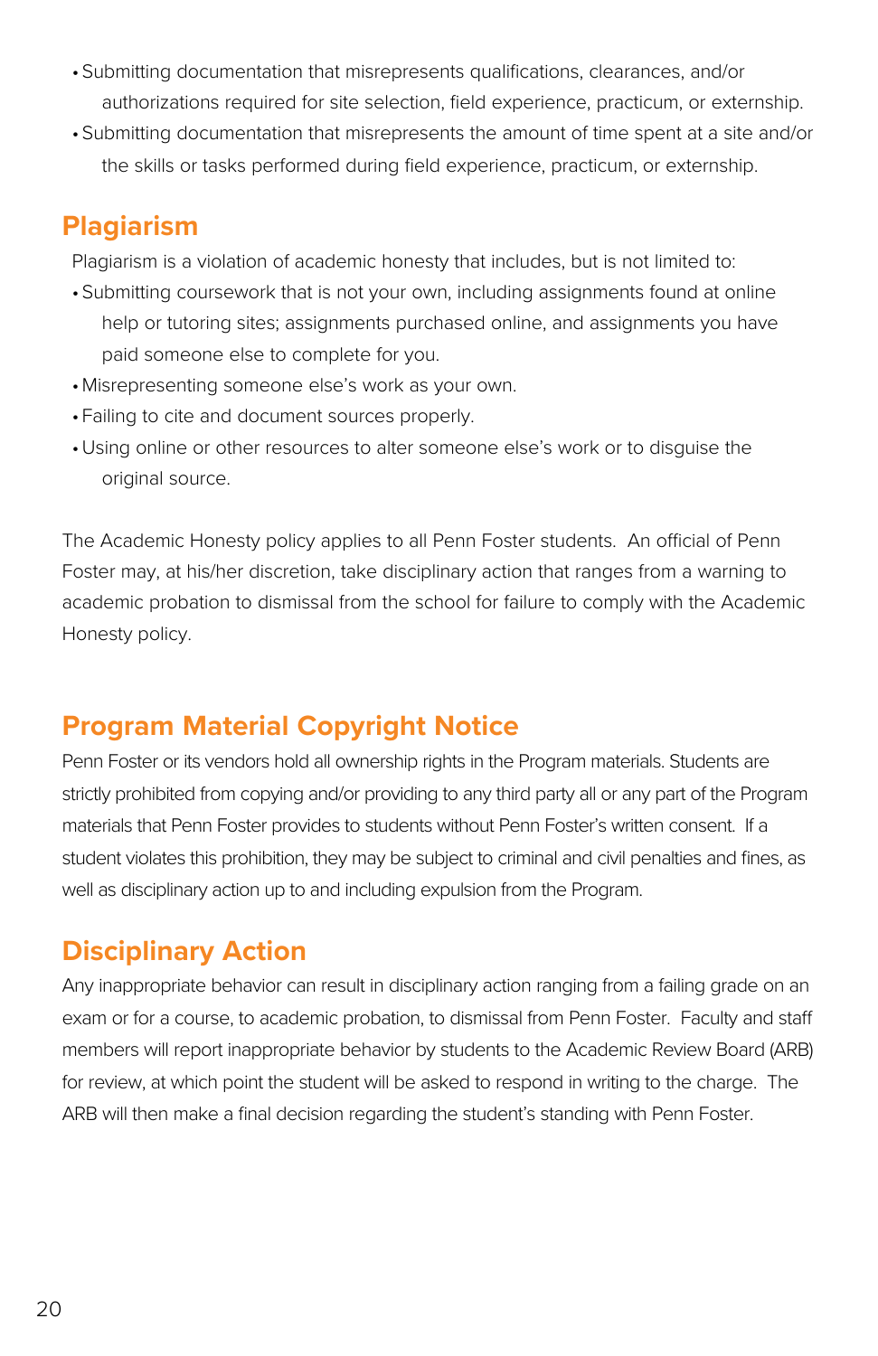- Submitting documentation that misrepresents qualifications, clearances, and/or authorizations required for site selection, field experience, practicum, or externship.
- Submitting documentation that misrepresents the amount of time spent at a site and/or the skills or tasks performed during field experience, practicum, or externship.

## Plagiarism

Plagiarism is a violation of academic honesty that includes, but is not limited to:

- Submitting coursework that is not your own, including assignments found at online help or tutoring sites; assignments purchased online, and assignments you have paid someone else to complete for you.
- Misrepresenting someone else's work as your own.
- Failing to cite and document sources properly.
- Using online or other resources to alter someone else's work or to disguise the original source.

The Academic Honesty policy applies to all Penn Foster students. An official of Penn Foster may, at his/her discretion, take disciplinary action that ranges from a warning to academic probation to dismissal from the school for failure to comply with the Academic Honesty policy.

## Program Material Copyright Notice

Penn Foster or its vendors hold all ownership rights in the Program materials. Students are strictly prohibited from copying and/or providing to any third party all or any part of the Program materials that Penn Foster provides to students without Penn Foster's written consent. If a student violates this prohibition, they may be subject to criminal and civil penalties and fines, as well as disciplinary action up to and including expulsion from the Program.

## Disciplinary Action

Any inappropriate behavior can result in disciplinary action ranging from a failing grade on an exam or for a course, to academic probation, to dismissal from Penn Foster. Faculty and staff members will report inappropriate behavior by students to the Academic Review Board (ARB) for review, at which point the student will be asked to respond in writing to the charge. The ARB will then make a final decision regarding the student's standing with Penn Foster.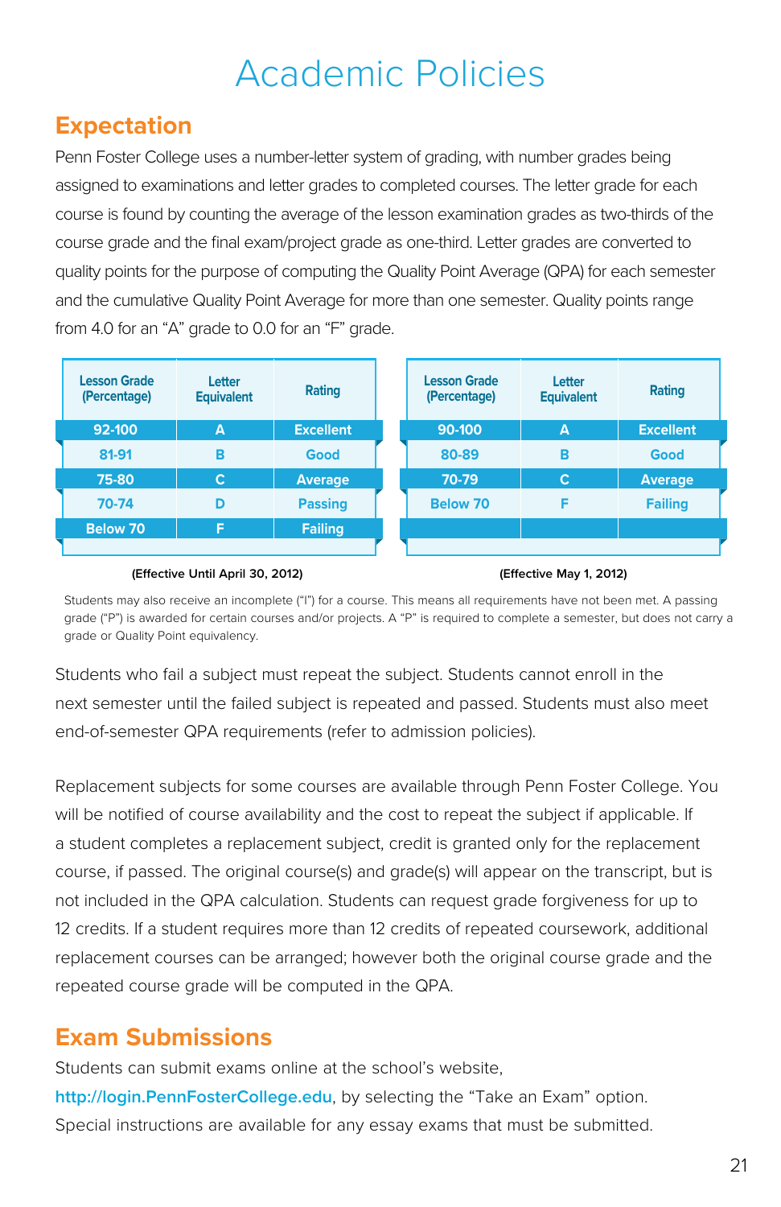# Academic Policies

## Expectation

Penn Foster College uses a number-letter system of grading, with number grades being assigned to examinations and letter grades to completed courses. The letter grade for each course is found by counting the average of the lesson examination grades as two-thirds of the course grade and the final exam/project grade as one-third. Letter grades are converted to quality points for the purpose of computing the Quality Point Average (QPA) for each semester and the cumulative Quality Point Average for more than one semester. Quality points range from 4.0 for an "A" grade to 0.0 for an "F" grade.

| Lesson Grade (Percentage) | Letter Equivalent | Rating |
|---|---|---|
| 92-100 | A | Excellent |
| 81-91 | B | Good |
| 75-80 | C | Average |
| 70-74 | D | Passing |
| Below 70 | F | Failing |

(Effective Until April 30, 2012)

| Lesson Grade (Percentage) | Letter Equivalent | Rating |
|---|---|---|
| 90-100 | A | Excellent |
| 80-89 | B | Good |
| 70-79 | C | Average |
| Below 70 | F | Failing |

(Effective May 1, 2012)

Students may also receive an incomplete ("I") for a course. This means all requirements have not been met. A passing grade ("P") is awarded for certain courses and/or projects. A "P" is required to complete a semester, but does not carry a grade or Quality Point equivalency.

Students who fail a subject must repeat the subject. Students cannot enroll in the next semester until the failed subject is repeated and passed. Students must also meet end-of-semester QPA requirements (refer to admission policies).

Replacement subjects for some courses are available through Penn Foster College. You will be notified of course availability and the cost to repeat the subject if applicable. If a student completes a replacement subject, credit is granted only for the replacement course, if passed. The original course(s) and grade(s) will appear on the transcript, but is not included in the QPA calculation. Students can request grade forgiveness for up to 12 credits. If a student requires more than 12 credits of repeated coursework, additional replacement courses can be arranged; however both the original course grade and the repeated course grade will be computed in the QPA.

## Exam Submissions

Students can submit exams online at the school's website, http://login.PennFosterCollege.edu, by selecting the "Take an Exam" option. Special instructions are available for any essay exams that must be submitted.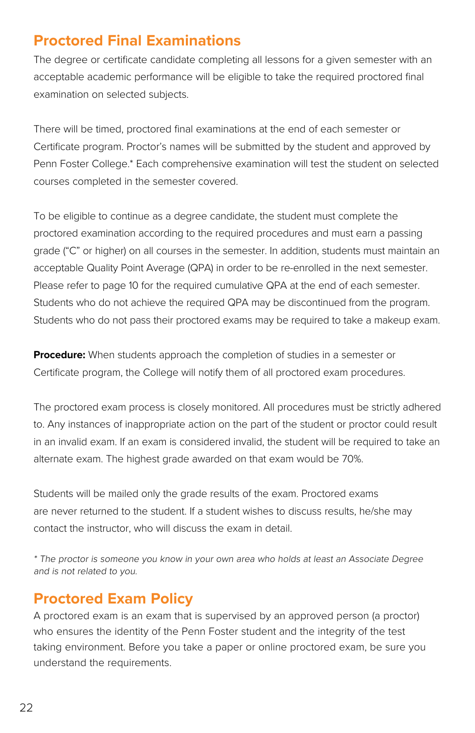## Proctored Final Examinations

The degree or certificate candidate completing all lessons for a given semester with an acceptable academic performance will be eligible to take the required proctored final examination on selected subjects.

There will be timed, proctored final examinations at the end of each semester or Certificate program. Proctor's names will be submitted by the student and approved by Penn Foster College.* Each comprehensive examination will test the student on selected courses completed in the semester covered.

To be eligible to continue as a degree candidate, the student must complete the proctored examination according to the required procedures and must earn a passing grade ("C" or higher) on all courses in the semester. In addition, students must maintain an acceptable Quality Point Average (QPA) in order to be re-enrolled in the next semester. Please refer to page 10 for the required cumulative QPA at the end of each semester. Students who do not achieve the required QPA may be discontinued from the program. Students who do not pass their proctored exams may be required to take a makeup exam.

**Procedure:** When students approach the completion of studies in a semester or Certificate program, the College will notify them of all proctored exam procedures.

The proctored exam process is closely monitored. All procedures must be strictly adhered to. Any instances of inappropriate action on the part of the student or proctor could result in an invalid exam. If an exam is considered invalid, the student will be required to take an alternate exam. The highest grade awarded on that exam would be 70%.

Students will be mailed only the grade results of the exam. Proctored exams are never returned to the student. If a student wishes to discuss results, he/she may contact the instructor, who will discuss the exam in detail.

*\* The proctor is someone you know in your own area who holds at least an Associate Degree and is not related to you.*

## Proctored Exam Policy

A proctored exam is an exam that is supervised by an approved person (a proctor) who ensures the identity of the Penn Foster student and the integrity of the test taking environment. Before you take a paper or online proctored exam, be sure you understand the requirements.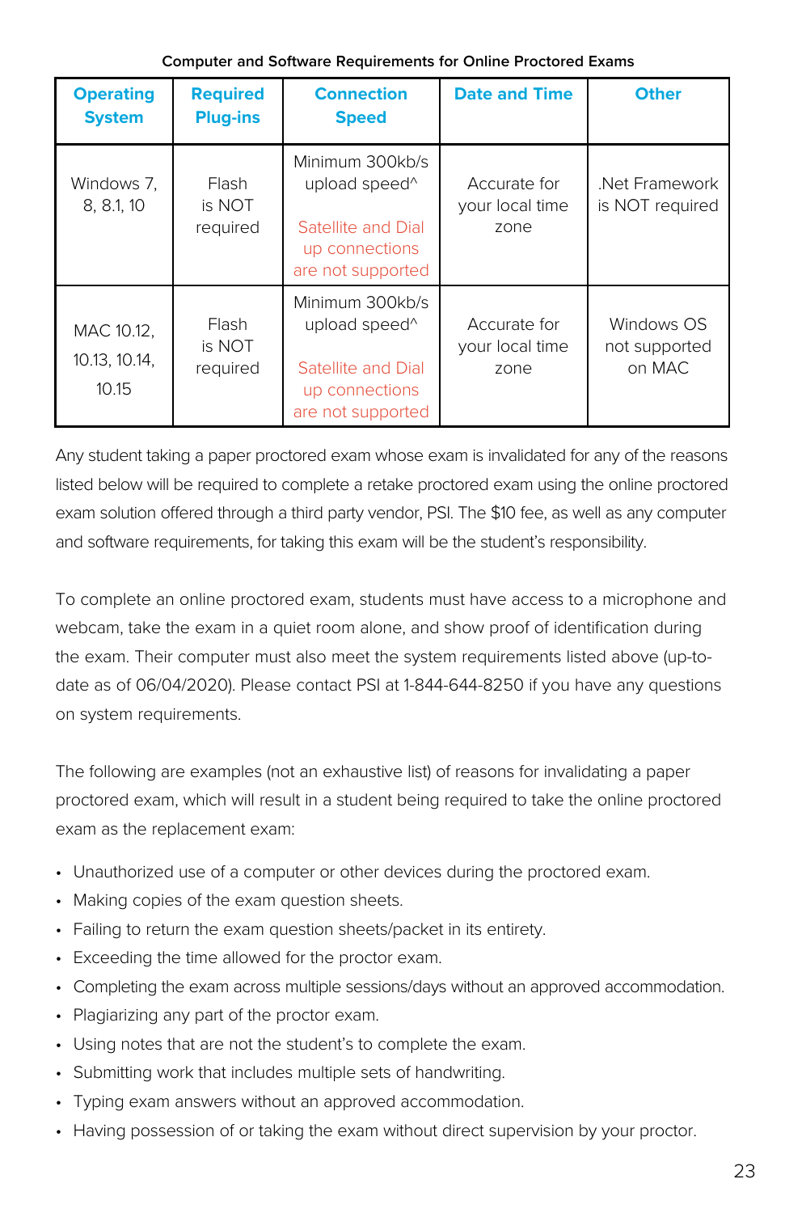**Computer and Software Requirements for Online Proctored Exams**

| Operating System | Required Plug-ins | Connection Speed | Date and Time | Other |
|---|---|---|---|---|
| Windows 7, 8, 8.1, 10 | Flash is NOT required | Minimum 300kb/s upload speed^ Satellite and Dial up connections are not supported | Accurate for your local time zone | .Net Framework is NOT required |
| MAC 10.12, 10.13, 10.14, 10.15 | Flash is NOT required | Minimum 300kb/s upload speed^ Satellite and Dial up connections are not supported | Accurate for your local time zone | Windows OS not supported on MAC |

Any student taking a paper proctored exam whose exam is invalidated for any of the reasons listed below will be required to complete a retake proctored exam using the online proctored exam solution offered through a third party vendor, PSI. The $10 fee, as well as any computer and software requirements, for taking this exam will be the student's responsibility.

To complete an online proctored exam, students must have access to a microphone and webcam, take the exam in a quiet room alone, and show proof of identification during the exam. Their computer must also meet the system requirements listed above (up-to-date as of 06/04/2020). Please contact PSI at 1-844-644-8250 if you have any questions on system requirements.

The following are examples (not an exhaustive list) of reasons for invalidating a paper proctored exam, which will result in a student being required to take the online proctored exam as the replacement exam:

- Unauthorized use of a computer or other devices during the proctored exam.
- Making copies of the exam question sheets.
- Failing to return the exam question sheets/packet in its entirety.
- Exceeding the time allowed for the proctor exam.
- Completing the exam across multiple sessions/days without an approved accommodation.
- Plagiarizing any part of the proctor exam.
- Using notes that are not the student's to complete the exam.
- Submitting work that includes multiple sets of handwriting.
- Typing exam answers without an approved accommodation.
- Having possession of or taking the exam without direct supervision by your proctor.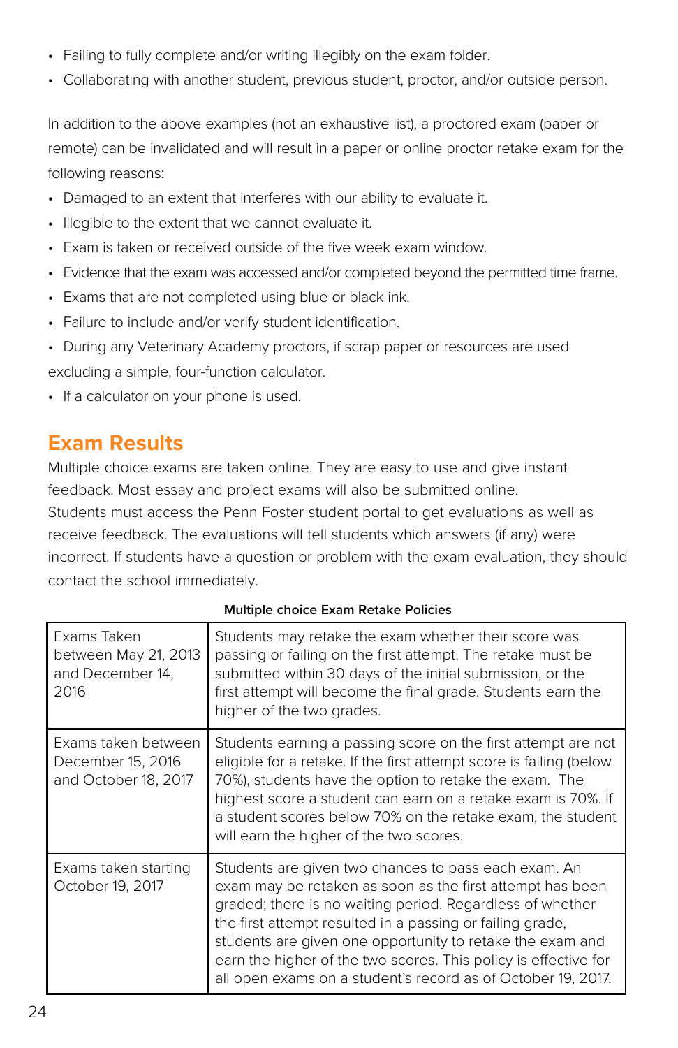- Failing to fully complete and/or writing illegibly on the exam folder.
- Collaborating with another student, previous student, proctor, and/or outside person.

In addition to the above examples (not an exhaustive list), a proctored exam (paper or remote) can be invalidated and will result in a paper or online proctor retake exam for the following reasons:

- Damaged to an extent that interferes with our ability to evaluate it.
- Illegible to the extent that we cannot evaluate it.
- Exam is taken or received outside of the five week exam window.
- Evidence that the exam was accessed and/or completed beyond the permitted time frame.
- Exams that are not completed using blue or black ink.
- Failure to include and/or verify student identification.
- During any Veterinary Academy proctors, if scrap paper or resources are used excluding a simple, four-function calculator.
- If a calculator on your phone is used.

## Exam Results

Multiple choice exams are taken online. They are easy to use and give instant feedback. Most essay and project exams will also be submitted online.
Students must access the Penn Foster student portal to get evaluations as well as receive feedback. The evaluations will tell students which answers (if any) were incorrect. If students have a question or problem with the exam evaluation, they should contact the school immediately.

**Multiple choice Exam Retake Policies**

| | |
|---|---|
| Exams Taken between May 21, 2013 and December 14, 2016 | Students may retake the exam whether their score was passing or failing on the first attempt. The retake must be submitted within 30 days of the initial submission, or the first attempt will become the final grade. Students earn the higher of the two grades. |
| Exams taken between December 15, 2016 and October 18, 2017 | Students earning a passing score on the first attempt are not eligible for a retake. If the first attempt score is failing (below 70%), students have the option to retake the exam. The highest score a student can earn on a retake exam is 70%. If a student scores below 70% on the retake exam, the student will earn the higher of the two scores. |
| Exams taken starting October 19, 2017 | Students are given two chances to pass each exam. An exam may be retaken as soon as the first attempt has been graded; there is no waiting period. Regardless of whether the first attempt resulted in a passing or failing grade, students are given one opportunity to retake the exam and earn the higher of the two scores. This policy is effective for all open exams on a student's record as of October 19, 2017. |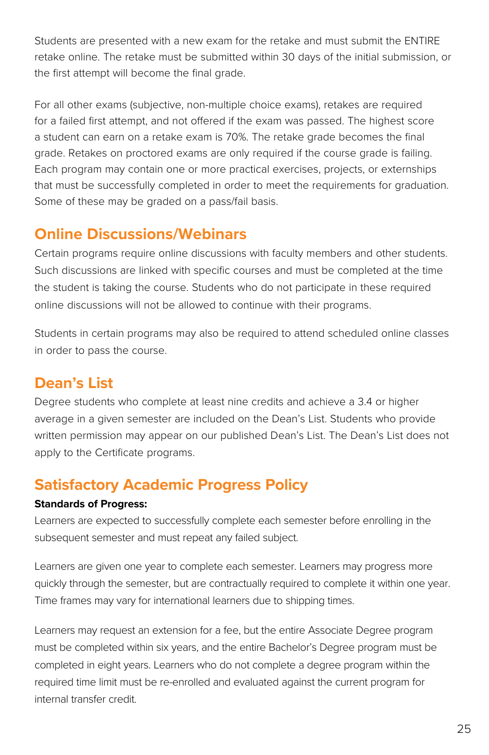Students are presented with a new exam for the retake and must submit the ENTIRE retake online. The retake must be submitted within 30 days of the initial submission, or the first attempt will become the final grade.

For all other exams (subjective, non-multiple choice exams), retakes are required for a failed first attempt, and not offered if the exam was passed. The highest score a student can earn on a retake exam is 70%. The retake grade becomes the final grade. Retakes on proctored exams are only required if the course grade is failing. Each program may contain one or more practical exercises, projects, or externships that must be successfully completed in order to meet the requirements for graduation. Some of these may be graded on a pass/fail basis.

## Online Discussions/Webinars

Certain programs require online discussions with faculty members and other students. Such discussions are linked with specific courses and must be completed at the time the student is taking the course. Students who do not participate in these required online discussions will not be allowed to continue with their programs.

Students in certain programs may also be required to attend scheduled online classes in order to pass the course.

## Dean's List

Degree students who complete at least nine credits and achieve a 3.4 or higher average in a given semester are included on the Dean's List. Students who provide written permission may appear on our published Dean's List. The Dean's List does not apply to the Certificate programs.

## Satisfactory Academic Progress Policy

**Standards of Progress:**

Learners are expected to successfully complete each semester before enrolling in the subsequent semester and must repeat any failed subject.

Learners are given one year to complete each semester. Learners may progress more quickly through the semester, but are contractually required to complete it within one year. Time frames may vary for international learners due to shipping times.

Learners may request an extension for a fee, but the entire Associate Degree program must be completed within six years, and the entire Bachelor's Degree program must be completed in eight years. Learners who do not complete a degree program within the required time limit must be re-enrolled and evaluated against the current program for internal transfer credit.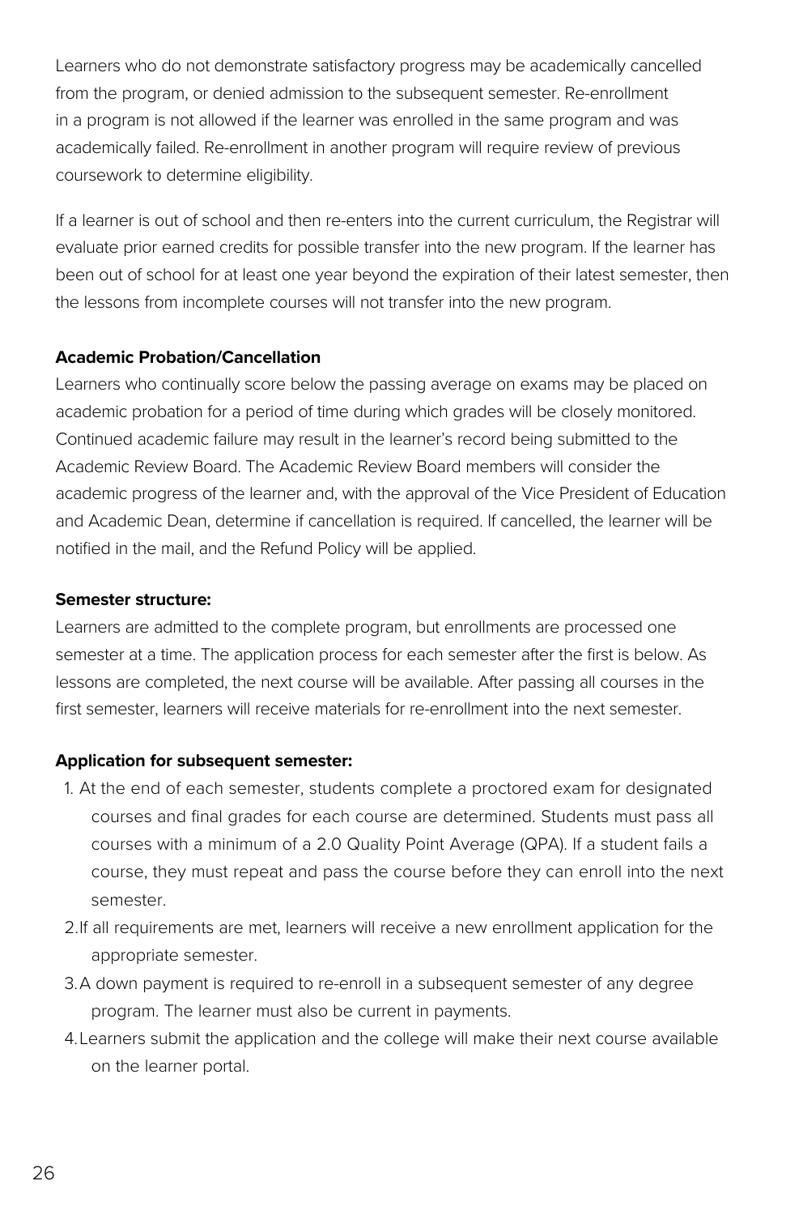Learners who do not demonstrate satisfactory progress may be academically cancelled from the program, or denied admission to the subsequent semester. Re-enrollment in a program is not allowed if the learner was enrolled in the same program and was academically failed. Re-enrollment in another program will require review of previous coursework to determine eligibility.

If a learner is out of school and then re-enters into the current curriculum, the Registrar will evaluate prior earned credits for possible transfer into the new program. If the learner has been out of school for at least one year beyond the expiration of their latest semester, then the lessons from incomplete courses will not transfer into the new program.

**Academic Probation/Cancellation**

Learners who continually score below the passing average on exams may be placed on academic probation for a period of time during which grades will be closely monitored. Continued academic failure may result in the learner's record being submitted to the Academic Review Board. The Academic Review Board members will consider the academic progress of the learner and, with the approval of the Vice President of Education and Academic Dean, determine if cancellation is required. If cancelled, the learner will be notified in the mail, and the Refund Policy will be applied.

**Semester structure:**

Learners are admitted to the complete program, but enrollments are processed one semester at a time. The application process for each semester after the first is below. As lessons are completed, the next course will be available. After passing all courses in the first semester, learners will receive materials for re-enrollment into the next semester.

**Application for subsequent semester:**

1. At the end of each semester, students complete a proctored exam for designated courses and final grades for each course are determined. Students must pass all courses with a minimum of a 2.0 Quality Point Average (QPA). If a student fails a course, they must repeat and pass the course before they can enroll into the next semester.
2. If all requirements are met, learners will receive a new enrollment application for the appropriate semester.
3. A down payment is required to re-enroll in a subsequent semester of any degree program. The learner must also be current in payments.
4. Learners submit the application and the college will make their next course available on the learner portal.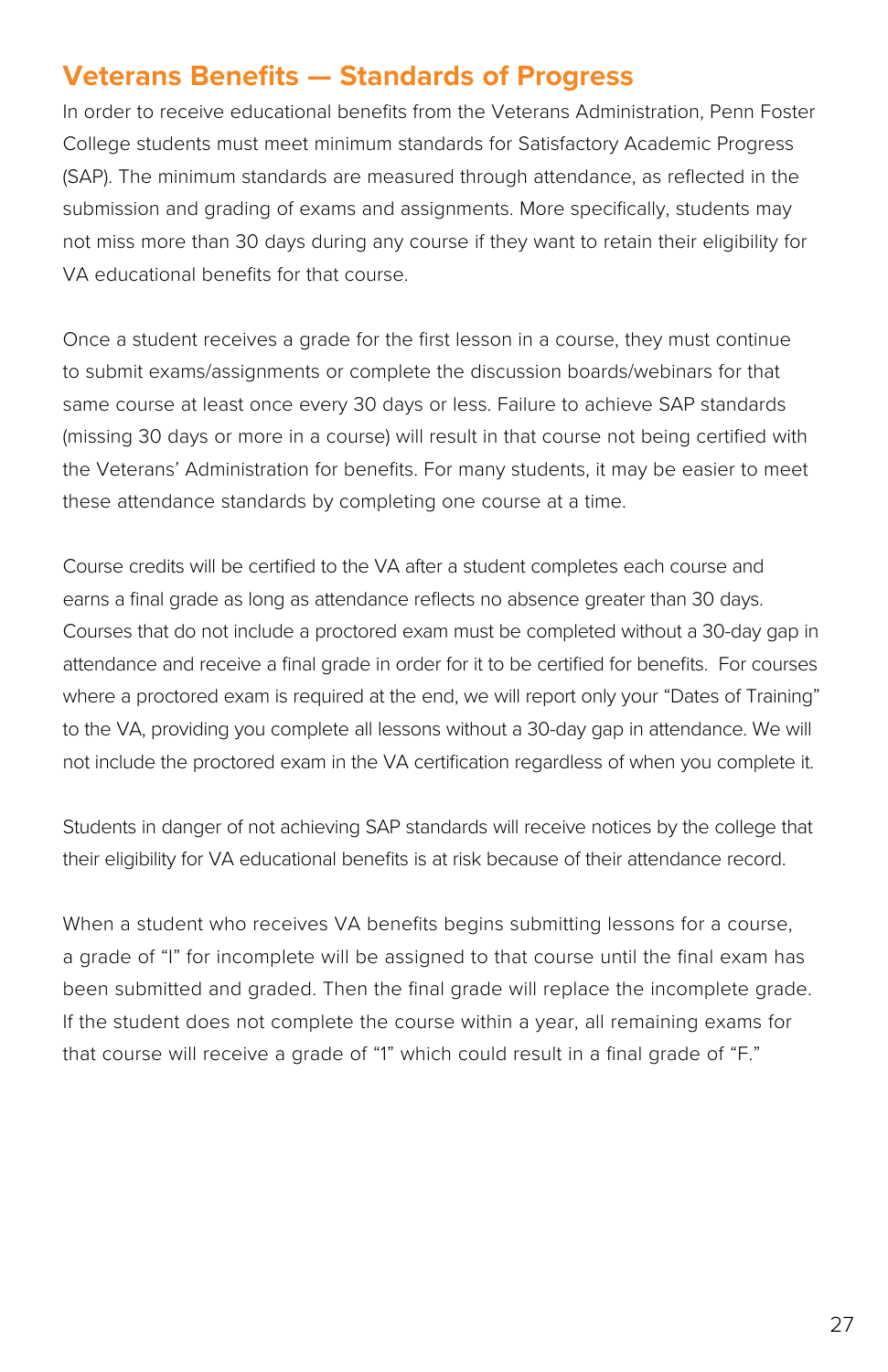## Veterans Benefits — Standards of Progress

In order to receive educational benefits from the Veterans Administration, Penn Foster College students must meet minimum standards for Satisfactory Academic Progress (SAP). The minimum standards are measured through attendance, as reflected in the submission and grading of exams and assignments. More specifically, students may not miss more than 30 days during any course if they want to retain their eligibility for VA educational benefits for that course.

Once a student receives a grade for the first lesson in a course, they must continue to submit exams/assignments or complete the discussion boards/webinars for that same course at least once every 30 days or less. Failure to achieve SAP standards (missing 30 days or more in a course) will result in that course not being certified with the Veterans' Administration for benefits. For many students, it may be easier to meet these attendance standards by completing one course at a time.

Course credits will be certified to the VA after a student completes each course and earns a final grade as long as attendance reflects no absence greater than 30 days. Courses that do not include a proctored exam must be completed without a 30-day gap in attendance and receive a final grade in order for it to be certified for benefits. For courses where a proctored exam is required at the end, we will report only your "Dates of Training" to the VA, providing you complete all lessons without a 30-day gap in attendance. We will not include the proctored exam in the VA certification regardless of when you complete it.

Students in danger of not achieving SAP standards will receive notices by the college that their eligibility for VA educational benefits is at risk because of their attendance record.

When a student who receives VA benefits begins submitting lessons for a course, a grade of "I" for incomplete will be assigned to that course until the final exam has been submitted and graded. Then the final grade will replace the incomplete grade. If the student does not complete the course within a year, all remaining exams for that course will receive a grade of "1" which could result in a final grade of "F."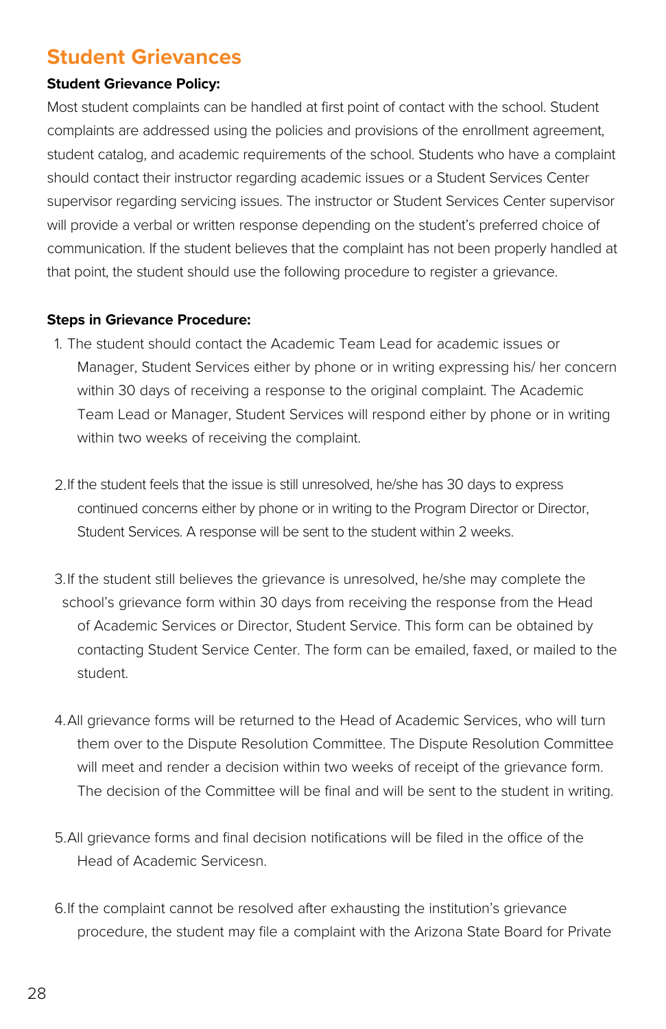## Student Grievances

**Student Grievance Policy:**

Most student complaints can be handled at first point of contact with the school. Student complaints are addressed using the policies and provisions of the enrollment agreement, student catalog, and academic requirements of the school. Students who have a complaint should contact their instructor regarding academic issues or a Student Services Center supervisor regarding servicing issues. The instructor or Student Services Center supervisor will provide a verbal or written response depending on the student's preferred choice of communication. If the student believes that the complaint has not been properly handled at that point, the student should use the following procedure to register a grievance.

**Steps in Grievance Procedure:**

1. The student should contact the Academic Team Lead for academic issues or Manager, Student Services either by phone or in writing expressing his/ her concern within 30 days of receiving a response to the original complaint. The Academic Team Lead or Manager, Student Services will respond either by phone or in writing within two weeks of receiving the complaint.

2. If the student feels that the issue is still unresolved, he/she has 30 days to express continued concerns either by phone or in writing to the Program Director or Director, Student Services. A response will be sent to the student within 2 weeks.

3. If the student still believes the grievance is unresolved, he/she may complete the school's grievance form within 30 days from receiving the response from the Head of Academic Services or Director, Student Service. This form can be obtained by contacting Student Service Center. The form can be emailed, faxed, or mailed to the student.

4. All grievance forms will be returned to the Head of Academic Services, who will turn them over to the Dispute Resolution Committee. The Dispute Resolution Committee will meet and render a decision within two weeks of receipt of the grievance form. The decision of the Committee will be final and will be sent to the student in writing.

5. All grievance forms and final decision notifications will be filed in the office of the Head of Academic Servicesn.

6. If the complaint cannot be resolved after exhausting the institution's grievance procedure, the student may file a complaint with the Arizona State Board for Private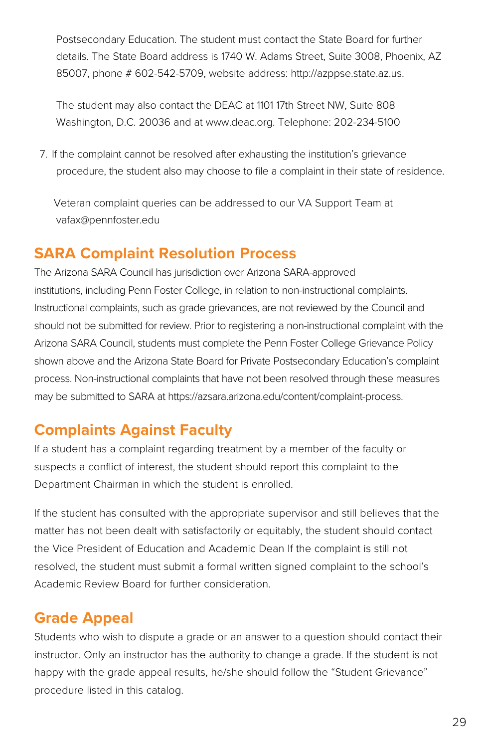Postsecondary Education. The student must contact the State Board for further details. The State Board address is 1740 W. Adams Street, Suite 3008, Phoenix, AZ 85007, phone # 602-542-5709, website address: http://azppse.state.az.us.

The student may also contact the DEAC at 1101 17th Street NW, Suite 808 Washington, D.C. 20036 and at www.deac.org. Telephone: 202-234-5100

7. If the complaint cannot be resolved after exhausting the institution's grievance procedure, the student also may choose to file a complaint in their state of residence.

Veteran complaint queries can be addressed to our VA Support Team at vafax@pennfoster.edu

## SARA Complaint Resolution Process

The Arizona SARA Council has jurisdiction over Arizona SARA-approved institutions, including Penn Foster College, in relation to non-instructional complaints. Instructional complaints, such as grade grievances, are not reviewed by the Council and should not be submitted for review. Prior to registering a non-instructional complaint with the Arizona SARA Council, students must complete the Penn Foster College Grievance Policy shown above and the Arizona State Board for Private Postsecondary Education's complaint process. Non-instructional complaints that have not been resolved through these measures may be submitted to SARA at https://azsara.arizona.edu/content/complaint-process.

## Complaints Against Faculty

If a student has a complaint regarding treatment by a member of the faculty or suspects a conflict of interest, the student should report this complaint to the Department Chairman in which the student is enrolled.

If the student has consulted with the appropriate supervisor and still believes that the matter has not been dealt with satisfactorily or equitably, the student should contact the Vice President of Education and Academic Dean If the complaint is still not resolved, the student must submit a formal written signed complaint to the school's Academic Review Board for further consideration.

## Grade Appeal

Students who wish to dispute a grade or an answer to a question should contact their instructor. Only an instructor has the authority to change a grade. If the student is not happy with the grade appeal results, he/she should follow the "Student Grievance" procedure listed in this catalog.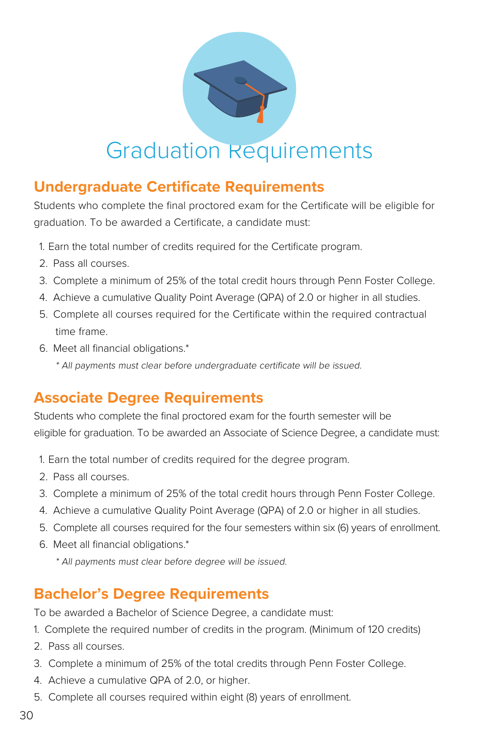# Graduation Requirements

## Undergraduate Certificate Requirements

Students who complete the final proctored exam for the Certificate will be eligible for graduation. To be awarded a Certificate, a candidate must:

1. Earn the total number of credits required for the Certificate program.
2. Pass all courses.
3. Complete a minimum of 25% of the total credit hours through Penn Foster College.
4. Achieve a cumulative Quality Point Average (QPA) of 2.0 or higher in all studies.
5. Complete all courses required for the Certificate within the required contractual time frame.
6. Meet all financial obligations.*

*\* All payments must clear before undergraduate certificate will be issued.*

## Associate Degree Requirements

Students who complete the final proctored exam for the fourth semester will be eligible for graduation. To be awarded an Associate of Science Degree, a candidate must:

1. Earn the total number of credits required for the degree program.
2. Pass all courses.
3. Complete a minimum of 25% of the total credit hours through Penn Foster College.
4. Achieve a cumulative Quality Point Average (QPA) of 2.0 or higher in all studies.
5. Complete all courses required for the four semesters within six (6) years of enrollment.
6. Meet all financial obligations.*

*\* All payments must clear before degree will be issued.*

## Bachelor's Degree Requirements

To be awarded a Bachelor of Science Degree, a candidate must:

1. Complete the required number of credits in the program. (Minimum of 120 credits)
2. Pass all courses.
3. Complete a minimum of 25% of the total credits through Penn Foster College.
4. Achieve a cumulative QPA of 2.0, or higher.
5. Complete all courses required within eight (8) years of enrollment.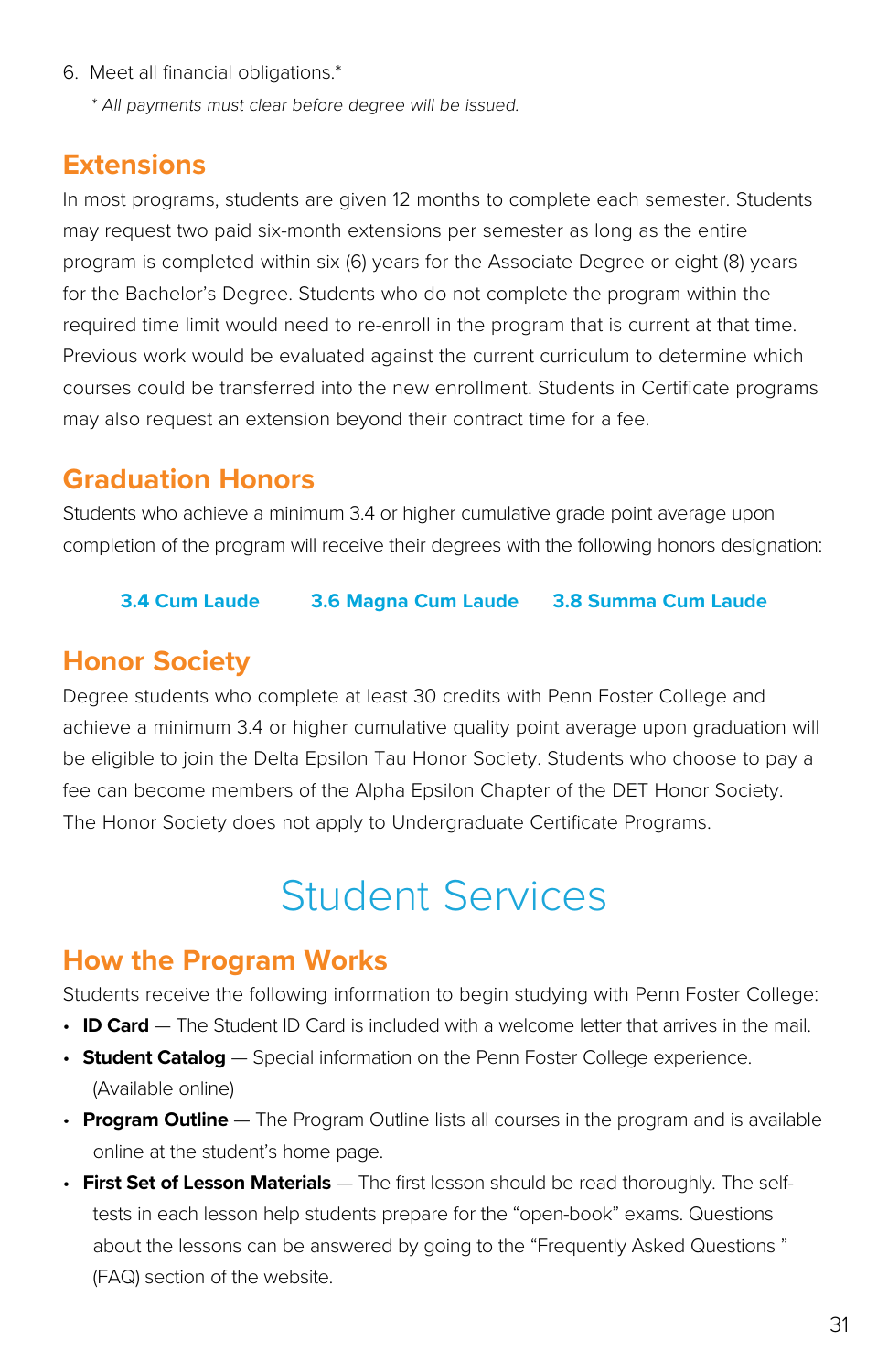6. Meet all financial obligations.*

   *\* All payments must clear before degree will be issued.*

## Extensions

In most programs, students are given 12 months to complete each semester. Students may request two paid six-month extensions per semester as long as the entire program is completed within six (6) years for the Associate Degree or eight (8) years for the Bachelor's Degree. Students who do not complete the program within the required time limit would need to re-enroll in the program that is current at that time. Previous work would be evaluated against the current curriculum to determine which courses could be transferred into the new enrollment. Students in Certificate programs may also request an extension beyond their contract time for a fee.

## Graduation Honors

Students who achieve a minimum 3.4 or higher cumulative grade point average upon completion of the program will receive their degrees with the following honors designation:

**3.4 Cum Laude** **3.6 Magna Cum Laude** **3.8 Summa Cum Laude**

## Honor Society

Degree students who complete at least 30 credits with Penn Foster College and achieve a minimum 3.4 or higher cumulative quality point average upon graduation will be eligible to join the Delta Epsilon Tau Honor Society. Students who choose to pay a fee can become members of the Alpha Epsilon Chapter of the DET Honor Society. The Honor Society does not apply to Undergraduate Certificate Programs.

# Student Services

## How the Program Works

Students receive the following information to begin studying with Penn Foster College:

- **ID Card** — The Student ID Card is included with a welcome letter that arrives in the mail.
- **Student Catalog** — Special information on the Penn Foster College experience. (Available online)
- **Program Outline** — The Program Outline lists all courses in the program and is available online at the student's home page.
- **First Set of Lesson Materials** — The first lesson should be read thoroughly. The self-tests in each lesson help students prepare for the "open-book" exams. Questions about the lessons can be answered by going to the "Frequently Asked Questions " (FAQ) section of the website.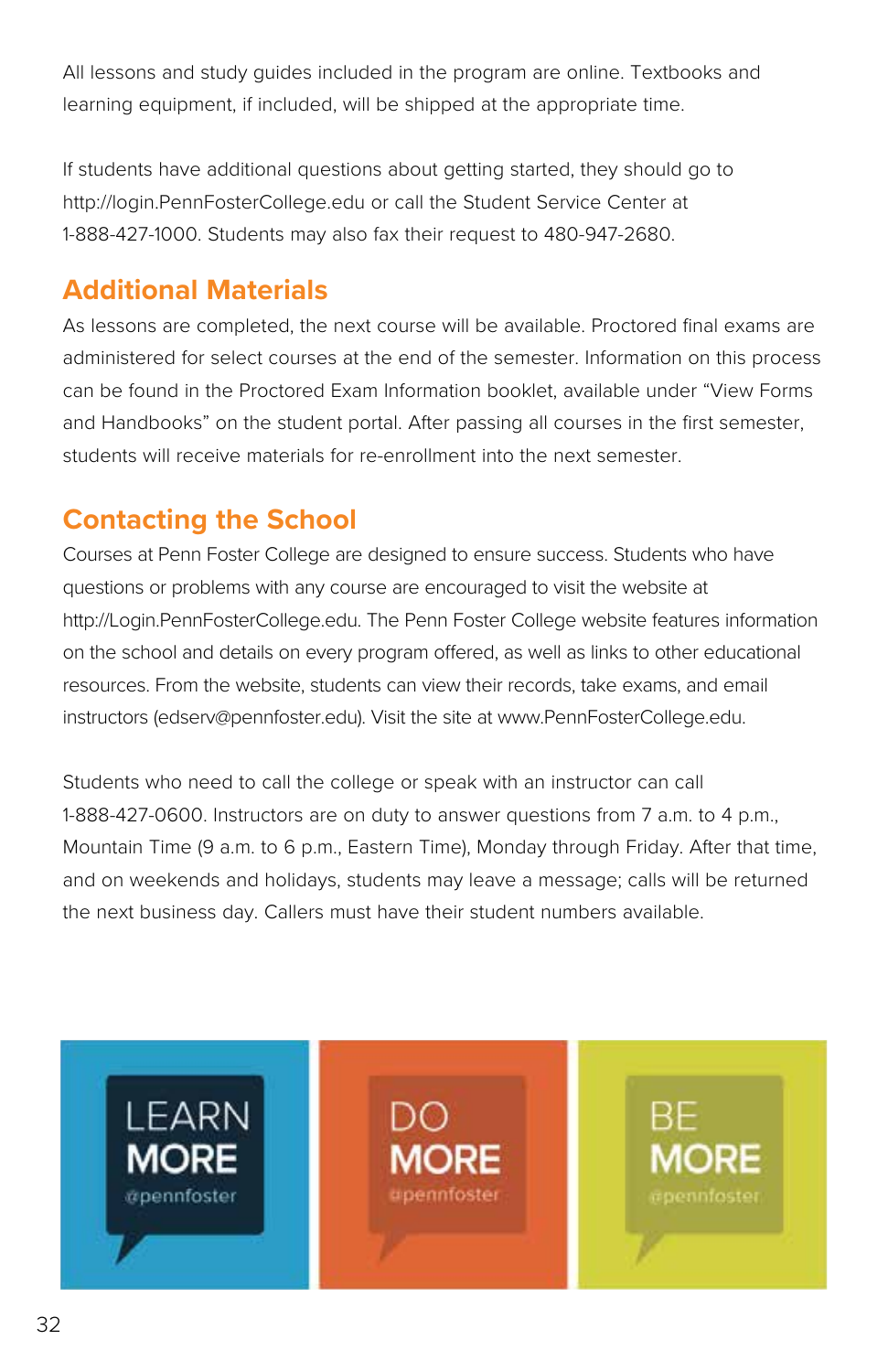All lessons and study guides included in the program are online. Textbooks and learning equipment, if included, will be shipped at the appropriate time.

If students have additional questions about getting started, they should go to http://login.PennFosterCollege.edu or call the Student Service Center at 1-888-427-1000. Students may also fax their request to 480-947-2680.

## Additional Materials

As lessons are completed, the next course will be available. Proctored final exams are administered for select courses at the end of the semester. Information on this process can be found in the Proctored Exam Information booklet, available under "View Forms and Handbooks" on the student portal. After passing all courses in the first semester, students will receive materials for re-enrollment into the next semester.

## Contacting the School

Courses at Penn Foster College are designed to ensure success. Students who have questions or problems with any course are encouraged to visit the website at http://Login.PennFosterCollege.edu. The Penn Foster College website features information on the school and details on every program offered, as well as links to other educational resources. From the website, students can view their records, take exams, and email instructors (edserv@pennfoster.edu). Visit the site at www.PennFosterCollege.edu.

Students who need to call the college or speak with an instructor can call 1-888-427-0600. Instructors are on duty to answer questions from 7 a.m. to 4 p.m., Mountain Time (9 a.m. to 6 p.m., Eastern Time), Monday through Friday. After that time, and on weekends and holidays, students may leave a message; calls will be returned the next business day. Callers must have their student numbers available.

LEARN MORE @pennfoster

DO MORE @pennfoster

BE MORE @pennfoster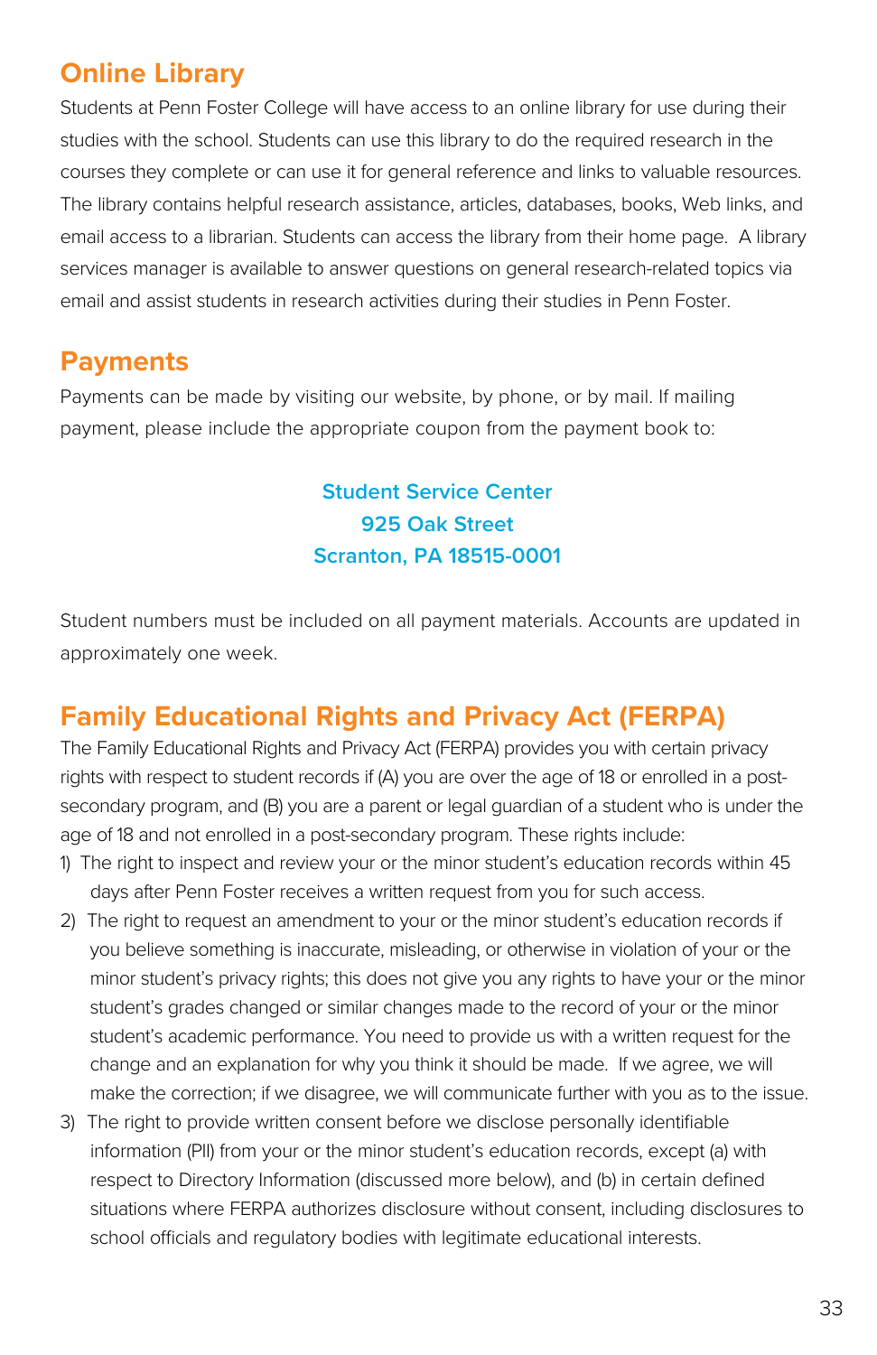## Online Library

Students at Penn Foster College will have access to an online library for use during their studies with the school. Students can use this library to do the required research in the courses they complete or can use it for general reference and links to valuable resources. The library contains helpful research assistance, articles, databases, books, Web links, and email access to a librarian. Students can access the library from their home page. A library services manager is available to answer questions on general research-related topics via email and assist students in research activities during their studies in Penn Foster.

## Payments

Payments can be made by visiting our website, by phone, or by mail. If mailing payment, please include the appropriate coupon from the payment book to:

**Student Service Center**
**925 Oak Street**
**Scranton, PA 18515-0001**

Student numbers must be included on all payment materials. Accounts are updated in approximately one week.

## Family Educational Rights and Privacy Act (FERPA)

The Family Educational Rights and Privacy Act (FERPA) provides you with certain privacy rights with respect to student records if (A) you are over the age of 18 or enrolled in a post-secondary program, and (B) you are a parent or legal guardian of a student who is under the age of 18 and not enrolled in a post-secondary program. These rights include:

1) The right to inspect and review your or the minor student's education records within 45 days after Penn Foster receives a written request from you for such access.
2) The right to request an amendment to your or the minor student's education records if you believe something is inaccurate, misleading, or otherwise in violation of your or the minor student's privacy rights; this does not give you any rights to have your or the minor student's grades changed or similar changes made to the record of your or the minor student's academic performance. You need to provide us with a written request for the change and an explanation for why you think it should be made. If we agree, we will make the correction; if we disagree, we will communicate further with you as to the issue.
3) The right to provide written consent before we disclose personally identifiable information (PII) from your or the minor student's education records, except (a) with respect to Directory Information (discussed more below), and (b) in certain defined situations where FERPA authorizes disclosure without consent, including disclosures to school officials and regulatory bodies with legitimate educational interests.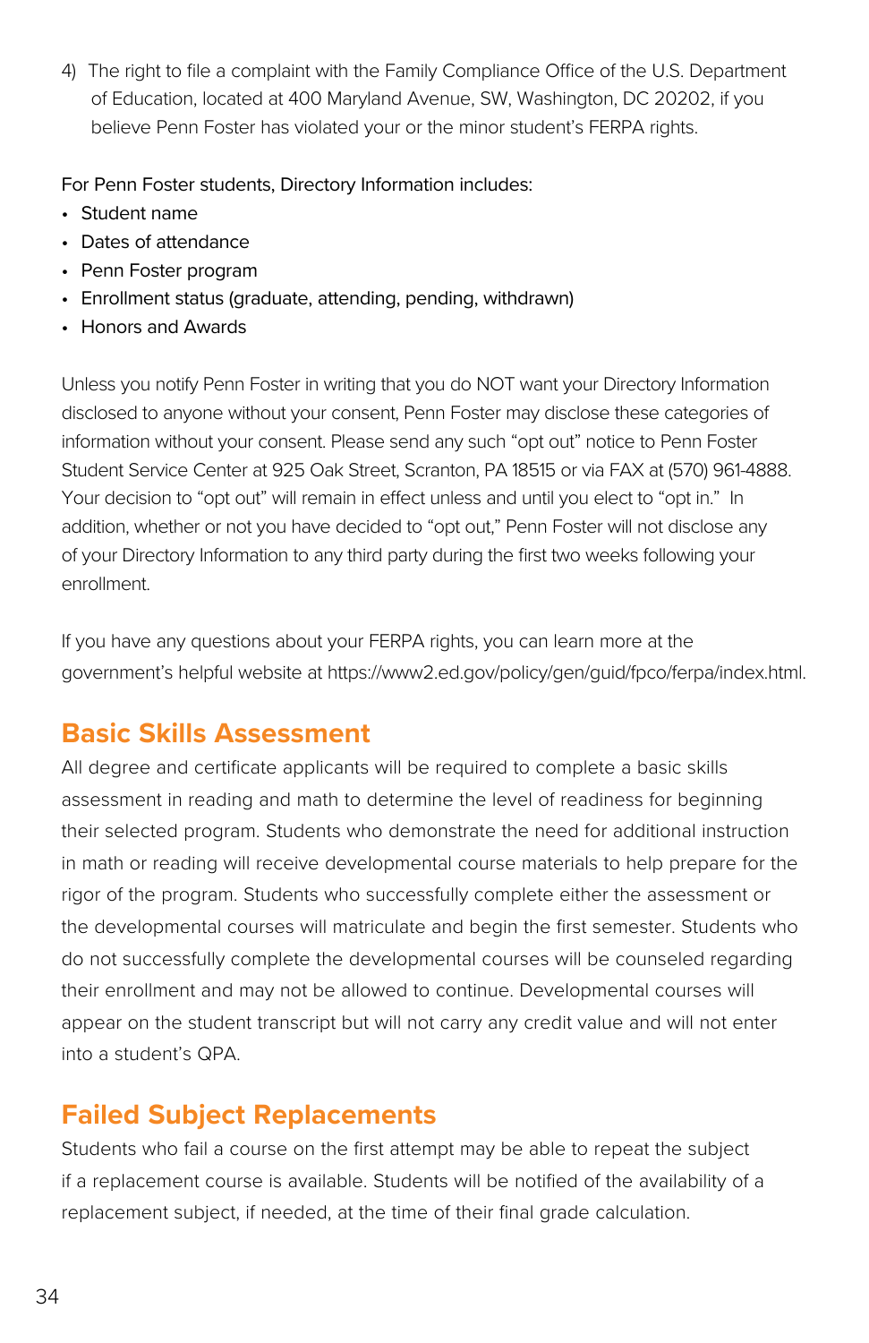4) The right to file a complaint with the Family Compliance Office of the U.S. Department of Education, located at 400 Maryland Avenue, SW, Washington, DC 20202, if you believe Penn Foster has violated your or the minor student's FERPA rights.

For Penn Foster students, Directory Information includes:

- Student name
- Dates of attendance
- Penn Foster program
- Enrollment status (graduate, attending, pending, withdrawn)
- Honors and Awards

Unless you notify Penn Foster in writing that you do NOT want your Directory Information disclosed to anyone without your consent, Penn Foster may disclose these categories of information without your consent. Please send any such "opt out" notice to Penn Foster Student Service Center at 925 Oak Street, Scranton, PA 18515 or via FAX at (570) 961-4888. Your decision to "opt out" will remain in effect unless and until you elect to "opt in." In addition, whether or not you have decided to "opt out," Penn Foster will not disclose any of your Directory Information to any third party during the first two weeks following your enrollment.

If you have any questions about your FERPA rights, you can learn more at the government's helpful website at https://www2.ed.gov/policy/gen/guid/fpco/ferpa/index.html.

## Basic Skills Assessment

All degree and certificate applicants will be required to complete a basic skills assessment in reading and math to determine the level of readiness for beginning their selected program. Students who demonstrate the need for additional instruction in math or reading will receive developmental course materials to help prepare for the rigor of the program. Students who successfully complete either the assessment or the developmental courses will matriculate and begin the first semester. Students who do not successfully complete the developmental courses will be counseled regarding their enrollment and may not be allowed to continue. Developmental courses will appear on the student transcript but will not carry any credit value and will not enter into a student's QPA.

## Failed Subject Replacements

Students who fail a course on the first attempt may be able to repeat the subject if a replacement course is available. Students will be notified of the availability of a replacement subject, if needed, at the time of their final grade calculation.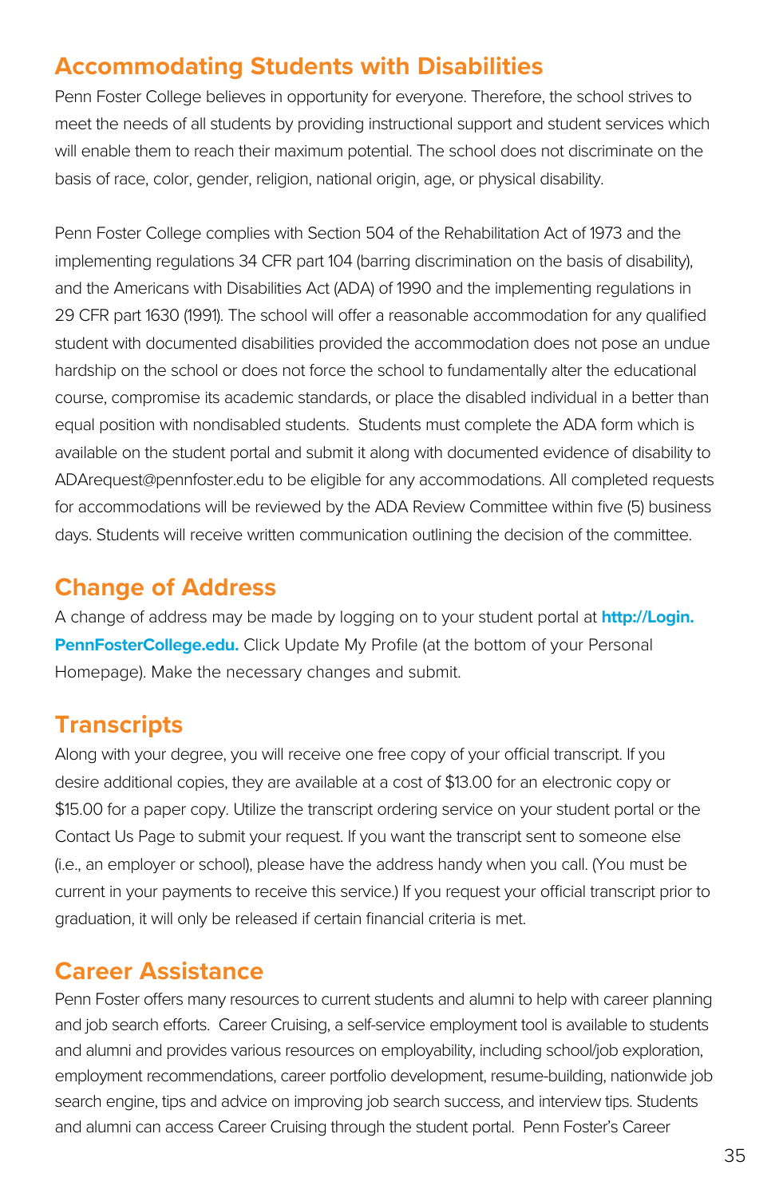## Accommodating Students with Disabilities

Penn Foster College believes in opportunity for everyone. Therefore, the school strives to meet the needs of all students by providing instructional support and student services which will enable them to reach their maximum potential. The school does not discriminate on the basis of race, color, gender, religion, national origin, age, or physical disability.

Penn Foster College complies with Section 504 of the Rehabilitation Act of 1973 and the implementing regulations 34 CFR part 104 (barring discrimination on the basis of disability), and the Americans with Disabilities Act (ADA) of 1990 and the implementing regulations in 29 CFR part 1630 (1991). The school will offer a reasonable accommodation for any qualified student with documented disabilities provided the accommodation does not pose an undue hardship on the school or does not force the school to fundamentally alter the educational course, compromise its academic standards, or place the disabled individual in a better than equal position with nondisabled students. Students must complete the ADA form which is available on the student portal and submit it along with documented evidence of disability to ADArequest@pennfoster.edu to be eligible for any accommodations. All completed requests for accommodations will be reviewed by the ADA Review Committee within five (5) business days. Students will receive written communication outlining the decision of the committee.

## Change of Address

A change of address may be made by logging on to your student portal at **http://Login.PennFosterCollege.edu.** Click Update My Profile (at the bottom of your Personal Homepage). Make the necessary changes and submit.

## Transcripts

Along with your degree, you will receive one free copy of your official transcript. If you desire additional copies, they are available at a cost of $13.00 for an electronic copy or $15.00 for a paper copy. Utilize the transcript ordering service on your student portal or the Contact Us Page to submit your request. If you want the transcript sent to someone else (i.e., an employer or school), please have the address handy when you call. (You must be current in your payments to receive this service.) If you request your official transcript prior to graduation, it will only be released if certain financial criteria is met.

## Career Assistance

Penn Foster offers many resources to current students and alumni to help with career planning and job search efforts. Career Cruising, a self-service employment tool is available to students and alumni and provides various resources on employability, including school/job exploration, employment recommendations, career portfolio development, resume-building, nationwide job search engine, tips and advice on improving job search success, and interview tips. Students and alumni can access Career Cruising through the student portal. Penn Foster's Career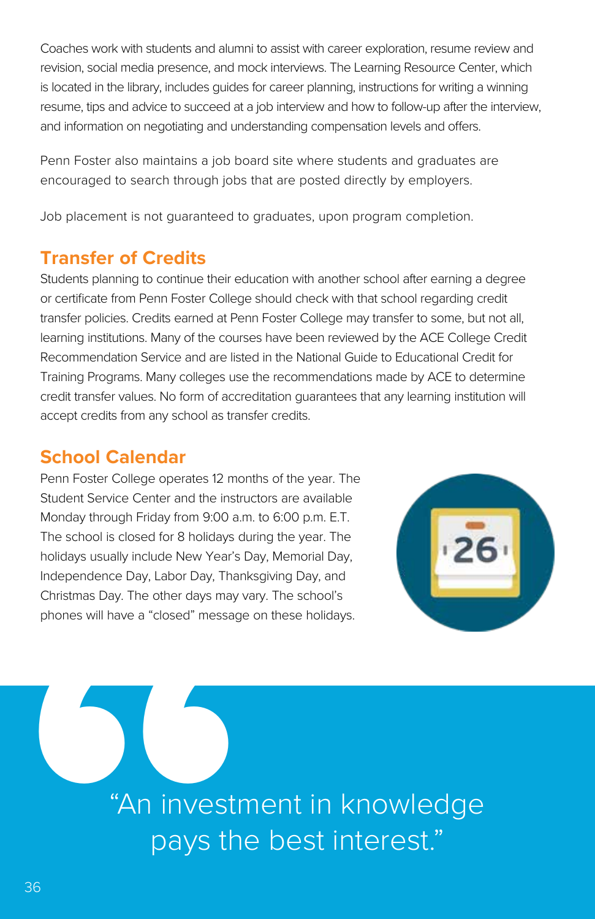Coaches work with students and alumni to assist with career exploration, resume review and revision, social media presence, and mock interviews. The Learning Resource Center, which is located in the library, includes guides for career planning, instructions for writing a winning resume, tips and advice to succeed at a job interview and how to follow-up after the interview, and information on negotiating and understanding compensation levels and offers.

Penn Foster also maintains a job board site where students and graduates are encouraged to search through jobs that are posted directly by employers.

Job placement is not guaranteed to graduates, upon program completion.

## Transfer of Credits

Students planning to continue their education with another school after earning a degree or certificate from Penn Foster College should check with that school regarding credit transfer policies. Credits earned at Penn Foster College may transfer to some, but not all, learning institutions. Many of the courses have been reviewed by the ACE College Credit Recommendation Service and are listed in the National Guide to Educational Credit for Training Programs. Many colleges use the recommendations made by ACE to determine credit transfer values. No form of accreditation guarantees that any learning institution will accept credits from any school as transfer credits.

## School Calendar

Penn Foster College operates 12 months of the year. The Student Service Center and the instructors are available Monday through Friday from 9:00 a.m. to 6:00 p.m. E.T. The school is closed for 8 holidays during the year. The holidays usually include New Year's Day, Memorial Day, Independence Day, Labor Day, Thanksgiving Day, and Christmas Day. The other days may vary. The school's phones will have a "closed" message on these holidays.

"An investment in knowledge pays the best interest."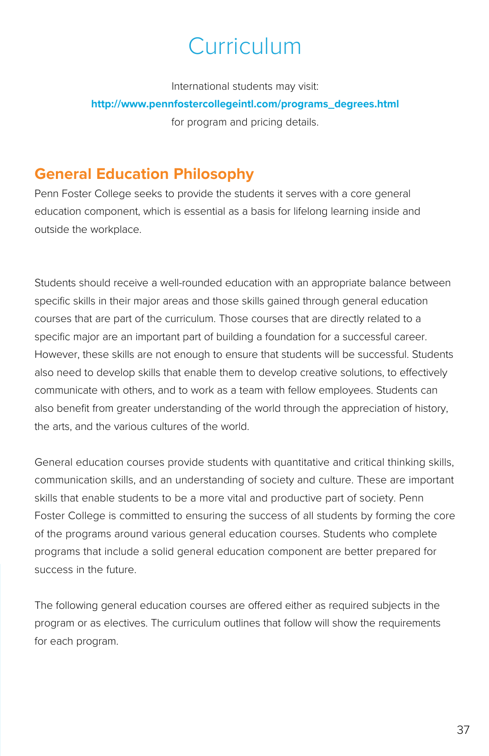# Curriculum

International students may visit:

**http://www.pennfostercollegeintl.com/programs_degrees.html**

for program and pricing details.

## General Education Philosophy

Penn Foster College seeks to provide the students it serves with a core general education component, which is essential as a basis for lifelong learning inside and outside the workplace.

Students should receive a well-rounded education with an appropriate balance between specific skills in their major areas and those skills gained through general education courses that are part of the curriculum. Those courses that are directly related to a specific major are an important part of building a foundation for a successful career. However, these skills are not enough to ensure that students will be successful. Students also need to develop skills that enable them to develop creative solutions, to effectively communicate with others, and to work as a team with fellow employees. Students can also benefit from greater understanding of the world through the appreciation of history, the arts, and the various cultures of the world.

General education courses provide students with quantitative and critical thinking skills, communication skills, and an understanding of society and culture. These are important skills that enable students to be a more vital and productive part of society. Penn Foster College is committed to ensuring the success of all students by forming the core of the programs around various general education courses. Students who complete programs that include a solid general education component are better prepared for success in the future.

The following general education courses are offered either as required subjects in the program or as electives. The curriculum outlines that follow will show the requirements for each program.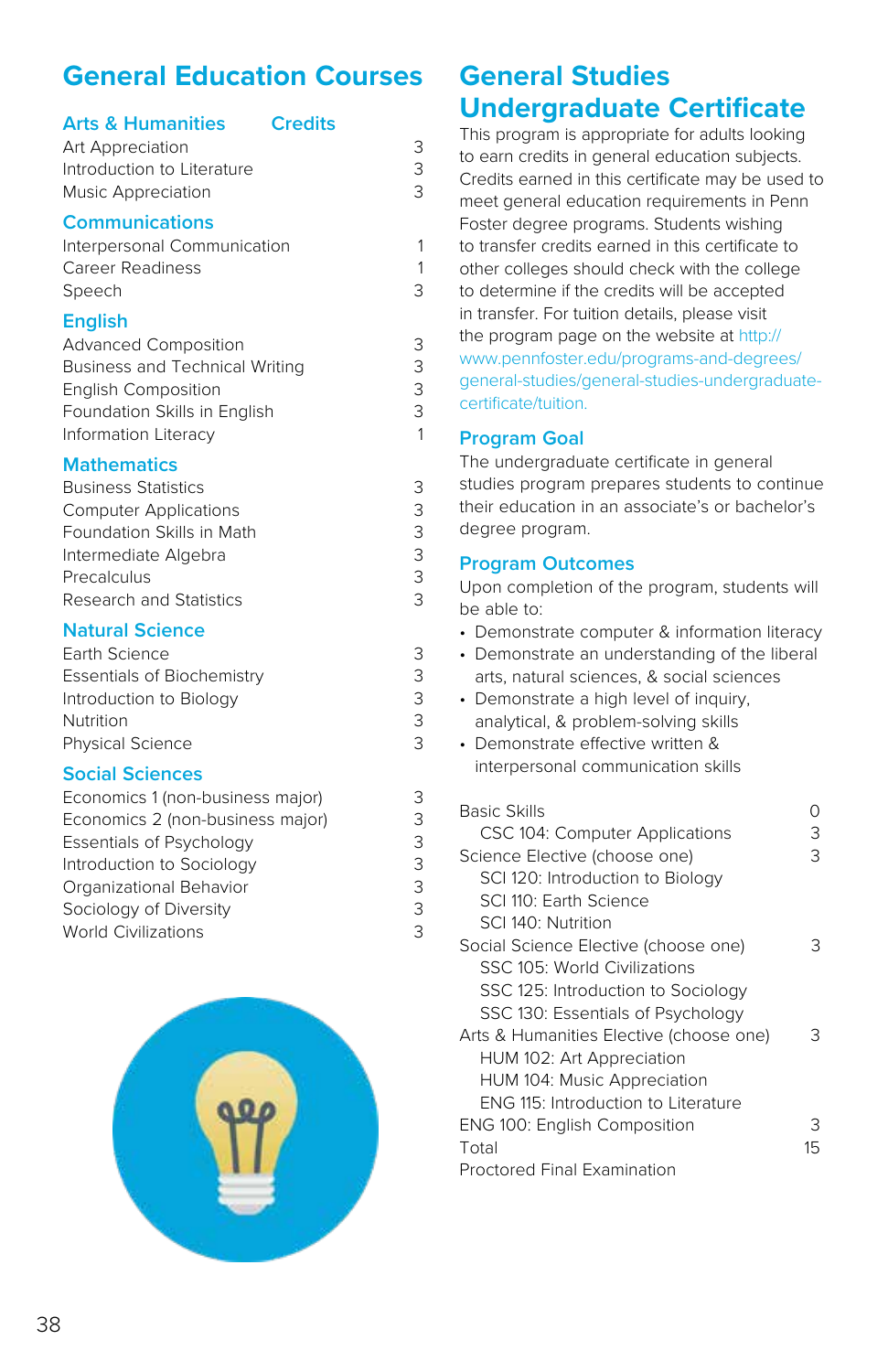# General Education Courses

| Arts & Humanities | Credits |
|---|---|
| Art Appreciation | 3 |
| Introduction to Literature | 3 |
| Music Appreciation | 3 |

| Communications | |
|---|---|
| Interpersonal Communication | 1 |
| Career Readiness | 1 |
| Speech | 3 |

| English | |
|---|---|
| Advanced Composition | 3 |
| Business and Technical Writing | 3 |
| English Composition | 3 |
| Foundation Skills in English | 3 |
| Information Literacy | 1 |

| Mathematics | |
|---|---|
| Business Statistics | 3 |
| Computer Applications | 3 |
| Foundation Skills in Math | 3 |
| Intermediate Algebra | 3 |
| Precalculus | 3 |
| Research and Statistics | 3 |

| Natural Science | |
|---|---|
| Earth Science | 3 |
| Essentials of Biochemistry | 3 |
| Introduction to Biology | 3 |
| Nutrition | 3 |
| Physical Science | 3 |

| Social Sciences | |
|---|---|
| Economics 1 (non-business major) | 3 |
| Economics 2 (non-business major) | 3 |
| Essentials of Psychology | 3 |
| Introduction to Sociology | 3 |
| Organizational Behavior | 3 |
| Sociology of Diversity | 3 |
| World Civilizations | 3 |

# General Studies Undergraduate Certificate

This program is appropriate for adults looking to earn credits in general education subjects. Credits earned in this certificate may be used to meet general education requirements in Penn Foster degree programs. Students wishing to transfer credits earned in this certificate to other colleges should check with the college to determine if the credits will be accepted in transfer. For tuition details, please visit the program page on the website at http://www.pennfoster.edu/programs-and-degrees/general-studies/general-studies-undergraduate-certificate/tuition.

## Program Goal

The undergraduate certificate in general studies program prepares students to continue their education in an associate's or bachelor's degree program.

## Program Outcomes

Upon completion of the program, students will be able to:

- Demonstrate computer & information literacy
- Demonstrate an understanding of the liberal arts, natural sciences, & social sciences
- Demonstrate a high level of inquiry, analytical, & problem-solving skills
- Demonstrate effective written & interpersonal communication skills

| | |
|---|---|
| Basic Skills | 0 |
| CSC 104: Computer Applications | 3 |
| Science Elective (choose one) | 3 |
| SCI 120: Introduction to Biology | |
| SCI 110: Earth Science | |
| SCI 140: Nutrition | |
| Social Science Elective (choose one) | 3 |
| SSC 105: World Civilizations | |
| SSC 125: Introduction to Sociology | |
| SSC 130: Essentials of Psychology | |
| Arts & Humanities Elective (choose one) | 3 |
| HUM 102: Art Appreciation | |
| HUM 104: Music Appreciation | |
| ENG 115: Introduction to Literature | |
| ENG 100: English Composition | 3 |
| Total | 15 |
| Proctored Final Examination | |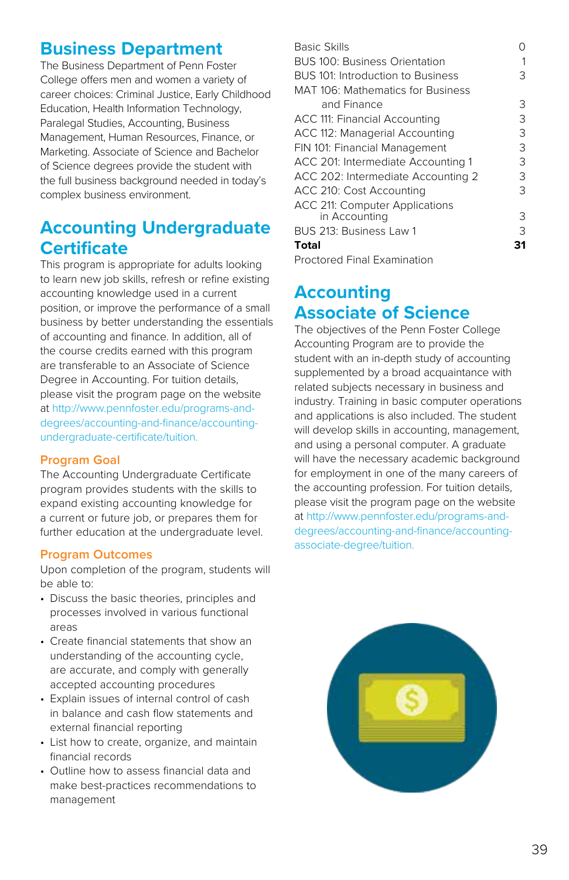# Business Department

The Business Department of Penn Foster College offers men and women a variety of career choices: Criminal Justice, Early Childhood Education, Health Information Technology, Paralegal Studies, Accounting, Business Management, Human Resources, Finance, or Marketing. Associate of Science and Bachelor of Science degrees provide the student with the full business background needed in today's complex business environment.

## Accounting Undergraduate Certificate

This program is appropriate for adults looking to learn new job skills, refresh or refine existing accounting knowledge used in a current position, or improve the performance of a small business by better understanding the essentials of accounting and finance. In addition, all of the course credits earned with this program are transferable to an Associate of Science Degree in Accounting. For tuition details, please visit the program page on the website at http://www.pennfoster.edu/programs-and-degrees/accounting-and-finance/accounting-undergraduate-certificate/tuition.

### Program Goal

The Accounting Undergraduate Certificate program provides students with the skills to expand existing accounting knowledge for a current or future job, or prepares them for further education at the undergraduate level.

### Program Outcomes

Upon completion of the program, students will be able to:

- Discuss the basic theories, principles and processes involved in various functional areas
- Create financial statements that show an understanding of the accounting cycle, are accurate, and comply with generally accepted accounting procedures
- Explain issues of internal control of cash in balance and cash flow statements and external financial reporting
- List how to create, organize, and maintain financial records
- Outline how to assess financial data and make best-practices recommendations to management

| Course | Credits |
|---|---|
| Basic Skills | 0 |
| BUS 100: Business Orientation | 1 |
| BUS 101: Introduction to Business | 3 |
| MAT 106: Mathematics for Business and Finance | 3 |
| ACC 111: Financial Accounting | 3 |
| ACC 112: Managerial Accounting | 3 |
| FIN 101: Financial Management | 3 |
| ACC 201: Intermediate Accounting 1 | 3 |
| ACC 202: Intermediate Accounting 2 | 3 |
| ACC 210: Cost Accounting | 3 |
| ACC 211: Computer Applications in Accounting | 3 |
| BUS 213: Business Law 1 | 3 |
| **Total** | **31** |

Proctored Final Examination

## Accounting Associate of Science

The objectives of the Penn Foster College Accounting Program are to provide the student with an in-depth study of accounting supplemented by a broad acquaintance with related subjects necessary in business and industry. Training in basic computer operations and applications is also included. The student will develop skills in accounting, management, and using a personal computer. A graduate will have the necessary academic background for employment in one of the many careers of the accounting profession. For tuition details, please visit the program page on the website at http://www.pennfoster.edu/programs-and-degrees/accounting-and-finance/accounting-associate-degree/tuition.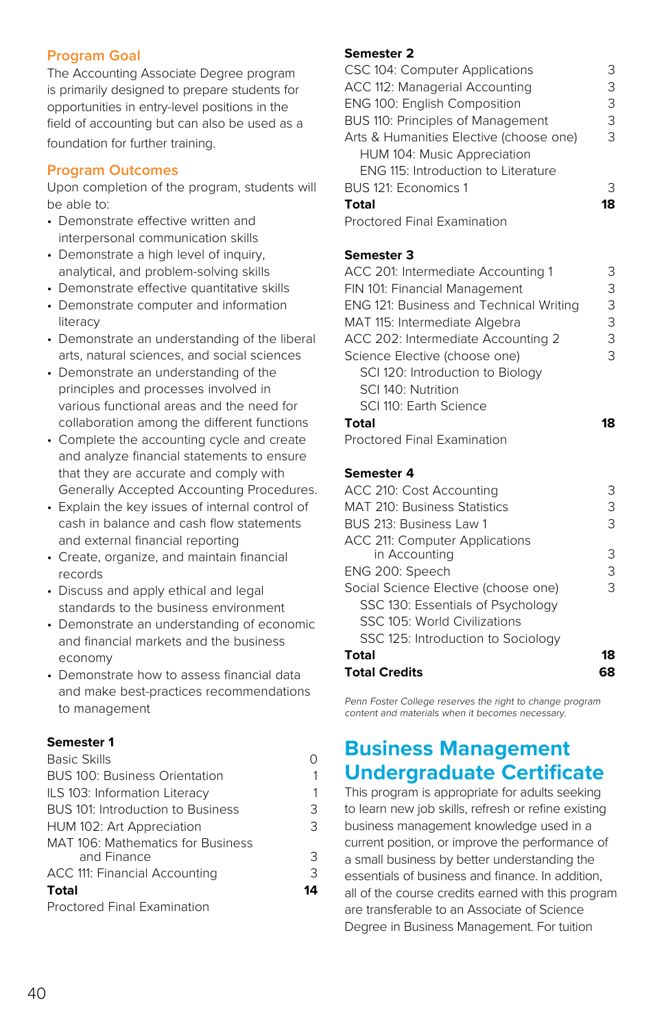## Program Goal

The Accounting Associate Degree program is primarily designed to prepare students for opportunities in entry-level positions in the field of accounting but can also be used as a foundation for further training.

## Program Outcomes

Upon completion of the program, students will be able to:

- Demonstrate effective written and interpersonal communication skills
- Demonstrate a high level of inquiry, analytical, and problem-solving skills
- Demonstrate effective quantitative skills
- Demonstrate computer and information literacy
- Demonstrate an understanding of the liberal arts, natural sciences, and social sciences
- Demonstrate an understanding of the principles and processes involved in various functional areas and the need for collaboration among the different functions
- Complete the accounting cycle and create and analyze financial statements to ensure that they are accurate and comply with Generally Accepted Accounting Procedures.
- Explain the key issues of internal control of cash in balance and cash flow statements and external financial reporting
- Create, organize, and maintain financial records
- Discuss and apply ethical and legal standards to the business environment
- Demonstrate an understanding of economic and financial markets and the business economy
- Demonstrate how to assess financial data and make best-practices recommendations to management

| **Semester 1** | |
|---|---|
| Basic Skills | 0 |
| BUS 100: Business Orientation | 1 |
| ILS 103: Information Literacy | 1 |
| BUS 101: Introduction to Business | 3 |
| HUM 102: Art Appreciation | 3 |
| MAT 106: Mathematics for Business and Finance | 3 |
| ACC 111: Financial Accounting | 3 |
| **Total** | **14** |
| Proctored Final Examination | |

| **Semester 2** | |
|---|---|
| CSC 104: Computer Applications | 3 |
| ACC 112: Managerial Accounting | 3 |
| ENG 100: English Composition | 3 |
| BUS 110: Principles of Management | 3 |
| Arts & Humanities Elective (choose one) | 3 |
| HUM 104: Music Appreciation | |
| ENG 115: Introduction to Literature | |
| BUS 121: Economics 1 | 3 |
| **Total** | **18** |
| Proctored Final Examination | |

| **Semester 3** | |
|---|---|
| ACC 201: Intermediate Accounting 1 | 3 |
| FIN 101: Financial Management | 3 |
| ENG 121: Business and Technical Writing | 3 |
| MAT 115: Intermediate Algebra | 3 |
| ACC 202: Intermediate Accounting 2 | 3 |
| Science Elective (choose one) | 3 |
| SCI 120: Introduction to Biology | |
| SCI 140: Nutrition | |
| SCI 110: Earth Science | |
| **Total** | **18** |
| Proctored Final Examination | |

| **Semester 4** | |
|---|---|
| ACC 210: Cost Accounting | 3 |
| MAT 210: Business Statistics | 3 |
| BUS 213: Business Law 1 | 3 |
| ACC 211: Computer Applications in Accounting | 3 |
| ENG 200: Speech | 3 |
| Social Science Elective (choose one) | 3 |
| SSC 130: Essentials of Psychology | |
| SSC 105: World Civilizations | |
| SSC 125: Introduction to Sociology | |
| **Total** | **18** |
| **Total Credits** | **68** |

*Penn Foster College reserves the right to change program content and materials when it becomes necessary.*

# Business Management Undergraduate Certificate

This program is appropriate for adults seeking to learn new job skills, refresh or refine existing business management knowledge used in a current position, or improve the performance of a small business by better understanding the essentials of business and finance. In addition, all of the course credits earned with this program are transferable to an Associate of Science Degree in Business Management. For tuition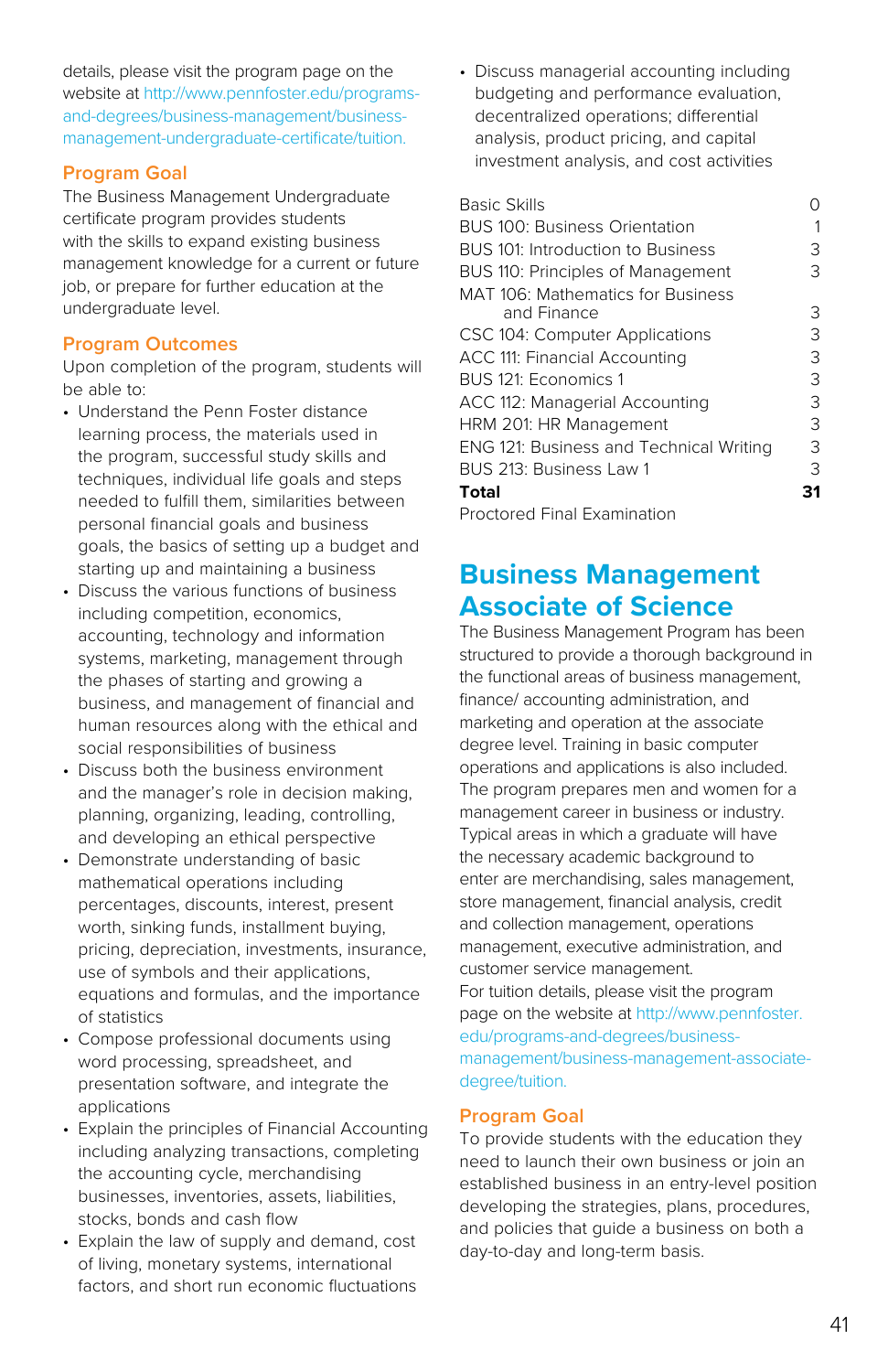details, please visit the program page on the website at http://www.pennfoster.edu/programs-and-degrees/business-management/business-management-undergraduate-certificate/tuition.

### Program Goal

The Business Management Undergraduate certificate program provides students with the skills to expand existing business management knowledge for a current or future job, or prepare for further education at the undergraduate level.

### Program Outcomes

Upon completion of the program, students will be able to:

- Understand the Penn Foster distance learning process, the materials used in the program, successful study skills and techniques, individual life goals and steps needed to fulfill them, similarities between personal financial goals and business goals, the basics of setting up a budget and starting up and maintaining a business
- Discuss the various functions of business including competition, economics, accounting, technology and information systems, marketing, management through the phases of starting and growing a business, and management of financial and human resources along with the ethical and social responsibilities of business
- Discuss both the business environment and the manager's role in decision making, planning, organizing, leading, controlling, and developing an ethical perspective
- Demonstrate understanding of basic mathematical operations including percentages, discounts, interest, present worth, sinking funds, installment buying, pricing, depreciation, investments, insurance, use of symbols and their applications, equations and formulas, and the importance of statistics
- Compose professional documents using word processing, spreadsheet, and presentation software, and integrate the applications
- Explain the principles of Financial Accounting including analyzing transactions, completing the accounting cycle, merchandising businesses, inventories, assets, liabilities, stocks, bonds and cash flow
- Explain the law of supply and demand, cost of living, monetary systems, international factors, and short run economic fluctuations
- Discuss managerial accounting including budgeting and performance evaluation, decentralized operations; differential analysis, product pricing, and capital investment analysis, and cost activities

| | |
|---|---|
| Basic Skills | 0 |
| BUS 100: Business Orientation | 1 |
| BUS 101: Introduction to Business | 3 |
| BUS 110: Principles of Management | 3 |
| MAT 106: Mathematics for Business and Finance | 3 |
| CSC 104: Computer Applications | 3 |
| ACC 111: Financial Accounting | 3 |
| BUS 121: Economics 1 | 3 |
| ACC 112: Managerial Accounting | 3 |
| HRM 201: HR Management | 3 |
| ENG 121: Business and Technical Writing | 3 |
| BUS 213: Business Law 1 | 3 |
| **Total** | **31** |
| Proctored Final Examination | |

## Business Management Associate of Science

The Business Management Program has been structured to provide a thorough background in the functional areas of business management, finance/ accounting administration, and marketing and operation at the associate degree level. Training in basic computer operations and applications is also included. The program prepares men and women for a management career in business or industry. Typical areas in which a graduate will have the necessary academic background to enter are merchandising, sales management, store management, financial analysis, credit and collection management, operations management, executive administration, and customer service management.

For tuition details, please visit the program page on the website at http://www.pennfoster.edu/programs-and-degrees/business-management/business-management-associate-degree/tuition.

### Program Goal

To provide students with the education they need to launch their own business or join an established business in an entry-level position developing the strategies, plans, procedures, and policies that guide a business on both a day-to-day and long-term basis.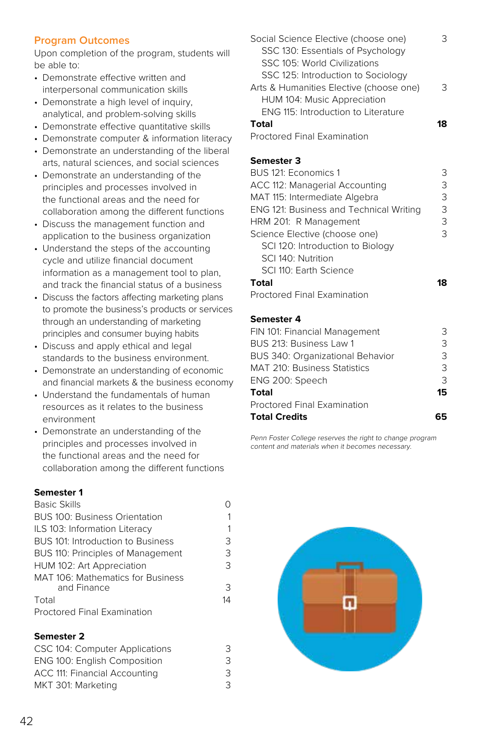## Program Outcomes

Upon completion of the program, students will be able to:

- Demonstrate effective written and interpersonal communication skills
- Demonstrate a high level of inquiry, analytical, and problem-solving skills
- Demonstrate effective quantitative skills
- Demonstrate computer & information literacy
- Demonstrate an understanding of the liberal arts, natural sciences, and social sciences
- Demonstrate an understanding of the principles and processes involved in the functional areas and the need for collaboration among the different functions
- Discuss the management function and application to the business organization
- Understand the steps of the accounting cycle and utilize financial document information as a management tool to plan, and track the financial status of a business
- Discuss the factors affecting marketing plans to promote the business's products or services through an understanding of marketing principles and consumer buying habits
- Discuss and apply ethical and legal standards to the business environment.
- Demonstrate an understanding of economic and financial markets & the business economy
- Understand the fundamentals of human resources as it relates to the business environment
- Demonstrate an understanding of the principles and processes involved in the functional areas and the need for collaboration among the different functions

### Semester 1

| | |
|---|---|
| Basic Skills | 0 |
| BUS 100: Business Orientation | 1 |
| ILS 103: Information Literacy | 1 |
| BUS 101: Introduction to Business | 3 |
| BUS 110: Principles of Management | 3 |
| HUM 102: Art Appreciation | 3 |
| MAT 106: Mathematics for Business and Finance | 3 |
| Total | 14 |
| Proctored Final Examination | |

### Semester 2

| | |
|---|---|
| CSC 104: Computer Applications | 3 |
| ENG 100: English Composition | 3 |
| ACC 111: Financial Accounting | 3 |
| MKT 301: Marketing | 3 |
| Social Science Elective (choose one) | 3 |
| SSC 130: Essentials of Psychology | |
| SSC 105: World Civilizations | |
| SSC 125: Introduction to Sociology | |
| Arts & Humanities Elective (choose one) | 3 |
| HUM 104: Music Appreciation | |
| ENG 115: Introduction to Literature | |
| **Total** | **18** |
| Proctored Final Examination | |

### Semester 3

| | |
|---|---|
| BUS 121: Economics 1 | 3 |
| ACC 112: Managerial Accounting | 3 |
| MAT 115: Intermediate Algebra | 3 |
| ENG 121: Business and Technical Writing | 3 |
| HRM 201: R Management | 3 |
| Science Elective (choose one) | 3 |
| SCI 120: Introduction to Biology | |
| SCI 140: Nutrition | |
| SCI 110: Earth Science | |
| **Total** | **18** |
| Proctored Final Examination | |

### Semester 4

| | |
|---|---|
| FIN 101: Financial Management | 3 |
| BUS 213: Business Law 1 | 3 |
| BUS 340: Organizational Behavior | 3 |
| MAT 210: Business Statistics | 3 |
| ENG 200: Speech | 3 |
| **Total** | **15** |
| Proctored Final Examination | |
| **Total Credits** | **65** |

*Penn Foster College reserves the right to change program content and materials when it becomes necessary.*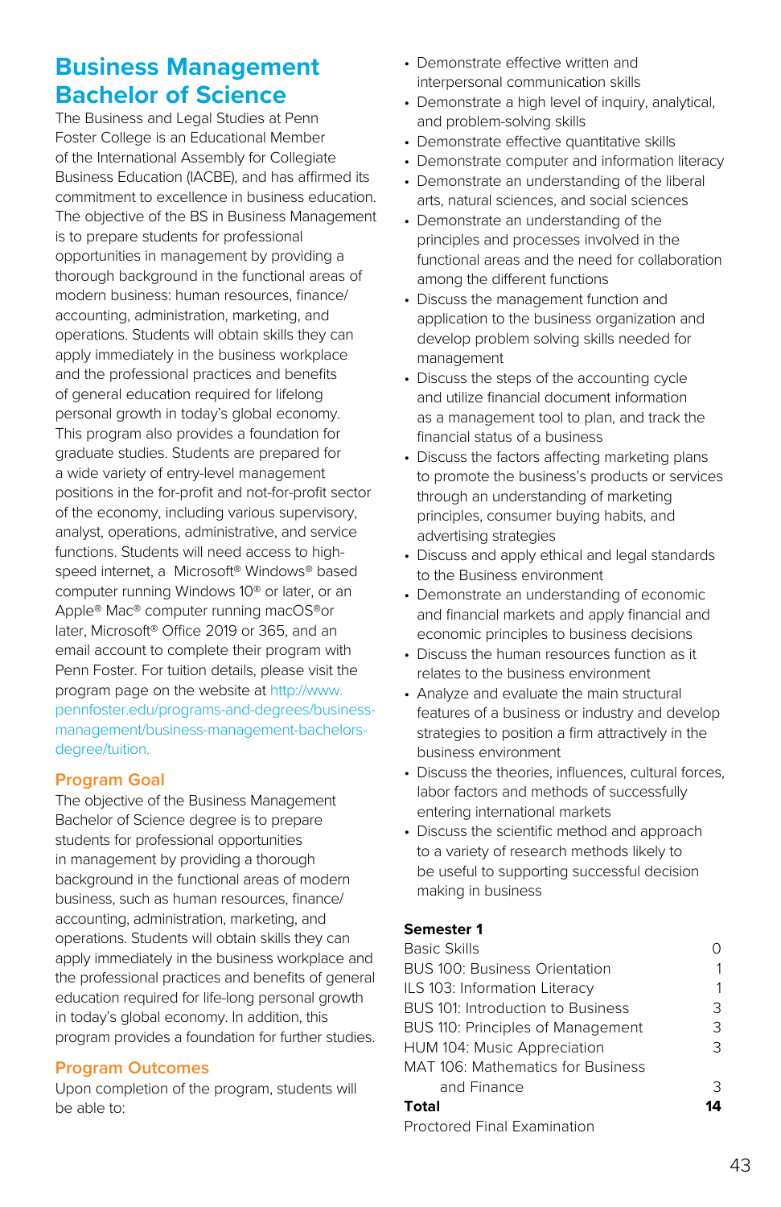# Business Management Bachelor of Science

The Business and Legal Studies at Penn Foster College is an Educational Member of the International Assembly for Collegiate Business Education (IACBE), and has affirmed its commitment to excellence in business education. The objective of the BS in Business Management is to prepare students for professional opportunities in management by providing a thorough background in the functional areas of modern business: human resources, finance/accounting, administration, marketing, and operations. Students will obtain skills they can apply immediately in the business workplace and the professional practices and benefits of general education required for lifelong personal growth in today's global economy. This program also provides a foundation for graduate studies. Students are prepared for a wide variety of entry-level management positions in the for-profit and not-for-profit sector of the economy, including various supervisory, analyst, operations, administrative, and service functions. Students will need access to high-speed internet, a Microsoft® Windows® based computer running Windows 10® or later, or an Apple® Mac® computer running macOS®or later, Microsoft® Office 2019 or 365, and an email account to complete their program with Penn Foster. For tuition details, please visit the program page on the website at http://www.pennfoster.edu/programs-and-degrees/business-management/business-management-bachelors-degree/tuition.

## Program Goal

The objective of the Business Management Bachelor of Science degree is to prepare students for professional opportunities in management by providing a thorough background in the functional areas of modern business, such as human resources, finance/accounting, administration, marketing, and operations. Students will obtain skills they can apply immediately in the business workplace and the professional practices and benefits of general education required for life-long personal growth in today's global economy. In addition, this program provides a foundation for further studies.

## Program Outcomes

Upon completion of the program, students will be able to:

- Demonstrate effective written and interpersonal communication skills
- Demonstrate a high level of inquiry, analytical, and problem-solving skills
- Demonstrate effective quantitative skills
- Demonstrate computer and information literacy
- Demonstrate an understanding of the liberal arts, natural sciences, and social sciences
- Demonstrate an understanding of the principles and processes involved in the functional areas and the need for collaboration among the different functions
- Discuss the management function and application to the business organization and develop problem solving skills needed for management
- Discuss the steps of the accounting cycle and utilize financial document information as a management tool to plan, and track the financial status of a business
- Discuss the factors affecting marketing plans to promote the business's products or services through an understanding of marketing principles, consumer buying habits, and advertising strategies
- Discuss and apply ethical and legal standards to the Business environment
- Demonstrate an understanding of economic and financial markets and apply financial and economic principles to business decisions
- Discuss the human resources function as it relates to the business environment
- Analyze and evaluate the main structural features of a business or industry and develop strategies to position a firm attractively in the business environment
- Discuss the theories, influences, cultural forces, labor factors and methods of successfully entering international markets
- Discuss the scientific method and approach to a variety of research methods likely to be useful to supporting successful decision making in business

| **Semester 1** | |
|---|---|
| Basic Skills | 0 |
| BUS 100: Business Orientation | 1 |
| ILS 103: Information Literacy | 1 |
| BUS 101: Introduction to Business | 3 |
| BUS 110: Principles of Management | 3 |
| HUM 104: Music Appreciation | 3 |
| MAT 106: Mathematics for Business and Finance | 3 |
| **Total** | **14** |
| Proctored Final Examination | |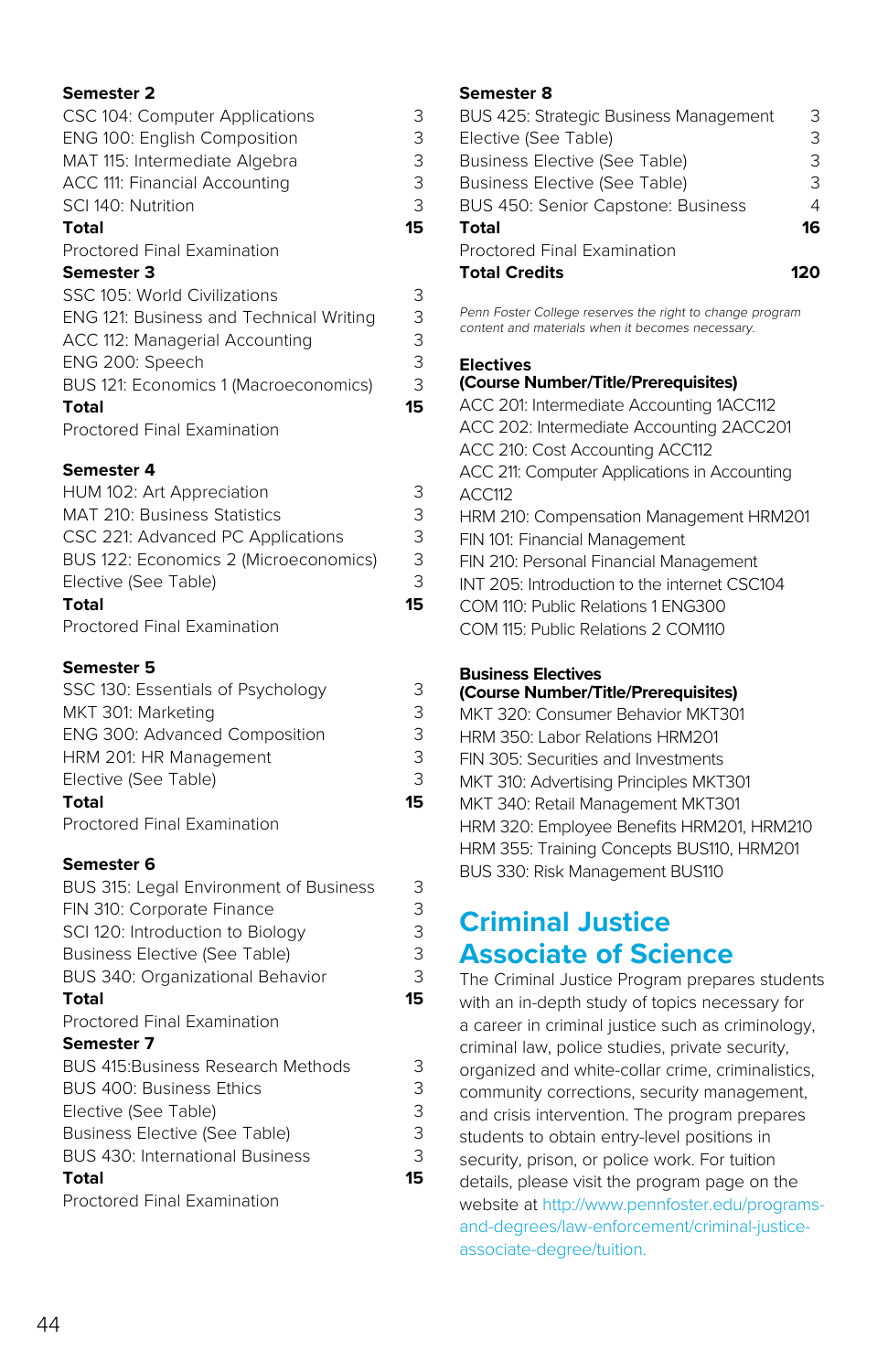**Semester 2**

| | |
|---|---|
| CSC 104: Computer Applications | 3 |
| ENG 100: English Composition | 3 |
| MAT 115: Intermediate Algebra | 3 |
| ACC 111: Financial Accounting | 3 |
| SCI 140: Nutrition | 3 |
| **Total** | **15** |

Proctored Final Examination

**Semester 3**

| | |
|---|---|
| SSC 105: World Civilizations | 3 |
| ENG 121: Business and Technical Writing | 3 |
| ACC 112: Managerial Accounting | 3 |
| ENG 200: Speech | 3 |
| BUS 121: Economics 1 (Macroeconomics) | 3 |
| **Total** | **15** |

Proctored Final Examination

**Semester 4**

| | |
|---|---|
| HUM 102: Art Appreciation | 3 |
| MAT 210: Business Statistics | 3 |
| CSC 221: Advanced PC Applications | 3 |
| BUS 122: Economics 2 (Microeconomics) | 3 |
| Elective (See Table) | 3 |
| **Total** | **15** |

Proctored Final Examination

**Semester 5**

| | |
|---|---|
| SSC 130: Essentials of Psychology | 3 |
| MKT 301: Marketing | 3 |
| ENG 300: Advanced Composition | 3 |
| HRM 201: HR Management | 3 |
| Elective (See Table) | 3 |
| **Total** | **15** |

Proctored Final Examination

**Semester 6**

| | |
|---|---|
| BUS 315: Legal Environment of Business | 3 |
| FIN 310: Corporate Finance | 3 |
| SCI 120: Introduction to Biology | 3 |
| Business Elective (See Table) | 3 |
| BUS 340: Organizational Behavior | 3 |
| **Total** | **15** |

Proctored Final Examination

**Semester 7**

| | |
|---|---|
| BUS 415:Business Research Methods | 3 |
| BUS 400: Business Ethics | 3 |
| Elective (See Table) | 3 |
| Business Elective (See Table) | 3 |
| BUS 430: International Business | 3 |
| **Total** | **15** |

Proctored Final Examination

**Semester 8**

| | |
|---|---|
| BUS 425: Strategic Business Management | 3 |
| Elective (See Table) | 3 |
| Business Elective (See Table) | 3 |
| Business Elective (See Table) | 3 |
| BUS 450: Senior Capstone: Business | 4 |
| **Total** | **16** |

Proctored Final Examination

**Total Credits** **120**

*Penn Foster College reserves the right to change program content and materials when it becomes necessary.*

**Electives**
**(Course Number/Title/Prerequisites)**

ACC 201: Intermediate Accounting 1ACC112
ACC 202: Intermediate Accounting 2ACC201
ACC 210: Cost Accounting ACC112
ACC 211: Computer Applications in Accounting ACC112
HRM 210: Compensation Management HRM201
FIN 101: Financial Management
FIN 210: Personal Financial Management
INT 205: Introduction to the internet CSC104
COM 110: Public Relations 1 ENG300
COM 115: Public Relations 2 COM110

**Business Electives**
**(Course Number/Title/Prerequisites)**

MKT 320: Consumer Behavior MKT301
HRM 350: Labor Relations HRM201
FIN 305: Securities and Investments
MKT 310: Advertising Principles MKT301
MKT 340: Retail Management MKT301
HRM 320: Employee Benefits HRM201, HRM210
HRM 355: Training Concepts BUS110, HRM201
BUS 330: Risk Management BUS110

## Criminal Justice Associate of Science

The Criminal Justice Program prepares students with an in-depth study of topics necessary for a career in criminal justice such as criminology, criminal law, police studies, private security, organized and white-collar crime, criminalistics, community corrections, security management, and crisis intervention. The program prepares students to obtain entry-level positions in security, prison, or police work. For tuition details, please visit the program page on the website at http://www.pennfoster.edu/programs-and-degrees/law-enforcement/criminal-justice-associate-degree/tuition.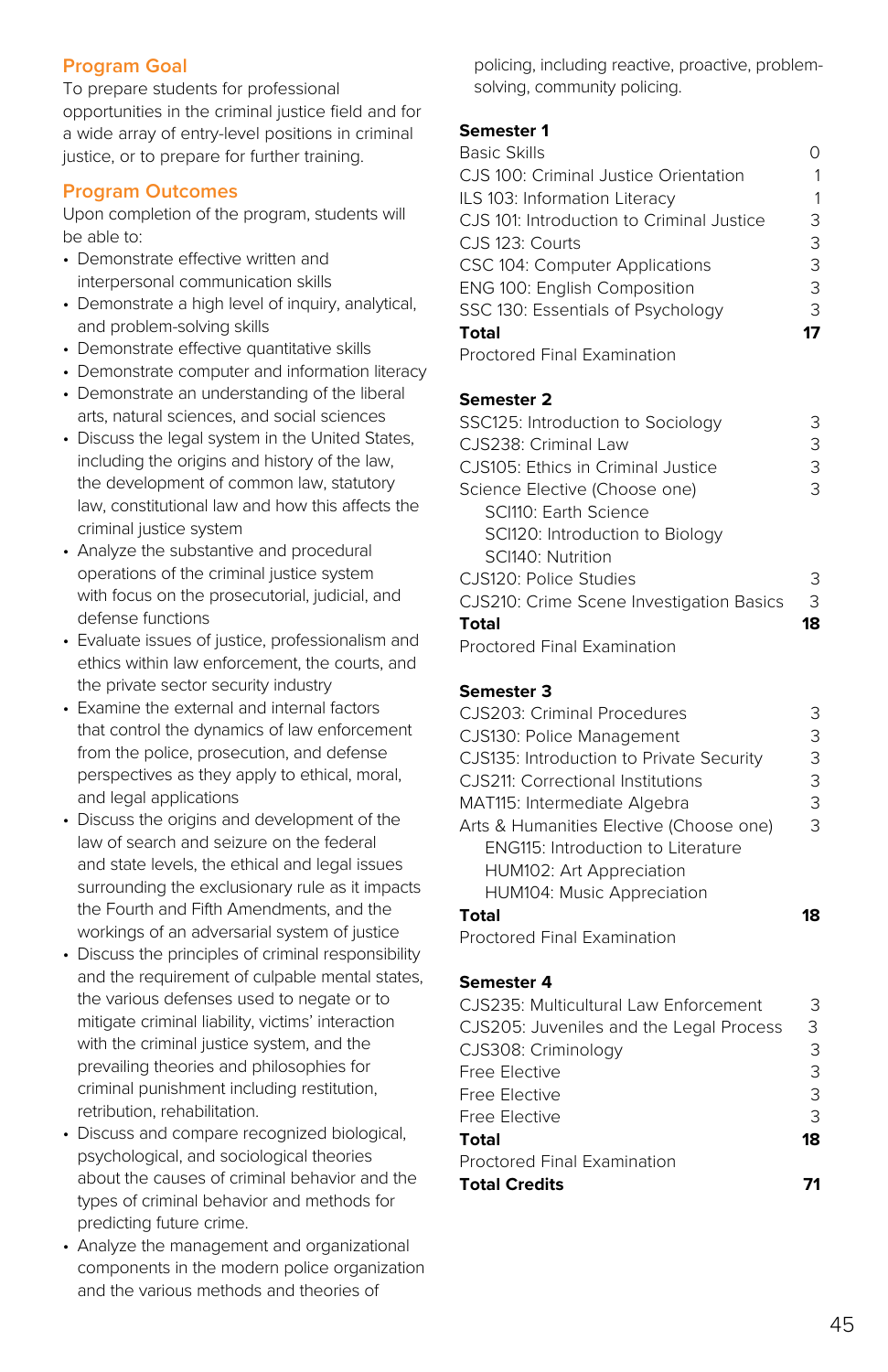## Program Goal

To prepare students for professional opportunities in the criminal justice field and for a wide array of entry-level positions in criminal justice, or to prepare for further training.

## Program Outcomes

Upon completion of the program, students will be able to:

- Demonstrate effective written and interpersonal communication skills
- Demonstrate a high level of inquiry, analytical, and problem-solving skills
- Demonstrate effective quantitative skills
- Demonstrate computer and information literacy
- Demonstrate an understanding of the liberal arts, natural sciences, and social sciences
- Discuss the legal system in the United States, including the origins and history of the law, the development of common law, statutory law, constitutional law and how this affects the criminal justice system
- Analyze the substantive and procedural operations of the criminal justice system with focus on the prosecutorial, judicial, and defense functions
- Evaluate issues of justice, professionalism and ethics within law enforcement, the courts, and the private sector security industry
- Examine the external and internal factors that control the dynamics of law enforcement from the police, prosecution, and defense perspectives as they apply to ethical, moral, and legal applications
- Discuss the origins and development of the law of search and seizure on the federal and state levels, the ethical and legal issues surrounding the exclusionary rule as it impacts the Fourth and Fifth Amendments, and the workings of an adversarial system of justice
- Discuss the principles of criminal responsibility and the requirement of culpable mental states, the various defenses used to negate or to mitigate criminal liability, victims' interaction with the criminal justice system, and the prevailing theories and philosophies for criminal punishment including restitution, retribution, rehabilitation.
- Discuss and compare recognized biological, psychological, and sociological theories about the causes of criminal behavior and the types of criminal behavior and methods for predicting future crime.
- Analyze the management and organizational components in the modern police organization and the various methods and theories of policing, including reactive, proactive, problem-solving, community policing.

| **Semester 1** | |
|---|---|
| Basic Skills | 0 |
| CJS 100: Criminal Justice Orientation | 1 |
| ILS 103: Information Literacy | 1 |
| CJS 101: Introduction to Criminal Justice | 3 |
| CJS 123: Courts | 3 |
| CSC 104: Computer Applications | 3 |
| ENG 100: English Composition | 3 |
| SSC 130: Essentials of Psychology | 3 |
| **Total** | **17** |
| Proctored Final Examination | |

| **Semester 2** | |
|---|---|
| SSC125: Introduction to Sociology | 3 |
| CJS238: Criminal Law | 3 |
| CJS105: Ethics in Criminal Justice | 3 |
| Science Elective (Choose one) | 3 |
| SCI110: Earth Science | |
| SCI120: Introduction to Biology | |
| SCI140: Nutrition | |
| CJS120: Police Studies | 3 |
| CJS210: Crime Scene Investigation Basics | 3 |
| **Total** | **18** |
| Proctored Final Examination | |

| **Semester 3** | |
|---|---|
| CJS203: Criminal Procedures | 3 |
| CJS130: Police Management | 3 |
| CJS135: Introduction to Private Security | 3 |
| CJS211: Correctional Institutions | 3 |
| MAT115: Intermediate Algebra | 3 |
| Arts & Humanities Elective (Choose one) | 3 |
| ENG115: Introduction to Literature | |
| HUM102: Art Appreciation | |
| HUM104: Music Appreciation | |
| **Total** | **18** |
| Proctored Final Examination | |

| **Semester 4** | |
|---|---|
| CJS235: Multicultural Law Enforcement | 3 |
| CJS205: Juveniles and the Legal Process | 3 |
| CJS308: Criminology | 3 |
| Free Elective | 3 |
| Free Elective | 3 |
| Free Elective | 3 |
| **Total** | **18** |
| Proctored Final Examination | |
| **Total Credits** | **71** |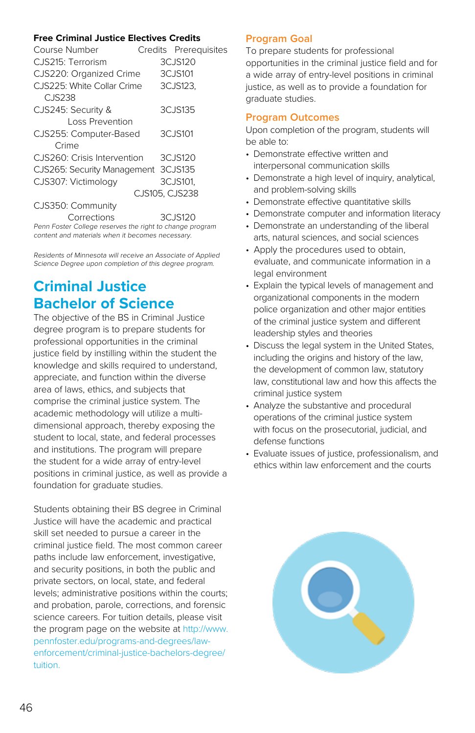**Free Criminal Justice Electives Credits**

| Course Number | Credits | Prerequisites |
|---|---|---|
| CJS215: Terrorism | 3 | CJS120 |
| CJS220: Organized Crime | 3 | CJS101 |
| CJS225: White Collar Crime | 3 | CJS123, CJS238 |
| CJS245: Security & Loss Prevention | 3 | CJS135 |
| CJS255: Computer-Based Crime | 3 | CJS101 |
| CJS260: Crisis Intervention | 3 | CJS120 |
| CJS265: Security Management | 3 | CJS135 |
| CJS307: Victimology | 3 | CJS101, CJS105, CJS238 |
| CJS350: Community Corrections | 3 | CJS120 |

*Penn Foster College reserves the right to change program content and materials when it becomes necessary.*

*Residents of Minnesota will receive an Associate of Applied Science Degree upon completion of this degree program.*

# Criminal Justice Bachelor of Science

The objective of the BS in Criminal Justice degree program is to prepare students for professional opportunities in the criminal justice field by instilling within the student the knowledge and skills required to understand, appreciate, and function within the diverse area of laws, ethics, and subjects that comprise the criminal justice system. The academic methodology will utilize a multi-dimensional approach, thereby exposing the student to local, state, and federal processes and institutions. The program will prepare the student for a wide array of entry-level positions in criminal justice, as well as provide a foundation for graduate studies.

Students obtaining their BS degree in Criminal Justice will have the academic and practical skill set needed to pursue a career in the criminal justice field. The most common career paths include law enforcement, investigative, and security positions, in both the public and private sectors, on local, state, and federal levels; administrative positions within the courts; and probation, parole, corrections, and forensic science careers. For tuition details, please visit the program page on the website at http://www.pennfoster.edu/programs-and-degrees/law-enforcement/criminal-justice-bachelors-degree/tuition.

## Program Goal

To prepare students for professional opportunities in the criminal justice field and for a wide array of entry-level positions in criminal justice, as well as to provide a foundation for graduate studies.

## Program Outcomes

Upon completion of the program, students will be able to:

- Demonstrate effective written and interpersonal communication skills
- Demonstrate a high level of inquiry, analytical, and problem-solving skills
- Demonstrate effective quantitative skills
- Demonstrate computer and information literacy
- Demonstrate an understanding of the liberal arts, natural sciences, and social sciences
- Apply the procedures used to obtain, evaluate, and communicate information in a legal environment
- Explain the typical levels of management and organizational components in the modern police organization and other major entities of the criminal justice system and different leadership styles and theories
- Discuss the legal system in the United States, including the origins and history of the law, the development of common law, statutory law, constitutional law and how this affects the criminal justice system
- Analyze the substantive and procedural operations of the criminal justice system with focus on the prosecutorial, judicial, and defense functions
- Evaluate issues of justice, professionalism, and ethics within law enforcement and the courts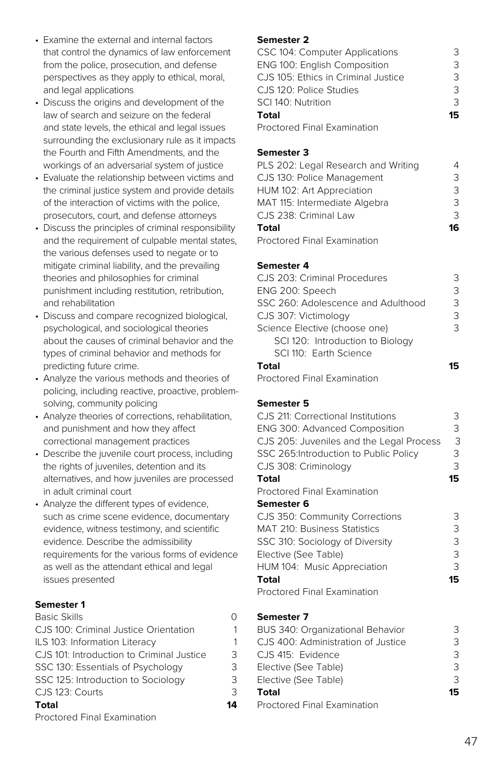- Examine the external and internal factors that control the dynamics of law enforcement from the police, prosecution, and defense perspectives as they apply to ethical, moral, and legal applications
- Discuss the origins and development of the law of search and seizure on the federal and state levels, the ethical and legal issues surrounding the exclusionary rule as it impacts the Fourth and Fifth Amendments, and the workings of an adversarial system of justice
- Evaluate the relationship between victims and the criminal justice system and provide details of the interaction of victims with the police, prosecutors, court, and defense attorneys
- Discuss the principles of criminal responsibility and the requirement of culpable mental states, the various defenses used to negate or to mitigate criminal liability, and the prevailing theories and philosophies for criminal punishment including restitution, retribution, and rehabilitation
- Discuss and compare recognized biological, psychological, and sociological theories about the causes of criminal behavior and the types of criminal behavior and methods for predicting future crime.
- Analyze the various methods and theories of policing, including reactive, proactive, problem-solving, community policing
- Analyze theories of corrections, rehabilitation, and punishment and how they affect correctional management practices
- Describe the juvenile court process, including the rights of juveniles, detention and its alternatives, and how juveniles are processed in adult criminal court
- Analyze the different types of evidence, such as crime scene evidence, documentary evidence, witness testimony, and scientific evidence. Describe the admissibility requirements for the various forms of evidence as well as the attendant ethical and legal issues presented

**Semester 1**

| | |
|---|---|
| Basic Skills | 0 |
| CJS 100: Criminal Justice Orientation | 1 |
| ILS 103: Information Literacy | 1 |
| CJS 101: Introduction to Criminal Justice | 3 |
| SSC 130: Essentials of Psychology | 3 |
| SSC 125: Introduction to Sociology | 3 |
| CJS 123: Courts | 3 |
| **Total** | **14** |

Proctored Final Examination

**Semester 2**

| | |
|---|---|
| CSC 104: Computer Applications | 3 |
| ENG 100: English Composition | 3 |
| CJS 105: Ethics in Criminal Justice | 3 |
| CJS 120: Police Studies | 3 |
| SCI 140: Nutrition | 3 |
| **Total** | **15** |

Proctored Final Examination

**Semester 3**

| | |
|---|---|
| PLS 202: Legal Research and Writing | 4 |
| CJS 130: Police Management | 3 |
| HUM 102: Art Appreciation | 3 |
| MAT 115: Intermediate Algebra | 3 |
| CJS 238: Criminal Law | 3 |
| **Total** | **16** |

Proctored Final Examination

**Semester 4**

| | |
|---|---|
| CJS 203: Criminal Procedures | 3 |
| ENG 200: Speech | 3 |
| SSC 260: Adolescence and Adulthood | 3 |
| CJS 307: Victimology | 3 |
| Science Elective (choose one) | 3 |
| SCI 120: Introduction to Biology | |
| SCI 110: Earth Science | |
| **Total** | **15** |

Proctored Final Examination

**Semester 5**

| | |
|---|---|
| CJS 211: Correctional Institutions | 3 |
| ENG 300: Advanced Composition | 3 |
| CJS 205: Juveniles and the Legal Process | 3 |
| SSC 265:Introduction to Public Policy | 3 |
| CJS 308: Criminology | 3 |
| **Total** | **15** |

Proctored Final Examination

**Semester 6**

| | |
|---|---|
| CJS 350: Community Corrections | 3 |
| MAT 210: Business Statistics | 3 |
| SSC 310: Sociology of Diversity | 3 |
| Elective (See Table) | 3 |
| HUM 104: Music Appreciation | 3 |
| **Total** | **15** |

Proctored Final Examination

**Semester 7**

| | |
|---|---|
| BUS 340: Organizational Behavior | 3 |
| CJS 400: Administration of Justice | 3 |
| CJS 415: Evidence | 3 |
| Elective (See Table) | 3 |
| Elective (See Table) | 3 |
| **Total** | **15** |

Proctored Final Examination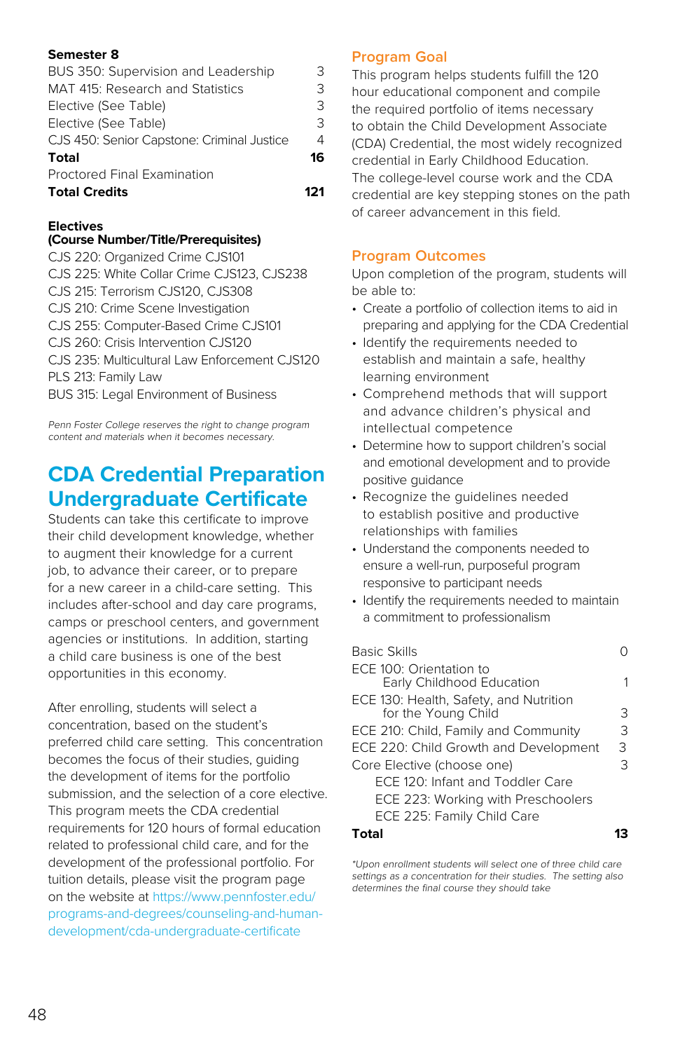**Semester 8**

| Course | Credits |
|---|---|
| BUS 350: Supervision and Leadership | 3 |
| MAT 415: Research and Statistics | 3 |
| Elective (See Table) | 3 |
| Elective (See Table) | 3 |
| CJS 450: Senior Capstone: Criminal Justice | 4 |
| **Total** | **16** |
| Proctored Final Examination | |
| **Total Credits** | **121** |

**Electives**
**(Course Number/Title/Prerequisites)**

CJS 220: Organized Crime CJS101
CJS 225: White Collar Crime CJS123, CJS238
CJS 215: Terrorism CJS120, CJS308
CJS 210: Crime Scene Investigation
CJS 255: Computer-Based Crime CJS101
CJS 260: Crisis Intervention CJS120
CJS 235: Multicultural Law Enforcement CJS120
PLS 213: Family Law
BUS 315: Legal Environment of Business

*Penn Foster College reserves the right to change program content and materials when it becomes necessary.*

# CDA Credential Preparation Undergraduate Certificate

Students can take this certificate to improve their child development knowledge, whether to augment their knowledge for a current job, to advance their career, or to prepare for a new career in a child-care setting. This includes after-school and day care programs, camps or preschool centers, and government agencies or institutions. In addition, starting a child care business is one of the best opportunities in this economy.

After enrolling, students will select a concentration, based on the student's preferred child care setting. This concentration becomes the focus of their studies, guiding the development of items for the portfolio submission, and the selection of a core elective. This program meets the CDA credential requirements for 120 hours of formal education related to professional child care, and for the development of the professional portfolio. For tuition details, please visit the program page on the website at https://www.pennfoster.edu/programs-and-degrees/counseling-and-human-development/cda-undergraduate-certificate

## Program Goal

This program helps students fulfill the 120 hour educational component and compile the required portfolio of items necessary to obtain the Child Development Associate (CDA) Credential, the most widely recognized credential in Early Childhood Education. The college-level course work and the CDA credential are key stepping stones on the path of career advancement in this field.

## Program Outcomes

Upon completion of the program, students will be able to:

- Create a portfolio of collection items to aid in preparing and applying for the CDA Credential
- Identify the requirements needed to establish and maintain a safe, healthy learning environment
- Comprehend methods that will support and advance children's physical and intellectual competence
- Determine how to support children's social and emotional development and to provide positive guidance
- Recognize the guidelines needed to establish positive and productive relationships with families
- Understand the components needed to ensure a well-run, purposeful program responsive to participant needs
- Identify the requirements needed to maintain a commitment to professionalism

| Course | Credits |
|---|---|
| Basic Skills | 0 |
| ECE 100: Orientation to Early Childhood Education | 1 |
| ECE 130: Health, Safety, and Nutrition for the Young Child | 3 |
| ECE 210: Child, Family and Community | 3 |
| ECE 220: Child Growth and Development | 3 |
| Core Elective (choose one) | 3 |
| ECE 120: Infant and Toddler Care | |
| ECE 223: Working with Preschoolers | |
| ECE 225: Family Child Care | |
| **Total** | **13** |

*\*Upon enrollment students will select one of three child care settings as a concentration for their studies. The setting also determines the final course they should take*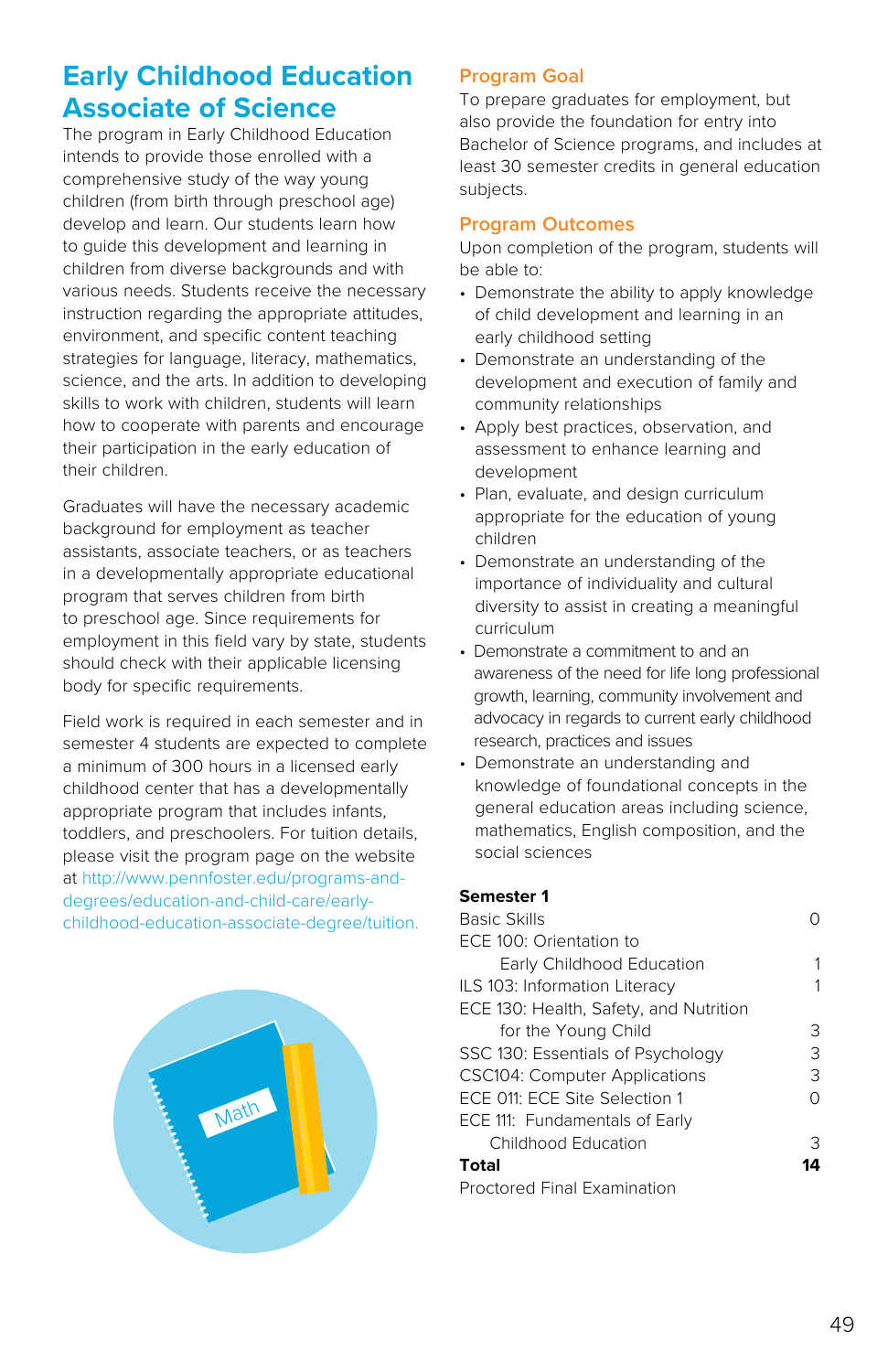# Early Childhood Education Associate of Science

The program in Early Childhood Education intends to provide those enrolled with a comprehensive study of the way young children (from birth through preschool age) develop and learn. Our students learn how to guide this development and learning in children from diverse backgrounds and with various needs. Students receive the necessary instruction regarding the appropriate attitudes, environment, and specific content teaching strategies for language, literacy, mathematics, science, and the arts. In addition to developing skills to work with children, students will learn how to cooperate with parents and encourage their participation in the early education of their children.

Graduates will have the necessary academic background for employment as teacher assistants, associate teachers, or as teachers in a developmentally appropriate educational program that serves children from birth to preschool age. Since requirements for employment in this field vary by state, students should check with their applicable licensing body for specific requirements.

Field work is required in each semester and in semester 4 students are expected to complete a minimum of 300 hours in a licensed early childhood center that has a developmentally appropriate program that includes infants, toddlers, and preschoolers. For tuition details, please visit the program page on the website at http://www.pennfoster.edu/programs-and-degrees/education-and-child-care/early-childhood-education-associate-degree/tuition.

## Program Goal

To prepare graduates for employment, but also provide the foundation for entry into Bachelor of Science programs, and includes at least 30 semester credits in general education subjects.

## Program Outcomes

Upon completion of the program, students will be able to:

- Demonstrate the ability to apply knowledge of child development and learning in an early childhood setting
- Demonstrate an understanding of the development and execution of family and community relationships
- Apply best practices, observation, and assessment to enhance learning and development
- Plan, evaluate, and design curriculum appropriate for the education of young children
- Demonstrate an understanding of the importance of individuality and cultural diversity to assist in creating a meaningful curriculum
- Demonstrate a commitment to and an awareness of the need for life long professional growth, learning, community involvement and advocacy in regards to current early childhood research, practices and issues
- Demonstrate an understanding and knowledge of foundational concepts in the general education areas including science, mathematics, English composition, and the social sciences

| **Semester 1** | |
|---|---|
| Basic Skills | 0 |
| ECE 100: Orientation to Early Childhood Education | 1 |
| ILS 103: Information Literacy | 1 |
| ECE 130: Health, Safety, and Nutrition for the Young Child | 3 |
| SSC 130: Essentials of Psychology | 3 |
| CSC104: Computer Applications | 3 |
| ECE 011: ECE Site Selection 1 | 0 |
| ECE 111: Fundamentals of Early Childhood Education | 3 |
| **Total** | **14** |
| Proctored Final Examination | |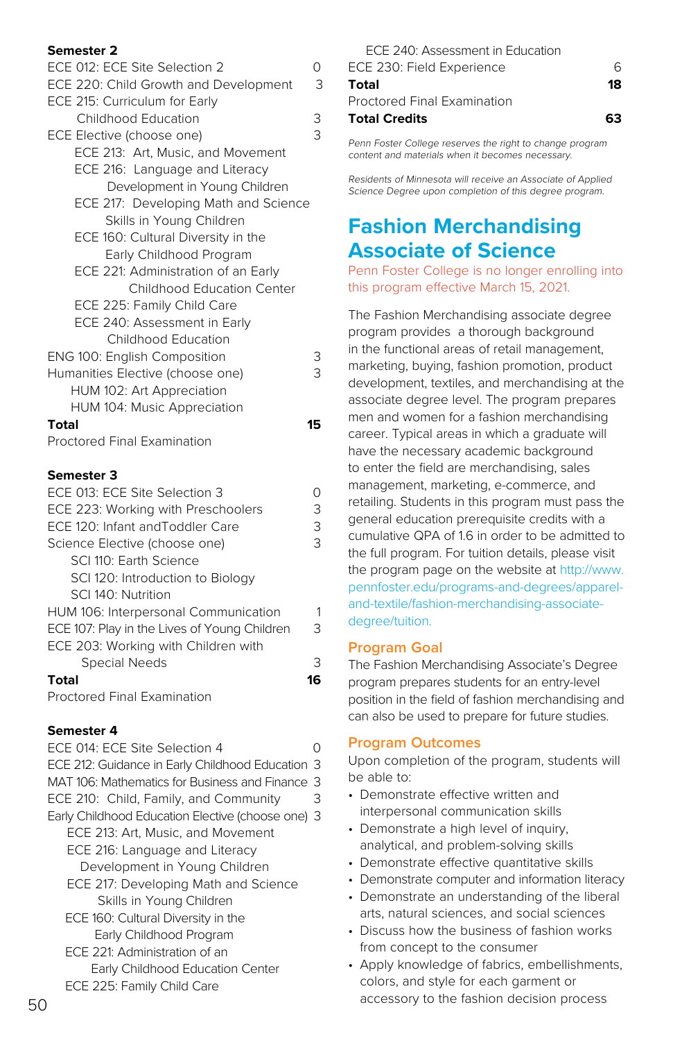**Semester 2**

| Course | Credits |
|---|---|
| ECE 012: ECE Site Selection 2 | 0 |
| ECE 220: Child Growth and Development | 3 |
| ECE 215: Curriculum for Early Childhood Education | 3 |
| ECE Elective (choose one) | 3 |
| ECE 213: Art, Music, and Movement | |
| ECE 216: Language and Literacy Development in Young Children | |
| ECE 217: Developing Math and Science Skills in Young Children | |
| ECE 160: Cultural Diversity in the Early Childhood Program | |
| ECE 221: Administration of an Early Childhood Education Center | |
| ECE 225: Family Child Care | |
| ECE 240: Assessment in Early Childhood Education | |
| ENG 100: English Composition | 3 |
| Humanities Elective (choose one) | 3 |
| HUM 102: Art Appreciation | |
| HUM 104: Music Appreciation | |
| **Total** | **15** |
| Proctored Final Examination | |

**Semester 3**

| Course | Credits |
|---|---|
| ECE 013: ECE Site Selection 3 | 0 |
| ECE 223: Working with Preschoolers | 3 |
| ECE 120: Infant andToddler Care | 3 |
| Science Elective (choose one) | 3 |
| SCI 110: Earth Science | |
| SCI 120: Introduction to Biology | |
| SCI 140: Nutrition | |
| HUM 106: Interpersonal Communication | 1 |
| ECE 107: Play in the Lives of Young Children | 3 |
| ECE 203: Working with Children with Special Needs | 3 |
| **Total** | **16** |
| Proctored Final Examination | |

**Semester 4**

| Course | Credits |
|---|---|
| ECE 014: ECE Site Selection 4 | 0 |
| ECE 212: Guidance in Early Childhood Education | 3 |
| MAT 106: Mathematics for Business and Finance | 3 |
| ECE 210: Child, Family, and Community | 3 |
| Early Childhood Education Elective (choose one) | 3 |
| ECE 213: Art, Music, and Movement | |
| ECE 216: Language and Literacy Development in Young Children | |
| ECE 217: Developing Math and Science Skills in Young Children | |
| ECE 160: Cultural Diversity in the Early Childhood Program | |
| ECE 221: Administration of an Early Childhood Education Center | |
| ECE 225: Family Child Care | |
| ECE 240: Assessment in Education | |
| ECE 230: Field Experience | 6 |
| **Total** | **18** |
| Proctored Final Examination | |
| **Total Credits** | **63** |

*Penn Foster College reserves the right to change program content and materials when it becomes necessary.*

*Residents of Minnesota will receive an Associate of Applied Science Degree upon completion of this degree program.*

# Fashion Merchandising Associate of Science

Penn Foster College is no longer enrolling into this program effective March 15, 2021.

The Fashion Merchandising associate degree program provides a thorough background in the functional areas of retail management, marketing, buying, fashion promotion, product development, textiles, and merchandising at the associate degree level. The program prepares men and women for a fashion merchandising career. Typical areas in which a graduate will have the necessary academic background to enter the field are merchandising, sales management, marketing, e-commerce, and retailing. Students in this program must pass the general education prerequisite credits with a cumulative QPA of 1.6 in order to be admitted to the full program. For tuition details, please visit the program page on the website at http://www.pennfoster.edu/programs-and-degrees/apparel-and-textile/fashion-merchandising-associate-degree/tuition.

## Program Goal

The Fashion Merchandising Associate's Degree program prepares students for an entry-level position in the field of fashion merchandising and can also be used to prepare for future studies.

## Program Outcomes

Upon completion of the program, students will be able to:

- Demonstrate effective written and interpersonal communication skills
- Demonstrate a high level of inquiry, analytical, and problem-solving skills
- Demonstrate effective quantitative skills
- Demonstrate computer and information literacy
- Demonstrate an understanding of the liberal arts, natural sciences, and social sciences
- Discuss how the business of fashion works from concept to the consumer
- Apply knowledge of fabrics, embellishments, colors, and style for each garment or accessory to the fashion decision process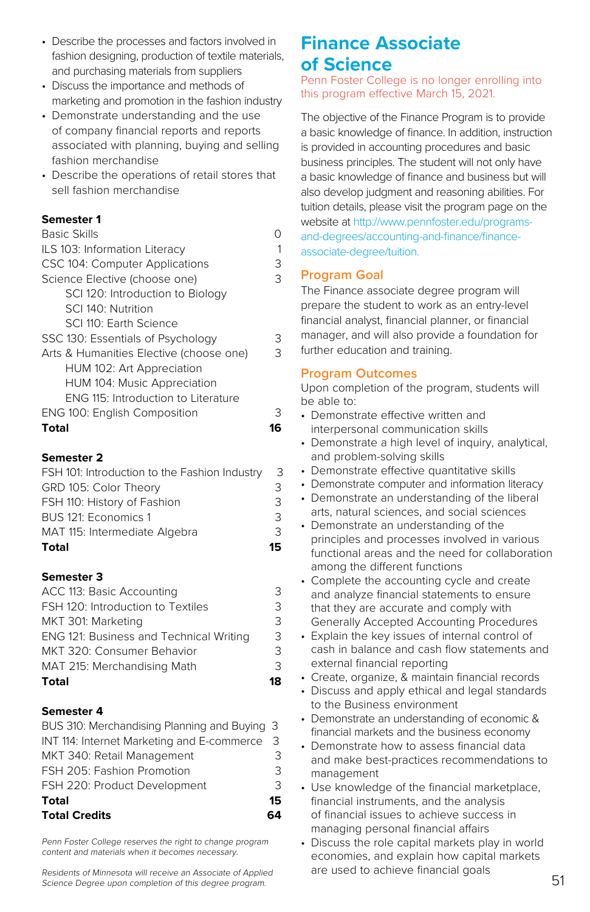- Describe the processes and factors involved in fashion designing, production of textile materials, and purchasing materials from suppliers
- Discuss the importance and methods of marketing and promotion in the fashion industry
- Demonstrate understanding and the use of company financial reports and reports associated with planning, buying and selling fashion merchandise
- Describe the operations of retail stores that sell fashion merchandise

| Semester 1 | |
|---|---|
| Basic Skills | 0 |
| ILS 103: Information Literacy | 1 |
| CSC 104: Computer Applications | 3 |
| Science Elective (choose one) | 3 |
| SCI 120: Introduction to Biology | |
| SCI 140: Nutrition | |
| SCI 110: Earth Science | |
| SSC 130: Essentials of Psychology | 3 |
| Arts & Humanities Elective (choose one) | 3 |
| HUM 102: Art Appreciation | |
| HUM 104: Music Appreciation | |
| ENG 115: Introduction to Literature | |
| ENG 100: English Composition | 3 |
| **Total** | **16** |

| Semester 2 | |
|---|---|
| FSH 101: Introduction to the Fashion Industry | 3 |
| GRD 105: Color Theory | 3 |
| FSH 110: History of Fashion | 3 |
| BUS 121: Economics 1 | 3 |
| MAT 115: Intermediate Algebra | 3 |
| **Total** | **15** |

| Semester 3 | |
|---|---|
| ACC 113: Basic Accounting | 3 |
| FSH 120: Introduction to Textiles | 3 |
| MKT 301: Marketing | 3 |
| ENG 121: Business and Technical Writing | 3 |
| MKT 320: Consumer Behavior | 3 |
| MAT 215: Merchandising Math | 3 |
| **Total** | **18** |

| Semester 4 | |
|---|---|
| BUS 310: Merchandising Planning and Buying | 3 |
| INT 114: Internet Marketing and E-commerce | 3 |
| MKT 340: Retail Management | 3 |
| FSH 205: Fashion Promotion | 3 |
| FSH 220: Product Development | 3 |
| **Total** | **15** |
| **Total Credits** | **64** |

*Penn Foster College reserves the right to change program content and materials when it becomes necessary.*

*Residents of Minnesota will receive an Associate of Applied Science Degree upon completion of this degree program.*

# Finance Associate of Science

Penn Foster College is no longer enrolling into this program effective March 15, 2021.

The objective of the Finance Program is to provide a basic knowledge of finance. In addition, instruction is provided in accounting procedures and basic business principles. The student will not only have a basic knowledge of finance and business but will also develop judgment and reasoning abilities. For tuition details, please visit the program page on the website at http://www.pennfoster.edu/programs-and-degrees/accounting-and-finance/finance-associate-degree/tuition.

## Program Goal

The Finance associate degree program will prepare the student to work as an entry-level financial analyst, financial planner, or financial manager, and will also provide a foundation for further education and training.

## Program Outcomes

Upon completion of the program, students will be able to:

- Demonstrate effective written and interpersonal communication skills
- Demonstrate a high level of inquiry, analytical, and problem-solving skills
- Demonstrate effective quantitative skills
- Demonstrate computer and information literacy
- Demonstrate an understanding of the liberal arts, natural sciences, and social sciences
- Demonstrate an understanding of the principles and processes involved in various functional areas and the need for collaboration among the different functions
- Complete the accounting cycle and create and analyze financial statements to ensure that they are accurate and comply with Generally Accepted Accounting Procedures
- Explain the key issues of internal control of cash in balance and cash flow statements and external financial reporting
- Create, organize, & maintain financial records
- Discuss and apply ethical and legal standards to the Business environment
- Demonstrate an understanding of economic & financial markets and the business economy
- Demonstrate how to assess financial data and make best-practices recommendations to management
- Use knowledge of the financial marketplace, financial instruments, and the analysis of financial issues to achieve success in managing personal financial affairs
- Discuss the role capital markets play in world economies, and explain how capital markets are used to achieve financial goals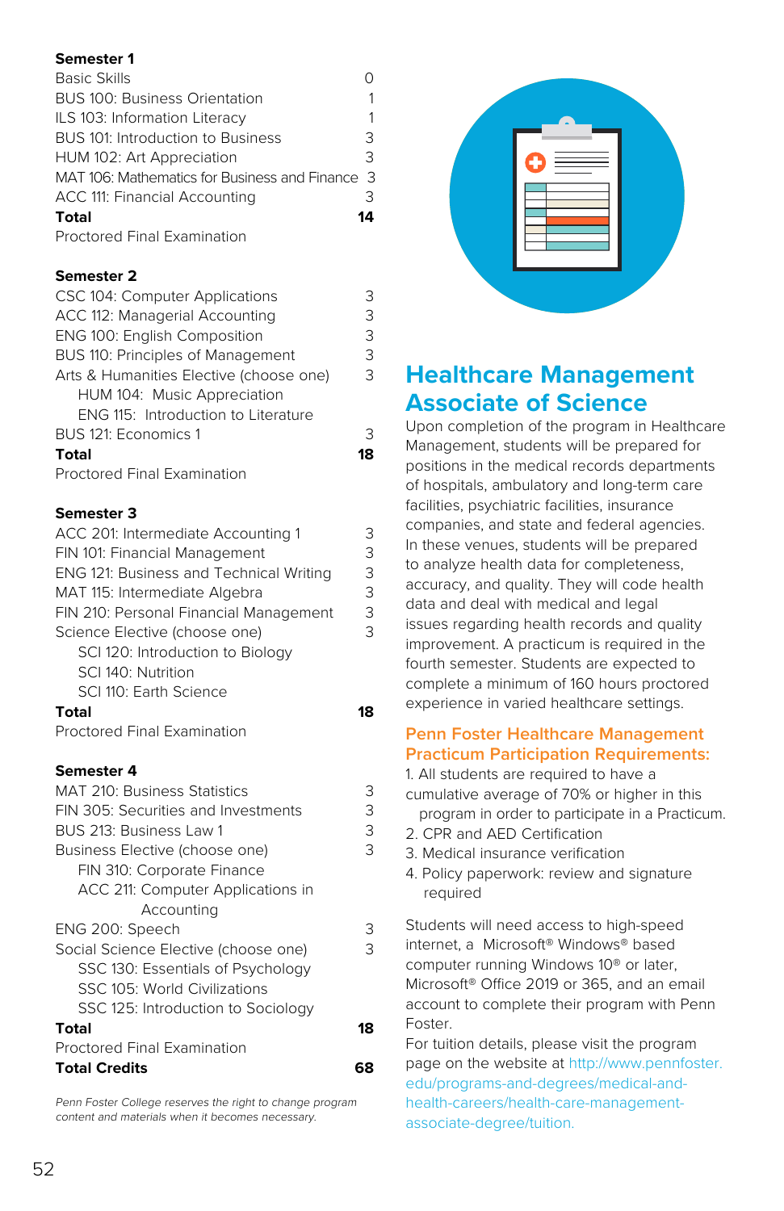**Semester 1**

| | |
|---|---|
| Basic Skills | 0 |
| BUS 100: Business Orientation | 1 |
| ILS 103: Information Literacy | 1 |
| BUS 101: Introduction to Business | 3 |
| HUM 102: Art Appreciation | 3 |
| MAT 106: Mathematics for Business and Finance | 3 |
| ACC 111: Financial Accounting | 3 |
| **Total** | **14** |
| Proctored Final Examination | |

**Semester 2**

| | |
|---|---|
| CSC 104: Computer Applications | 3 |
| ACC 112: Managerial Accounting | 3 |
| ENG 100: English Composition | 3 |
| BUS 110: Principles of Management | 3 |
| Arts & Humanities Elective (choose one) | 3 |
| HUM 104: Music Appreciation | |
| ENG 115: Introduction to Literature | |
| BUS 121: Economics 1 | 3 |
| **Total** | **18** |
| Proctored Final Examination | |

**Semester 3**

| | |
|---|---|
| ACC 201: Intermediate Accounting 1 | 3 |
| FIN 101: Financial Management | 3 |
| ENG 121: Business and Technical Writing | 3 |
| MAT 115: Intermediate Algebra | 3 |
| FIN 210: Personal Financial Management | 3 |
| Science Elective (choose one) | 3 |
| SCI 120: Introduction to Biology | |
| SCI 140: Nutrition | |
| SCI 110: Earth Science | |
| **Total** | **18** |
| Proctored Final Examination | |

**Semester 4**

| | |
|---|---|
| MAT 210: Business Statistics | 3 |
| FIN 305: Securities and Investments | 3 |
| BUS 213: Business Law 1 | 3 |
| Business Elective (choose one) | 3 |
| FIN 310: Corporate Finance | |
| ACC 211: Computer Applications in Accounting | |
| ENG 200: Speech | 3 |
| Social Science Elective (choose one) | 3 |
| SSC 130: Essentials of Psychology | |
| SSC 105: World Civilizations | |
| SSC 125: Introduction to Sociology | |
| **Total** | **18** |
| Proctored Final Examination | |
| **Total Credits** | **68** |

*Penn Foster College reserves the right to change program content and materials when it becomes necessary.*

## Healthcare Management Associate of Science

Upon completion of the program in Healthcare Management, students will be prepared for positions in the medical records departments of hospitals, ambulatory and long-term care facilities, psychiatric facilities, insurance companies, and state and federal agencies. In these venues, students will be prepared to analyze health data for completeness, accuracy, and quality. They will code health data and deal with medical and legal issues regarding health records and quality improvement. A practicum is required in the fourth semester. Students are expected to complete a minimum of 160 hours proctored experience in varied healthcare settings.

### Penn Foster Healthcare Management Practicum Participation Requirements:

1. All students are required to have a cumulative average of 70% or higher in this program in order to participate in a Practicum.
2. CPR and AED Certification
3. Medical insurance verification
4. Policy paperwork: review and signature required

Students will need access to high-speed internet, a Microsoft® Windows® based computer running Windows 10® or later, Microsoft® Office 2019 or 365, and an email account to complete their program with Penn Foster.

For tuition details, please visit the program page on the website at http://www.pennfoster.edu/programs-and-degrees/medical-and-health-careers/health-care-management-associate-degree/tuition.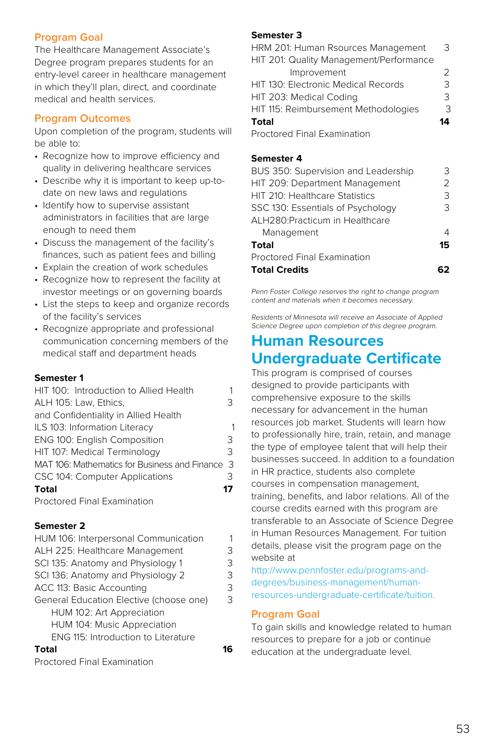## Program Goal

The Healthcare Management Associate's Degree program prepares students for an entry-level career in healthcare management in which they'll plan, direct, and coordinate medical and health services.

## Program Outcomes

Upon completion of the program, students will be able to:

- Recognize how to improve efficiency and quality in delivering healthcare services
- Describe why it is important to keep up-to-date on new laws and regulations
- Identify how to supervise assistant administrators in facilities that are large enough to need them
- Discuss the management of the facility's finances, such as patient fees and billing
- Explain the creation of work schedules
- Recognize how to represent the facility at investor meetings or on governing boards
- List the steps to keep and organize records of the facility's services
- Recognize appropriate and professional communication concerning members of the medical staff and department heads

### Semester 1

| Course | Credits |
|---|---|
| HIT 100: Introduction to Allied Health | 1 |
| ALH 105: Law, Ethics, and Confidentiality in Allied Health | 3 |
| ILS 103: Information Literacy | 1 |
| ENG 100: English Composition | 3 |
| HIT 107: Medical Terminology | 3 |
| MAT 106: Mathematics for Business and Finance | 3 |
| CSC 104: Computer Applications | 3 |
| **Total** | **17** |

Proctored Final Examination

### Semester 2

| Course | Credits |
|---|---|
| HUM 106: Interpersonal Communication | 1 |
| ALH 225: Healthcare Management | 3 |
| SCI 135: Anatomy and Physiology 1 | 3 |
| SCI 136: Anatomy and Physiology 2 | 3 |
| ACC 113: Basic Accounting | 3 |
| General Education Elective (choose one) | 3 |
| HUM 102: Art Appreciation | |
| HUM 104: Music Appreciation | |
| ENG 115: Introduction to Literature | |
| **Total** | **16** |

Proctored Final Examination

### Semester 3

| Course | Credits |
|---|---|
| HRM 201: Human Rsources Management | 3 |
| HIT 201: Quality Management/Performance Improvement | 2 |
| HIT 130: Electronic Medical Records | 3 |
| HIT 203: Medical Coding | 3 |
| HIT 115: Reimbursement Methodologies | 3 |
| **Total** | **14** |

Proctored Final Examination

### Semester 4

| Course | Credits |
|---|---|
| BUS 350: Supervision and Leadership | 3 |
| HIT 209: Department Management | 2 |
| HIT 210: Healthcare Statistics | 3 |
| SSC 130: Essentials of Psychology | 3 |
| ALH280:Practicum in Healthcare Management | 4 |
| **Total** | **15** |

Proctored Final Examination

**Total Credits** **62**

*Penn Foster College reserves the right to change program content and materials when it becomes necessary.*

*Residents of Minnesota will receive an Associate of Applied Science Degree upon completion of this degree program.*

# Human Resources Undergraduate Certificate

This program is comprised of courses designed to provide participants with comprehensive exposure to the skills necessary for advancement in the human resources job market. Students will learn how to professionally hire, train, retain, and manage the type of employee talent that will help their businesses succeed. In addition to a foundation in HR practice, students also complete courses in compensation management, training, benefits, and labor relations. All of the course credits earned with this program are transferable to an Associate of Science Degree in Human Resources Management. For tuition details, please visit the program page on the website at http://www.pennfoster.edu/programs-and-degrees/business-management/human-resources-undergraduate-certificate/tuition.

## Program Goal

To gain skills and knowledge related to human resources to prepare for a job or continue education at the undergraduate level.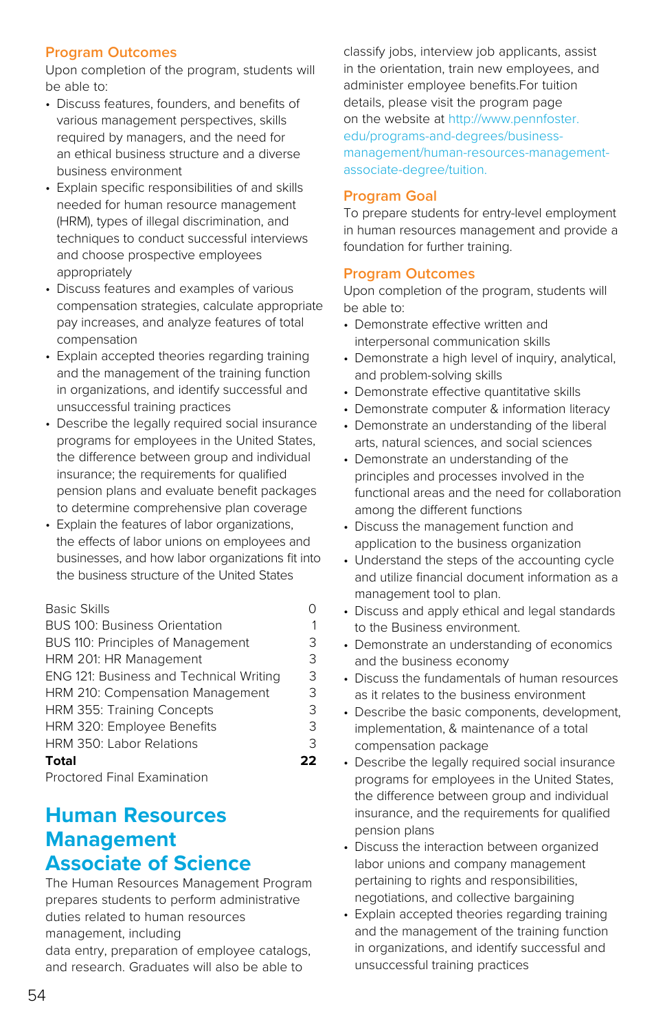## Program Outcomes

Upon completion of the program, students will be able to:

- Discuss features, founders, and benefits of various management perspectives, skills required by managers, and the need for an ethical business structure and a diverse business environment
- Explain specific responsibilities of and skills needed for human resource management (HRM), types of illegal discrimination, and techniques to conduct successful interviews and choose prospective employees appropriately
- Discuss features and examples of various compensation strategies, calculate appropriate pay increases, and analyze features of total compensation
- Explain accepted theories regarding training and the management of the training function in organizations, and identify successful and unsuccessful training practices
- Describe the legally required social insurance programs for employees in the United States, the difference between group and individual insurance; the requirements for qualified pension plans and evaluate benefit packages to determine comprehensive plan coverage
- Explain the features of labor organizations, the effects of labor unions on employees and businesses, and how labor organizations fit into the business structure of the United States

| | |
|---|---|
| Basic Skills | 0 |
| BUS 100: Business Orientation | 1 |
| BUS 110: Principles of Management | 3 |
| HRM 201: HR Management | 3 |
| ENG 121: Business and Technical Writing | 3 |
| HRM 210: Compensation Management | 3 |
| HRM 355: Training Concepts | 3 |
| HRM 320: Employee Benefits | 3 |
| HRM 350: Labor Relations | 3 |
| **Total** | **22** |

Proctored Final Examination

# Human Resources Management Associate of Science

The Human Resources Management Program prepares students to perform administrative duties related to human resources management, including data entry, preparation of employee catalogs, and research. Graduates will also be able to classify jobs, interview job applicants, assist in the orientation, train new employees, and administer employee benefits.For tuition details, please visit the program page on the website at http://www.pennfoster.edu/programs-and-degrees/business-management/human-resources-management-associate-degree/tuition.

## Program Goal

To prepare students for entry-level employment in human resources management and provide a foundation for further training.

## Program Outcomes

Upon completion of the program, students will be able to:

- Demonstrate effective written and interpersonal communication skills
- Demonstrate a high level of inquiry, analytical, and problem-solving skills
- Demonstrate effective quantitative skills
- Demonstrate computer & information literacy
- Demonstrate an understanding of the liberal arts, natural sciences, and social sciences
- Demonstrate an understanding of the principles and processes involved in the functional areas and the need for collaboration among the different functions
- Discuss the management function and application to the business organization
- Understand the steps of the accounting cycle and utilize financial document information as a management tool to plan.
- Discuss and apply ethical and legal standards to the Business environment.
- Demonstrate an understanding of economics and the business economy
- Discuss the fundamentals of human resources as it relates to the business environment
- Describe the basic components, development, implementation, & maintenance of a total compensation package
- Describe the legally required social insurance programs for employees in the United States, the difference between group and individual insurance, and the requirements for qualified pension plans
- Discuss the interaction between organized labor unions and company management pertaining to rights and responsibilities, negotiations, and collective bargaining
- Explain accepted theories regarding training and the management of the training function in organizations, and identify successful and unsuccessful training practices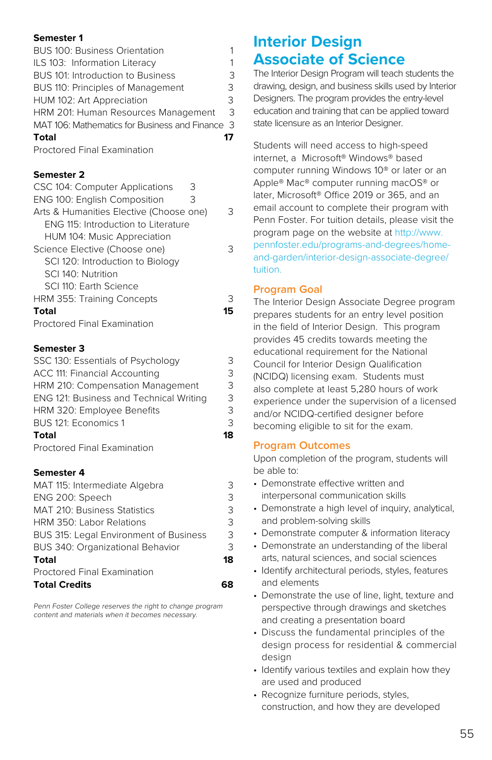**Semester 1**

| | |
|---|---|
| BUS 100: Business Orientation | 1 |
| ILS 103: Information Literacy | 1 |
| BUS 101: Introduction to Business | 3 |
| BUS 110: Principles of Management | 3 |
| HUM 102: Art Appreciation | 3 |
| HRM 201: Human Resources Management | 3 |
| MAT 106: Mathematics for Business and Finance | 3 |
| **Total** | **17** |
| Proctored Final Examination | |

**Semester 2**

| | |
|---|---|
| CSC 104: Computer Applications | 3 |
| ENG 100: English Composition | 3 |
| Arts & Humanities Elective (Choose one) | 3 |
| ENG 115: Introduction to Literature | |
| HUM 104: Music Appreciation | |
| Science Elective (Choose one) | 3 |
| SCI 120: Introduction to Biology | |
| SCI 140: Nutrition | |
| SCI 110: Earth Science | |
| HRM 355: Training Concepts | 3 |
| **Total** | **15** |
| Proctored Final Examination | |

**Semester 3**

| | |
|---|---|
| SSC 130: Essentials of Psychology | 3 |
| ACC 111: Financial Accounting | 3 |
| HRM 210: Compensation Management | 3 |
| ENG 121: Business and Technical Writing | 3 |
| HRM 320: Employee Benefits | 3 |
| BUS 121: Economics 1 | 3 |
| **Total** | **18** |
| Proctored Final Examination | |

**Semester 4**

| | |
|---|---|
| MAT 115: Intermediate Algebra | 3 |
| ENG 200: Speech | 3 |
| MAT 210: Business Statistics | 3 |
| HRM 350: Labor Relations | 3 |
| BUS 315: Legal Environment of Business | 3 |
| BUS 340: Organizational Behavior | 3 |
| **Total** | **18** |
| Proctored Final Examination | |
| **Total Credits** | **68** |

*Penn Foster College reserves the right to change program content and materials when it becomes necessary.*

# Interior Design Associate of Science

The Interior Design Program will teach students the drawing, design, and business skills used by Interior Designers. The program provides the entry-level education and training that can be applied toward state licensure as an Interior Designer.

Students will need access to high-speed internet, a Microsoft® Windows® based computer running Windows 10® or later or an Apple® Mac® computer running macOS® or later, Microsoft® Office 2019 or 365, and an email account to complete their program with Penn Foster. For tuition details, please visit the program page on the website at http://www.pennfoster.edu/programs-and-degrees/home-and-garden/interior-design-associate-degree/tuition.

## Program Goal

The Interior Design Associate Degree program prepares students for an entry level position in the field of Interior Design. This program provides 45 credits towards meeting the educational requirement for the National Council for Interior Design Qualification (NCIDQ) licensing exam. Students must also complete at least 5,280 hours of work experience under the supervision of a licensed and/or NCIDQ-certified designer before becoming eligible to sit for the exam.

## Program Outcomes

Upon completion of the program, students will be able to:

- Demonstrate effective written and interpersonal communication skills
- Demonstrate a high level of inquiry, analytical, and problem-solving skills
- Demonstrate computer & information literacy
- Demonstrate an understanding of the liberal arts, natural sciences, and social sciences
- Identify architectural periods, styles, features and elements
- Demonstrate the use of line, light, texture and perspective through drawings and sketches and creating a presentation board
- Discuss the fundamental principles of the design process for residential & commercial design
- Identify various textiles and explain how they are used and produced
- Recognize furniture periods, styles, construction, and how they are developed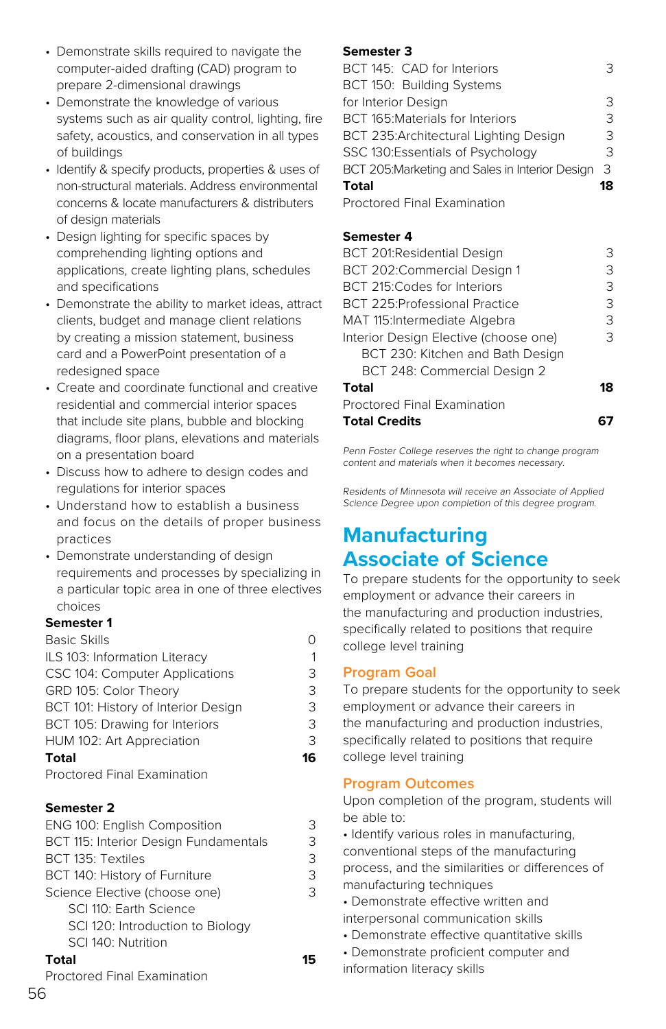- Demonstrate skills required to navigate the computer-aided drafting (CAD) program to prepare 2-dimensional drawings
- Demonstrate the knowledge of various systems such as air quality control, lighting, fire safety, acoustics, and conservation in all types of buildings
- Identify & specify products, properties & uses of non-structural materials. Address environmental concerns & locate manufacturers & distributers of design materials
- Design lighting for specific spaces by comprehending lighting options and applications, create lighting plans, schedules and specifications
- Demonstrate the ability to market ideas, attract clients, budget and manage client relations by creating a mission statement, business card and a PowerPoint presentation of a redesigned space
- Create and coordinate functional and creative residential and commercial interior spaces that include site plans, bubble and blocking diagrams, floor plans, elevations and materials on a presentation board
- Discuss how to adhere to design codes and regulations for interior spaces
- Understand how to establish a business and focus on the details of proper business practices
- Demonstrate understanding of design requirements and processes by specializing in a particular topic area in one of three electives choices

**Semester 1**

| | |
|---|---|
| Basic Skills | 0 |
| ILS 103: Information Literacy | 1 |
| CSC 104: Computer Applications | 3 |
| GRD 105: Color Theory | 3 |
| BCT 101: History of Interior Design | 3 |
| BCT 105: Drawing for Interiors | 3 |
| HUM 102: Art Appreciation | 3 |
| **Total** | **16** |

Proctored Final Examination

**Semester 2**

| | |
|---|---|
| ENG 100: English Composition | 3 |
| BCT 115: Interior Design Fundamentals | 3 |
| BCT 135: Textiles | 3 |
| BCT 140: History of Furniture | 3 |
| Science Elective (choose one) | 3 |
| SCI 110: Earth Science | |
| SCI 120: Introduction to Biology | |
| SCI 140: Nutrition | |
| **Total** | **15** |

Proctored Final Examination

**Semester 3**

| | |
|---|---|
| BCT 145: CAD for Interiors | 3 |
| BCT 150: Building Systems for Interior Design | 3 |
| BCT 165:Materials for Interiors | 3 |
| BCT 235:Architectural Lighting Design | 3 |
| SSC 130:Essentials of Psychology | 3 |
| BCT 205:Marketing and Sales in Interior Design | 3 |
| **Total** | **18** |

Proctored Final Examination

**Semester 4**

| | |
|---|---|
| BCT 201:Residential Design | 3 |
| BCT 202:Commercial Design 1 | 3 |
| BCT 215:Codes for Interiors | 3 |
| BCT 225:Professional Practice | 3 |
| MAT 115:Intermediate Algebra | 3 |
| Interior Design Elective (choose one) | 3 |
| BCT 230: Kitchen and Bath Design | |
| BCT 248: Commercial Design 2 | |
| **Total** | **18** |

Proctored Final Examination

**Total Credits** **67**

*Penn Foster College reserves the right to change program content and materials when it becomes necessary.*

*Residents of Minnesota will receive an Associate of Applied Science Degree upon completion of this degree program.*

# Manufacturing Associate of Science

To prepare students for the opportunity to seek employment or advance their careers in the manufacturing and production industries, specifically related to positions that require college level training

## Program Goal

To prepare students for the opportunity to seek employment or advance their careers in the manufacturing and production industries, specifically related to positions that require college level training

## Program Outcomes

Upon completion of the program, students will be able to:

- Identify various roles in manufacturing, conventional steps of the manufacturing process, and the similarities or differences of manufacturing techniques
- Demonstrate effective written and interpersonal communication skills
- Demonstrate effective quantitative skills
- Demonstrate proficient computer and information literacy skills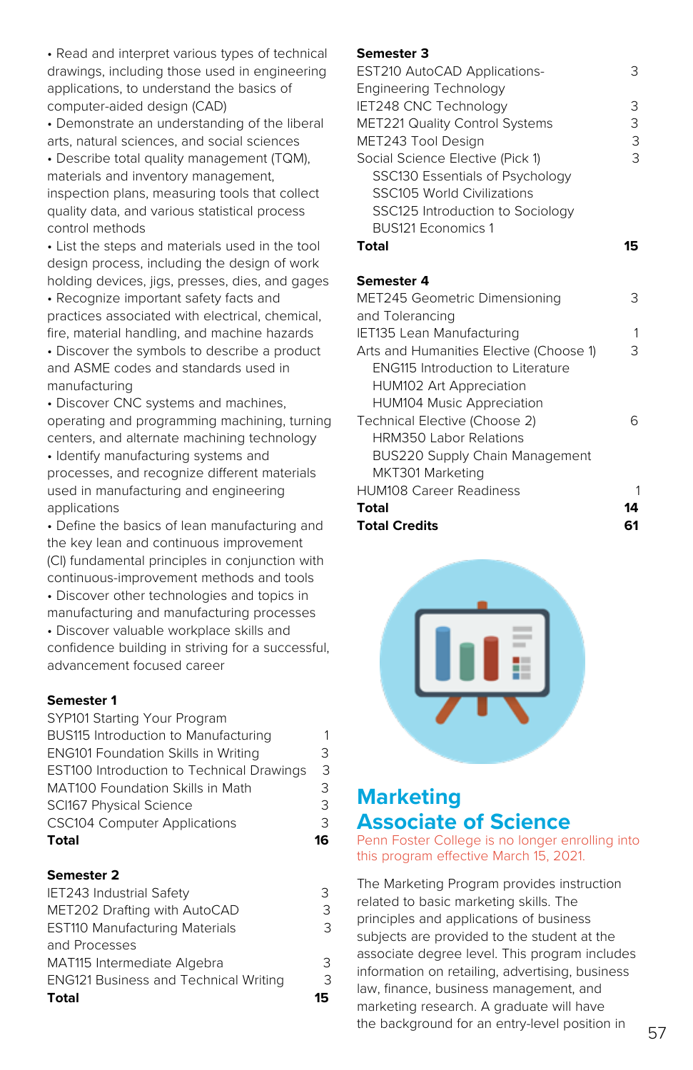- Read and interpret various types of technical drawings, including those used in engineering applications, to understand the basics of computer-aided design (CAD)
- Demonstrate an understanding of the liberal arts, natural sciences, and social sciences
- Describe total quality management (TQM), materials and inventory management, inspection plans, measuring tools that collect quality data, and various statistical process control methods
- List the steps and materials used in the tool design process, including the design of work holding devices, jigs, presses, dies, and gages
- Recognize important safety facts and practices associated with electrical, chemical, fire, material handling, and machine hazards
- Discover the symbols to describe a product and ASME codes and standards used in manufacturing
- Discover CNC systems and machines, operating and programming machining, turning centers, and alternate machining technology
- Identify manufacturing systems and processes, and recognize different materials used in manufacturing and engineering applications
- Define the basics of lean manufacturing and the key lean and continuous improvement (CI) fundamental principles in conjunction with continuous-improvement methods and tools
- Discover other technologies and topics in manufacturing and manufacturing processes
- Discover valuable workplace skills and confidence building in striving for a successful, advancement focused career

**Semester 1**

| | |
|---|---|
| SYP101 Starting Your Program | |
| BUS115 Introduction to Manufacturing | 1 |
| ENG101 Foundation Skills in Writing | 3 |
| EST100 Introduction to Technical Drawings | 3 |
| MAT100 Foundation Skills in Math | 3 |
| SCI167 Physical Science | 3 |
| CSC104 Computer Applications | 3 |
| **Total** | **16** |

**Semester 2**

| | |
|---|---|
| IET243 Industrial Safety | 3 |
| MET202 Drafting with AutoCAD | 3 |
| EST110 Manufacturing Materials and Processes | 3 |
| MAT115 Intermediate Algebra | 3 |
| ENG121 Business and Technical Writing | 3 |
| **Total** | **15** |

**Semester 3**

| | |
|---|---|
| EST210 AutoCAD Applications-Engineering Technology | 3 |
| IET248 CNC Technology | 3 |
| MET221 Quality Control Systems | 3 |
| MET243 Tool Design | 3 |
| Social Science Elective (Pick 1) | 3 |
| SSC130 Essentials of Psychology | |
| SSC105 World Civilizations | |
| SSC125 Introduction to Sociology | |
| BUS121 Economics 1 | |
| **Total** | **15** |

**Semester 4**

| | |
|---|---|
| MET245 Geometric Dimensioning and Tolerancing | 3 |
| IET135 Lean Manufacturing | 1 |
| Arts and Humanities Elective (Choose 1) | 3 |
| ENG115 Introduction to Literature | |
| HUM102 Art Appreciation | |
| HUM104 Music Appreciation | |
| Technical Elective (Choose 2) | 6 |
| HRM350 Labor Relations | |
| BUS220 Supply Chain Management | |
| MKT301 Marketing | |
| HUM108 Career Readiness | 1 |
| **Total** | **14** |
| **Total Credits** | **61** |

# Marketing Associate of Science

Penn Foster College is no longer enrolling into this program effective March 15, 2021.

The Marketing Program provides instruction related to basic marketing skills. The principles and applications of business subjects are provided to the student at the associate degree level. This program includes information on retailing, advertising, business law, finance, business management, and marketing research. A graduate will have the background for an entry-level position in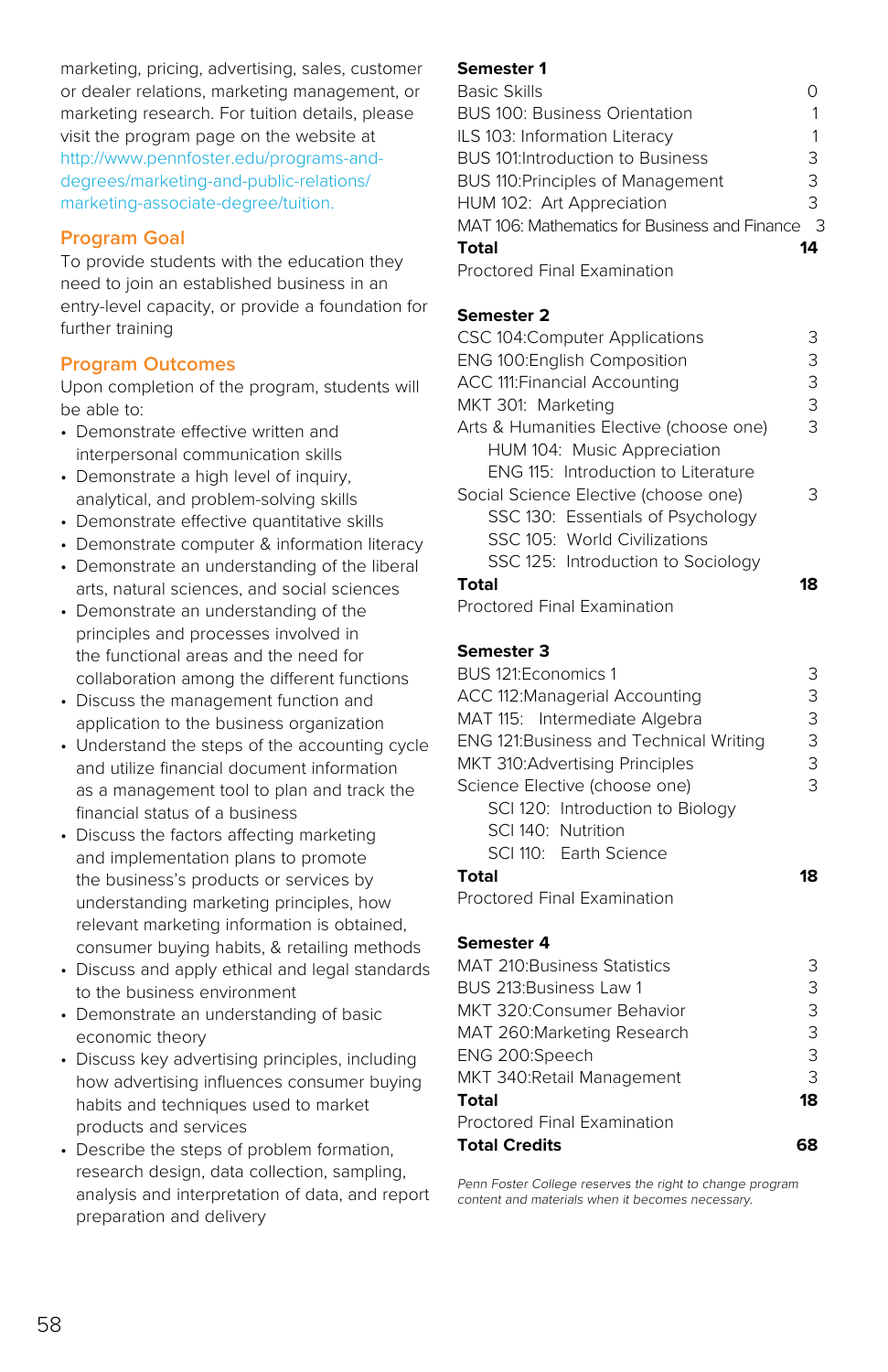marketing, pricing, advertising, sales, customer or dealer relations, marketing management, or marketing research. For tuition details, please visit the program page on the website at http://www.pennfoster.edu/programs-and-degrees/marketing-and-public-relations/marketing-associate-degree/tuition.

## Program Goal

To provide students with the education they need to join an established business in an entry-level capacity, or provide a foundation for further training

## Program Outcomes

Upon completion of the program, students will be able to:

- Demonstrate effective written and interpersonal communication skills
- Demonstrate a high level of inquiry, analytical, and problem-solving skills
- Demonstrate effective quantitative skills
- Demonstrate computer & information literacy
- Demonstrate an understanding of the liberal arts, natural sciences, and social sciences
- Demonstrate an understanding of the principles and processes involved in the functional areas and the need for collaboration among the different functions
- Discuss the management function and application to the business organization
- Understand the steps of the accounting cycle and utilize financial document information as a management tool to plan and track the financial status of a business
- Discuss the factors affecting marketing and implementation plans to promote the business's products or services by understanding marketing principles, how relevant marketing information is obtained, consumer buying habits, & retailing methods
- Discuss and apply ethical and legal standards to the business environment
- Demonstrate an understanding of basic economic theory
- Discuss key advertising principles, including how advertising influences consumer buying habits and techniques used to market products and services
- Describe the steps of problem formation, research design, data collection, sampling, analysis and interpretation of data, and report preparation and delivery

| **Semester 1** | |
|---|---|
| Basic Skills | 0 |
| BUS 100: Business Orientation | 1 |
| ILS 103: Information Literacy | 1 |
| BUS 101:Introduction to Business | 3 |
| BUS 110:Principles of Management | 3 |
| HUM 102: Art Appreciation | 3 |
| MAT 106: Mathematics for Business and Finance | 3 |
| **Total** | **14** |
| Proctored Final Examination | |

| **Semester 2** | |
|---|---|
| CSC 104:Computer Applications | 3 |
| ENG 100:English Composition | 3 |
| ACC 111:Financial Accounting | 3 |
| MKT 301: Marketing | 3 |
| Arts & Humanities Elective (choose one) | 3 |
| HUM 104: Music Appreciation | |
| ENG 115: Introduction to Literature | |
| Social Science Elective (choose one) | 3 |
| SSC 130: Essentials of Psychology | |
| SSC 105: World Civilizations | |
| SSC 125: Introduction to Sociology | |
| **Total** | **18** |
| Proctored Final Examination | |

| **Semester 3** | |
|---|---|
| BUS 121:Economics 1 | 3 |
| ACC 112:Managerial Accounting | 3 |
| MAT 115: Intermediate Algebra | 3 |
| ENG 121:Business and Technical Writing | 3 |
| MKT 310:Advertising Principles | 3 |
| Science Elective (choose one) | 3 |
| SCI 120: Introduction to Biology | |
| SCI 140: Nutrition | |
| SCI 110: Earth Science | |
| **Total** | **18** |
| Proctored Final Examination | |

| **Semester 4** | |
|---|---|
| MAT 210:Business Statistics | 3 |
| BUS 213:Business Law 1 | 3 |
| MKT 320:Consumer Behavior | 3 |
| MAT 260:Marketing Research | 3 |
| ENG 200:Speech | 3 |
| MKT 340:Retail Management | 3 |
| **Total** | **18** |
| Proctored Final Examination | |
| **Total Credits** | **68** |

*Penn Foster College reserves the right to change program content and materials when it becomes necessary.*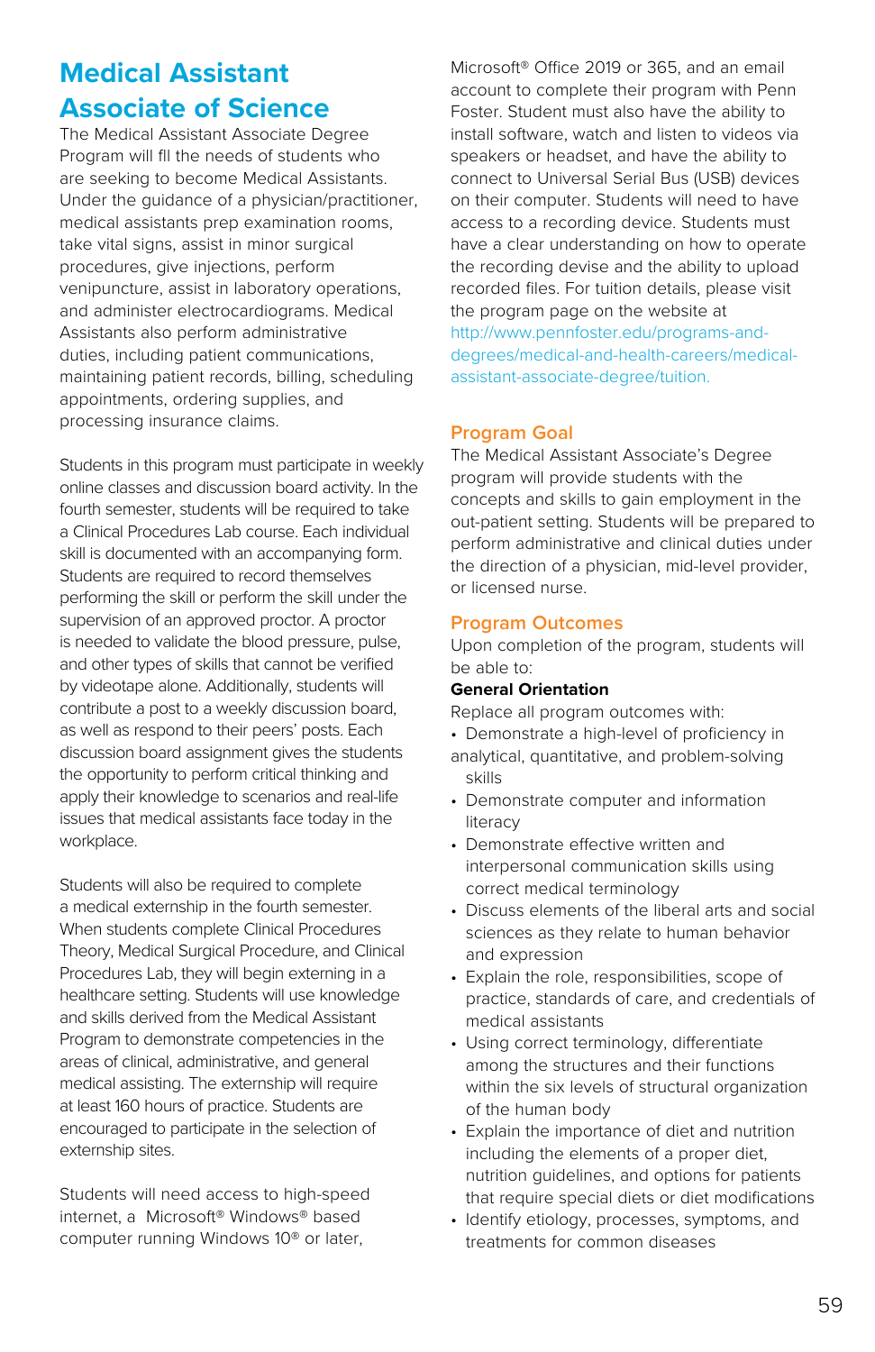# Medical Assistant Associate of Science

The Medical Assistant Associate Degree Program will fll the needs of students who are seeking to become Medical Assistants. Under the guidance of a physician/practitioner, medical assistants prep examination rooms, take vital signs, assist in minor surgical procedures, give injections, perform venipuncture, assist in laboratory operations, and administer electrocardiograms. Medical Assistants also perform administrative duties, including patient communications, maintaining patient records, billing, scheduling appointments, ordering supplies, and processing insurance claims.

Students in this program must participate in weekly online classes and discussion board activity. In the fourth semester, students will be required to take a Clinical Procedures Lab course. Each individual skill is documented with an accompanying form. Students are required to record themselves performing the skill or perform the skill under the supervision of an approved proctor. A proctor is needed to validate the blood pressure, pulse, and other types of skills that cannot be verified by videotape alone. Additionally, students will contribute a post to a weekly discussion board, as well as respond to their peers' posts. Each discussion board assignment gives the students the opportunity to perform critical thinking and apply their knowledge to scenarios and real-life issues that medical assistants face today in the workplace.

Students will also be required to complete a medical externship in the fourth semester. When students complete Clinical Procedures Theory, Medical Surgical Procedure, and Clinical Procedures Lab, they will begin externing in a healthcare setting. Students will use knowledge and skills derived from the Medical Assistant Program to demonstrate competencies in the areas of clinical, administrative, and general medical assisting. The externship will require at least 160 hours of practice. Students are encouraged to participate in the selection of externship sites.

Students will need access to high-speed internet, a Microsoft® Windows® based computer running Windows 10® or later, Microsoft® Office 2019 or 365, and an email account to complete their program with Penn Foster. Student must also have the ability to install software, watch and listen to videos via speakers or headset, and have the ability to connect to Universal Serial Bus (USB) devices on their computer. Students will need to have access to a recording device. Students must have a clear understanding on how to operate the recording devise and the ability to upload recorded files. For tuition details, please visit the program page on the website at http://www.pennfoster.edu/programs-and-degrees/medical-and-health-careers/medical-assistant-associate-degree/tuition.

## Program Goal

The Medical Assistant Associate's Degree program will provide students with the concepts and skills to gain employment in the out-patient setting. Students will be prepared to perform administrative and clinical duties under the direction of a physician, mid-level provider, or licensed nurse.

## Program Outcomes

Upon completion of the program, students will be able to:

**General Orientation**

Replace all program outcomes with:

- Demonstrate a high-level of proficiency in analytical, quantitative, and problem-solving skills
- Demonstrate computer and information literacy
- Demonstrate effective written and interpersonal communication skills using correct medical terminology
- Discuss elements of the liberal arts and social sciences as they relate to human behavior and expression
- Explain the role, responsibilities, scope of practice, standards of care, and credentials of medical assistants
- Using correct terminology, differentiate among the structures and their functions within the six levels of structural organization of the human body
- Explain the importance of diet and nutrition including the elements of a proper diet, nutrition guidelines, and options for patients that require special diets or diet modifications
- Identify etiology, processes, symptoms, and treatments for common diseases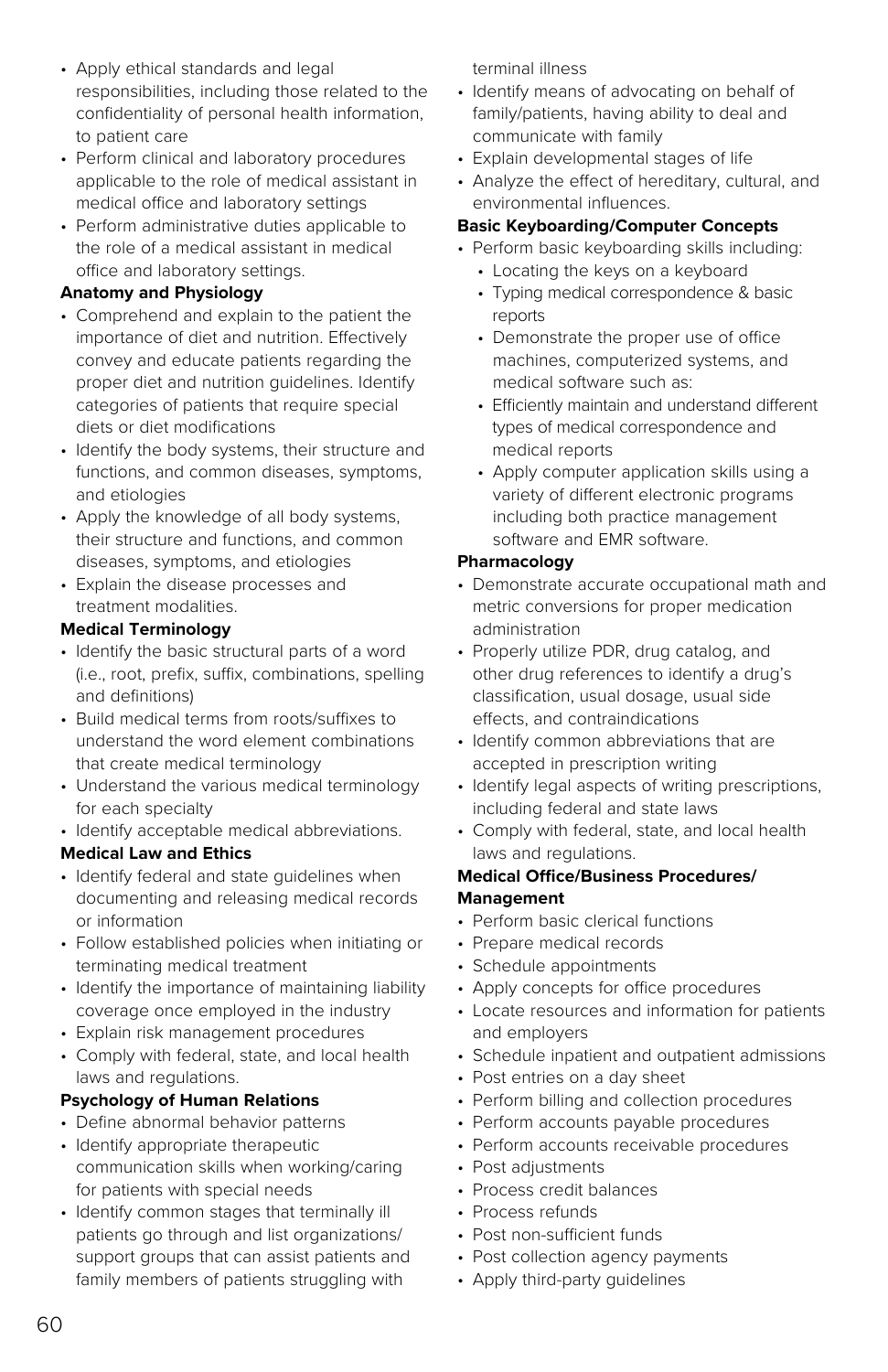- Apply ethical standards and legal responsibilities, including those related to the confidentiality of personal health information, to patient care
- Perform clinical and laboratory procedures applicable to the role of medical assistant in medical office and laboratory settings
- Perform administrative duties applicable to the role of a medical assistant in medical office and laboratory settings.

**Anatomy and Physiology**

- Comprehend and explain to the patient the importance of diet and nutrition. Effectively convey and educate patients regarding the proper diet and nutrition guidelines. Identify categories of patients that require special diets or diet modifications
- Identify the body systems, their structure and functions, and common diseases, symptoms, and etiologies
- Apply the knowledge of all body systems, their structure and functions, and common diseases, symptoms, and etiologies
- Explain the disease processes and treatment modalities.

**Medical Terminology**

- Identify the basic structural parts of a word (i.e., root, prefix, suffix, combinations, spelling and definitions)
- Build medical terms from roots/suffixes to understand the word element combinations that create medical terminology
- Understand the various medical terminology for each specialty
- Identify acceptable medical abbreviations.

**Medical Law and Ethics**

- Identify federal and state guidelines when documenting and releasing medical records or information
- Follow established policies when initiating or terminating medical treatment
- Identify the importance of maintaining liability coverage once employed in the industry
- Explain risk management procedures
- Comply with federal, state, and local health laws and regulations.

**Psychology of Human Relations**

- Define abnormal behavior patterns
- Identify appropriate therapeutic communication skills when working/caring for patients with special needs
- Identify common stages that terminally ill patients go through and list organizations/support groups that can assist patients and family members of patients struggling with terminal illness
- Identify means of advocating on behalf of family/patients, having ability to deal and communicate with family
- Explain developmental stages of life
- Analyze the effect of hereditary, cultural, and environmental influences.

**Basic Keyboarding/Computer Concepts**

- Perform basic keyboarding skills including:
  - Locating the keys on a keyboard
  - Typing medical correspondence & basic reports
  - Demonstrate the proper use of office machines, computerized systems, and medical software such as:
  - Efficiently maintain and understand different types of medical correspondence and medical reports
  - Apply computer application skills using a variety of different electronic programs including both practice management software and EMR software.

**Pharmacology**

- Demonstrate accurate occupational math and metric conversions for proper medication administration
- Properly utilize PDR, drug catalog, and other drug references to identify a drug's classification, usual dosage, usual side effects, and contraindications
- Identify common abbreviations that are accepted in prescription writing
- Identify legal aspects of writing prescriptions, including federal and state laws
- Comply with federal, state, and local health laws and regulations.

**Medical Office/Business Procedures/Management**

- Perform basic clerical functions
- Prepare medical records
- Schedule appointments
- Apply concepts for office procedures
- Locate resources and information for patients and employers
- Schedule inpatient and outpatient admissions
- Post entries on a day sheet
- Perform billing and collection procedures
- Perform accounts payable procedures
- Perform accounts receivable procedures
- Post adjustments
- Process credit balances
- Process refunds
- Post non-sufficient funds
- Post collection agency payments
- Apply third-party guidelines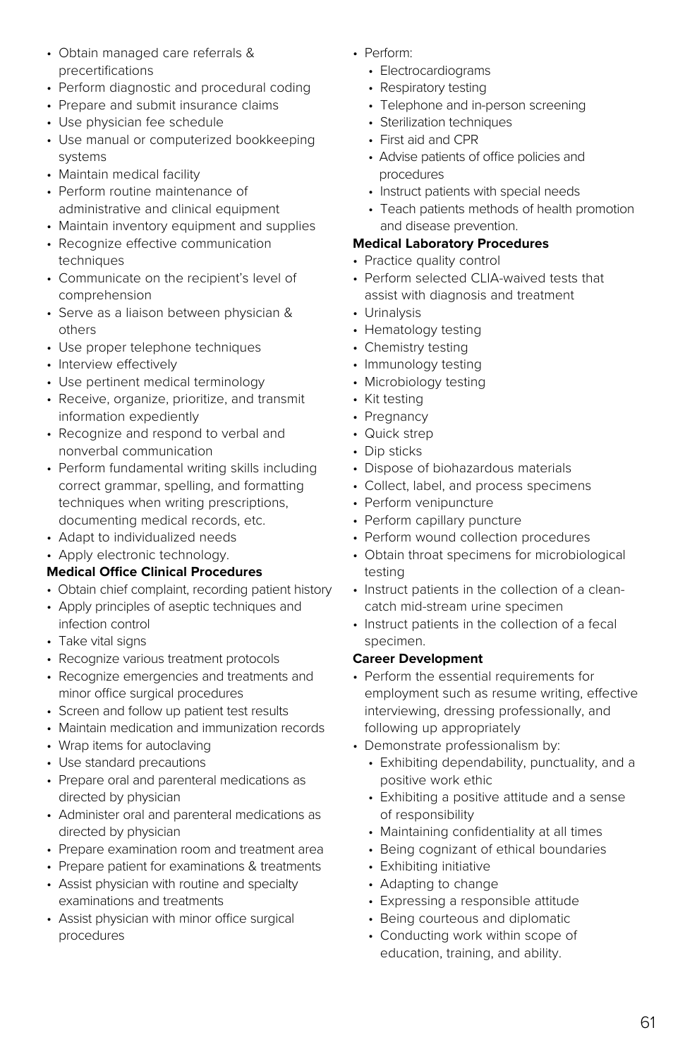- Obtain managed care referrals & precertifications
- Perform diagnostic and procedural coding
- Prepare and submit insurance claims
- Use physician fee schedule
- Use manual or computerized bookkeeping systems
- Maintain medical facility
- Perform routine maintenance of administrative and clinical equipment
- Maintain inventory equipment and supplies
- Recognize effective communication techniques
- Communicate on the recipient's level of comprehension
- Serve as a liaison between physician & others
- Use proper telephone techniques
- Interview effectively
- Use pertinent medical terminology
- Receive, organize, prioritize, and transmit information expediently
- Recognize and respond to verbal and nonverbal communication
- Perform fundamental writing skills including correct grammar, spelling, and formatting techniques when writing prescriptions, documenting medical records, etc.
- Adapt to individualized needs
- Apply electronic technology.

**Medical Office Clinical Procedures**

- Obtain chief complaint, recording patient history
- Apply principles of aseptic techniques and infection control
- Take vital signs
- Recognize various treatment protocols
- Recognize emergencies and treatments and minor office surgical procedures
- Screen and follow up patient test results
- Maintain medication and immunization records
- Wrap items for autoclaving
- Use standard precautions
- Prepare oral and parenteral medications as directed by physician
- Administer oral and parenteral medications as directed by physician
- Prepare examination room and treatment area
- Prepare patient for examinations & treatments
- Assist physician with routine and specialty examinations and treatments
- Assist physician with minor office surgical procedures
- Perform:
  - Electrocardiograms
  - Respiratory testing
  - Telephone and in-person screening
  - Sterilization techniques
  - First aid and CPR
  - Advise patients of office policies and procedures
  - Instruct patients with special needs
  - Teach patients methods of health promotion and disease prevention.

**Medical Laboratory Procedures**

- Practice quality control
- Perform selected CLIA-waived tests that assist with diagnosis and treatment
- Urinalysis
- Hematology testing
- Chemistry testing
- Immunology testing
- Microbiology testing
- Kit testing
- Pregnancy
- Quick strep
- Dip sticks
- Dispose of biohazardous materials
- Collect, label, and process specimens
- Perform venipuncture
- Perform capillary puncture
- Perform wound collection procedures
- Obtain throat specimens for microbiological testing
- Instruct patients in the collection of a clean-catch mid-stream urine specimen
- Instruct patients in the collection of a fecal specimen.

**Career Development**

- Perform the essential requirements for employment such as resume writing, effective interviewing, dressing professionally, and following up appropriately
- Demonstrate professionalism by:
  - Exhibiting dependability, punctuality, and a positive work ethic
  - Exhibiting a positive attitude and a sense of responsibility
  - Maintaining confidentiality at all times
  - Being cognizant of ethical boundaries
  - Exhibiting initiative
  - Adapting to change
  - Expressing a responsible attitude
  - Being courteous and diplomatic
  - Conducting work within scope of education, training, and ability.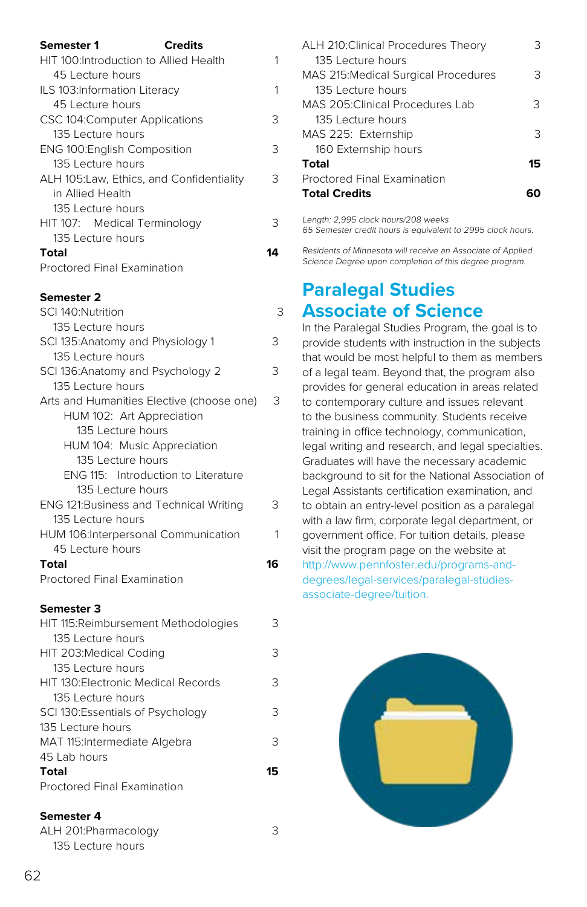| **Semester 1** | **Credits** |
|---|---|
| HIT 100:Introduction to Allied Health<br>45 Lecture hours | 1 |
| ILS 103:Information Literacy<br>45 Lecture hours | 1 |
| CSC 104:Computer Applications<br>135 Lecture hours | 3 |
| ENG 100:English Composition<br>135 Lecture hours | 3 |
| ALH 105:Law, Ethics, and Confidentiality in Allied Health<br>135 Lecture hours | 3 |
| HIT 107: Medical Terminology<br>135 Lecture hours | 3 |
| **Total** | **14** |
| Proctored Final Examination | |

| **Semester 2** | |
|---|---|
| SCI 140:Nutrition<br>135 Lecture hours | 3 |
| SCI 135:Anatomy and Physiology 1<br>135 Lecture hours | 3 |
| SCI 136:Anatomy and Psychology 2<br>135 Lecture hours | 3 |
| Arts and Humanities Elective (choose one)<br>HUM 102: Art Appreciation<br>135 Lecture hours<br>HUM 104: Music Appreciation<br>135 Lecture hours<br>ENG 115: Introduction to Literature<br>135 Lecture hours | 3 |
| ENG 121:Business and Technical Writing<br>135 Lecture hours | 3 |
| HUM 106:Interpersonal Communication<br>45 Lecture hours | 1 |
| **Total** | **16** |
| Proctored Final Examination | |

| **Semester 3** | |
|---|---|
| HIT 115:Reimbursement Methodologies<br>135 Lecture hours | 3 |
| HIT 203:Medical Coding<br>135 Lecture hours | 3 |
| HIT 130:Electronic Medical Records<br>135 Lecture hours | 3 |
| SCI 130:Essentials of Psychology<br>135 Lecture hours | 3 |
| MAT 115:Intermediate Algebra<br>45 Lab hours | 3 |
| **Total** | **15** |
| Proctored Final Examination | |

| **Semester 4** | |
|---|---|
| ALH 201:Pharmacology<br>135 Lecture hours | 3 |
| ALH 210:Clinical Procedures Theory<br>135 Lecture hours | 3 |
| MAS 215:Medical Surgical Procedures<br>135 Lecture hours | 3 |
| MAS 205:Clinical Procedures Lab<br>135 Lecture hours | 3 |
| MAS 225: Externship<br>160 Externship hours | 3 |
| **Total** | **15** |
| Proctored Final Examination | |
| **Total Credits** | **60** |

*Length: 2,995 clock hours/208 weeks*
*65 Semester credit hours is equivalent to 2995 clock hours.*

*Residents of Minnesota will receive an Associate of Applied Science Degree upon completion of this degree program.*

## Paralegal Studies Associate of Science

In the Paralegal Studies Program, the goal is to provide students with instruction in the subjects that would be most helpful to them as members of a legal team. Beyond that, the program also provides for general education in areas related to contemporary culture and issues relevant to the business community. Students receive training in office technology, communication, legal writing and research, and legal specialties. Graduates will have the necessary academic background to sit for the National Association of Legal Assistants certification examination, and to obtain an entry-level position as a paralegal with a law firm, corporate legal department, or government office. For tuition details, please visit the program page on the website at http://www.pennfoster.edu/programs-and-degrees/legal-services/paralegal-studies-associate-degree/tuition.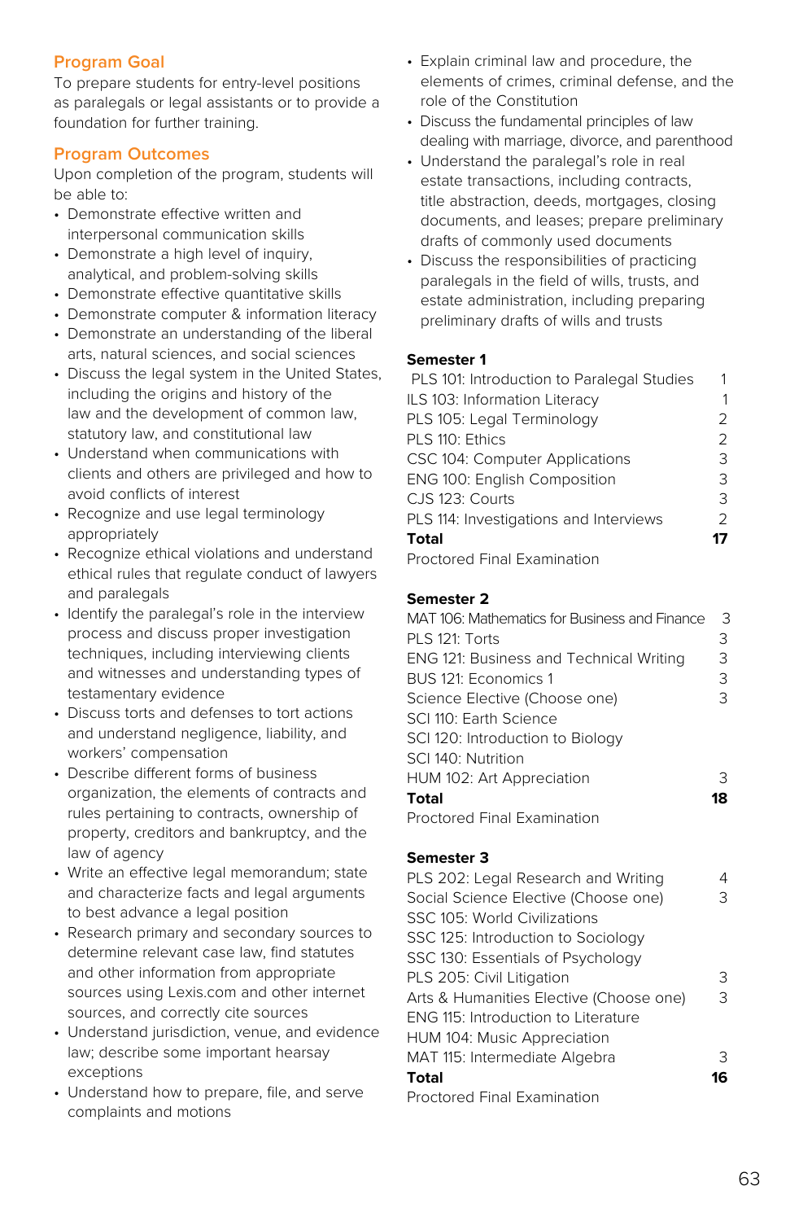## Program Goal

To prepare students for entry-level positions as paralegals or legal assistants or to provide a foundation for further training.

## Program Outcomes

Upon completion of the program, students will be able to:

- Demonstrate effective written and interpersonal communication skills
- Demonstrate a high level of inquiry, analytical, and problem-solving skills
- Demonstrate effective quantitative skills
- Demonstrate computer & information literacy
- Demonstrate an understanding of the liberal arts, natural sciences, and social sciences
- Discuss the legal system in the United States, including the origins and history of the law and the development of common law, statutory law, and constitutional law
- Understand when communications with clients and others are privileged and how to avoid conflicts of interest
- Recognize and use legal terminology appropriately
- Recognize ethical violations and understand ethical rules that regulate conduct of lawyers and paralegals
- Identify the paralegal's role in the interview process and discuss proper investigation techniques, including interviewing clients and witnesses and understanding types of testamentary evidence
- Discuss torts and defenses to tort actions and understand negligence, liability, and workers' compensation
- Describe different forms of business organization, the elements of contracts and rules pertaining to contracts, ownership of property, creditors and bankruptcy, and the law of agency
- Write an effective legal memorandum; state and characterize facts and legal arguments to best advance a legal position
- Research primary and secondary sources to determine relevant case law, find statutes and other information from appropriate sources using Lexis.com and other internet sources, and correctly cite sources
- Understand jurisdiction, venue, and evidence law; describe some important hearsay exceptions
- Understand how to prepare, file, and serve complaints and motions
- Explain criminal law and procedure, the elements of crimes, criminal defense, and the role of the Constitution
- Discuss the fundamental principles of law dealing with marriage, divorce, and parenthood
- Understand the paralegal's role in real estate transactions, including contracts, title abstraction, deeds, mortgages, closing documents, and leases; prepare preliminary drafts of commonly used documents
- Discuss the responsibilities of practicing paralegals in the field of wills, trusts, and estate administration, including preparing preliminary drafts of wills and trusts

### Semester 1

| Course | Credits |
|---|---|
| PLS 101: Introduction to Paralegal Studies | 1 |
| ILS 103: Information Literacy | 1 |
| PLS 105: Legal Terminology | 2 |
| PLS 110: Ethics | 2 |
| CSC 104: Computer Applications | 3 |
| ENG 100: English Composition | 3 |
| CJS 123: Courts | 3 |
| PLS 114: Investigations and Interviews | 2 |
| **Total** | **17** |
| Proctored Final Examination | |

### Semester 2

| Course | Credits |
|---|---|
| MAT 106: Mathematics for Business and Finance | 3 |
| PLS 121: Torts | 3 |
| ENG 121: Business and Technical Writing | 3 |
| BUS 121: Economics 1 | 3 |
| Science Elective (Choose one) | 3 |
| SCI 110: Earth Science | |
| SCI 120: Introduction to Biology | |
| SCI 140: Nutrition | |
| HUM 102: Art Appreciation | 3 |
| **Total** | **18** |
| Proctored Final Examination | |

### Semester 3

| Course | Credits |
|---|---|
| PLS 202: Legal Research and Writing | 4 |
| Social Science Elective (Choose one) | 3 |
| SSC 105: World Civilizations | |
| SSC 125: Introduction to Sociology | |
| SSC 130: Essentials of Psychology | |
| PLS 205: Civil Litigation | 3 |
| Arts & Humanities Elective (Choose one) | 3 |
| ENG 115: Introduction to Literature | |
| HUM 104: Music Appreciation | |
| MAT 115: Intermediate Algebra | 3 |
| **Total** | **16** |
| Proctored Final Examination | |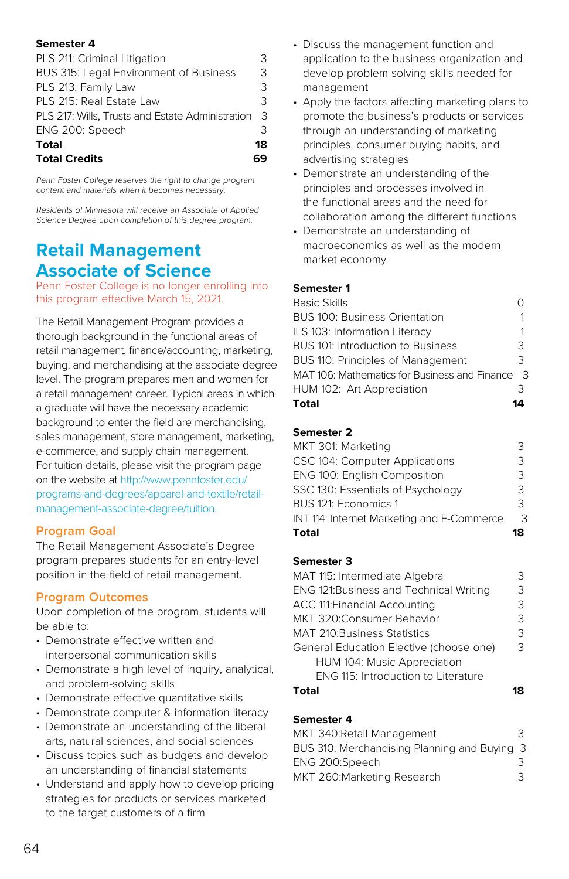### Semester 4

| | |
|---|---|
| PLS 211: Criminal Litigation | 3 |
| BUS 315: Legal Environment of Business | 3 |
| PLS 213: Family Law | 3 |
| PLS 215: Real Estate Law | 3 |
| PLS 217: Wills, Trusts and Estate Administration | 3 |
| ENG 200: Speech | 3 |
| **Total** | **18** |
| **Total Credits** | **69** |

*Penn Foster College reserves the right to change program content and materials when it becomes necessary.*

*Residents of Minnesota will receive an Associate of Applied Science Degree upon completion of this degree program.*

## Retail Management Associate of Science

Penn Foster College is no longer enrolling into this program effective March 15, 2021.

The Retail Management Program provides a thorough background in the functional areas of retail management, finance/accounting, marketing, buying, and merchandising at the associate degree level. The program prepares men and women for a retail management career. Typical areas in which a graduate will have the necessary academic background to enter the field are merchandising, sales management, store management, marketing, e-commerce, and supply chain management. For tuition details, please visit the program page on the website at http://www.pennfoster.edu/programs-and-degrees/apparel-and-textile/retail-management-associate-degree/tuition.

### Program Goal

The Retail Management Associate's Degree program prepares students for an entry-level position in the field of retail management.

### Program Outcomes

Upon completion of the program, students will be able to:

- Demonstrate effective written and interpersonal communication skills
- Demonstrate a high level of inquiry, analytical, and problem-solving skills
- Demonstrate effective quantitative skills
- Demonstrate computer & information literacy
- Demonstrate an understanding of the liberal arts, natural sciences, and social sciences
- Discuss topics such as budgets and develop an understanding of financial statements
- Understand and apply how to develop pricing strategies for products or services marketed to the target customers of a firm
- Discuss the management function and application to the business organization and develop problem solving skills needed for management
- Apply the factors affecting marketing plans to promote the business's products or services through an understanding of marketing principles, consumer buying habits, and advertising strategies
- Demonstrate an understanding of the principles and processes involved in the functional areas and the need for collaboration among the different functions
- Demonstrate an understanding of macroeconomics as well as the modern market economy

### Semester 1

| | |
|---|---|
| Basic Skills | 0 |
| BUS 100: Business Orientation | 1 |
| ILS 103: Information Literacy | 1 |
| BUS 101: Introduction to Business | 3 |
| BUS 110: Principles of Management | 3 |
| MAT 106: Mathematics for Business and Finance | 3 |
| HUM 102: Art Appreciation | 3 |
| **Total** | **14** |

### Semester 2

| | |
|---|---|
| MKT 301: Marketing | 3 |
| CSC 104: Computer Applications | 3 |
| ENG 100: English Composition | 3 |
| SSC 130: Essentials of Psychology | 3 |
| BUS 121: Economics 1 | 3 |
| INT 114: Internet Marketing and E-Commerce | 3 |
| **Total** | **18** |

### Semester 3

| | |
|---|---|
| MAT 115: Intermediate Algebra | 3 |
| ENG 121:Business and Technical Writing | 3 |
| ACC 111:Financial Accounting | 3 |
| MKT 320:Consumer Behavior | 3 |
| MAT 210:Business Statistics | 3 |
| General Education Elective (choose one) | 3 |
| HUM 104: Music Appreciation | |
| ENG 115: Introduction to Literature | |
| **Total** | **18** |

### Semester 4

| | |
|---|---|
| MKT 340:Retail Management | 3 |
| BUS 310: Merchandising Planning and Buying | 3 |
| ENG 200:Speech | 3 |
| MKT 260:Marketing Research | 3 |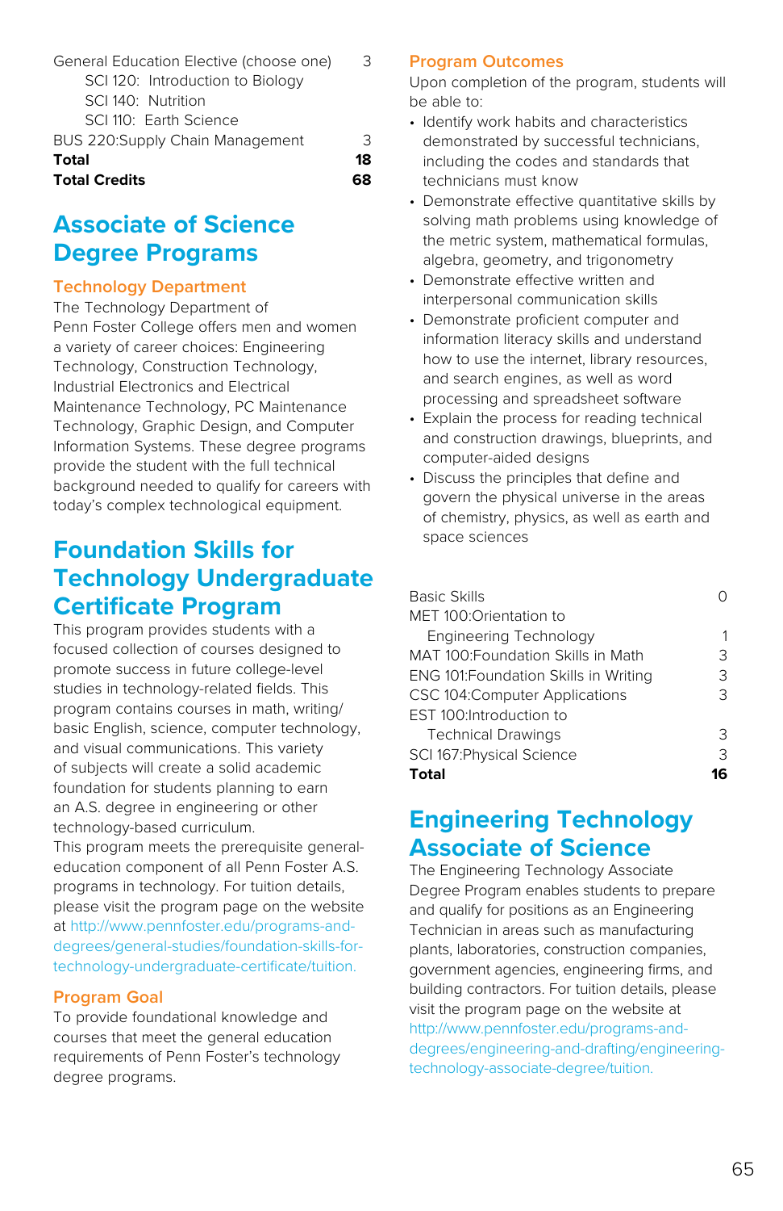| | |
|---|---|
| General Education Elective (choose one) | 3 |
| SCI 120: Introduction to Biology | |
| SCI 140: Nutrition | |
| SCI 110: Earth Science | |
| BUS 220:Supply Chain Management | 3 |
| **Total** | **18** |
| **Total Credits** | **68** |

# Associate of Science Degree Programs

### Technology Department

The Technology Department of Penn Foster College offers men and women a variety of career choices: Engineering Technology, Construction Technology, Industrial Electronics and Electrical Maintenance Technology, PC Maintenance Technology, Graphic Design, and Computer Information Systems. These degree programs provide the student with the full technical background needed to qualify for careers with today's complex technological equipment.

## Foundation Skills for Technology Undergraduate Certificate Program

This program provides students with a focused collection of courses designed to promote success in future college-level studies in technology-related fields. This program contains courses in math, writing/basic English, science, computer technology, and visual communications. This variety of subjects will create a solid academic foundation for students planning to earn an A.S. degree in engineering or other technology-based curriculum.

This program meets the prerequisite general-education component of all Penn Foster A.S. programs in technology. For tuition details, please visit the program page on the website at http://www.pennfoster.edu/programs-and-degrees/general-studies/foundation-skills-for-technology-undergraduate-certificate/tuition.

### Program Goal

To provide foundational knowledge and courses that meet the general education requirements of Penn Foster's technology degree programs.

### Program Outcomes

Upon completion of the program, students will be able to:

- Identify work habits and characteristics demonstrated by successful technicians, including the codes and standards that technicians must know
- Demonstrate effective quantitative skills by solving math problems using knowledge of the metric system, mathematical formulas, algebra, geometry, and trigonometry
- Demonstrate effective written and interpersonal communication skills
- Demonstrate proficient computer and information literacy skills and understand how to use the internet, library resources, and search engines, as well as word processing and spreadsheet software
- Explain the process for reading technical and construction drawings, blueprints, and computer-aided designs
- Discuss the principles that define and govern the physical universe in the areas of chemistry, physics, as well as earth and space sciences

| | |
|---|---|
| Basic Skills | 0 |
| MET 100:Orientation to Engineering Technology | 1 |
| MAT 100:Foundation Skills in Math | 3 |
| ENG 101:Foundation Skills in Writing | 3 |
| CSC 104:Computer Applications | 3 |
| EST 100:Introduction to Technical Drawings | 3 |
| SCI 167:Physical Science | 3 |
| **Total** | **16** |

## Engineering Technology Associate of Science

The Engineering Technology Associate Degree Program enables students to prepare and qualify for positions as an Engineering Technician in areas such as manufacturing plants, laboratories, construction companies, government agencies, engineering firms, and building contractors. For tuition details, please visit the program page on the website at http://www.pennfoster.edu/programs-and-degrees/engineering-and-drafting/engineering-technology-associate-degree/tuition.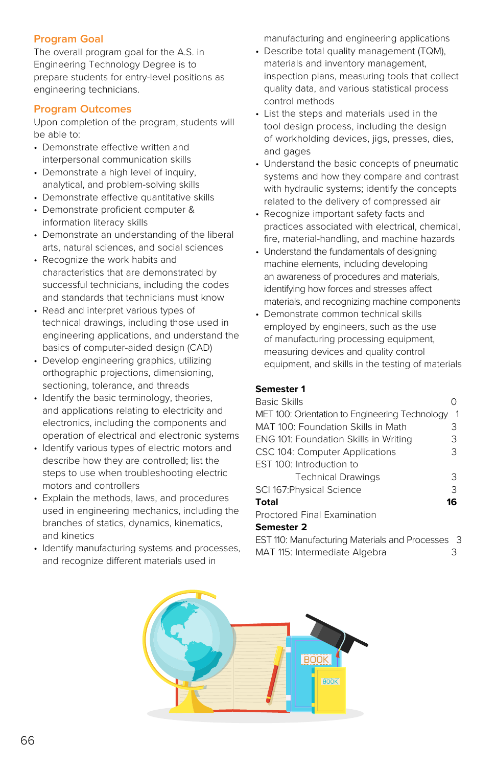## Program Goal

The overall program goal for the A.S. in Engineering Technology Degree is to prepare students for entry-level positions as engineering technicians.

## Program Outcomes

Upon completion of the program, students will be able to:

- Demonstrate effective written and interpersonal communication skills
- Demonstrate a high level of inquiry, analytical, and problem-solving skills
- Demonstrate effective quantitative skills
- Demonstrate proficient computer & information literacy skills
- Demonstrate an understanding of the liberal arts, natural sciences, and social sciences
- Recognize the work habits and characteristics that are demonstrated by successful technicians, including the codes and standards that technicians must know
- Read and interpret various types of technical drawings, including those used in engineering applications, and understand the basics of computer-aided design (CAD)
- Develop engineering graphics, utilizing orthographic projections, dimensioning, sectioning, tolerance, and threads
- Identify the basic terminology, theories, and applications relating to electricity and electronics, including the components and operation of electrical and electronic systems
- Identify various types of electric motors and describe how they are controlled; list the steps to use when troubleshooting electric motors and controllers
- Explain the methods, laws, and procedures used in engineering mechanics, including the branches of statics, dynamics, kinematics, and kinetics
- Identify manufacturing systems and processes, and recognize different materials used in manufacturing and engineering applications
- Describe total quality management (TQM), materials and inventory management, inspection plans, measuring tools that collect quality data, and various statistical process control methods
- List the steps and materials used in the tool design process, including the design of workholding devices, jigs, presses, dies, and gages
- Understand the basic concepts of pneumatic systems and how they compare and contrast with hydraulic systems; identify the concepts related to the delivery of compressed air
- Recognize important safety facts and practices associated with electrical, chemical, fire, material-handling, and machine hazards
- Understand the fundamentals of designing machine elements, including developing an awareness of procedures and materials, identifying how forces and stresses affect materials, and recognizing machine components
- Demonstrate common technical skills employed by engineers, such as the use of manufacturing processing equipment, measuring devices and quality control equipment, and skills in the testing of materials

| **Semester 1** | |
|---|---|
| Basic Skills | 0 |
| MET 100: Orientation to Engineering Technology | 1 |
| MAT 100: Foundation Skills in Math | 3 |
| ENG 101: Foundation Skills in Writing | 3 |
| CSC 104: Computer Applications | 3 |
| EST 100: Introduction to Technical Drawings | 3 |
| SCI 167:Physical Science | 3 |
| **Total** | **16** |
| Proctored Final Examination | |

| **Semester 2** | |
|---|---|
| EST 110: Manufacturing Materials and Processes | 3 |
| MAT 115: Intermediate Algebra | 3 |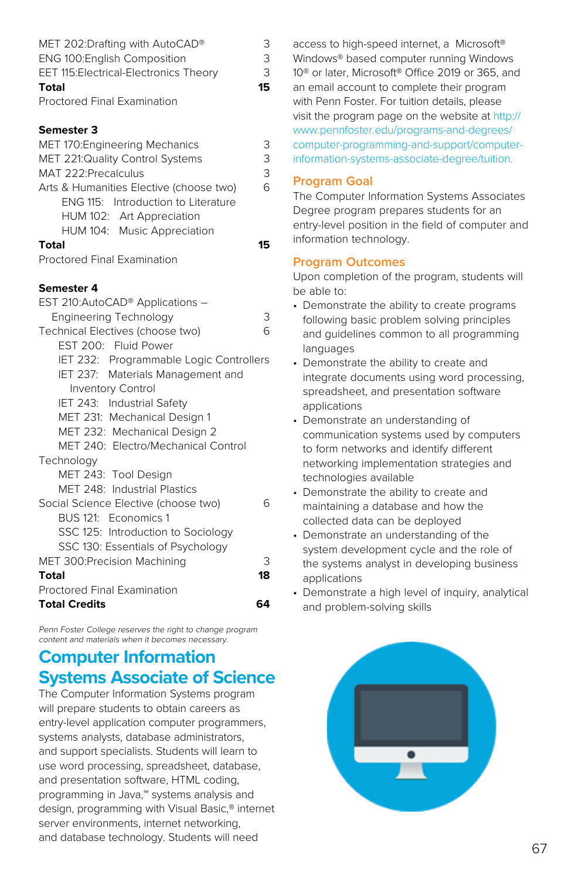| | |
|---|---|
| MET 202:Drafting with AutoCAD® | 3 |
| ENG 100:English Composition | 3 |
| EET 115:Electrical-Electronics Theory | 3 |
| **Total** | **15** |

Proctored Final Examination

**Semester 3**

| | |
|---|---|
| MET 170:Engineering Mechanics | 3 |
| MET 221:Quality Control Systems | 3 |
| MAT 222:Precalculus | 3 |
| Arts & Humanities Elective (choose two) | 6 |
| ENG 115: Introduction to Literature | |
| HUM 102: Art Appreciation | |
| HUM 104: Music Appreciation | |
| **Total** | **15** |

Proctored Final Examination

**Semester 4**

| | |
|---|---|
| EST 210:AutoCAD® Applications – Engineering Technology | 3 |
| Technical Electives (choose two) | 6 |
| EST 200: Fluid Power | |
| IET 232: Programmable Logic Controllers | |
| IET 237: Materials Management and Inventory Control | |
| IET 243: Industrial Safety | |
| MET 231: Mechanical Design 1 | |
| MET 232: Mechanical Design 2 | |
| MET 240: Electro/Mechanical Control Technology | |
| MET 243: Tool Design | |
| MET 248: Industrial Plastics | |
| Social Science Elective (choose two) | 6 |
| BUS 121: Economics 1 | |
| SSC 125: Introduction to Sociology | |
| SSC 130: Essentials of Psychology | |
| MET 300:Precision Machining | 3 |
| **Total** | **18** |

Proctored Final Examination

| | |
|---|---|
| **Total Credits** | **64** |

*Penn Foster College reserves the right to change program content and materials when it becomes necessary.*

# Computer Information Systems Associate of Science

The Computer Information Systems program will prepare students to obtain careers as entry-level application computer programmers, systems analysts, database administrators, and support specialists. Students will learn to use word processing, spreadsheet, database, and presentation software, HTML coding, programming in Java,™ systems analysis and design, programming with Visual Basic,® internet server environments, internet networking, and database technology. Students will need access to high-speed internet, a Microsoft® Windows® based computer running Windows 10® or later, Microsoft® Office 2019 or 365, and an email account to complete their program with Penn Foster. For tuition details, please visit the program page on the website at http://www.pennfoster.edu/programs-and-degrees/computer-programming-and-support/computer-information-systems-associate-degree/tuition.

## Program Goal

The Computer Information Systems Associates Degree program prepares students for an entry-level position in the field of computer and information technology.

## Program Outcomes

Upon completion of the program, students will be able to:

- Demonstrate the ability to create programs following basic problem solving principles and guidelines common to all programming languages
- Demonstrate the ability to create and integrate documents using word processing, spreadsheet, and presentation software applications
- Demonstrate an understanding of communication systems used by computers to form networks and identify different networking implementation strategies and technologies available
- Demonstrate the ability to create and maintaining a database and how the collected data can be deployed
- Demonstrate an understanding of the system development cycle and the role of the systems analyst in developing business applications
- Demonstrate a high level of inquiry, analytical and problem-solving skills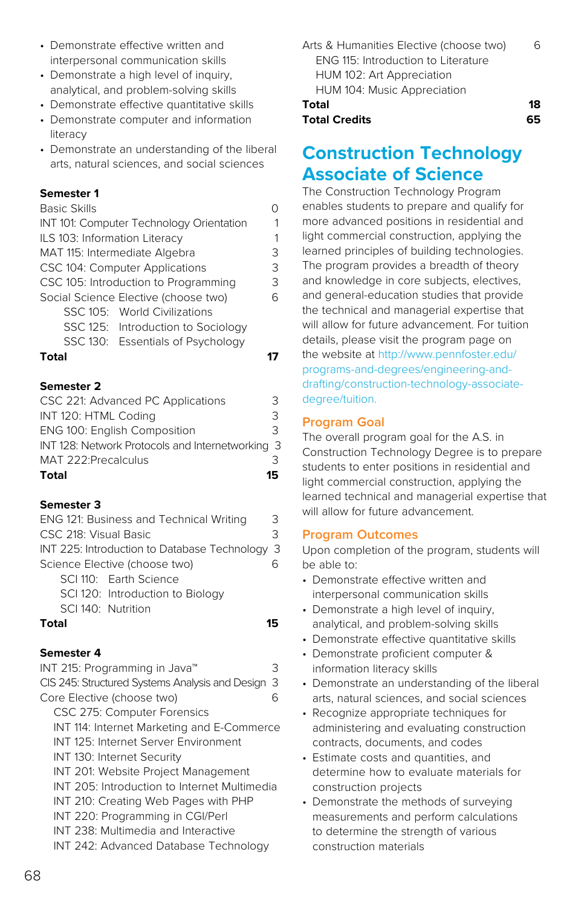- Demonstrate effective written and interpersonal communication skills
- Demonstrate a high level of inquiry, analytical, and problem-solving skills
- Demonstrate effective quantitative skills
- Demonstrate computer and information literacy
- Demonstrate an understanding of the liberal arts, natural sciences, and social sciences

**Semester 1**

| | |
|---|---|
| Basic Skills | 0 |
| INT 101: Computer Technology Orientation | 1 |
| ILS 103: Information Literacy | 1 |
| MAT 115: Intermediate Algebra | 3 |
| CSC 104: Computer Applications | 3 |
| CSC 105: Introduction to Programming | 3 |
| Social Science Elective (choose two) | 6 |
| SSC 105: World Civilizations | |
| SSC 125: Introduction to Sociology | |
| SSC 130: Essentials of Psychology | |
| **Total** | **17** |

**Semester 2**

| | |
|---|---|
| CSC 221: Advanced PC Applications | 3 |
| INT 120: HTML Coding | 3 |
| ENG 100: English Composition | 3 |
| INT 128: Network Protocols and Internetworking | 3 |
| MAT 222:Precalculus | 3 |
| **Total** | **15** |

**Semester 3**

| | |
|---|---|
| ENG 121: Business and Technical Writing | 3 |
| CSC 218: Visual Basic | 3 |
| INT 225: Introduction to Database Technology | 3 |
| Science Elective (choose two) | 6 |
| SCI 110: Earth Science | |
| SCI 120: Introduction to Biology | |
| SCI 140: Nutrition | |
| **Total** | **15** |

**Semester 4**

| | |
|---|---|
| INT 215: Programming in Java™ | 3 |
| CIS 245: Structured Systems Analysis and Design | 3 |
| Core Elective (choose two) | 6 |
| CSC 275: Computer Forensics | |
| INT 114: Internet Marketing and E-Commerce | |
| INT 125: Internet Server Environment | |
| INT 130: Internet Security | |
| INT 201: Website Project Management | |
| INT 205: Introduction to Internet Multimedia | |
| INT 210: Creating Web Pages with PHP | |
| INT 220: Programming in CGI/Perl | |
| INT 238: Multimedia and Interactive | |
| INT 242: Advanced Database Technology | |
| Arts & Humanities Elective (choose two) | 6 |
| ENG 115: Introduction to Literature | |
| HUM 102: Art Appreciation | |
| HUM 104: Music Appreciation | |
| **Total** | **18** |
| **Total Credits** | **65** |

# Construction Technology Associate of Science

The Construction Technology Program enables students to prepare and qualify for more advanced positions in residential and light commercial construction, applying the learned principles of building technologies. The program provides a breadth of theory and knowledge in core subjects, electives, and general-education studies that provide the technical and managerial expertise that will allow for future advancement. For tuition details, please visit the program page on the website at http://www.pennfoster.edu/programs-and-degrees/engineering-and-drafting/construction-technology-associate-degree/tuition.

## Program Goal

The overall program goal for the A.S. in Construction Technology Degree is to prepare students to enter positions in residential and light commercial construction, applying the learned technical and managerial expertise that will allow for future advancement.

## Program Outcomes

Upon completion of the program, students will be able to:

- Demonstrate effective written and interpersonal communication skills
- Demonstrate a high level of inquiry, analytical, and problem-solving skills
- Demonstrate effective quantitative skills
- Demonstrate proficient computer & information literacy skills
- Demonstrate an understanding of the liberal arts, natural sciences, and social sciences
- Recognize appropriate techniques for administering and evaluating construction contracts, documents, and codes
- Estimate costs and quantities, and determine how to evaluate materials for construction projects
- Demonstrate the methods of surveying measurements and perform calculations to determine the strength of various construction materials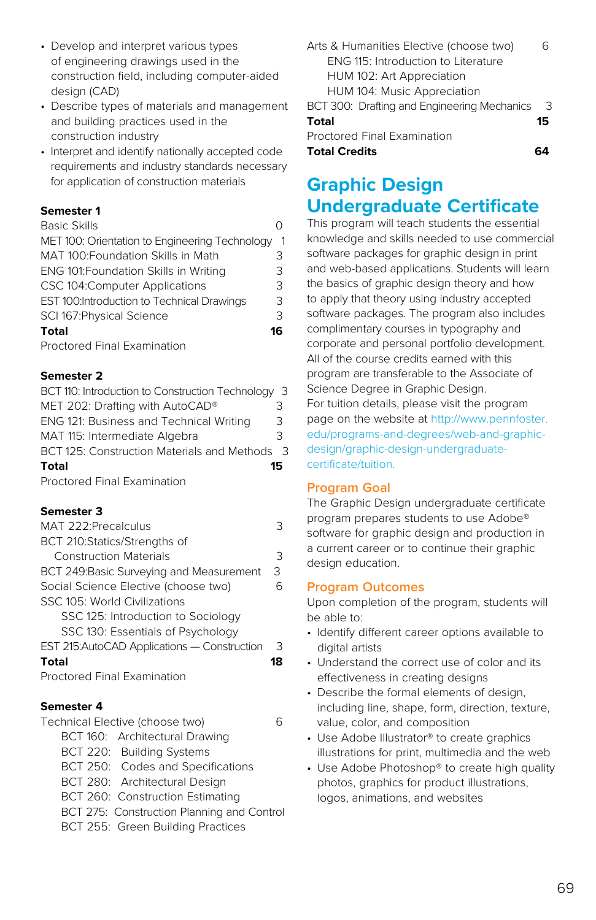- Develop and interpret various types of engineering drawings used in the construction field, including computer-aided design (CAD)
- Describe types of materials and management and building practices used in the construction industry
- Interpret and identify nationally accepted code requirements and industry standards necessary for application of construction materials

**Semester 1**

| Course | Credits |
|---|---|
| Basic Skills | 0 |
| MET 100: Orientation to Engineering Technology | 1 |
| MAT 100:Foundation Skills in Math | 3 |
| ENG 101:Foundation Skills in Writing | 3 |
| CSC 104:Computer Applications | 3 |
| EST 100:Introduction to Technical Drawings | 3 |
| SCI 167:Physical Science | 3 |
| **Total** | **16** |
| Proctored Final Examination | |

**Semester 2**

| Course | Credits |
|---|---|
| BCT 110: Introduction to Construction Technology | 3 |
| MET 202: Drafting with AutoCAD® | 3 |
| ENG 121: Business and Technical Writing | 3 |
| MAT 115: Intermediate Algebra | 3 |
| BCT 125: Construction Materials and Methods | 3 |
| **Total** | **15** |
| Proctored Final Examination | |

**Semester 3**

| Course | Credits |
|---|---|
| MAT 222:Precalculus | 3 |
| BCT 210:Statics/Strengths of Construction Materials | 3 |
| BCT 249:Basic Surveying and Measurement | 3 |
| Social Science Elective (choose two) | 6 |
| SSC 105: World Civilizations | |
| SSC 125: Introduction to Sociology | |
| SSC 130: Essentials of Psychology | |
| EST 215:AutoCAD Applications — Construction | 3 |
| **Total** | **18** |
| Proctored Final Examination | |

**Semester 4**

| Course | Credits |
|---|---|
| Technical Elective (choose two) | 6 |
| BCT 160: Architectural Drawing | |
| BCT 220: Building Systems | |
| BCT 250: Codes and Specifications | |
| BCT 280: Architectural Design | |
| BCT 260: Construction Estimating | |
| BCT 275: Construction Planning and Control | |
| BCT 255: Green Building Practices | |
| Arts & Humanities Elective (choose two) | 6 |
| ENG 115: Introduction to Literature | |
| HUM 102: Art Appreciation | |
| HUM 104: Music Appreciation | |
| BCT 300: Drafting and Engineering Mechanics | 3 |
| **Total** | **15** |
| Proctored Final Examination | |
| **Total Credits** | **64** |

# Graphic Design Undergraduate Certificate

This program will teach students the essential knowledge and skills needed to use commercial software packages for graphic design in print and web-based applications. Students will learn the basics of graphic design theory and how to apply that theory using industry accepted software packages. The program also includes complimentary courses in typography and corporate and personal portfolio development. All of the course credits earned with this program are transferable to the Associate of Science Degree in Graphic Design.

For tuition details, please visit the program page on the website at http://www.pennfoster.edu/programs-and-degrees/web-and-graphic-design/graphic-design-undergraduate-certificate/tuition.

## Program Goal

The Graphic Design undergraduate certificate program prepares students to use Adobe® software for graphic design and production in a current career or to continue their graphic design education.

## Program Outcomes

Upon completion of the program, students will be able to:

- Identify different career options available to digital artists
- Understand the correct use of color and its effectiveness in creating designs
- Describe the formal elements of design, including line, shape, form, direction, texture, value, color, and composition
- Use Adobe Illustrator® to create graphics illustrations for print, multimedia and the web
- Use Adobe Photoshop® to create high quality photos, graphics for product illustrations, logos, animations, and websites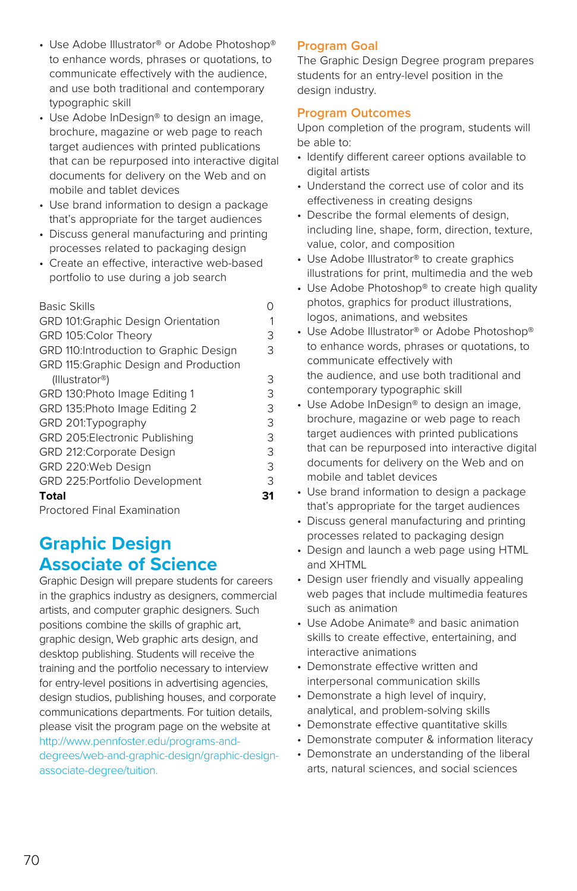- Use Adobe Illustrator® or Adobe Photoshop® to enhance words, phrases or quotations, to communicate effectively with the audience, and use both traditional and contemporary typographic skill
- Use Adobe InDesign® to design an image, brochure, magazine or web page to reach target audiences with printed publications that can be repurposed into interactive digital documents for delivery on the Web and on mobile and tablet devices
- Use brand information to design a package that's appropriate for the target audiences
- Discuss general manufacturing and printing processes related to packaging design
- Create an effective, interactive web-based portfolio to use during a job search

| | |
|---|---|
| Basic Skills | 0 |
| GRD 101:Graphic Design Orientation | 1 |
| GRD 105:Color Theory | 3 |
| GRD 110:Introduction to Graphic Design | 3 |
| GRD 115:Graphic Design and Production (Illustrator®) | 3 |
| GRD 130:Photo Image Editing 1 | 3 |
| GRD 135:Photo Image Editing 2 | 3 |
| GRD 201:Typography | 3 |
| GRD 205:Electronic Publishing | 3 |
| GRD 212:Corporate Design | 3 |
| GRD 220:Web Design | 3 |
| GRD 225:Portfolio Development | 3 |
| **Total** | **31** |

Proctored Final Examination

# Graphic Design Associate of Science

Graphic Design will prepare students for careers in the graphics industry as designers, commercial artists, and computer graphic designers. Such positions combine the skills of graphic art, graphic design, Web graphic arts design, and desktop publishing. Students will receive the training and the portfolio necessary to interview for entry-level positions in advertising agencies, design studios, publishing houses, and corporate communications departments. For tuition details, please visit the program page on the website at http://www.pennfoster.edu/programs-and-degrees/web-and-graphic-design/graphic-design-associate-degree/tuition.

## Program Goal

The Graphic Design Degree program prepares students for an entry-level position in the design industry.

## Program Outcomes

Upon completion of the program, students will be able to:

- Identify different career options available to digital artists
- Understand the correct use of color and its effectiveness in creating designs
- Describe the formal elements of design, including line, shape, form, direction, texture, value, color, and composition
- Use Adobe Illustrator® to create graphics illustrations for print, multimedia and the web
- Use Adobe Photoshop® to create high quality photos, graphics for product illustrations, logos, animations, and websites
- Use Adobe Illustrator® or Adobe Photoshop® to enhance words, phrases or quotations, to communicate effectively with the audience, and use both traditional and contemporary typographic skill
- Use Adobe InDesign® to design an image, brochure, magazine or web page to reach target audiences with printed publications that can be repurposed into interactive digital documents for delivery on the Web and on mobile and tablet devices
- Use brand information to design a package that's appropriate for the target audiences
- Discuss general manufacturing and printing processes related to packaging design
- Design and launch a web page using HTML and XHTML
- Design user friendly and visually appealing web pages that include multimedia features such as animation
- Use Adobe Animate® and basic animation skills to create effective, entertaining, and interactive animations
- Demonstrate effective written and interpersonal communication skills
- Demonstrate a high level of inquiry, analytical, and problem-solving skills
- Demonstrate effective quantitative skills
- Demonstrate computer & information literacy
- Demonstrate an understanding of the liberal arts, natural sciences, and social sciences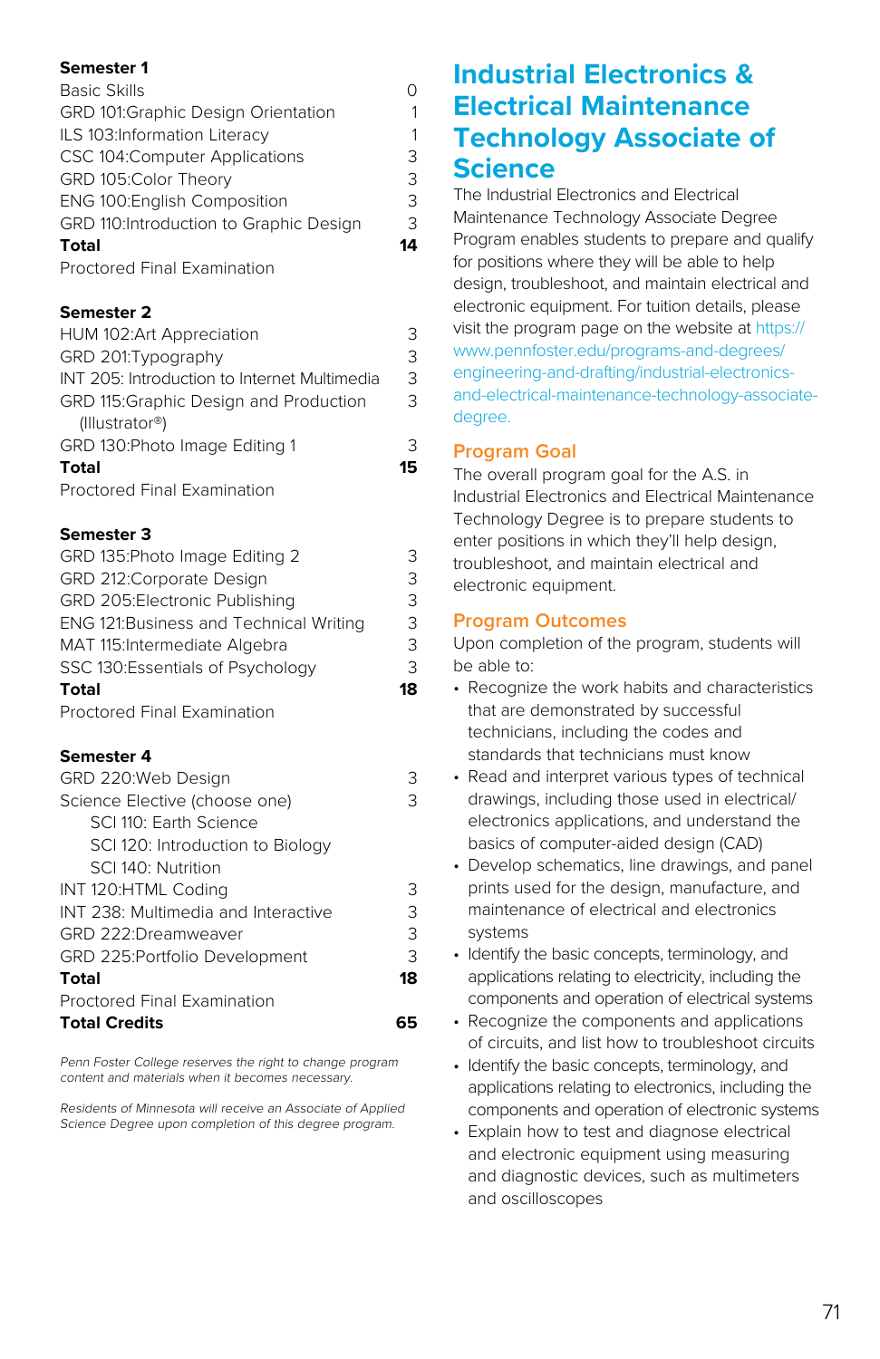| **Semester 1** | |
|---|---|
| Basic Skills | 0 |
| GRD 101:Graphic Design Orientation | 1 |
| ILS 103:Information Literacy | 1 |
| CSC 104:Computer Applications | 3 |
| GRD 105:Color Theory | 3 |
| ENG 100:English Composition | 3 |
| GRD 110:Introduction to Graphic Design | 3 |
| **Total** | **14** |
| Proctored Final Examination | |

| **Semester 2** | |
|---|---|
| HUM 102:Art Appreciation | 3 |
| GRD 201:Typography | 3 |
| INT 205: Introduction to Internet Multimedia | 3 |
| GRD 115:Graphic Design and Production (Illustrator®) | 3 |
| GRD 130:Photo Image Editing 1 | 3 |
| **Total** | **15** |
| Proctored Final Examination | |

| **Semester 3** | |
|---|---|
| GRD 135:Photo Image Editing 2 | 3 |
| GRD 212:Corporate Design | 3 |
| GRD 205:Electronic Publishing | 3 |
| ENG 121:Business and Technical Writing | 3 |
| MAT 115:Intermediate Algebra | 3 |
| SSC 130:Essentials of Psychology | 3 |
| **Total** | **18** |
| Proctored Final Examination | |

| **Semester 4** | |
|---|---|
| GRD 220:Web Design | 3 |
| Science Elective (choose one) | 3 |
| SCI 110: Earth Science | |
| SCI 120: Introduction to Biology | |
| SCI 140: Nutrition | |
| INT 120:HTML Coding | 3 |
| INT 238: Multimedia and Interactive | 3 |
| GRD 222:Dreamweaver | 3 |
| GRD 225:Portfolio Development | 3 |
| **Total** | **18** |
| Proctored Final Examination | |
| **Total Credits** | **65** |

*Penn Foster College reserves the right to change program content and materials when it becomes necessary.*

*Residents of Minnesota will receive an Associate of Applied Science Degree upon completion of this degree program.*

# Industrial Electronics & Electrical Maintenance Technology Associate of Science

The Industrial Electronics and Electrical Maintenance Technology Associate Degree Program enables students to prepare and qualify for positions where they will be able to help design, troubleshoot, and maintain electrical and electronic equipment. For tuition details, please visit the program page on the website at https://www.pennfoster.edu/programs-and-degrees/engineering-and-drafting/industrial-electronics-and-electrical-maintenance-technology-associate-degree.

## Program Goal

The overall program goal for the A.S. in Industrial Electronics and Electrical Maintenance Technology Degree is to prepare students to enter positions in which they'll help design, troubleshoot, and maintain electrical and electronic equipment.

## Program Outcomes

Upon completion of the program, students will be able to:

- Recognize the work habits and characteristics that are demonstrated by successful technicians, including the codes and standards that technicians must know
- Read and interpret various types of technical drawings, including those used in electrical/electronics applications, and understand the basics of computer-aided design (CAD)
- Develop schematics, line drawings, and panel prints used for the design, manufacture, and maintenance of electrical and electronics systems
- Identify the basic concepts, terminology, and applications relating to electricity, including the components and operation of electrical systems
- Recognize the components and applications of circuits, and list how to troubleshoot circuits
- Identify the basic concepts, terminology, and applications relating to electronics, including the components and operation of electronic systems
- Explain how to test and diagnose electrical and electronic equipment using measuring and diagnostic devices, such as multimeters and oscilloscopes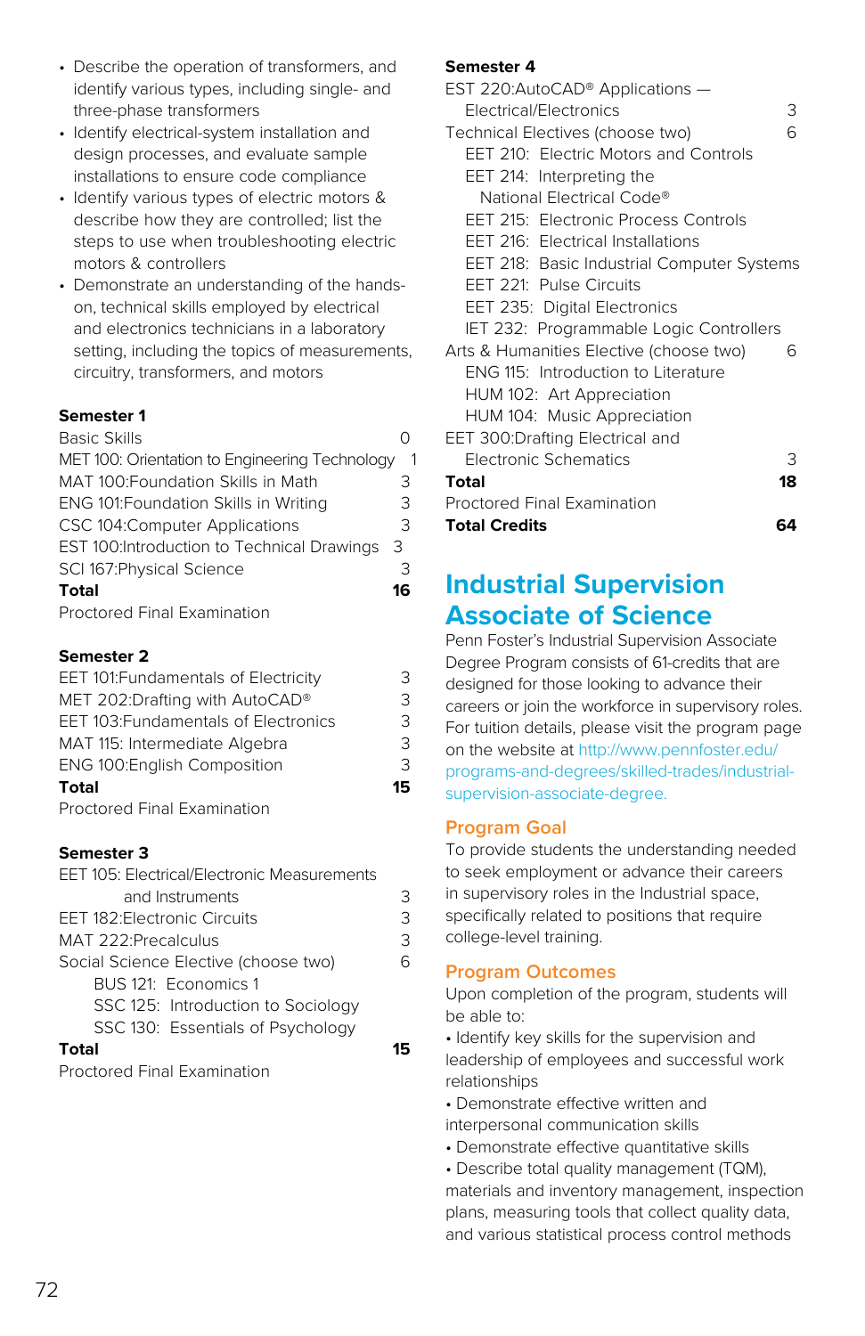- Describe the operation of transformers, and identify various types, including single- and three-phase transformers
- Identify electrical-system installation and design processes, and evaluate sample installations to ensure code compliance
- Identify various types of electric motors & describe how they are controlled; list the steps to use when troubleshooting electric motors & controllers
- Demonstrate an understanding of the hands-on, technical skills employed by electrical and electronics technicians in a laboratory setting, including the topics of measurements, circuitry, transformers, and motors

**Semester 1**

| | |
|---|---|
| Basic Skills | 0 |
| MET 100: Orientation to Engineering Technology | 1 |
| MAT 100:Foundation Skills in Math | 3 |
| ENG 101:Foundation Skills in Writing | 3 |
| CSC 104:Computer Applications | 3 |
| EST 100:Introduction to Technical Drawings | 3 |
| SCI 167:Physical Science | 3 |
| **Total** | **16** |

Proctored Final Examination

**Semester 2**

| | |
|---|---|
| EET 101:Fundamentals of Electricity | 3 |
| MET 202:Drafting with AutoCAD® | 3 |
| EET 103:Fundamentals of Electronics | 3 |
| MAT 115: Intermediate Algebra | 3 |
| ENG 100:English Composition | 3 |
| **Total** | **15** |

Proctored Final Examination

**Semester 3**

| | |
|---|---|
| EET 105: Electrical/Electronic Measurements and Instruments | 3 |
| EET 182:Electronic Circuits | 3 |
| MAT 222:Precalculus | 3 |
| Social Science Elective (choose two) | 6 |
| BUS 121: Economics 1 | |
| SSC 125: Introduction to Sociology | |
| SSC 130: Essentials of Psychology | |
| **Total** | **15** |

Proctored Final Examination

**Semester 4**

| | |
|---|---|
| EST 220:AutoCAD® Applications — Electrical/Electronics | 3 |
| Technical Electives (choose two) | 6 |
| EET 210: Electric Motors and Controls | |
| EET 214: Interpreting the National Electrical Code® | |
| EET 215: Electronic Process Controls | |
| EET 216: Electrical Installations | |
| EET 218: Basic Industrial Computer Systems | |
| EET 221: Pulse Circuits | |
| EET 235: Digital Electronics | |
| IET 232: Programmable Logic Controllers | |
| Arts & Humanities Elective (choose two) | 6 |
| ENG 115: Introduction to Literature | |
| HUM 102: Art Appreciation | |
| HUM 104: Music Appreciation | |
| EET 300:Drafting Electrical and Electronic Schematics | 3 |
| **Total** | **18** |

Proctored Final Examination

**Total Credits** **64**

# Industrial Supervision Associate of Science

Penn Foster's Industrial Supervision Associate Degree Program consists of 61-credits that are designed for those looking to advance their careers or join the workforce in supervisory roles. For tuition details, please visit the program page on the website at http://www.pennfoster.edu/programs-and-degrees/skilled-trades/industrial-supervision-associate-degree.

## Program Goal

To provide students the understanding needed to seek employment or advance their careers in supervisory roles in the Industrial space, specifically related to positions that require college-level training.

## Program Outcomes

Upon completion of the program, students will be able to:

- Identify key skills for the supervision and leadership of employees and successful work relationships
- Demonstrate effective written and interpersonal communication skills
- Demonstrate effective quantitative skills
- Describe total quality management (TQM), materials and inventory management, inspection plans, measuring tools that collect quality data, and various statistical process control methods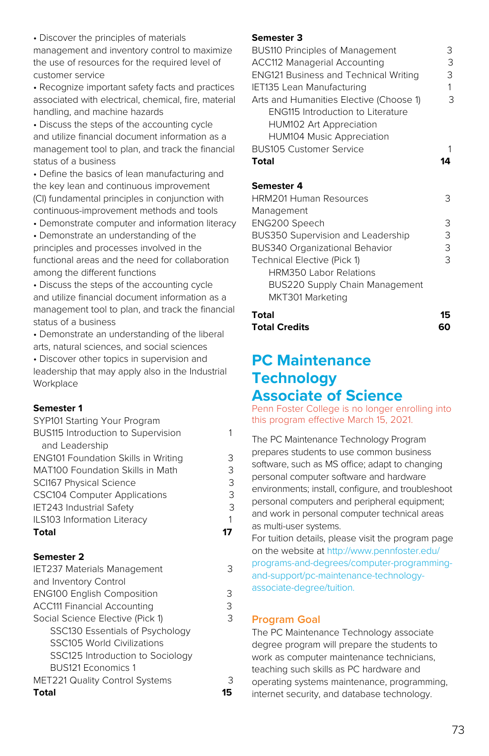- Discover the principles of materials management and inventory control to maximize the use of resources for the required level of customer service
- Recognize important safety facts and practices associated with electrical, chemical, fire, material handling, and machine hazards
- Discuss the steps of the accounting cycle and utilize financial document information as a management tool to plan, and track the financial status of a business
- Define the basics of lean manufacturing and the key lean and continuous improvement (CI) fundamental principles in conjunction with continuous-improvement methods and tools
- Demonstrate computer and information literacy
- Demonstrate an understanding of the principles and processes involved in the functional areas and the need for collaboration among the different functions
- Discuss the steps of the accounting cycle and utilize financial document information as a management tool to plan, and track the financial status of a business
- Demonstrate an understanding of the liberal arts, natural sciences, and social sciences
- Discover other topics in supervision and leadership that may apply also in the Industrial Workplace

**Semester 1**

| | |
|---|---|
| SYP101 Starting Your Program | |
| BUS115 Introduction to Supervision and Leadership | 1 |
| ENG101 Foundation Skills in Writing | 3 |
| MAT100 Foundation Skills in Math | 3 |
| SCI167 Physical Science | 3 |
| CSC104 Computer Applications | 3 |
| IET243 Industrial Safety | 3 |
| ILS103 Information Literacy | 1 |
| **Total** | **17** |

**Semester 2**

| | |
|---|---|
| IET237 Materials Management and Inventory Control | 3 |
| ENG100 English Composition | 3 |
| ACC111 Financial Accounting | 3 |
| Social Science Elective (Pick 1) | 3 |
| SSC130 Essentials of Psychology | |
| SSC105 World Civilizations | |
| SSC125 Introduction to Sociology | |
| BUS121 Economics 1 | |
| MET221 Quality Control Systems | 3 |
| **Total** | **15** |

**Semester 3**

| | |
|---|---|
| BUS110 Principles of Management | 3 |
| ACC112 Managerial Accounting | 3 |
| ENG121 Business and Technical Writing | 3 |
| IET135 Lean Manufacturing | 1 |
| Arts and Humanities Elective (Choose 1) | 3 |
| ENG115 Introduction to Literature | |
| HUM102 Art Appreciation | |
| HUM104 Music Appreciation | |
| BUS105 Customer Service | 1 |
| **Total** | **14** |

**Semester 4**

| | |
|---|---|
| HRM201 Human Resources Management | 3 |
| ENG200 Speech | 3 |
| BUS350 Supervision and Leadership | 3 |
| BUS340 Organizational Behavior | 3 |
| Technical Elective (Pick 1) | 3 |
| HRM350 Labor Relations | |
| BUS220 Supply Chain Management | |
| MKT301 Marketing | |
| **Total** | **15** |
| **Total Credits** | **60** |

# PC Maintenance Technology Associate of Science

Penn Foster College is no longer enrolling into this program effective March 15, 2021.

The PC Maintenance Technology Program prepares students to use common business software, such as MS office; adapt to changing personal computer software and hardware environments; install, configure, and troubleshoot personal computers and peripheral equipment; and work in personal computer technical areas as multi-user systems.
For tuition details, please visit the program page on the website at http://www.pennfoster.edu/programs-and-degrees/computer-programming-and-support/pc-maintenance-technology-associate-degree/tuition.

## Program Goal

The PC Maintenance Technology associate degree program will prepare the students to work as computer maintenance technicians, teaching such skills as PC hardware and operating systems maintenance, programming, internet security, and database technology.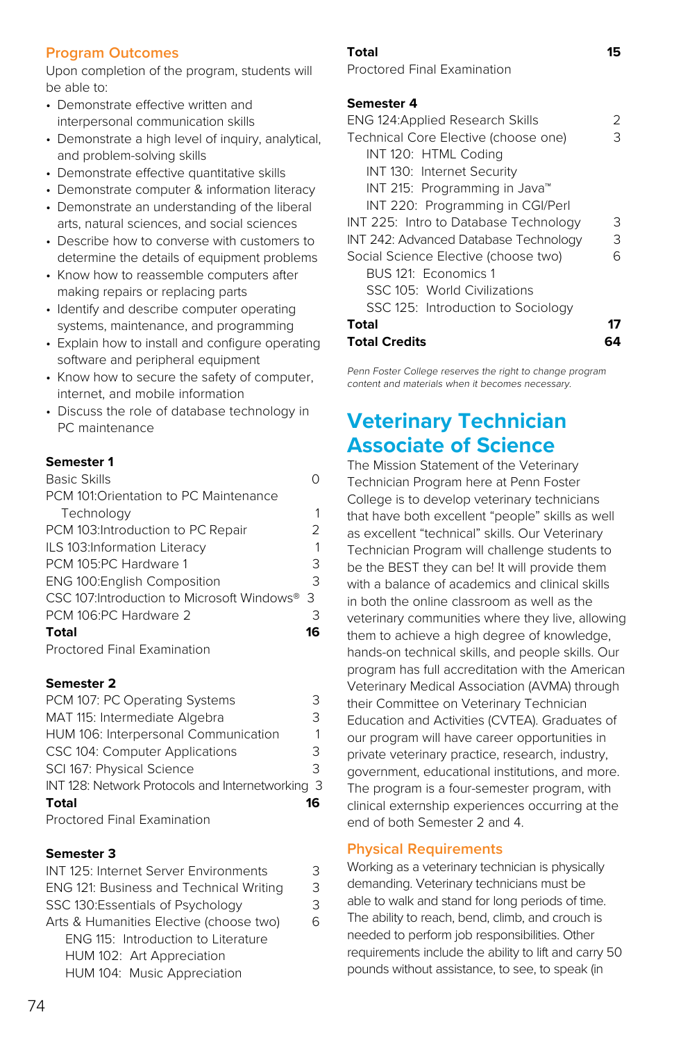## Program Outcomes

Upon completion of the program, students will be able to:

- Demonstrate effective written and interpersonal communication skills
- Demonstrate a high level of inquiry, analytical, and problem-solving skills
- Demonstrate effective quantitative skills
- Demonstrate computer & information literacy
- Demonstrate an understanding of the liberal arts, natural sciences, and social sciences
- Describe how to converse with customers to determine the details of equipment problems
- Know how to reassemble computers after making repairs or replacing parts
- Identify and describe computer operating systems, maintenance, and programming
- Explain how to install and configure operating software and peripheral equipment
- Know how to secure the safety of computer, internet, and mobile information
- Discuss the role of database technology in PC maintenance

**Semester 1**

| | |
|---|---|
| Basic Skills | 0 |
| PCM 101:Orientation to PC Maintenance Technology | 1 |
| PCM 103:Introduction to PC Repair | 2 |
| ILS 103:Information Literacy | 1 |
| PCM 105:PC Hardware 1 | 3 |
| ENG 100:English Composition | 3 |
| CSC 107:Introduction to Microsoft Windows® | 3 |
| PCM 106:PC Hardware 2 | 3 |
| **Total** | **16** |

Proctored Final Examination

**Semester 2**

| | |
|---|---|
| PCM 107: PC Operating Systems | 3 |
| MAT 115: Intermediate Algebra | 3 |
| HUM 106: Interpersonal Communication | 1 |
| CSC 104: Computer Applications | 3 |
| SCI 167: Physical Science | 3 |
| INT 128: Network Protocols and Internetworking | 3 |
| **Total** | **16** |

Proctored Final Examination

**Semester 3**

| | |
|---|---|
| INT 125: Internet Server Environments | 3 |
| ENG 121: Business and Technical Writing | 3 |
| SSC 130:Essentials of Psychology | 3 |
| Arts & Humanities Elective (choose two) | 6 |
| ENG 115: Introduction to Literature | |
| HUM 102: Art Appreciation | |
| HUM 104: Music Appreciation | |
| **Total** | **15** |

Proctored Final Examination

**Semester 4**

| | |
|---|---|
| ENG 124:Applied Research Skills | 2 |
| Technical Core Elective (choose one) | 3 |
| INT 120: HTML Coding | |
| INT 130: Internet Security | |
| INT 215: Programming in Java™ | |
| INT 220: Programming in CGI/Perl | |
| INT 225: Intro to Database Technology | 3 |
| INT 242: Advanced Database Technology | 3 |
| Social Science Elective (choose two) | 6 |
| BUS 121: Economics 1 | |
| SSC 105: World Civilizations | |
| SSC 125: Introduction to Sociology | |
| **Total** | **17** |
| **Total Credits** | **64** |

*Penn Foster College reserves the right to change program content and materials when it becomes necessary.*

# Veterinary Technician Associate of Science

The Mission Statement of the Veterinary Technician Program here at Penn Foster College is to develop veterinary technicians that have both excellent "people" skills as well as excellent "technical" skills. Our Veterinary Technician Program will challenge students to be the BEST they can be! It will provide them with a balance of academics and clinical skills in both the online classroom as well as the veterinary communities where they live, allowing them to achieve a high degree of knowledge, hands-on technical skills, and people skills. Our program has full accreditation with the American Veterinary Medical Association (AVMA) through their Committee on Veterinary Technician Education and Activities (CVTEA). Graduates of our program will have career opportunities in private veterinary practice, research, industry, government, educational institutions, and more. The program is a four-semester program, with clinical externship experiences occurring at the end of both Semester 2 and 4.

## Physical Requirements

Working as a veterinary technician is physically demanding. Veterinary technicians must be able to walk and stand for long periods of time. The ability to reach, bend, climb, and crouch is needed to perform job responsibilities. Other requirements include the ability to lift and carry 50 pounds without assistance, to see, to speak (in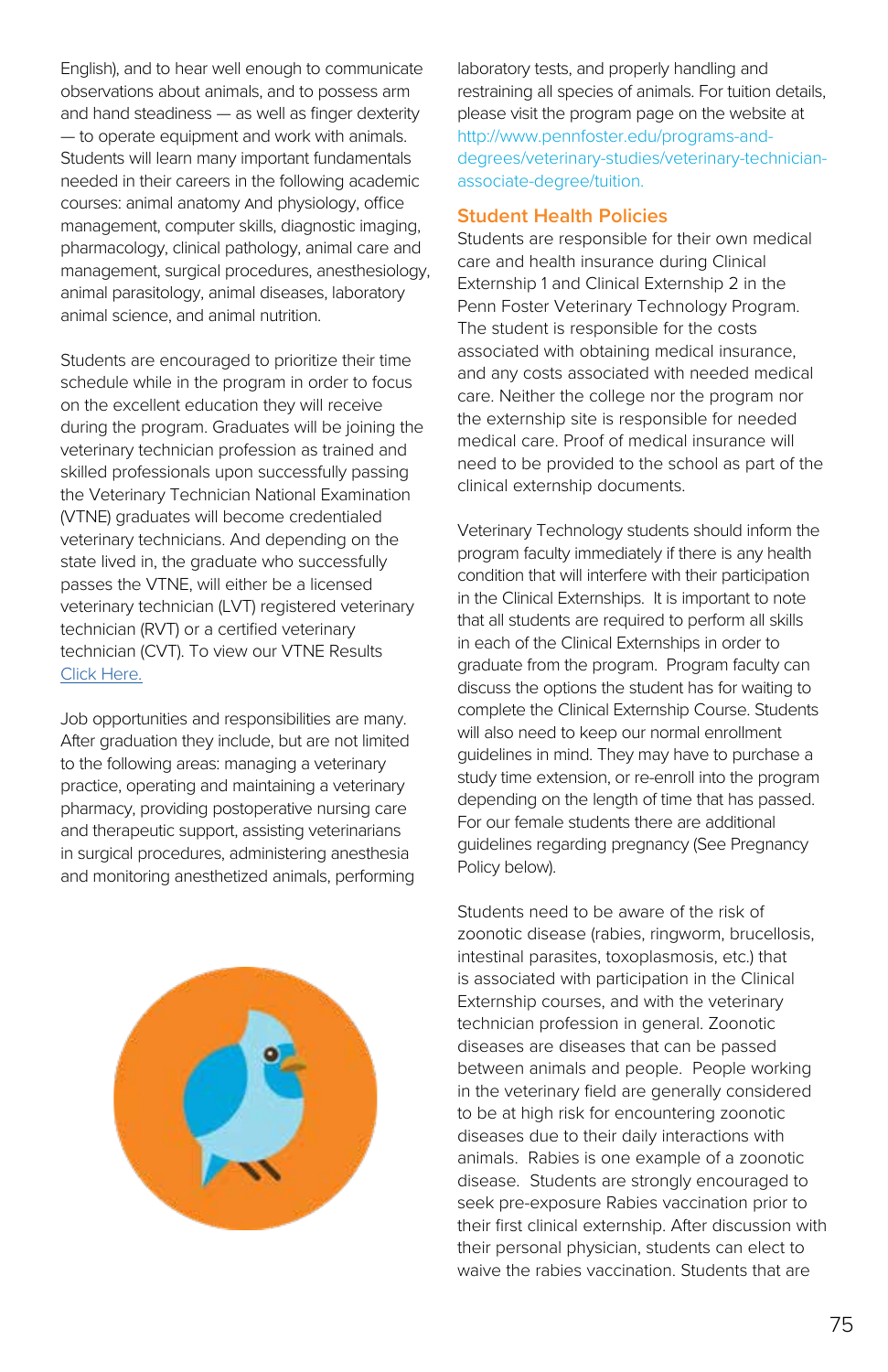English), and to hear well enough to communicate observations about animals, and to possess arm and hand steadiness — as well as finger dexterity — to operate equipment and work with animals. Students will learn many important fundamentals needed in their careers in the following academic courses: animal anatomy And physiology, office management, computer skills, diagnostic imaging, pharmacology, clinical pathology, animal care and management, surgical procedures, anesthesiology, animal parasitology, animal diseases, laboratory animal science, and animal nutrition.

Students are encouraged to prioritize their time schedule while in the program in order to focus on the excellent education they will receive during the program. Graduates will be joining the veterinary technician profession as trained and skilled professionals upon successfully passing the Veterinary Technician National Examination (VTNE) graduates will become credentialed veterinary technicians. And depending on the state lived in, the graduate who successfully passes the VTNE, will either be a licensed veterinary technician (LVT) registered veterinary technician (RVT) or a certified veterinary technician (CVT). To view our VTNE Results Click Here.

Job opportunities and responsibilities are many. After graduation they include, but are not limited to the following areas: managing a veterinary practice, operating and maintaining a veterinary pharmacy, providing postoperative nursing care and therapeutic support, assisting veterinarians in surgical procedures, administering anesthesia and monitoring anesthetized animals, performing laboratory tests, and properly handling and restraining all species of animals. For tuition details, please visit the program page on the website at http://www.pennfoster.edu/programs-and-degrees/veterinary-studies/veterinary-technician-associate-degree/tuition.

## Student Health Policies

Students are responsible for their own medical care and health insurance during Clinical Externship 1 and Clinical Externship 2 in the Penn Foster Veterinary Technology Program. The student is responsible for the costs associated with obtaining medical insurance, and any costs associated with needed medical care. Neither the college nor the program nor the externship site is responsible for needed medical care. Proof of medical insurance will need to be provided to the school as part of the clinical externship documents.

Veterinary Technology students should inform the program faculty immediately if there is any health condition that will interfere with their participation in the Clinical Externships. It is important to note that all students are required to perform all skills in each of the Clinical Externships in order to graduate from the program. Program faculty can discuss the options the student has for waiting to complete the Clinical Externship Course. Students will also need to keep our normal enrollment guidelines in mind. They may have to purchase a study time extension, or re-enroll into the program depending on the length of time that has passed. For our female students there are additional guidelines regarding pregnancy (See Pregnancy Policy below).

Students need to be aware of the risk of zoonotic disease (rabies, ringworm, brucellosis, intestinal parasites, toxoplasmosis, etc.) that is associated with participation in the Clinical Externship courses, and with the veterinary technician profession in general. Zoonotic diseases are diseases that can be passed between animals and people. People working in the veterinary field are generally considered to be at high risk for encountering zoonotic diseases due to their daily interactions with animals. Rabies is one example of a zoonotic disease. Students are strongly encouraged to seek pre-exposure Rabies vaccination prior to their first clinical externship. After discussion with their personal physician, students can elect to waive the rabies vaccination. Students that are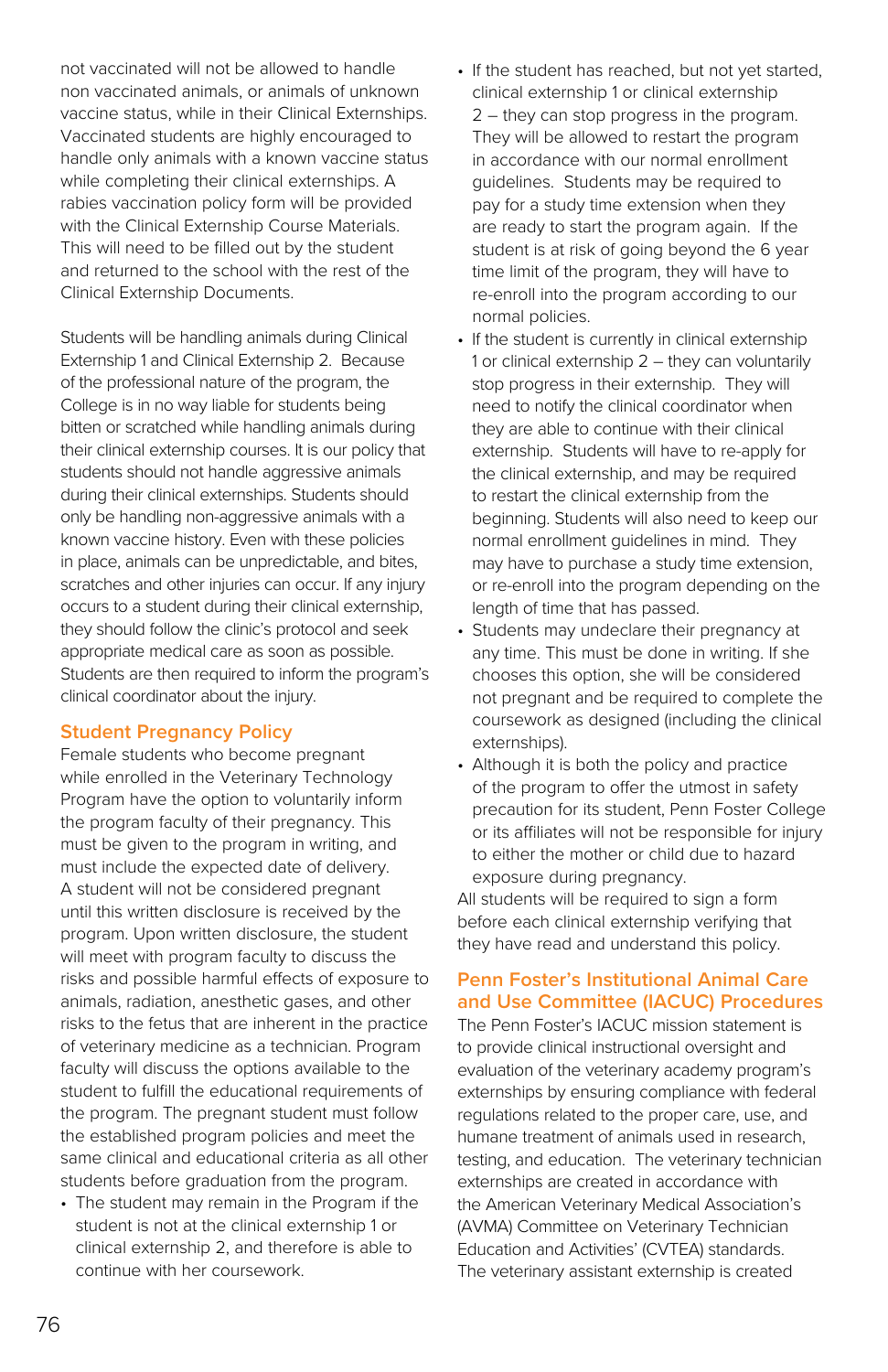not vaccinated will not be allowed to handle non vaccinated animals, or animals of unknown vaccine status, while in their Clinical Externships. Vaccinated students are highly encouraged to handle only animals with a known vaccine status while completing their clinical externships. A rabies vaccination policy form will be provided with the Clinical Externship Course Materials. This will need to be filled out by the student and returned to the school with the rest of the Clinical Externship Documents.

Students will be handling animals during Clinical Externship 1 and Clinical Externship 2. Because of the professional nature of the program, the College is in no way liable for students being bitten or scratched while handling animals during their clinical externship courses. It is our policy that students should not handle aggressive animals during their clinical externships. Students should only be handling non-aggressive animals with a known vaccine history. Even with these policies in place, animals can be unpredictable, and bites, scratches and other injuries can occur. If any injury occurs to a student during their clinical externship, they should follow the clinic's protocol and seek appropriate medical care as soon as possible. Students are then required to inform the program's clinical coordinator about the injury.

## Student Pregnancy Policy

Female students who become pregnant while enrolled in the Veterinary Technology Program have the option to voluntarily inform the program faculty of their pregnancy. This must be given to the program in writing, and must include the expected date of delivery. A student will not be considered pregnant until this written disclosure is received by the program. Upon written disclosure, the student will meet with program faculty to discuss the risks and possible harmful effects of exposure to animals, radiation, anesthetic gases, and other risks to the fetus that are inherent in the practice of veterinary medicine as a technician. Program faculty will discuss the options available to the student to fulfill the educational requirements of the program. The pregnant student must follow the established program policies and meet the same clinical and educational criteria as all other students before graduation from the program.

- The student may remain in the Program if the student is not at the clinical externship 1 or clinical externship 2, and therefore is able to continue with her coursework.
- If the student has reached, but not yet started, clinical externship 1 or clinical externship 2 – they can stop progress in the program. They will be allowed to restart the program in accordance with our normal enrollment guidelines. Students may be required to pay for a study time extension when they are ready to start the program again. If the student is at risk of going beyond the 6 year time limit of the program, they will have to re-enroll into the program according to our normal policies.
- If the student is currently in clinical externship 1 or clinical externship 2 – they can voluntarily stop progress in their externship. They will need to notify the clinical coordinator when they are able to continue with their clinical externship. Students will have to re-apply for the clinical externship, and may be required to restart the clinical externship from the beginning. Students will also need to keep our normal enrollment guidelines in mind. They may have to purchase a study time extension, or re-enroll into the program depending on the length of time that has passed.
- Students may undeclare their pregnancy at any time. This must be done in writing. If she chooses this option, she will be considered not pregnant and be required to complete the coursework as designed (including the clinical externships).
- Although it is both the policy and practice of the program to offer the utmost in safety precaution for its student, Penn Foster College or its affiliates will not be responsible for injury to either the mother or child due to hazard exposure during pregnancy.

All students will be required to sign a form before each clinical externship verifying that they have read and understand this policy.

## Penn Foster's Institutional Animal Care and Use Committee (IACUC) Procedures

The Penn Foster's IACUC mission statement is to provide clinical instructional oversight and evaluation of the veterinary academy program's externships by ensuring compliance with federal regulations related to the proper care, use, and humane treatment of animals used in research, testing, and education. The veterinary technician externships are created in accordance with the American Veterinary Medical Association's (AVMA) Committee on Veterinary Technician Education and Activities' (CVTEA) standards. The veterinary assistant externship is created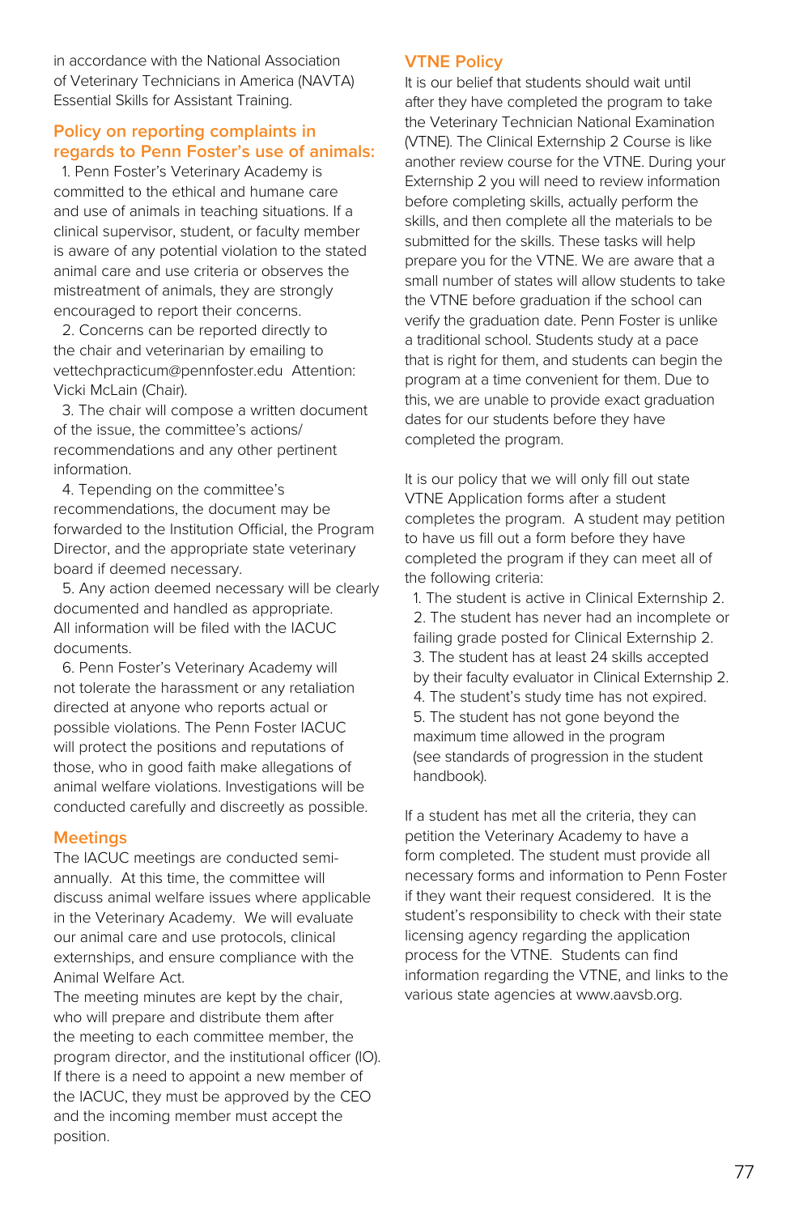in accordance with the National Association of Veterinary Technicians in America (NAVTA) Essential Skills for Assistant Training.

## Policy on reporting complaints in regards to Penn Foster's use of animals:

1. Penn Foster's Veterinary Academy is committed to the ethical and humane care and use of animals in teaching situations. If a clinical supervisor, student, or faculty member is aware of any potential violation to the stated animal care and use criteria or observes the mistreatment of animals, they are strongly encouraged to report their concerns.
2. Concerns can be reported directly to the chair and veterinarian by emailing to vettechpracticum@pennfoster.edu Attention: Vicki McLain (Chair).
3. The chair will compose a written document of the issue, the committee's actions/ recommendations and any other pertinent information.
4. Tepending on the committee's recommendations, the document may be forwarded to the Institution Official, the Program Director, and the appropriate state veterinary board if deemed necessary.
5. Any action deemed necessary will be clearly documented and handled as appropriate. All information will be filed with the IACUC documents.
6. Penn Foster's Veterinary Academy will not tolerate the harassment or any retaliation directed at anyone who reports actual or possible violations. The Penn Foster IACUC will protect the positions and reputations of those, who in good faith make allegations of animal welfare violations. Investigations will be conducted carefully and discreetly as possible.

## Meetings

The IACUC meetings are conducted semi-annually. At this time, the committee will discuss animal welfare issues where applicable in the Veterinary Academy. We will evaluate our animal care and use protocols, clinical externships, and ensure compliance with the Animal Welfare Act.

The meeting minutes are kept by the chair, who will prepare and distribute them after the meeting to each committee member, the program director, and the institutional officer (IO). If there is a need to appoint a new member of the IACUC, they must be approved by the CEO and the incoming member must accept the position.

## VTNE Policy

It is our belief that students should wait until after they have completed the program to take the Veterinary Technician National Examination (VTNE). The Clinical Externship 2 Course is like another review course for the VTNE. During your Externship 2 you will need to review information before completing skills, actually perform the skills, and then complete all the materials to be submitted for the skills. These tasks will help prepare you for the VTNE. We are aware that a small number of states will allow students to take the VTNE before graduation if the school can verify the graduation date. Penn Foster is unlike a traditional school. Students study at a pace that is right for them, and students can begin the program at a time convenient for them. Due to this, we are unable to provide exact graduation dates for our students before they have completed the program.

It is our policy that we will only fill out state VTNE Application forms after a student completes the program. A student may petition to have us fill out a form before they have completed the program if they can meet all of the following criteria:

1. The student is active in Clinical Externship 2.
2. The student has never had an incomplete or failing grade posted for Clinical Externship 2.
3. The student has at least 24 skills accepted by their faculty evaluator in Clinical Externship 2.
4. The student's study time has not expired.
5. The student has not gone beyond the maximum time allowed in the program (see standards of progression in the student handbook).

If a student has met all the criteria, they can petition the Veterinary Academy to have a form completed. The student must provide all necessary forms and information to Penn Foster if they want their request considered. It is the student's responsibility to check with their state licensing agency regarding the application process for the VTNE. Students can find information regarding the VTNE, and links to the various state agencies at www.aavsb.org.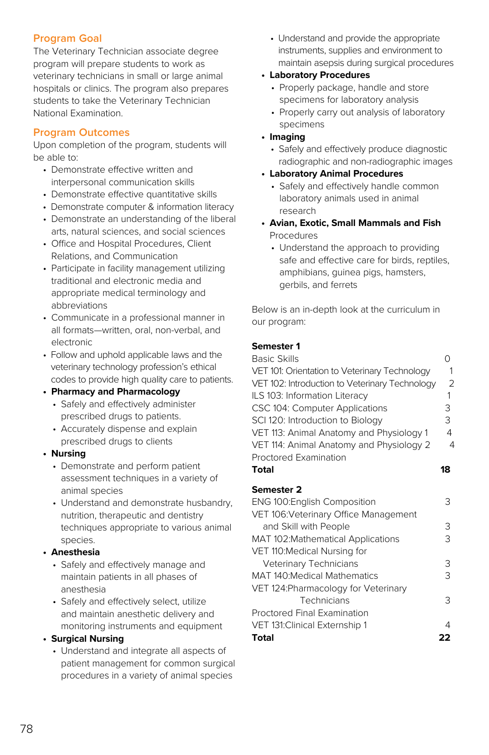## Program Goal

The Veterinary Technician associate degree program will prepare students to work as veterinary technicians in small or large animal hospitals or clinics. The program also prepares students to take the Veterinary Technician National Examination.

## Program Outcomes

Upon completion of the program, students will be able to:

- Demonstrate effective written and interpersonal communication skills
- Demonstrate effective quantitative skills
- Demonstrate computer & information literacy
- Demonstrate an understanding of the liberal arts, natural sciences, and social sciences
- Office and Hospital Procedures, Client Relations, and Communication
- Participate in facility management utilizing traditional and electronic media and appropriate medical terminology and abbreviations
- Communicate in a professional manner in all formats—written, oral, non-verbal, and electronic
- Follow and uphold applicable laws and the veterinary technology profession's ethical codes to provide high quality care to patients.
- **Pharmacy and Pharmacology**
  - Safely and effectively administer prescribed drugs to patients.
  - Accurately dispense and explain prescribed drugs to clients
- **Nursing**
  - Demonstrate and perform patient assessment techniques in a variety of animal species
  - Understand and demonstrate husbandry, nutrition, therapeutic and dentistry techniques appropriate to various animal species.
- **Anesthesia**
  - Safely and effectively manage and maintain patients in all phases of anesthesia
  - Safely and effectively select, utilize and maintain anesthetic delivery and monitoring instruments and equipment
- **Surgical Nursing**
  - Understand and integrate all aspects of patient management for common surgical procedures in a variety of animal species
  - Understand and provide the appropriate instruments, supplies and environment to maintain asepsis during surgical procedures
- **Laboratory Procedures**
  - Properly package, handle and store specimens for laboratory analysis
  - Properly carry out analysis of laboratory specimens
- **Imaging**
  - Safely and effectively produce diagnostic radiographic and non-radiographic images
- **Laboratory Animal Procedures**
  - Safely and effectively handle common laboratory animals used in animal research
- **Avian, Exotic, Small Mammals and Fish** Procedures
  - Understand the approach to providing safe and effective care for birds, reptiles, amphibians, guinea pigs, hamsters, gerbils, and ferrets

Below is an in-depth look at the curriculum in our program:

| **Semester 1** | |
|---|---|
| Basic Skills | 0 |
| VET 101: Orientation to Veterinary Technology | 1 |
| VET 102: Introduction to Veterinary Technology | 2 |
| ILS 103: Information Literacy | 1 |
| CSC 104: Computer Applications | 3 |
| SCI 120: Introduction to Biology | 3 |
| VET 113: Animal Anatomy and Physiology 1 | 4 |
| VET 114: Animal Anatomy and Physiology 2 | 4 |
| Proctored Examination | |
| **Total** | **18** |

| **Semester 2** | |
|---|---|
| ENG 100:English Composition | 3 |
| VET 106:Veterinary Office Management and Skill with People | 3 |
| MAT 102:Mathematical Applications | 3 |
| VET 110:Medical Nursing for Veterinary Technicians | 3 |
| MAT 140:Medical Mathematics | 3 |
| VET 124:Pharmacology for Veterinary Technicians | 3 |
| Proctored Final Examination | |
| VET 131:Clinical Externship 1 | 4 |
| **Total** | **22** |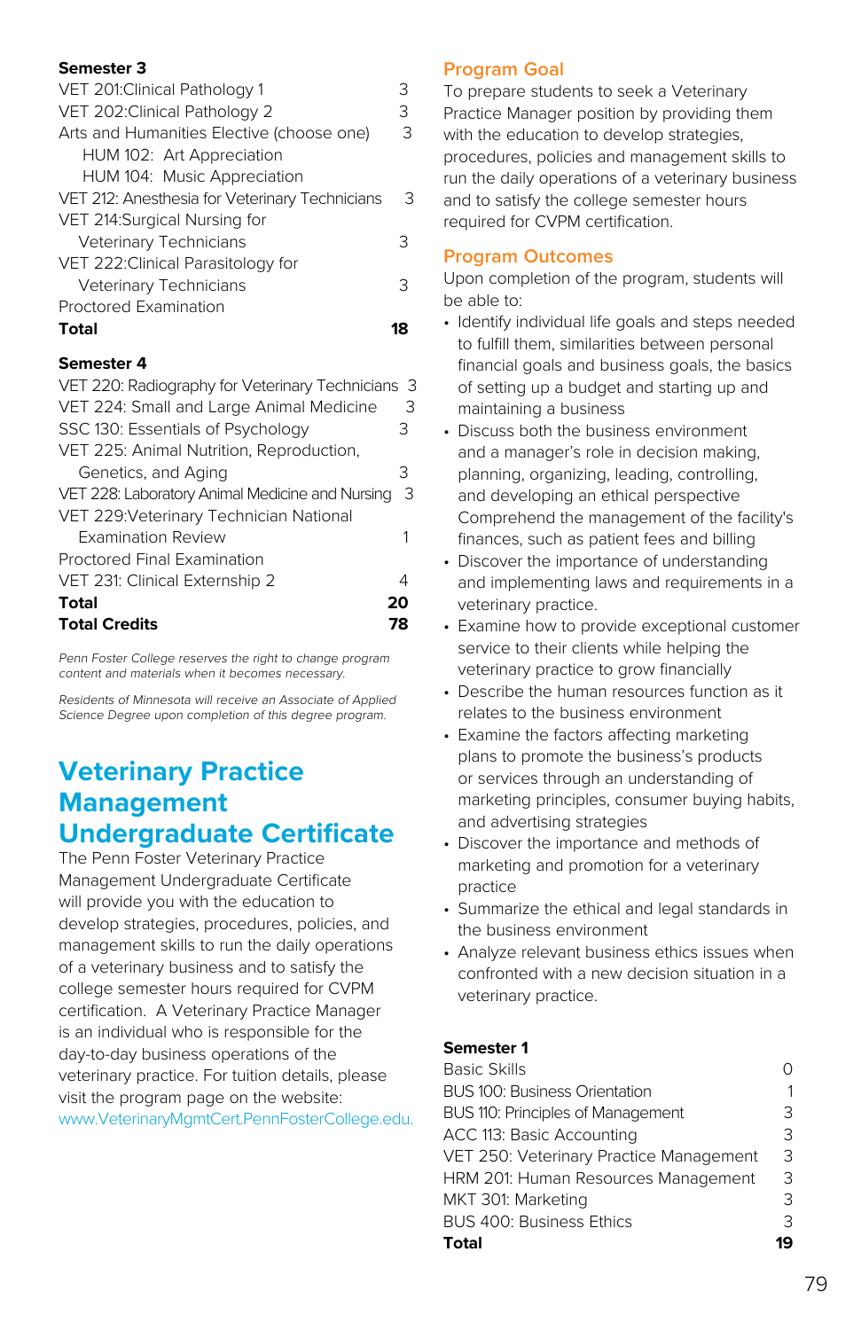**Semester 3**

| | |
|---|---|
| VET 201:Clinical Pathology 1 | 3 |
| VET 202:Clinical Pathology 2 | 3 |
| Arts and Humanities Elective (choose one) | 3 |
| HUM 102: Art Appreciation | |
| HUM 104: Music Appreciation | |
| VET 212: Anesthesia for Veterinary Technicians | 3 |
| VET 214:Surgical Nursing for Veterinary Technicians | 3 |
| VET 222:Clinical Parasitology for Veterinary Technicians | 3 |
| Proctored Examination | |
| **Total** | **18** |

**Semester 4**

| | |
|---|---|
| VET 220: Radiography for Veterinary Technicians | 3 |
| VET 224: Small and Large Animal Medicine | 3 |
| SSC 130: Essentials of Psychology | 3 |
| VET 225: Animal Nutrition, Reproduction, Genetics, and Aging | 3 |
| VET 228: Laboratory Animal Medicine and Nursing | 3 |
| VET 229:Veterinary Technician National Examination Review | 1 |
| Proctored Final Examination | |
| VET 231: Clinical Externship 2 | 4 |
| **Total** | **20** |
| **Total Credits** | **78** |

*Penn Foster College reserves the right to change program content and materials when it becomes necessary.*

*Residents of Minnesota will receive an Associate of Applied Science Degree upon completion of this degree program.*

# Veterinary Practice Management Undergraduate Certificate

The Penn Foster Veterinary Practice Management Undergraduate Certificate will provide you with the education to develop strategies, procedures, policies, and management skills to run the daily operations of a veterinary business and to satisfy the college semester hours required for CVPM certification. A Veterinary Practice Manager is an individual who is responsible for the day-to-day business operations of the veterinary practice. For tuition details, please visit the program page on the website: www.VeterinaryMgmtCert.PennFosterCollege.edu.

## Program Goal

To prepare students to seek a Veterinary Practice Manager position by providing them with the education to develop strategies, procedures, policies and management skills to run the daily operations of a veterinary business and to satisfy the college semester hours required for CVPM certification.

## Program Outcomes

Upon completion of the program, students will be able to:

- Identify individual life goals and steps needed to fulfill them, similarities between personal financial goals and business goals, the basics of setting up a budget and starting up and maintaining a business
- Discuss both the business environment and a manager's role in decision making, planning, organizing, leading, controlling, and developing an ethical perspective Comprehend the management of the facility's finances, such as patient fees and billing
- Discover the importance of understanding and implementing laws and requirements in a veterinary practice.
- Examine how to provide exceptional customer service to their clients while helping the veterinary practice to grow financially
- Describe the human resources function as it relates to the business environment
- Examine the factors affecting marketing plans to promote the business's products or services through an understanding of marketing principles, consumer buying habits, and advertising strategies
- Discover the importance and methods of marketing and promotion for a veterinary practice
- Summarize the ethical and legal standards in the business environment
- Analyze relevant business ethics issues when confronted with a new decision situation in a veterinary practice.

**Semester 1**

| | |
|---|---|
| Basic Skills | 0 |
| BUS 100: Business Orientation | 1 |
| BUS 110: Principles of Management | 3 |
| ACC 113: Basic Accounting | 3 |
| VET 250: Veterinary Practice Management | 3 |
| HRM 201: Human Resources Management | 3 |
| MKT 301: Marketing | 3 |
| BUS 400: Business Ethics | 3 |
| **Total** | **19** |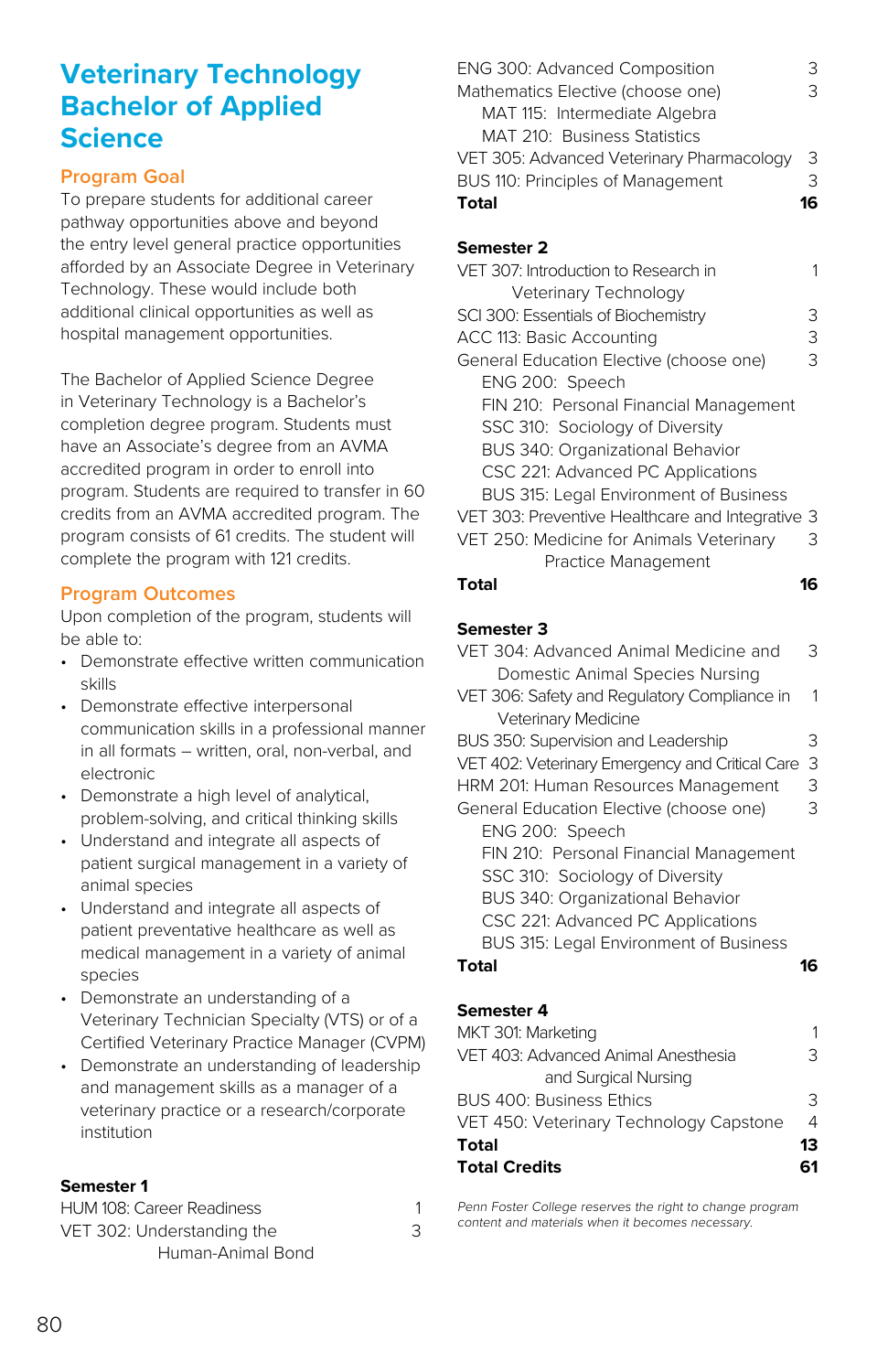# Veterinary Technology Bachelor of Applied Science

## Program Goal

To prepare students for additional career pathway opportunities above and beyond the entry level general practice opportunities afforded by an Associate Degree in Veterinary Technology. These would include both additional clinical opportunities as well as hospital management opportunities.

The Bachelor of Applied Science Degree in Veterinary Technology is a Bachelor's completion degree program. Students must have an Associate's degree from an AVMA accredited program in order to enroll into program. Students are required to transfer in 60 credits from an AVMA accredited program. The program consists of 61 credits. The student will complete the program with 121 credits.

## Program Outcomes

Upon completion of the program, students will be able to:

- Demonstrate effective written communication skills
- Demonstrate effective interpersonal communication skills in a professional manner in all formats – written, oral, non-verbal, and electronic
- Demonstrate a high level of analytical, problem-solving, and critical thinking skills
- Understand and integrate all aspects of patient surgical management in a variety of animal species
- Understand and integrate all aspects of patient preventative healthcare as well as medical management in a variety of animal species
- Demonstrate an understanding of a Veterinary Technician Specialty (VTS) or of a Certified Veterinary Practice Manager (CVPM)
- Demonstrate an understanding of leadership and management skills as a manager of a veterinary practice or a research/corporate institution

### Semester 1

| Course | Credits |
|---|---|
| HUM 108: Career Readiness | 1 |
| VET 302: Understanding the Human-Animal Bond | 3 |
| ENG 300: Advanced Composition | 3 |
| Mathematics Elective (choose one) | 3 |
| MAT 115: Intermediate Algebra | |
| MAT 210: Business Statistics | |
| VET 305: Advanced Veterinary Pharmacology | 3 |
| BUS 110: Principles of Management | 3 |
| **Total** | **16** |

### Semester 2

| Course | Credits |
|---|---|
| VET 307: Introduction to Research in Veterinary Technology | 1 |
| SCI 300: Essentials of Biochemistry | 3 |
| ACC 113: Basic Accounting | 3 |
| General Education Elective (choose one) | 3 |
| ENG 200: Speech | |
| FIN 210: Personal Financial Management | |
| SSC 310: Sociology of Diversity | |
| BUS 340: Organizational Behavior | |
| CSC 221: Advanced PC Applications | |
| BUS 315: Legal Environment of Business | |
| VET 303: Preventive Healthcare and Integrative | 3 |
| VET 250: Medicine for Animals Veterinary Practice Management | 3 |
| **Total** | **16** |

### Semester 3

| Course | Credits |
|---|---|
| VET 304: Advanced Animal Medicine and Domestic Animal Species Nursing | 3 |
| VET 306: Safety and Regulatory Compliance in Veterinary Medicine | 1 |
| BUS 350: Supervision and Leadership | 3 |
| VET 402: Veterinary Emergency and Critical Care | 3 |
| HRM 201: Human Resources Management | 3 |
| General Education Elective (choose one) | 3 |
| ENG 200: Speech | |
| FIN 210: Personal Financial Management | |
| SSC 310: Sociology of Diversity | |
| BUS 340: Organizational Behavior | |
| CSC 221: Advanced PC Applications | |
| BUS 315: Legal Environment of Business | |
| **Total** | **16** |

### Semester 4

| Course | Credits |
|---|---|
| MKT 301: Marketing | 1 |
| VET 403: Advanced Animal Anesthesia and Surgical Nursing | 3 |
| BUS 400: Business Ethics | 3 |
| VET 450: Veterinary Technology Capstone | 4 |
| **Total** | **13** |
| **Total Credits** | **61** |

*Penn Foster College reserves the right to change program content and materials when it becomes necessary.*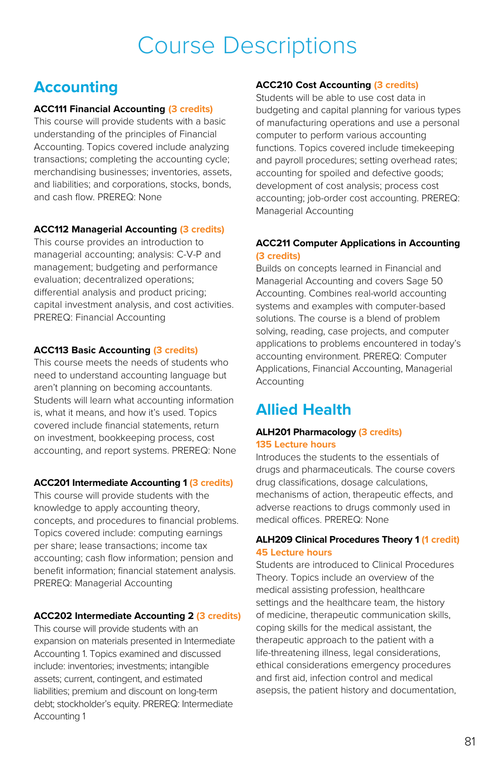# Course Descriptions

## Accounting

**ACC111 Financial Accounting** (3 credits)
This course will provide students with a basic understanding of the principles of Financial Accounting. Topics covered include analyzing transactions; completing the accounting cycle; merchandising businesses; inventories, assets, and liabilities; and corporations, stocks, bonds, and cash flow. PREREQ: None

**ACC112 Managerial Accounting** (3 credits)
This course provides an introduction to managerial accounting; analysis: C-V-P and management; budgeting and performance evaluation; decentralized operations; differential analysis and product pricing; capital investment analysis, and cost activities. PREREQ: Financial Accounting

**ACC113 Basic Accounting** (3 credits)
This course meets the needs of students who need to understand accounting language but aren't planning on becoming accountants. Students will learn what accounting information is, what it means, and how it's used. Topics covered include financial statements, return on investment, bookkeeping process, cost accounting, and report systems. PREREQ: None

**ACC201 Intermediate Accounting 1** (3 credits)
This course will provide students with the knowledge to apply accounting theory, concepts, and procedures to financial problems. Topics covered include: computing earnings per share; lease transactions; income tax accounting; cash flow information; pension and benefit information; financial statement analysis. PREREQ: Managerial Accounting

**ACC202 Intermediate Accounting 2** (3 credits)
This course will provide students with an expansion on materials presented in Intermediate Accounting 1. Topics examined and discussed include: inventories; investments; intangible assets; current, contingent, and estimated liabilities; premium and discount on long-term debt; stockholder's equity. PREREQ: Intermediate Accounting 1

**ACC210 Cost Accounting** (3 credits)
Students will be able to use cost data in budgeting and capital planning for various types of manufacturing operations and use a personal computer to perform various accounting functions. Topics covered include timekeeping and payroll procedures; setting overhead rates; accounting for spoiled and defective goods; development of cost analysis; process cost accounting; job-order cost accounting. PREREQ: Managerial Accounting

**ACC211 Computer Applications in Accounting** (3 credits)
Builds on concepts learned in Financial and Managerial Accounting and covers Sage 50 Accounting. Combines real-world accounting systems and examples with computer-based solutions. The course is a blend of problem solving, reading, case projects, and computer applications to problems encountered in today's accounting environment. PREREQ: Computer Applications, Financial Accounting, Managerial Accounting

## Allied Health

**ALH201 Pharmacology** (3 credits)
135 Lecture hours
Introduces the students to the essentials of drugs and pharmaceuticals. The course covers drug classifications, dosage calculations, mechanisms of action, therapeutic effects, and adverse reactions to drugs commonly used in medical offices. PREREQ: None

**ALH209 Clinical Procedures Theory 1** (1 credit)
45 Lecture hours
Students are introduced to Clinical Procedures Theory. Topics include an overview of the medical assisting profession, healthcare settings and the healthcare team, the history of medicine, therapeutic communication skills, coping skills for the medical assistant, the therapeutic approach to the patient with a life-threatening illness, legal considerations, ethical considerations emergency procedures and first aid, infection control and medical asepsis, the patient history and documentation,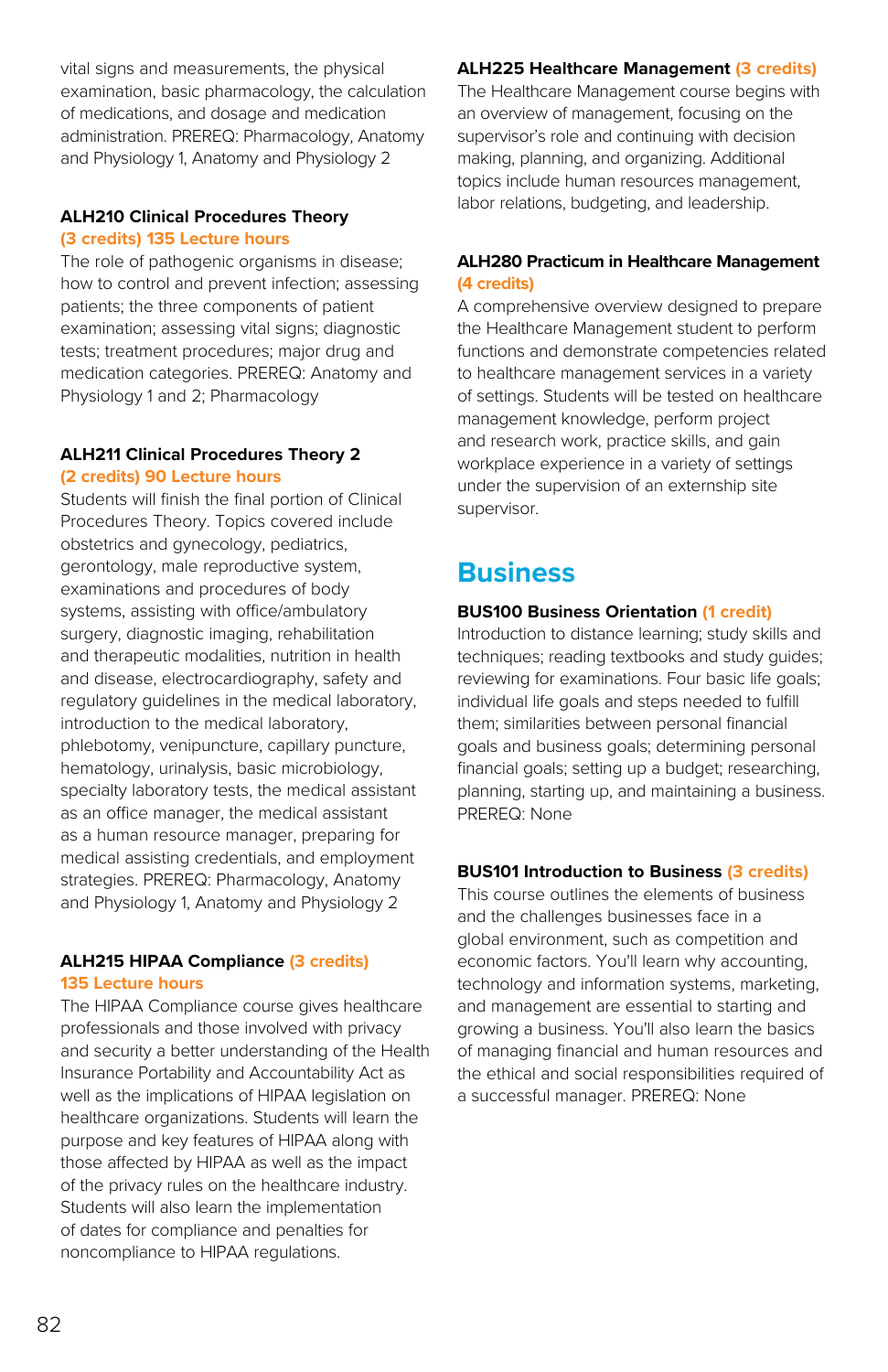vital signs and measurements, the physical examination, basic pharmacology, the calculation of medications, and dosage and medication administration. PREREQ: Pharmacology, Anatomy and Physiology 1, Anatomy and Physiology 2

**ALH210 Clinical Procedures Theory**
**(3 credits) 135 Lecture hours**
The role of pathogenic organisms in disease; how to control and prevent infection; assessing patients; the three components of patient examination; assessing vital signs; diagnostic tests; treatment procedures; major drug and medication categories. PREREQ: Anatomy and Physiology 1 and 2; Pharmacology

**ALH211 Clinical Procedures Theory 2**
**(2 credits) 90 Lecture hours**
Students will finish the final portion of Clinical Procedures Theory. Topics covered include obstetrics and gynecology, pediatrics, gerontology, male reproductive system, examinations and procedures of body systems, assisting with office/ambulatory surgery, diagnostic imaging, rehabilitation and therapeutic modalities, nutrition in health and disease, electrocardiography, safety and regulatory guidelines in the medical laboratory, introduction to the medical laboratory, phlebotomy, venipuncture, capillary puncture, hematology, urinalysis, basic microbiology, specialty laboratory tests, the medical assistant as an office manager, the medical assistant as a human resource manager, preparing for medical assisting credentials, and employment strategies. PREREQ: Pharmacology, Anatomy and Physiology 1, Anatomy and Physiology 2

**ALH215 HIPAA Compliance (3 credits)**
**135 Lecture hours**
The HIPAA Compliance course gives healthcare professionals and those involved with privacy and security a better understanding of the Health Insurance Portability and Accountability Act as well as the implications of HIPAA legislation on healthcare organizations. Students will learn the purpose and key features of HIPAA along with those affected by HIPAA as well as the impact of the privacy rules on the healthcare industry. Students will also learn the implementation of dates for compliance and penalties for noncompliance to HIPAA regulations.

**ALH225 Healthcare Management (3 credits)**
The Healthcare Management course begins with an overview of management, focusing on the supervisor's role and continuing with decision making, planning, and organizing. Additional topics include human resources management, labor relations, budgeting, and leadership.

**ALH280 Practicum in Healthcare Management**
**(4 credits)**
A comprehensive overview designed to prepare the Healthcare Management student to perform functions and demonstrate competencies related to healthcare management services in a variety of settings. Students will be tested on healthcare management knowledge, perform project and research work, practice skills, and gain workplace experience in a variety of settings under the supervision of an externship site supervisor.

## Business

**BUS100 Business Orientation (1 credit)**
Introduction to distance learning; study skills and techniques; reading textbooks and study guides; reviewing for examinations. Four basic life goals; individual life goals and steps needed to fulfill them; similarities between personal financial goals and business goals; determining personal financial goals; setting up a budget; researching, planning, starting up, and maintaining a business. PREREQ: None

**BUS101 Introduction to Business (3 credits)**
This course outlines the elements of business and the challenges businesses face in a global environment, such as competition and economic factors. You'll learn why accounting, technology and information systems, marketing, and management are essential to starting and growing a business. You'll also learn the basics of managing financial and human resources and the ethical and social responsibilities required of a successful manager. PREREQ: None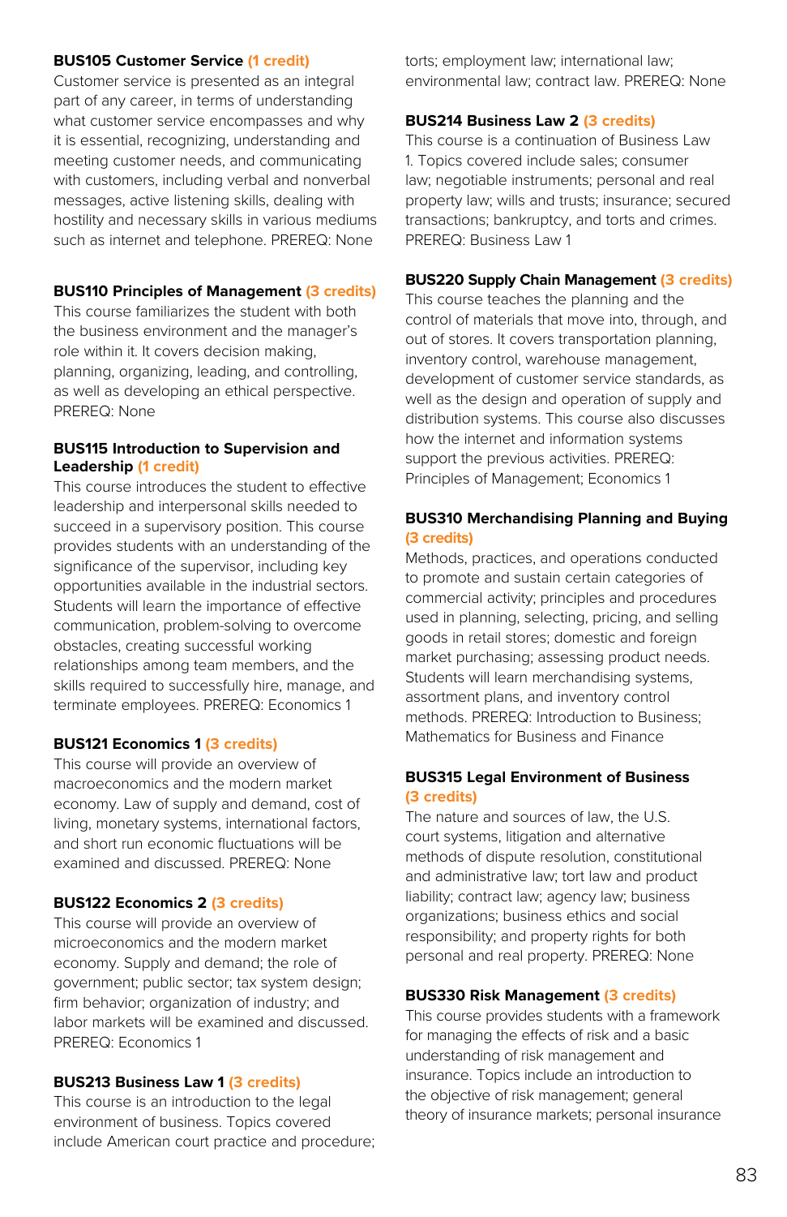**BUS105 Customer Service** (1 credit)
Customer service is presented as an integral part of any career, in terms of understanding what customer service encompasses and why it is essential, recognizing, understanding and meeting customer needs, and communicating with customers, including verbal and nonverbal messages, active listening skills, dealing with hostility and necessary skills in various mediums such as internet and telephone. PREREQ: None

**BUS110 Principles of Management** (3 credits)
This course familiarizes the student with both the business environment and the manager's role within it. It covers decision making, planning, organizing, leading, and controlling, as well as developing an ethical perspective. PREREQ: None

**BUS115 Introduction to Supervision and Leadership** (1 credit)
This course introduces the student to effective leadership and interpersonal skills needed to succeed in a supervisory position. This course provides students with an understanding of the significance of the supervisor, including key opportunities available in the industrial sectors. Students will learn the importance of effective communication, problem-solving to overcome obstacles, creating successful working relationships among team members, and the skills required to successfully hire, manage, and terminate employees. PREREQ: Economics 1

**BUS121 Economics 1** (3 credits)
This course will provide an overview of macroeconomics and the modern market economy. Law of supply and demand, cost of living, monetary systems, international factors, and short run economic fluctuations will be examined and discussed. PREREQ: None

**BUS122 Economics 2** (3 credits)
This course will provide an overview of microeconomics and the modern market economy. Supply and demand; the role of government; public sector; tax system design; firm behavior; organization of industry; and labor markets will be examined and discussed. PREREQ: Economics 1

**BUS213 Business Law 1** (3 credits)
This course is an introduction to the legal environment of business. Topics covered include American court practice and procedure; torts; employment law; international law; environmental law; contract law. PREREQ: None

**BUS214 Business Law 2** (3 credits)
This course is a continuation of Business Law 1. Topics covered include sales; consumer law; negotiable instruments; personal and real property law; wills and trusts; insurance; secured transactions; bankruptcy, and torts and crimes. PREREQ: Business Law 1

**BUS220 Supply Chain Management** (3 credits)
This course teaches the planning and the control of materials that move into, through, and out of stores. It covers transportation planning, inventory control, warehouse management, development of customer service standards, as well as the design and operation of supply and distribution systems. This course also discusses how the internet and information systems support the previous activities. PREREQ: Principles of Management; Economics 1

**BUS310 Merchandising Planning and Buying** (3 credits)
Methods, practices, and operations conducted to promote and sustain certain categories of commercial activity; principles and procedures used in planning, selecting, pricing, and selling goods in retail stores; domestic and foreign market purchasing; assessing product needs. Students will learn merchandising systems, assortment plans, and inventory control methods. PREREQ: Introduction to Business; Mathematics for Business and Finance

**BUS315 Legal Environment of Business** (3 credits)
The nature and sources of law, the U.S. court systems, litigation and alternative methods of dispute resolution, constitutional and administrative law; tort law and product liability; contract law; agency law; business organizations; business ethics and social responsibility; and property rights for both personal and real property. PREREQ: None

**BUS330 Risk Management** (3 credits)
This course provides students with a framework for managing the effects of risk and a basic understanding of risk management and insurance. Topics include an introduction to the objective of risk management; general theory of insurance markets; personal insurance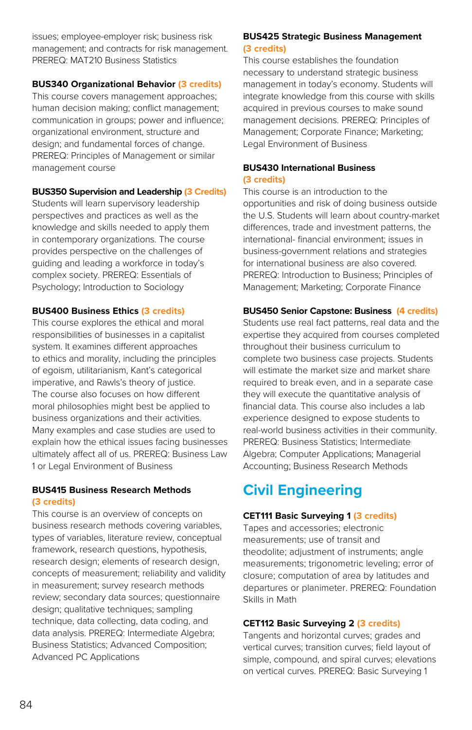issues; employee-employer risk; business risk management; and contracts for risk management. PREREQ: MAT210 Business Statistics

**BUS340 Organizational Behavior** (3 credits)
This course covers management approaches; human decision making; conflict management; communication in groups; power and influence; organizational environment, structure and design; and fundamental forces of change. PREREQ: Principles of Management or similar management course

**BUS350 Supervision and Leadership** (3 Credits)
Students will learn supervisory leadership perspectives and practices as well as the knowledge and skills needed to apply them in contemporary organizations. The course provides perspective on the challenges of guiding and leading a workforce in today's complex society. PREREQ: Essentials of Psychology; Introduction to Sociology

**BUS400 Business Ethics** (3 credits)
This course explores the ethical and moral responsibilities of businesses in a capitalist system. It examines different approaches to ethics and morality, including the principles of egoism, utilitarianism, Kant's categorical imperative, and Rawls's theory of justice. The course also focuses on how different moral philosophies might best be applied to business organizations and their activities. Many examples and case studies are used to explain how the ethical issues facing businesses ultimately affect all of us. PREREQ: Business Law 1 or Legal Environment of Business

**BUS415 Business Research Methods** (3 credits)
This course is an overview of concepts on business research methods covering variables, types of variables, literature review, conceptual framework, research questions, hypothesis, research design; elements of research design, concepts of measurement; reliability and validity in measurement; survey research methods review; secondary data sources; questionnaire design; qualitative techniques; sampling technique, data collecting, data coding, and data analysis. PREREQ: Intermediate Algebra; Business Statistics; Advanced Composition; Advanced PC Applications

**BUS425 Strategic Business Management** (3 credits)
This course establishes the foundation necessary to understand strategic business management in today's economy. Students will integrate knowledge from this course with skills acquired in previous courses to make sound management decisions. PREREQ: Principles of Management; Corporate Finance; Marketing; Legal Environment of Business

**BUS430 International Business** (3 credits)
This course is an introduction to the opportunities and risk of doing business outside the U.S. Students will learn about country-market differences, trade and investment patterns, the international- financial environment; issues in business-government relations and strategies for international business are also covered. PREREQ: Introduction to Business; Principles of Management; Marketing; Corporate Finance

**BUS450 Senior Capstone: Business** (4 credits)
Students use real fact patterns, real data and the expertise they acquired from courses completed throughout their business curriculum to complete two business case projects. Students will estimate the market size and market share required to break even, and in a separate case they will execute the quantitative analysis of financial data. This course also includes a lab experience designed to expose students to real-world business activities in their community. PREREQ: Business Statistics; Intermediate Algebra; Computer Applications; Managerial Accounting; Business Research Methods

# Civil Engineering

**CET111 Basic Surveying 1** (3 credits)
Tapes and accessories; electronic measurements; use of transit and theodolite; adjustment of instruments; angle measurements; trigonometric leveling; error of closure; computation of area by latitudes and departures or planimeter. PREREQ: Foundation Skills in Math

**CET112 Basic Surveying 2** (3 credits)
Tangents and horizontal curves; grades and vertical curves; transition curves; field layout of simple, compound, and spiral curves; elevations on vertical curves. PREREQ: Basic Surveying 1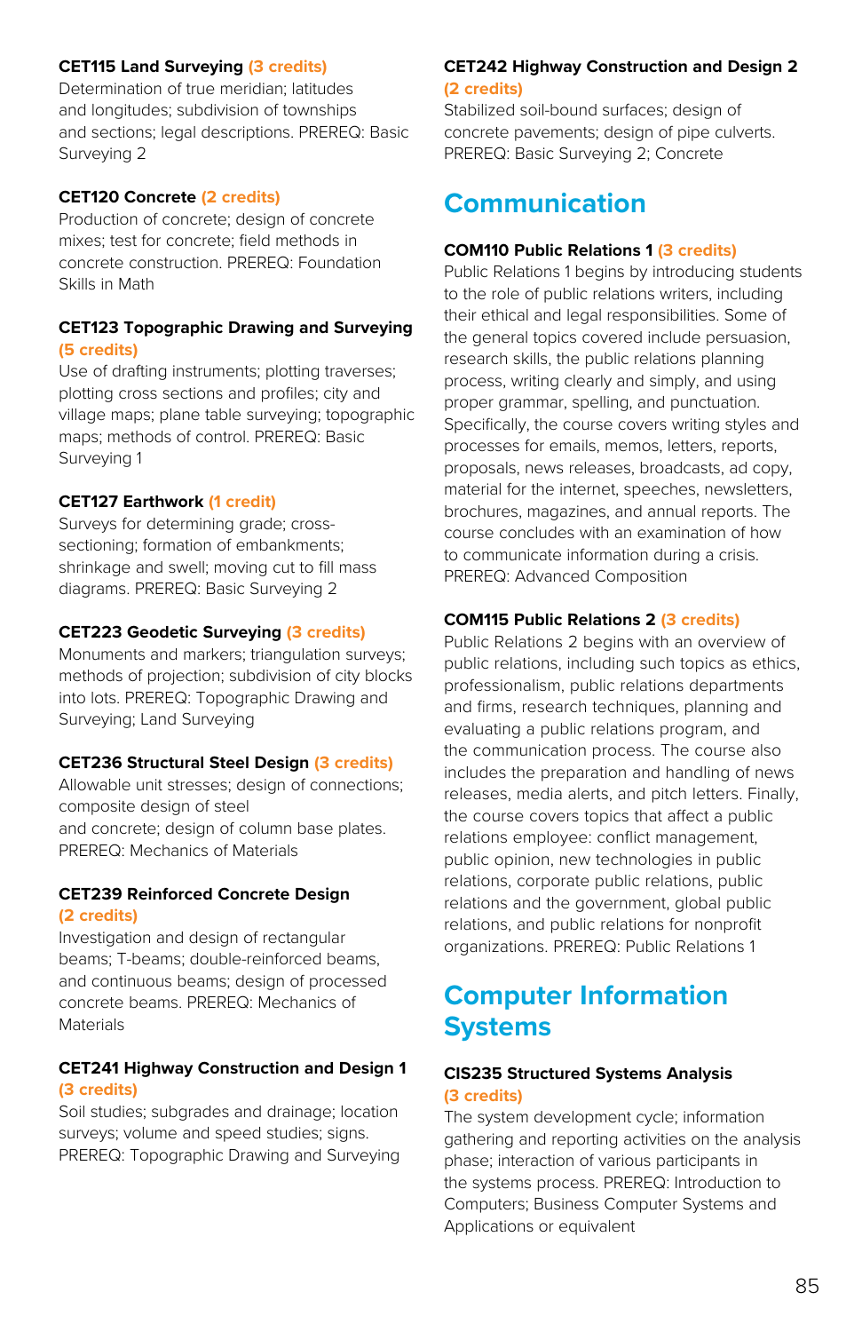**CET115 Land Surveying (3 credits)**
Determination of true meridian; latitudes and longitudes; subdivision of townships and sections; legal descriptions. PREREQ: Basic Surveying 2

**CET120 Concrete (2 credits)**
Production of concrete; design of concrete mixes; test for concrete; field methods in concrete construction. PREREQ: Foundation Skills in Math

**CET123 Topographic Drawing and Surveying (5 credits)**
Use of drafting instruments; plotting traverses; plotting cross sections and profiles; city and village maps; plane table surveying; topographic maps; methods of control. PREREQ: Basic Surveying 1

**CET127 Earthwork (1 credit)**
Surveys for determining grade; cross-sectioning; formation of embankments; shrinkage and swell; moving cut to fill mass diagrams. PREREQ: Basic Surveying 2

**CET223 Geodetic Surveying (3 credits)**
Monuments and markers; triangulation surveys; methods of projection; subdivision of city blocks into lots. PREREQ: Topographic Drawing and Surveying; Land Surveying

**CET236 Structural Steel Design (3 credits)**
Allowable unit stresses; design of connections; composite design of steel and concrete; design of column base plates. PREREQ: Mechanics of Materials

**CET239 Reinforced Concrete Design (2 credits)**
Investigation and design of rectangular beams; T-beams; double-reinforced beams, and continuous beams; design of processed concrete beams. PREREQ: Mechanics of Materials

**CET241 Highway Construction and Design 1 (3 credits)**
Soil studies; subgrades and drainage; location surveys; volume and speed studies; signs. PREREQ: Topographic Drawing and Surveying

**CET242 Highway Construction and Design 2 (2 credits)**
Stabilized soil-bound surfaces; design of concrete pavements; design of pipe culverts. PREREQ: Basic Surveying 2; Concrete

## Communication

**COM110 Public Relations 1 (3 credits)**
Public Relations 1 begins by introducing students to the role of public relations writers, including their ethical and legal responsibilities. Some of the general topics covered include persuasion, research skills, the public relations planning process, writing clearly and simply, and using proper grammar, spelling, and punctuation. Specifically, the course covers writing styles and processes for emails, memos, letters, reports, proposals, news releases, broadcasts, ad copy, material for the internet, speeches, newsletters, brochures, magazines, and annual reports. The course concludes with an examination of how to communicate information during a crisis. PREREQ: Advanced Composition

**COM115 Public Relations 2 (3 credits)**
Public Relations 2 begins with an overview of public relations, including such topics as ethics, professionalism, public relations departments and firms, research techniques, planning and evaluating a public relations program, and the communication process. The course also includes the preparation and handling of news releases, media alerts, and pitch letters. Finally, the course covers topics that affect a public relations employee: conflict management, public opinion, new technologies in public relations, corporate public relations, public relations and the government, global public relations, and public relations for nonprofit organizations. PREREQ: Public Relations 1

## Computer Information Systems

**CIS235 Structured Systems Analysis (3 credits)**
The system development cycle; information gathering and reporting activities on the analysis phase; interaction of various participants in the systems process. PREREQ: Introduction to Computers; Business Computer Systems and Applications or equivalent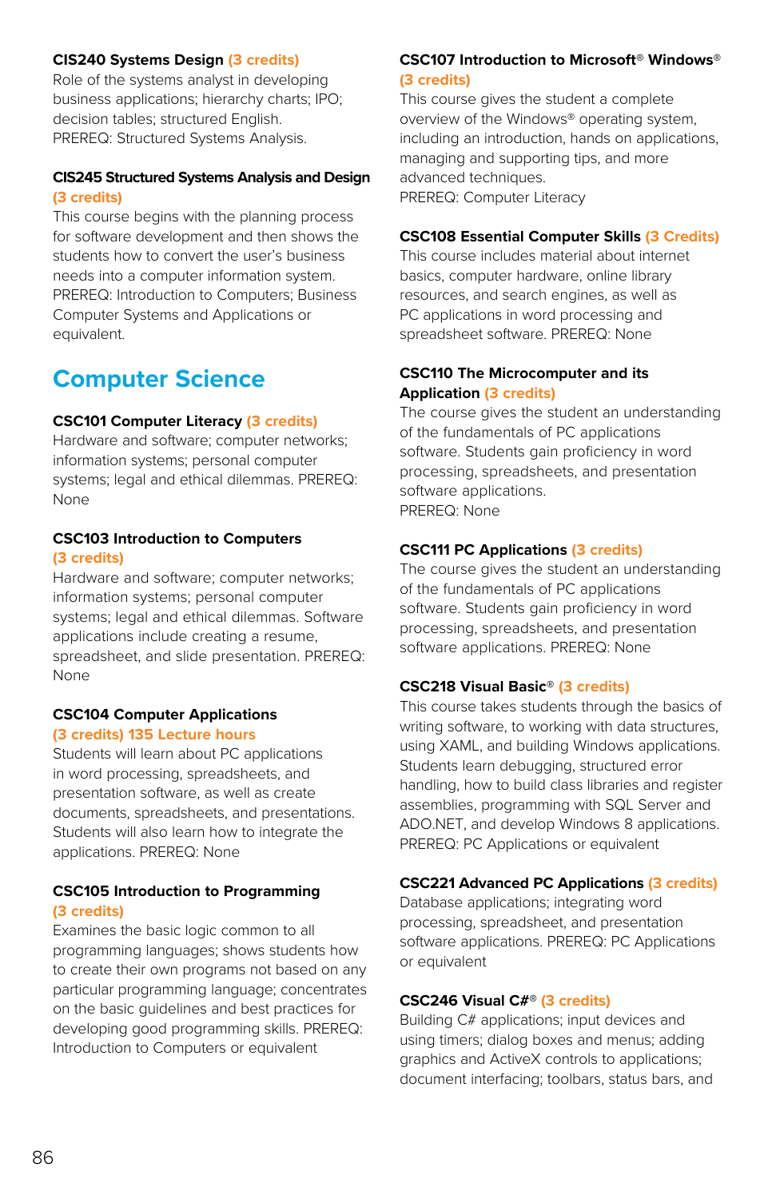**CIS240 Systems Design (3 credits)**
Role of the systems analyst in developing business applications; hierarchy charts; IPO; decision tables; structured English.
PREREQ: Structured Systems Analysis.

**CIS245 Structured Systems Analysis and Design (3 credits)**
This course begins with the planning process for software development and then shows the students how to convert the user's business needs into a computer information system.
PREREQ: Introduction to Computers; Business Computer Systems and Applications or equivalent.

## Computer Science

**CSC101 Computer Literacy (3 credits)**
Hardware and software; computer networks; information systems; personal computer systems; legal and ethical dilemmas. PREREQ: None

**CSC103 Introduction to Computers (3 credits)**
Hardware and software; computer networks; information systems; personal computer systems; legal and ethical dilemmas. Software applications include creating a resume, spreadsheet, and slide presentation. PREREQ: None

**CSC104 Computer Applications (3 credits) 135 Lecture hours**
Students will learn about PC applications in word processing, spreadsheets, and presentation software, as well as create documents, spreadsheets, and presentations. Students will also learn how to integrate the applications. PREREQ: None

**CSC105 Introduction to Programming (3 credits)**
Examines the basic logic common to all programming languages; shows students how to create their own programs not based on any particular programming language; concentrates on the basic guidelines and best practices for developing good programming skills. PREREQ: Introduction to Computers or equivalent

**CSC107 Introduction to Microsoft® Windows® (3 credits)**
This course gives the student a complete overview of the Windows® operating system, including an introduction, hands on applications, managing and supporting tips, and more advanced techniques.
PREREQ: Computer Literacy

**CSC108 Essential Computer Skills (3 Credits)**
This course includes material about internet basics, computer hardware, online library resources, and search engines, as well as PC applications in word processing and spreadsheet software. PREREQ: None

**CSC110 The Microcomputer and its Application (3 credits)**
The course gives the student an understanding of the fundamentals of PC applications software. Students gain proficiency in word processing, spreadsheets, and presentation software applications.
PREREQ: None

**CSC111 PC Applications (3 credits)**
The course gives the student an understanding of the fundamentals of PC applications software. Students gain proficiency in word processing, spreadsheets, and presentation software applications. PREREQ: None

**CSC218 Visual Basic® (3 credits)**
This course takes students through the basics of writing software, to working with data structures, using XAML, and building Windows applications. Students learn debugging, structured error handling, how to build class libraries and register assemblies, programming with SQL Server and ADO.NET, and develop Windows 8 applications.
PREREQ: PC Applications or equivalent

**CSC221 Advanced PC Applications (3 credits)**
Database applications; integrating word processing, spreadsheet, and presentation software applications. PREREQ: PC Applications or equivalent

**CSC246 Visual C#® (3 credits)**
Building C# applications; input devices and using timers; dialog boxes and menus; adding graphics and ActiveX controls to applications; document interfacing; toolbars, status bars, and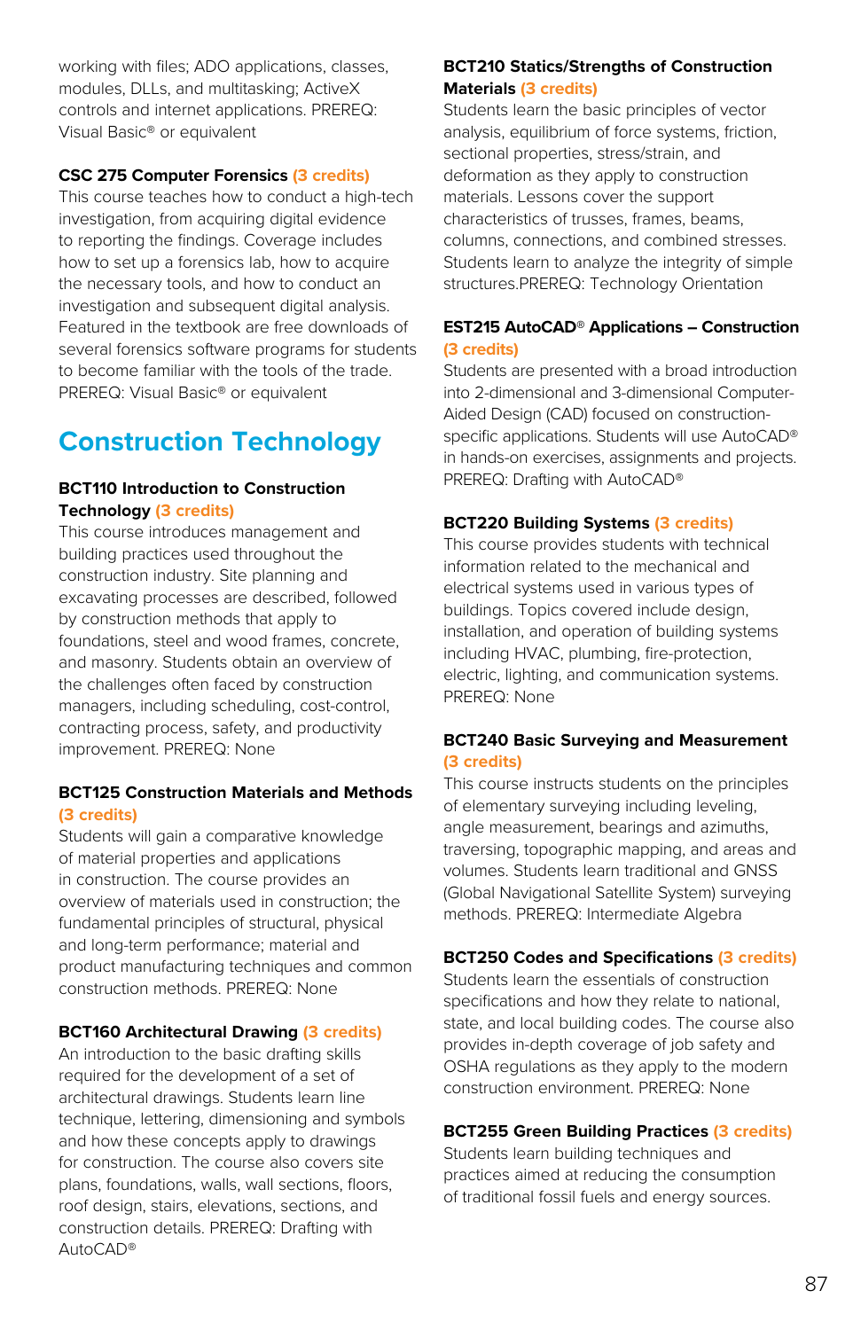working with files; ADO applications, classes, modules, DLLs, and multitasking; ActiveX controls and internet applications. PREREQ: Visual Basic® or equivalent

**CSC 275 Computer Forensics (3 credits)**
This course teaches how to conduct a high-tech investigation, from acquiring digital evidence to reporting the findings. Coverage includes how to set up a forensics lab, how to acquire the necessary tools, and how to conduct an investigation and subsequent digital analysis. Featured in the textbook are free downloads of several forensics software programs for students to become familiar with the tools of the trade. PREREQ: Visual Basic® or equivalent

## Construction Technology

**BCT110 Introduction to Construction Technology (3 credits)**
This course introduces management and building practices used throughout the construction industry. Site planning and excavating processes are described, followed by construction methods that apply to foundations, steel and wood frames, concrete, and masonry. Students obtain an overview of the challenges often faced by construction managers, including scheduling, cost-control, contracting process, safety, and productivity improvement. PREREQ: None

**BCT125 Construction Materials and Methods (3 credits)**
Students will gain a comparative knowledge of material properties and applications in construction. The course provides an overview of materials used in construction; the fundamental principles of structural, physical and long-term performance; material and product manufacturing techniques and common construction methods. PREREQ: None

**BCT160 Architectural Drawing (3 credits)**
An introduction to the basic drafting skills required for the development of a set of architectural drawings. Students learn line technique, lettering, dimensioning and symbols and how these concepts apply to drawings for construction. The course also covers site plans, foundations, walls, wall sections, floors, roof design, stairs, elevations, sections, and construction details. PREREQ: Drafting with AutoCAD®

**BCT210 Statics/Strengths of Construction Materials (3 credits)**
Students learn the basic principles of vector analysis, equilibrium of force systems, friction, sectional properties, stress/strain, and deformation as they apply to construction materials. Lessons cover the support characteristics of trusses, frames, beams, columns, connections, and combined stresses. Students learn to analyze the integrity of simple structures.PREREQ: Technology Orientation

**EST215 AutoCAD® Applications – Construction (3 credits)**
Students are presented with a broad introduction into 2-dimensional and 3-dimensional Computer-Aided Design (CAD) focused on construction-specific applications. Students will use AutoCAD® in hands-on exercises, assignments and projects. PREREQ: Drafting with AutoCAD®

**BCT220 Building Systems (3 credits)**
This course provides students with technical information related to the mechanical and electrical systems used in various types of buildings. Topics covered include design, installation, and operation of building systems including HVAC, plumbing, fire-protection, electric, lighting, and communication systems. PREREQ: None

**BCT240 Basic Surveying and Measurement (3 credits)**
This course instructs students on the principles of elementary surveying including leveling, angle measurement, bearings and azimuths, traversing, topographic mapping, and areas and volumes. Students learn traditional and GNSS (Global Navigational Satellite System) surveying methods. PREREQ: Intermediate Algebra

**BCT250 Codes and Specifications (3 credits)**
Students learn the essentials of construction specifications and how they relate to national, state, and local building codes. The course also provides in-depth coverage of job safety and OSHA regulations as they apply to the modern construction environment. PREREQ: None

**BCT255 Green Building Practices (3 credits)**
Students learn building techniques and practices aimed at reducing the consumption of traditional fossil fuels and energy sources.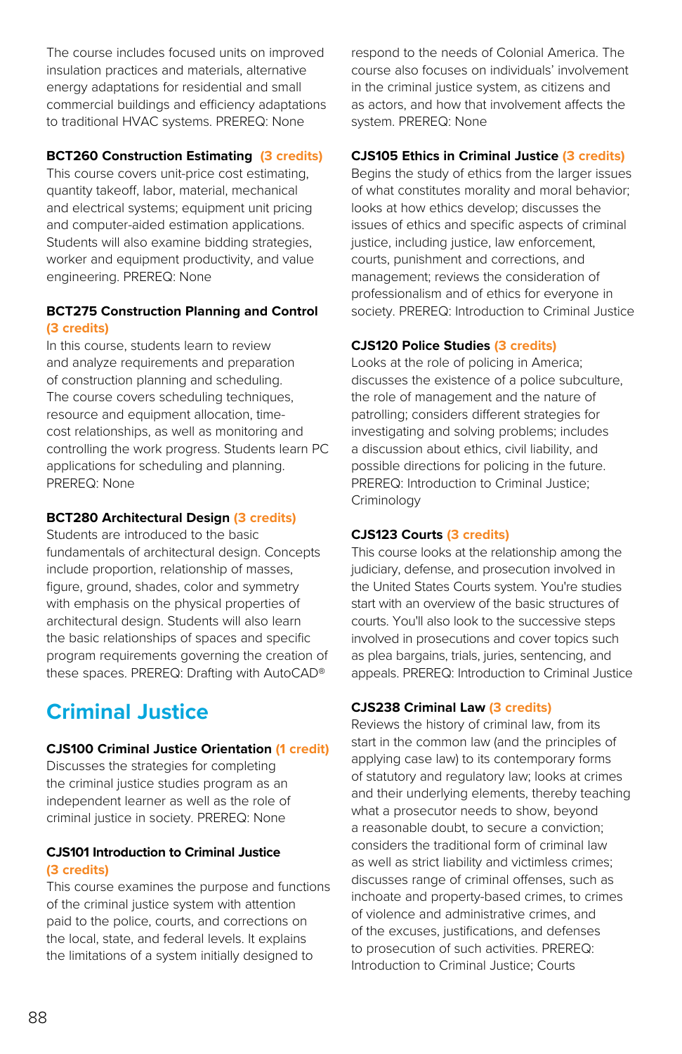The course includes focused units on improved insulation practices and materials, alternative energy adaptations for residential and small commercial buildings and efficiency adaptations to traditional HVAC systems. PREREQ: None

**BCT260 Construction Estimating** (3 credits)
This course covers unit-price cost estimating, quantity takeoff, labor, material, mechanical and electrical systems; equipment unit pricing and computer-aided estimation applications. Students will also examine bidding strategies, worker and equipment productivity, and value engineering. PREREQ: None

**BCT275 Construction Planning and Control** (3 credits)
In this course, students learn to review and analyze requirements and preparation of construction planning and scheduling. The course covers scheduling techniques, resource and equipment allocation, time-cost relationships, as well as monitoring and controlling the work progress. Students learn PC applications for scheduling and planning. PREREQ: None

**BCT280 Architectural Design** (3 credits)
Students are introduced to the basic fundamentals of architectural design. Concepts include proportion, relationship of masses, figure, ground, shades, color and symmetry with emphasis on the physical properties of architectural design. Students will also learn the basic relationships of spaces and specific program requirements governing the creation of these spaces. PREREQ: Drafting with AutoCAD®

## Criminal Justice

**CJS100 Criminal Justice Orientation** (1 credit)
Discusses the strategies for completing the criminal justice studies program as an independent learner as well as the role of criminal justice in society. PREREQ: None

**CJS101 Introduction to Criminal Justice** (3 credits)
This course examines the purpose and functions of the criminal justice system with attention paid to the police, courts, and corrections on the local, state, and federal levels. It explains the limitations of a system initially designed to respond to the needs of Colonial America. The course also focuses on individuals' involvement in the criminal justice system, as citizens and as actors, and how that involvement affects the system. PREREQ: None

**CJS105 Ethics in Criminal Justice** (3 credits)
Begins the study of ethics from the larger issues of what constitutes morality and moral behavior; looks at how ethics develop; discusses the issues of ethics and specific aspects of criminal justice, including justice, law enforcement, courts, punishment and corrections, and management; reviews the consideration of professionalism and of ethics for everyone in society. PREREQ: Introduction to Criminal Justice

**CJS120 Police Studies** (3 credits)
Looks at the role of policing in America; discusses the existence of a police subculture, the role of management and the nature of patrolling; considers different strategies for investigating and solving problems; includes a discussion about ethics, civil liability, and possible directions for policing in the future. PREREQ: Introduction to Criminal Justice; Criminology

**CJS123 Courts** (3 credits)
This course looks at the relationship among the judiciary, defense, and prosecution involved in the United States Courts system. You're studies start with an overview of the basic structures of courts. You'll also look to the successive steps involved in prosecutions and cover topics such as plea bargains, trials, juries, sentencing, and appeals. PREREQ: Introduction to Criminal Justice

**CJS238 Criminal Law** (3 credits)
Reviews the history of criminal law, from its start in the common law (and the principles of applying case law) to its contemporary forms of statutory and regulatory law; looks at crimes and their underlying elements, thereby teaching what a prosecutor needs to show, beyond a reasonable doubt, to secure a conviction; considers the traditional form of criminal law as well as strict liability and victimless crimes; discusses range of criminal offenses, such as inchoate and property-based crimes, to crimes of violence and administrative crimes, and of the excuses, justifications, and defenses to prosecution of such activities. PREREQ: Introduction to Criminal Justice; Courts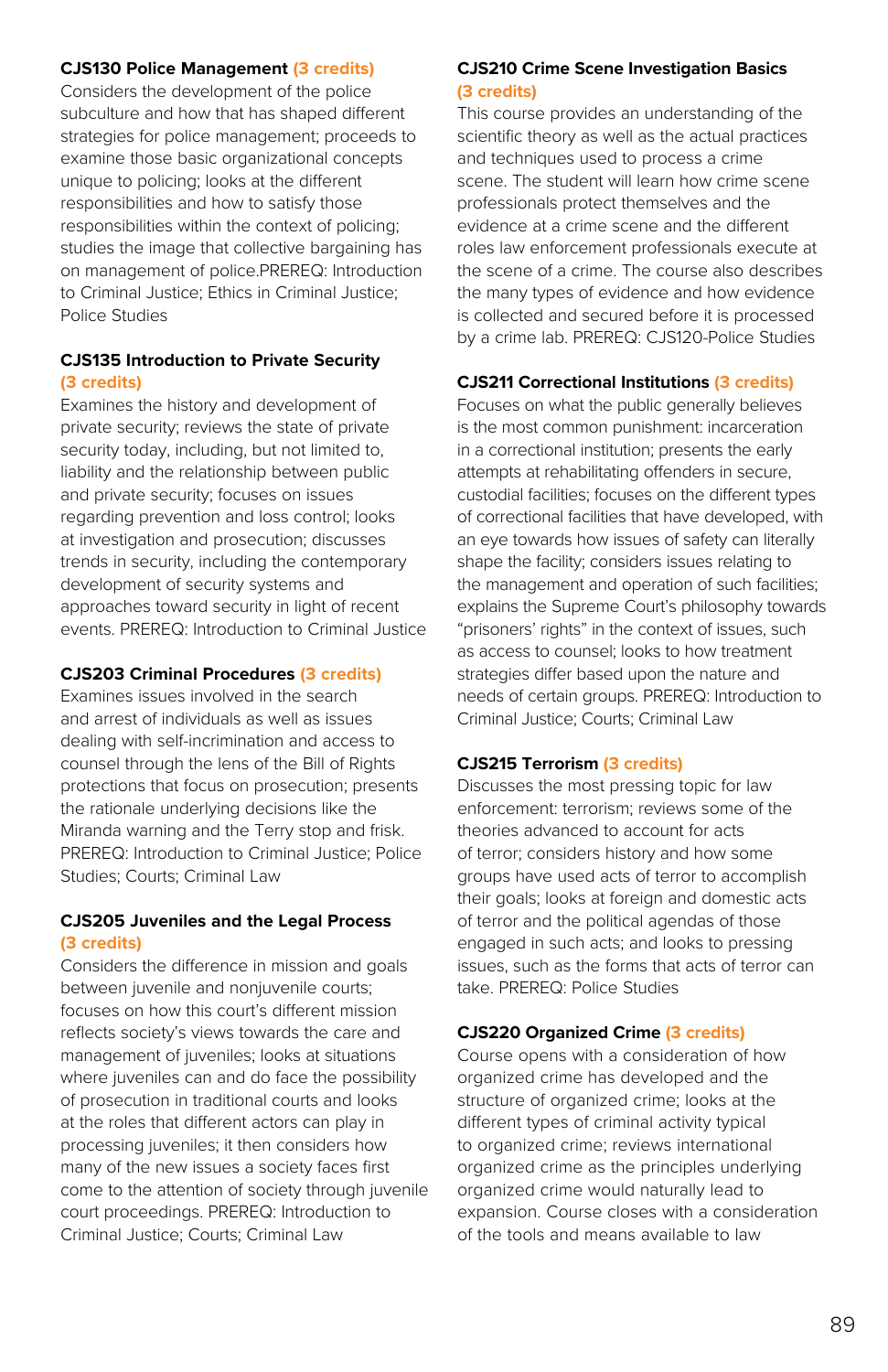**CJS130 Police Management (3 credits)**
Considers the development of the police subculture and how that has shaped different strategies for police management; proceeds to examine those basic organizational concepts unique to policing; looks at the different responsibilities and how to satisfy those responsibilities within the context of policing; studies the image that collective bargaining has on management of police.PREREQ: Introduction to Criminal Justice; Ethics in Criminal Justice; Police Studies

**CJS135 Introduction to Private Security (3 credits)**
Examines the history and development of private security; reviews the state of private security today, including, but not limited to, liability and the relationship between public and private security; focuses on issues regarding prevention and loss control; looks at investigation and prosecution; discusses trends in security, including the contemporary development of security systems and approaches toward security in light of recent events. PREREQ: Introduction to Criminal Justice

**CJS203 Criminal Procedures (3 credits)**
Examines issues involved in the search and arrest of individuals as well as issues dealing with self-incrimination and access to counsel through the lens of the Bill of Rights protections that focus on prosecution; presents the rationale underlying decisions like the Miranda warning and the Terry stop and frisk. PREREQ: Introduction to Criminal Justice; Police Studies; Courts; Criminal Law

**CJS205 Juveniles and the Legal Process (3 credits)**
Considers the difference in mission and goals between juvenile and nonjuvenile courts; focuses on how this court's different mission reflects society's views towards the care and management of juveniles; looks at situations where juveniles can and do face the possibility of prosecution in traditional courts and looks at the roles that different actors can play in processing juveniles; it then considers how many of the new issues a society faces first come to the attention of society through juvenile court proceedings. PREREQ: Introduction to Criminal Justice; Courts; Criminal Law

**CJS210 Crime Scene Investigation Basics (3 credits)**
This course provides an understanding of the scientific theory as well as the actual practices and techniques used to process a crime scene. The student will learn how crime scene professionals protect themselves and the evidence at a crime scene and the different roles law enforcement professionals execute at the scene of a crime. The course also describes the many types of evidence and how evidence is collected and secured before it is processed by a crime lab. PREREQ: CJS120-Police Studies

**CJS211 Correctional Institutions (3 credits)**
Focuses on what the public generally believes is the most common punishment: incarceration in a correctional institution; presents the early attempts at rehabilitating offenders in secure, custodial facilities; focuses on the different types of correctional facilities that have developed, with an eye towards how issues of safety can literally shape the facility; considers issues relating to the management and operation of such facilities; explains the Supreme Court's philosophy towards "prisoners' rights" in the context of issues, such as access to counsel; looks to how treatment strategies differ based upon the nature and needs of certain groups. PREREQ: Introduction to Criminal Justice; Courts; Criminal Law

**CJS215 Terrorism (3 credits)**
Discusses the most pressing topic for law enforcement: terrorism; reviews some of the theories advanced to account for acts of terror; considers history and how some groups have used acts of terror to accomplish their goals; looks at foreign and domestic acts of terror and the political agendas of those engaged in such acts; and looks to pressing issues, such as the forms that acts of terror can take. PREREQ: Police Studies

**CJS220 Organized Crime (3 credits)**
Course opens with a consideration of how organized crime has developed and the structure of organized crime; looks at the different types of criminal activity typical to organized crime; reviews international organized crime as the principles underlying organized crime would naturally lead to expansion. Course closes with a consideration of the tools and means available to law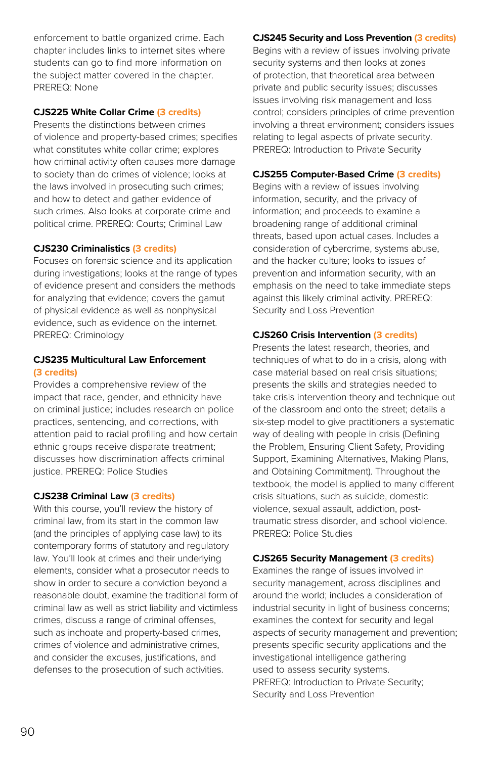enforcement to battle organized crime. Each chapter includes links to internet sites where students can go to find more information on the subject matter covered in the chapter. PREREQ: None

**CJS225 White Collar Crime** (3 credits)
Presents the distinctions between crimes of violence and property-based crimes; specifies what constitutes white collar crime; explores how criminal activity often causes more damage to society than do crimes of violence; looks at the laws involved in prosecuting such crimes; and how to detect and gather evidence of such crimes. Also looks at corporate crime and political crime. PREREQ: Courts; Criminal Law

**CJS230 Criminalistics** (3 credits)
Focuses on forensic science and its application during investigations; looks at the range of types of evidence present and considers the methods for analyzing that evidence; covers the gamut of physical evidence as well as nonphysical evidence, such as evidence on the internet. PREREQ: Criminology

**CJS235 Multicultural Law Enforcement** (3 credits)
Provides a comprehensive review of the impact that race, gender, and ethnicity have on criminal justice; includes research on police practices, sentencing, and corrections, with attention paid to racial profiling and how certain ethnic groups receive disparate treatment; discusses how discrimination affects criminal justice. PREREQ: Police Studies

**CJS238 Criminal Law** (3 credits)
With this course, you'll review the history of criminal law, from its start in the common law (and the principles of applying case law) to its contemporary forms of statutory and regulatory law. You'll look at crimes and their underlying elements, consider what a prosecutor needs to show in order to secure a conviction beyond a reasonable doubt, examine the traditional form of criminal law as well as strict liability and victimless crimes, discuss a range of criminal offenses, such as inchoate and property-based crimes, crimes of violence and administrative crimes, and consider the excuses, justifications, and defenses to the prosecution of such activities.

**CJS245 Security and Loss Prevention** (3 credits)
Begins with a review of issues involving private security systems and then looks at zones of protection, that theoretical area between private and public security issues; discusses issues involving risk management and loss control; considers principles of crime prevention involving a threat environment; considers issues relating to legal aspects of private security. PREREQ: Introduction to Private Security

**CJS255 Computer-Based Crime** (3 credits)
Begins with a review of issues involving information, security, and the privacy of information; and proceeds to examine a broadening range of additional criminal threats, based upon actual cases. Includes a consideration of cybercrime, systems abuse, and the hacker culture; looks to issues of prevention and information security, with an emphasis on the need to take immediate steps against this likely criminal activity. PREREQ: Security and Loss Prevention

**CJS260 Crisis Intervention** (3 credits)
Presents the latest research, theories, and techniques of what to do in a crisis, along with case material based on real crisis situations; presents the skills and strategies needed to take crisis intervention theory and technique out of the classroom and onto the street; details a six-step model to give practitioners a systematic way of dealing with people in crisis (Defining the Problem, Ensuring Client Safety, Providing Support, Examining Alternatives, Making Plans, and Obtaining Commitment). Throughout the textbook, the model is applied to many different crisis situations, such as suicide, domestic violence, sexual assault, addiction, post-traumatic stress disorder, and school violence. PREREQ: Police Studies

**CJS265 Security Management** (3 credits)
Examines the range of issues involved in security management, across disciplines and around the world; includes a consideration of industrial security in light of business concerns; examines the context for security and legal aspects of security management and prevention; presents specific security applications and the investigational intelligence gathering used to assess security systems. PREREQ: Introduction to Private Security; Security and Loss Prevention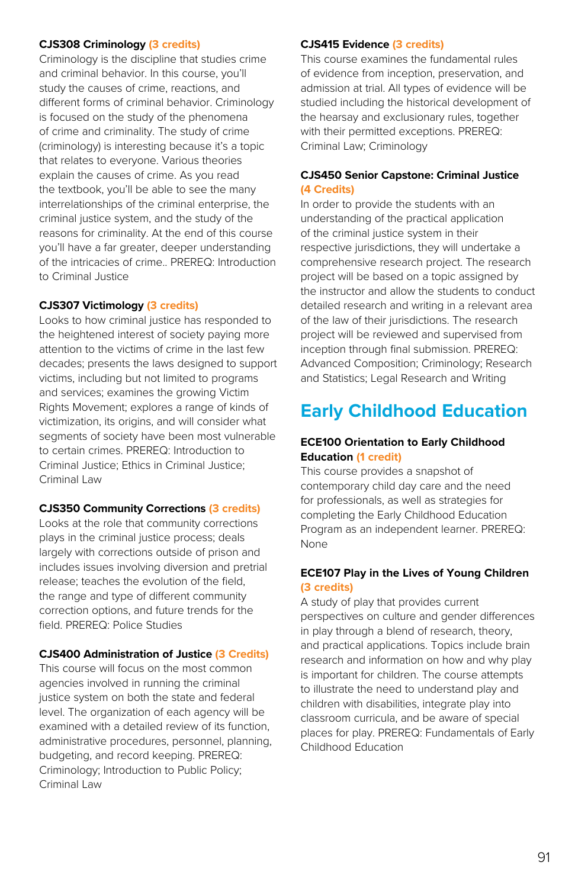**CJS308 Criminology (3 credits)**
Criminology is the discipline that studies crime and criminal behavior. In this course, you'll study the causes of crime, reactions, and different forms of criminal behavior. Criminology is focused on the study of the phenomena of crime and criminality. The study of crime (criminology) is interesting because it's a topic that relates to everyone. Various theories explain the causes of crime. As you read the textbook, you'll be able to see the many interrelationships of the criminal enterprise, the criminal justice system, and the study of the reasons for criminality. At the end of this course you'll have a far greater, deeper understanding of the intricacies of crime.. PREREQ: Introduction to Criminal Justice

**CJS307 Victimology (3 credits)**
Looks to how criminal justice has responded to the heightened interest of society paying more attention to the victims of crime in the last few decades; presents the laws designed to support victims, including but not limited to programs and services; examines the growing Victim Rights Movement; explores a range of kinds of victimization, its origins, and will consider what segments of society have been most vulnerable to certain crimes. PREREQ: Introduction to Criminal Justice; Ethics in Criminal Justice; Criminal Law

**CJS350 Community Corrections (3 credits)**
Looks at the role that community corrections plays in the criminal justice process; deals largely with corrections outside of prison and includes issues involving diversion and pretrial release; teaches the evolution of the field, the range and type of different community correction options, and future trends for the field. PREREQ: Police Studies

**CJS400 Administration of Justice (3 Credits)**
This course will focus on the most common agencies involved in running the criminal justice system on both the state and federal level. The organization of each agency will be examined with a detailed review of its function, administrative procedures, personnel, planning, budgeting, and record keeping. PREREQ: Criminology; Introduction to Public Policy; Criminal Law

**CJS415 Evidence (3 credits)**
This course examines the fundamental rules of evidence from inception, preservation, and admission at trial. All types of evidence will be studied including the historical development of the hearsay and exclusionary rules, together with their permitted exceptions. PREREQ: Criminal Law; Criminology

**CJS450 Senior Capstone: Criminal Justice (4 Credits)**
In order to provide the students with an understanding of the practical application of the criminal justice system in their respective jurisdictions, they will undertake a comprehensive research project. The research project will be based on a topic assigned by the instructor and allow the students to conduct detailed research and writing in a relevant area of the law of their jurisdictions. The research project will be reviewed and supervised from inception through final submission. PREREQ: Advanced Composition; Criminology; Research and Statistics; Legal Research and Writing

## Early Childhood Education

**ECE100 Orientation to Early Childhood Education (1 credit)**
This course provides a snapshot of contemporary child day care and the need for professionals, as well as strategies for completing the Early Childhood Education Program as an independent learner. PREREQ: None

**ECE107 Play in the Lives of Young Children (3 credits)**
A study of play that provides current perspectives on culture and gender differences in play through a blend of research, theory, and practical applications. Topics include brain research and information on how and why play is important for children. The course attempts to illustrate the need to understand play and children with disabilities, integrate play into classroom curricula, and be aware of special places for play. PREREQ: Fundamentals of Early Childhood Education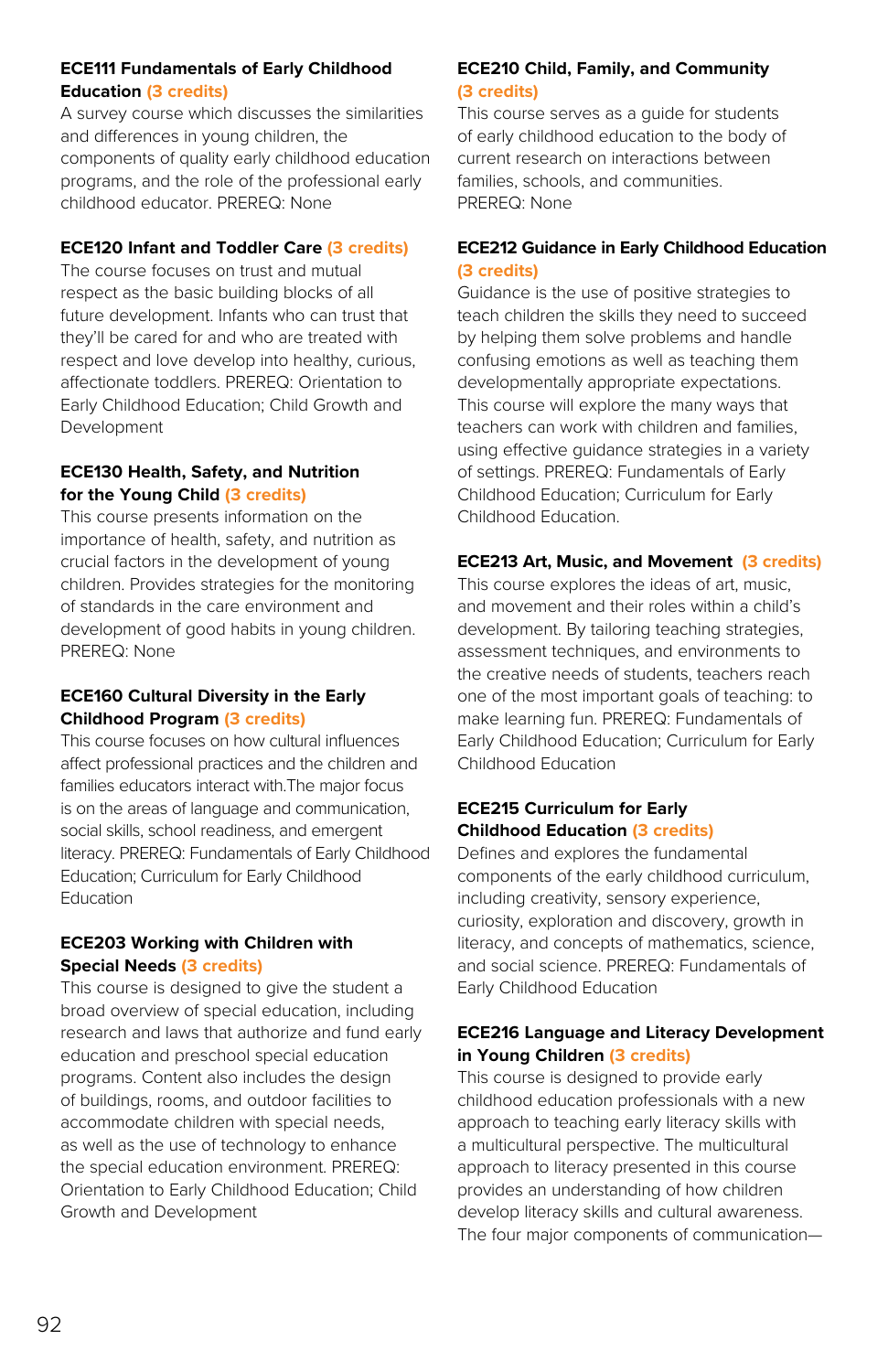**ECE111 Fundamentals of Early Childhood Education (3 credits)**
A survey course which discusses the similarities and differences in young children, the components of quality early childhood education programs, and the role of the professional early childhood educator. PREREQ: None

**ECE120 Infant and Toddler Care (3 credits)**
The course focuses on trust and mutual respect as the basic building blocks of all future development. Infants who can trust that they'll be cared for and who are treated with respect and love develop into healthy, curious, affectionate toddlers. PREREQ: Orientation to Early Childhood Education; Child Growth and Development

**ECE130 Health, Safety, and Nutrition for the Young Child (3 credits)**
This course presents information on the importance of health, safety, and nutrition as crucial factors in the development of young children. Provides strategies for the monitoring of standards in the care environment and development of good habits in young children. PREREQ: None

**ECE160 Cultural Diversity in the Early Childhood Program (3 credits)**
This course focuses on how cultural influences affect professional practices and the children and families educators interact with.The major focus is on the areas of language and communication, social skills, school readiness, and emergent literacy. PREREQ: Fundamentals of Early Childhood Education; Curriculum for Early Childhood Education

**ECE203 Working with Children with Special Needs (3 credits)**
This course is designed to give the student a broad overview of special education, including research and laws that authorize and fund early education and preschool special education programs. Content also includes the design of buildings, rooms, and outdoor facilities to accommodate children with special needs, as well as the use of technology to enhance the special education environment. PREREQ: Orientation to Early Childhood Education; Child Growth and Development

**ECE210 Child, Family, and Community (3 credits)**
This course serves as a guide for students of early childhood education to the body of current research on interactions between families, schools, and communities. PREREQ: None

**ECE212 Guidance in Early Childhood Education (3 credits)**
Guidance is the use of positive strategies to teach children the skills they need to succeed by helping them solve problems and handle confusing emotions as well as teaching them developmentally appropriate expectations. This course will explore the many ways that teachers can work with children and families, using effective guidance strategies in a variety of settings. PREREQ: Fundamentals of Early Childhood Education; Curriculum for Early Childhood Education.

**ECE213 Art, Music, and Movement (3 credits)**
This course explores the ideas of art, music, and movement and their roles within a child's development. By tailoring teaching strategies, assessment techniques, and environments to the creative needs of students, teachers reach one of the most important goals of teaching: to make learning fun. PREREQ: Fundamentals of Early Childhood Education; Curriculum for Early Childhood Education

**ECE215 Curriculum for Early Childhood Education (3 credits)**
Defines and explores the fundamental components of the early childhood curriculum, including creativity, sensory experience, curiosity, exploration and discovery, growth in literacy, and concepts of mathematics, science, and social science. PREREQ: Fundamentals of Early Childhood Education

**ECE216 Language and Literacy Development in Young Children (3 credits)**
This course is designed to provide early childhood education professionals with a new approach to teaching early literacy skills with a multicultural perspective. The multicultural approach to literacy presented in this course provides an understanding of how children develop literacy skills and cultural awareness. The four major components of communication—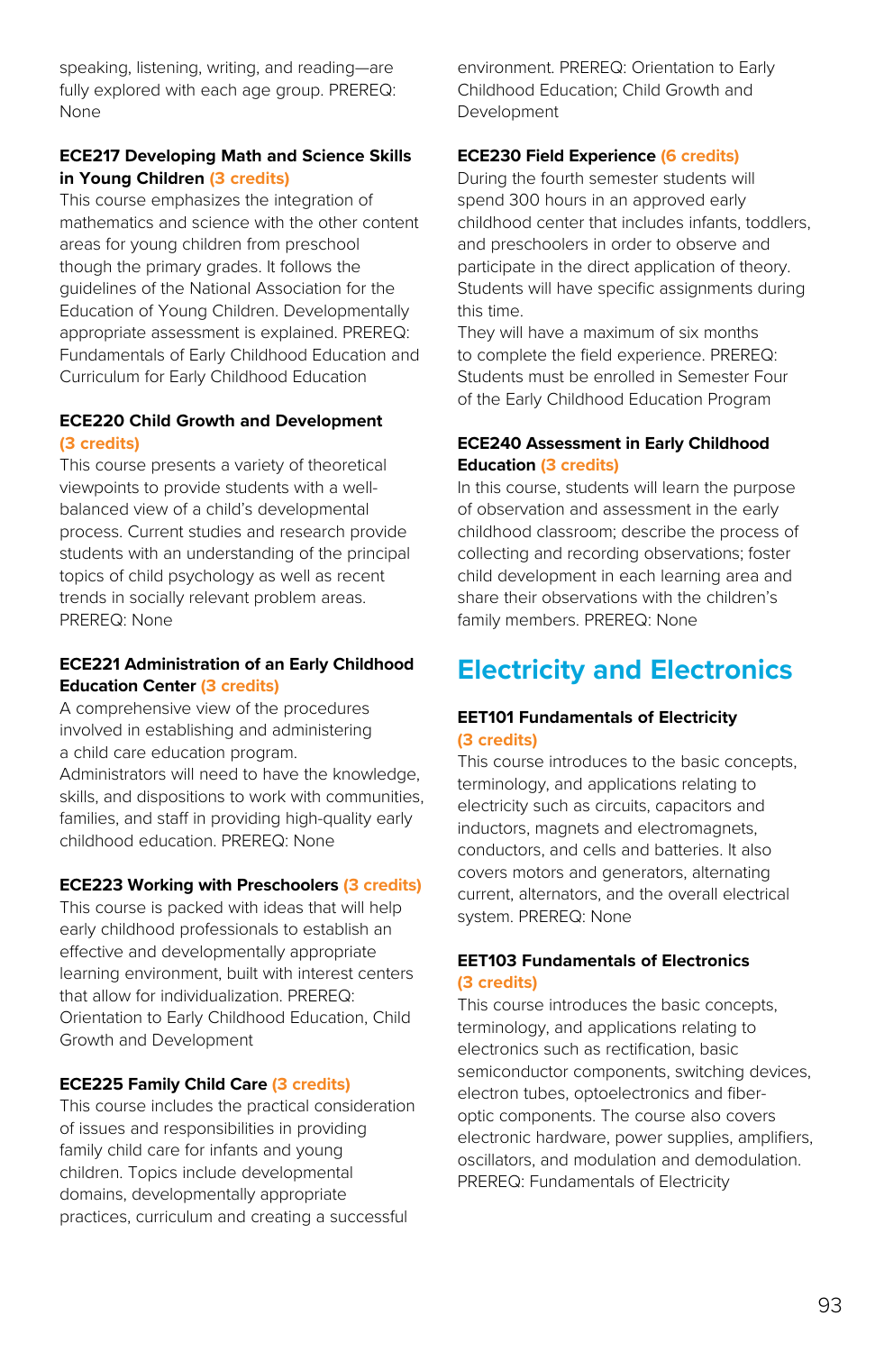speaking, listening, writing, and reading—are fully explored with each age group. PREREQ: None

**ECE217 Developing Math and Science Skills in Young Children (3 credits)**
This course emphasizes the integration of mathematics and science with the other content areas for young children from preschool though the primary grades. It follows the guidelines of the National Association for the Education of Young Children. Developmentally appropriate assessment is explained. PREREQ: Fundamentals of Early Childhood Education and Curriculum for Early Childhood Education

**ECE220 Child Growth and Development (3 credits)**
This course presents a variety of theoretical viewpoints to provide students with a well-balanced view of a child's developmental process. Current studies and research provide students with an understanding of the principal topics of child psychology as well as recent trends in socially relevant problem areas. PREREQ: None

**ECE221 Administration of an Early Childhood Education Center (3 credits)**
A comprehensive view of the procedures involved in establishing and administering a child care education program. Administrators will need to have the knowledge, skills, and dispositions to work with communities, families, and staff in providing high-quality early childhood education. PREREQ: None

**ECE223 Working with Preschoolers (3 credits)**
This course is packed with ideas that will help early childhood professionals to establish an effective and developmentally appropriate learning environment, built with interest centers that allow for individualization. PREREQ: Orientation to Early Childhood Education, Child Growth and Development

**ECE225 Family Child Care (3 credits)**
This course includes the practical consideration of issues and responsibilities in providing family child care for infants and young children. Topics include developmental domains, developmentally appropriate practices, curriculum and creating a successful environment. PREREQ: Orientation to Early Childhood Education; Child Growth and Development

**ECE230 Field Experience (6 credits)**
During the fourth semester students will spend 300 hours in an approved early childhood center that includes infants, toddlers, and preschoolers in order to observe and participate in the direct application of theory. Students will have specific assignments during this time.
They will have a maximum of six months to complete the field experience. PREREQ: Students must be enrolled in Semester Four of the Early Childhood Education Program

**ECE240 Assessment in Early Childhood Education (3 credits)**
In this course, students will learn the purpose of observation and assessment in the early childhood classroom; describe the process of collecting and recording observations; foster child development in each learning area and share their observations with the children's family members. PREREQ: None

## Electricity and Electronics

**EET101 Fundamentals of Electricity (3 credits)**
This course introduces to the basic concepts, terminology, and applications relating to electricity such as circuits, capacitors and inductors, magnets and electromagnets, conductors, and cells and batteries. It also covers motors and generators, alternating current, alternators, and the overall electrical system. PREREQ: None

**EET103 Fundamentals of Electronics (3 credits)**
This course introduces the basic concepts, terminology, and applications relating to electronics such as rectification, basic semiconductor components, switching devices, electron tubes, optoelectronics and fiber-optic components. The course also covers electronic hardware, power supplies, amplifiers, oscillators, and modulation and demodulation. PREREQ: Fundamentals of Electricity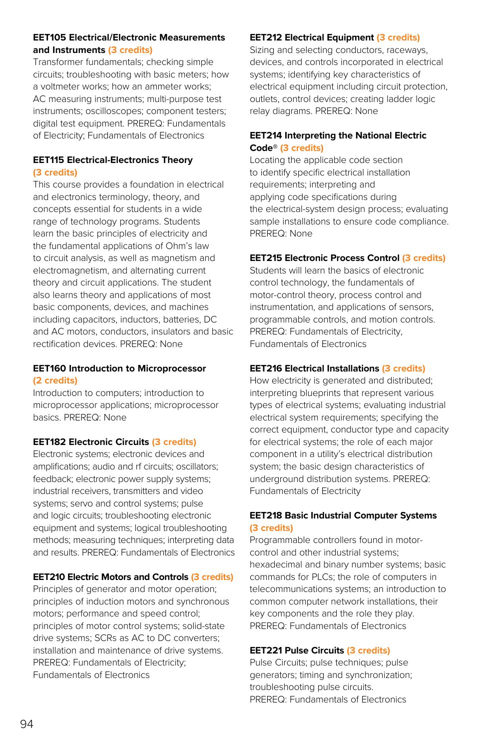### EET105 Electrical/Electronic Measurements and Instruments (3 credits)

Transformer fundamentals; checking simple circuits; troubleshooting with basic meters; how a voltmeter works; how an ammeter works; AC measuring instruments; multi-purpose test instruments; oscilloscopes; component testers; digital test equipment. PREREQ: Fundamentals of Electricity; Fundamentals of Electronics

### EET115 Electrical-Electronics Theory (3 credits)

This course provides a foundation in electrical and electronics terminology, theory, and concepts essential for students in a wide range of technology programs. Students learn the basic principles of electricity and the fundamental applications of Ohm's law to circuit analysis, as well as magnetism and electromagnetism, and alternating current theory and circuit applications. The student also learns theory and applications of most basic components, devices, and machines including capacitors, inductors, batteries, DC and AC motors, conductors, insulators and basic rectification devices. PREREQ: None

### EET160 Introduction to Microprocessor (2 credits)

Introduction to computers; introduction to microprocessor applications; microprocessor basics. PREREQ: None

### EET182 Electronic Circuits (3 credits)

Electronic systems; electronic devices and amplifications; audio and rf circuits; oscillators; feedback; electronic power supply systems; industrial receivers, transmitters and video systems; servo and control systems; pulse and logic circuits; troubleshooting electronic equipment and systems; logical troubleshooting methods; measuring techniques; interpreting data and results. PREREQ: Fundamentals of Electronics

### EET210 Electric Motors and Controls (3 credits)

Principles of generator and motor operation; principles of induction motors and synchronous motors; performance and speed control; principles of motor control systems; solid-state drive systems; SCRs as AC to DC converters; installation and maintenance of drive systems. PREREQ: Fundamentals of Electricity; Fundamentals of Electronics

### EET212 Electrical Equipment (3 credits)

Sizing and selecting conductors, raceways, devices, and controls incorporated in electrical systems; identifying key characteristics of electrical equipment including circuit protection, outlets, control devices; creating ladder logic relay diagrams. PREREQ: None

### EET214 Interpreting the National Electric Code® (3 credits)

Locating the applicable code section to identify specific electrical installation requirements; interpreting and applying code specifications during the electrical-system design process; evaluating sample installations to ensure code compliance. PREREQ: None

### EET215 Electronic Process Control (3 credits)

Students will learn the basics of electronic control technology, the fundamentals of motor-control theory, process control and instrumentation, and applications of sensors, programmable controls, and motion controls. PREREQ: Fundamentals of Electricity, Fundamentals of Electronics

### EET216 Electrical Installations (3 credits)

How electricity is generated and distributed; interpreting blueprints that represent various types of electrical systems; evaluating industrial electrical system requirements; specifying the correct equipment, conductor type and capacity for electrical systems; the role of each major component in a utility's electrical distribution system; the basic design characteristics of underground distribution systems. PREREQ: Fundamentals of Electricity

### EET218 Basic Industrial Computer Systems (3 credits)

Programmable controllers found in motor-control and other industrial systems; hexadecimal and binary number systems; basic commands for PLCs; the role of computers in telecommunications systems; an introduction to common computer network installations, their key components and the role they play. PREREQ: Fundamentals of Electronics

### EET221 Pulse Circuits (3 credits)

Pulse Circuits; pulse techniques; pulse generators; timing and synchronization; troubleshooting pulse circuits. PREREQ: Fundamentals of Electronics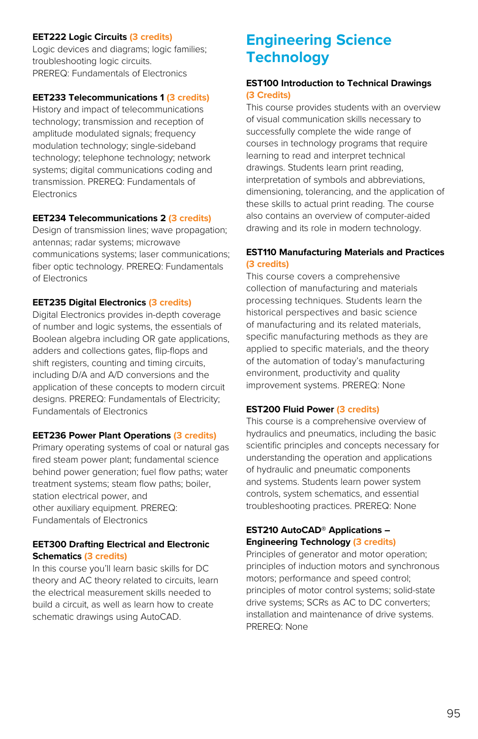**EET222 Logic Circuits (3 credits)**
Logic devices and diagrams; logic families; troubleshooting logic circuits.
PREREQ: Fundamentals of Electronics

**EET233 Telecommunications 1 (3 credits)**
History and impact of telecommunications technology; transmission and reception of amplitude modulated signals; frequency modulation technology; single-sideband technology; telephone technology; network systems; digital communications coding and transmission. PREREQ: Fundamentals of Electronics

**EET234 Telecommunications 2 (3 credits)**
Design of transmission lines; wave propagation; antennas; radar systems; microwave communications systems; laser communications; fiber optic technology. PREREQ: Fundamentals of Electronics

**EET235 Digital Electronics (3 credits)**
Digital Electronics provides in-depth coverage of number and logic systems, the essentials of Boolean algebra including OR gate applications, adders and collections gates, flip-flops and shift registers, counting and timing circuits, including D/A and A/D conversions and the application of these concepts to modern circuit designs. PREREQ: Fundamentals of Electricity; Fundamentals of Electronics

**EET236 Power Plant Operations (3 credits)**
Primary operating systems of coal or natural gas fired steam power plant; fundamental science behind power generation; fuel flow paths; water treatment systems; steam flow paths; boiler, station electrical power, and
other auxiliary equipment. PREREQ: Fundamentals of Electronics

**EET300 Drafting Electrical and Electronic Schematics (3 credits)**
In this course you'll learn basic skills for DC theory and AC theory related to circuits, learn the electrical measurement skills needed to build a circuit, as well as learn how to create schematic drawings using AutoCAD.

# Engineering Science Technology

**EST100 Introduction to Technical Drawings (3 Credits)**
This course provides students with an overview of visual communication skills necessary to successfully complete the wide range of courses in technology programs that require learning to read and interpret technical drawings. Students learn print reading, interpretation of symbols and abbreviations, dimensioning, tolerancing, and the application of these skills to actual print reading. The course also contains an overview of computer-aided drawing and its role in modern technology.

**EST110 Manufacturing Materials and Practices (3 credits)**
This course covers a comprehensive collection of manufacturing and materials processing techniques. Students learn the historical perspectives and basic science of manufacturing and its related materials, specific manufacturing methods as they are applied to specific materials, and the theory of the automation of today's manufacturing environment, productivity and quality improvement systems. PREREQ: None

**EST200 Fluid Power (3 credits)**
This course is a comprehensive overview of hydraulics and pneumatics, including the basic scientific principles and concepts necessary for understanding the operation and applications of hydraulic and pneumatic components and systems. Students learn power system controls, system schematics, and essential troubleshooting practices. PREREQ: None

**EST210 AutoCAD® Applications – Engineering Technology (3 credits)**
Principles of generator and motor operation; principles of induction motors and synchronous motors; performance and speed control; principles of motor control systems; solid-state drive systems; SCRs as AC to DC converters; installation and maintenance of drive systems. PREREQ: None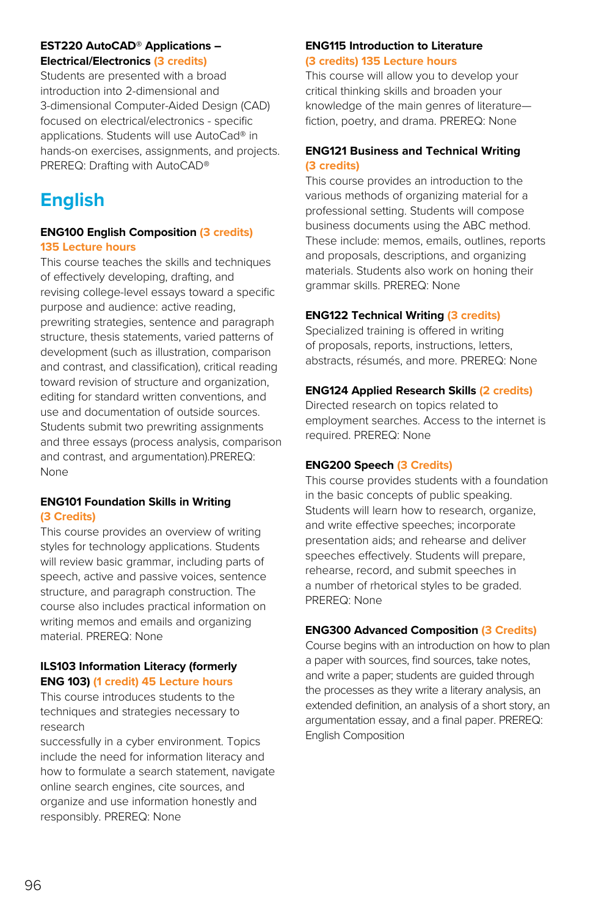**EST220 AutoCAD® Applications – Electrical/Electronics** (3 credits)

Students are presented with a broad introduction into 2-dimensional and 3-dimensional Computer-Aided Design (CAD) focused on electrical/electronics - specific applications. Students will use AutoCad® in hands-on exercises, assignments, and projects. PREREQ: Drafting with AutoCAD®

## English

**ENG100 English Composition** (3 credits) 135 Lecture hours

This course teaches the skills and techniques of effectively developing, drafting, and revising college-level essays toward a specific purpose and audience: active reading, prewriting strategies, sentence and paragraph structure, thesis statements, varied patterns of development (such as illustration, comparison and contrast, and classification), critical reading toward revision of structure and organization, editing for standard written conventions, and use and documentation of outside sources. Students submit two prewriting assignments and three essays (process analysis, comparison and contrast, and argumentation).PREREQ: None

**ENG101 Foundation Skills in Writing** (3 Credits)

This course provides an overview of writing styles for technology applications. Students will review basic grammar, including parts of speech, active and passive voices, sentence structure, and paragraph construction. The course also includes practical information on writing memos and emails and organizing material. PREREQ: None

**ILS103 Information Literacy (formerly ENG 103)** (1 credit) 45 Lecture hours

This course introduces students to the techniques and strategies necessary to research successfully in a cyber environment. Topics include the need for information literacy and how to formulate a search statement, navigate online search engines, cite sources, and organize and use information honestly and responsibly. PREREQ: None

**ENG115 Introduction to Literature** (3 credits) 135 Lecture hours

This course will allow you to develop your critical thinking skills and broaden your knowledge of the main genres of literature—fiction, poetry, and drama. PREREQ: None

**ENG121 Business and Technical Writing** (3 credits)

This course provides an introduction to the various methods of organizing material for a professional setting. Students will compose business documents using the ABC method. These include: memos, emails, outlines, reports and proposals, descriptions, and organizing materials. Students also work on honing their grammar skills. PREREQ: None

**ENG122 Technical Writing** (3 credits)

Specialized training is offered in writing of proposals, reports, instructions, letters, abstracts, résumés, and more. PREREQ: None

**ENG124 Applied Research Skills** (2 credits)

Directed research on topics related to employment searches. Access to the internet is required. PREREQ: None

**ENG200 Speech** (3 Credits)

This course provides students with a foundation in the basic concepts of public speaking. Students will learn how to research, organize, and write effective speeches; incorporate presentation aids; and rehearse and deliver speeches effectively. Students will prepare, rehearse, record, and submit speeches in a number of rhetorical styles to be graded. PREREQ: None

**ENG300 Advanced Composition** (3 Credits)

Course begins with an introduction on how to plan a paper with sources, find sources, take notes, and write a paper; students are guided through the processes as they write a literary analysis, an extended definition, an analysis of a short story, an argumentation essay, and a final paper. PREREQ: English Composition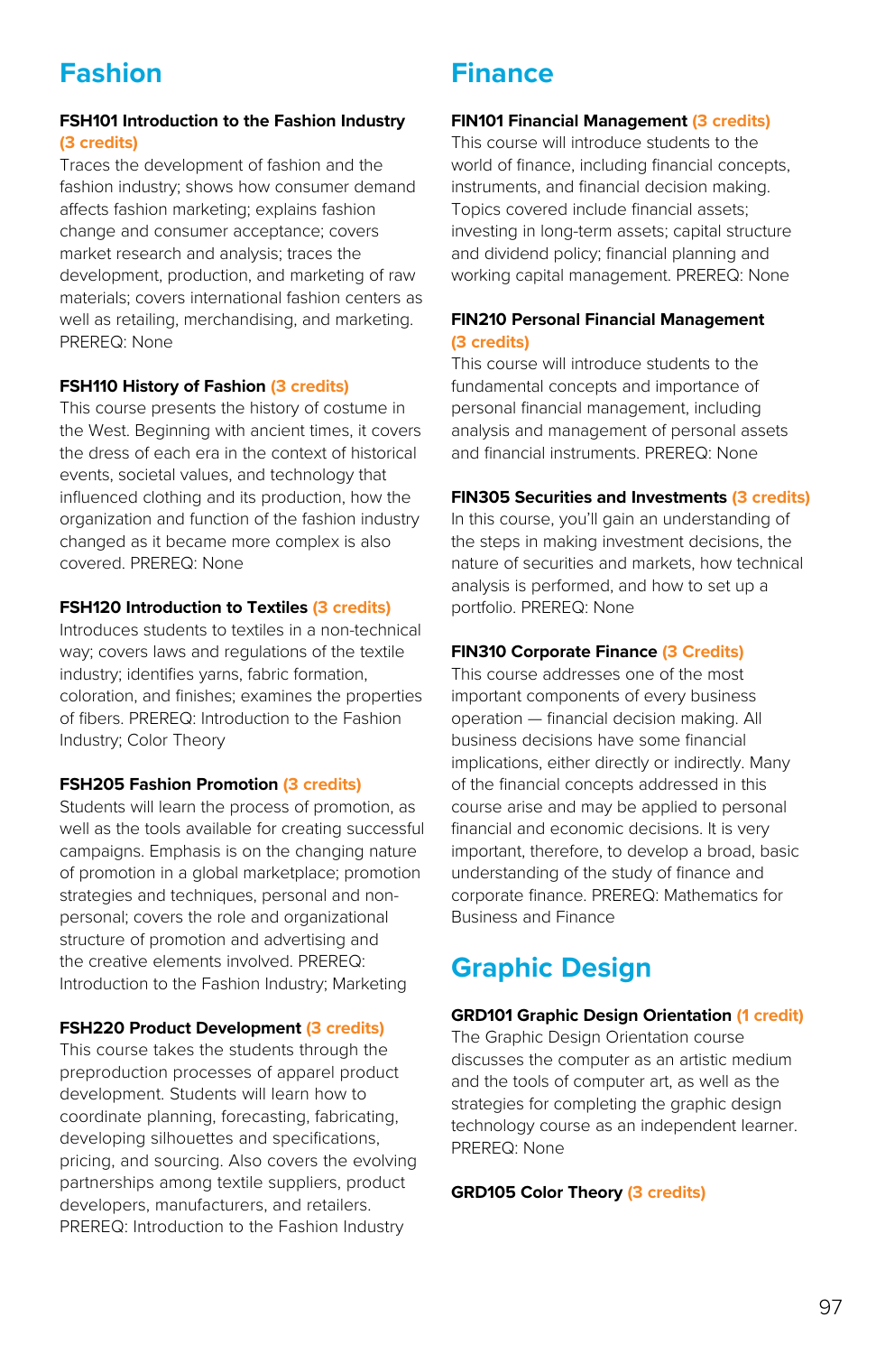## Fashion

**FSH101 Introduction to the Fashion Industry (3 credits)**
Traces the development of fashion and the fashion industry; shows how consumer demand affects fashion marketing; explains fashion change and consumer acceptance; covers market research and analysis; traces the development, production, and marketing of raw materials; covers international fashion centers as well as retailing, merchandising, and marketing. PREREQ: None

**FSH110 History of Fashion (3 credits)**
This course presents the history of costume in the West. Beginning with ancient times, it covers the dress of each era in the context of historical events, societal values, and technology that influenced clothing and its production, how the organization and function of the fashion industry changed as it became more complex is also covered. PREREQ: None

**FSH120 Introduction to Textiles (3 credits)**
Introduces students to textiles in a non-technical way; covers laws and regulations of the textile industry; identifies yarns, fabric formation, coloration, and finishes; examines the properties of fibers. PREREQ: Introduction to the Fashion Industry; Color Theory

**FSH205 Fashion Promotion (3 credits)**
Students will learn the process of promotion, as well as the tools available for creating successful campaigns. Emphasis is on the changing nature of promotion in a global marketplace; promotion strategies and techniques, personal and non-personal; covers the role and organizational structure of promotion and advertising and the creative elements involved. PREREQ: Introduction to the Fashion Industry; Marketing

**FSH220 Product Development (3 credits)**
This course takes the students through the preproduction processes of apparel product development. Students will learn how to coordinate planning, forecasting, fabricating, developing silhouettes and specifications, pricing, and sourcing. Also covers the evolving partnerships among textile suppliers, product developers, manufacturers, and retailers. PREREQ: Introduction to the Fashion Industry

## Finance

**FIN101 Financial Management (3 credits)**
This course will introduce students to the world of finance, including financial concepts, instruments, and financial decision making. Topics covered include financial assets; investing in long-term assets; capital structure and dividend policy; financial planning and working capital management. PREREQ: None

**FIN210 Personal Financial Management (3 credits)**
This course will introduce students to the fundamental concepts and importance of personal financial management, including analysis and management of personal assets and financial instruments. PREREQ: None

**FIN305 Securities and Investments (3 credits)**
In this course, you'll gain an understanding of the steps in making investment decisions, the nature of securities and markets, how technical analysis is performed, and how to set up a portfolio. PREREQ: None

**FIN310 Corporate Finance (3 Credits)**
This course addresses one of the most important components of every business operation — financial decision making. All business decisions have some financial implications, either directly or indirectly. Many of the financial concepts addressed in this course arise and may be applied to personal financial and economic decisions. It is very important, therefore, to develop a broad, basic understanding of the study of finance and corporate finance. PREREQ: Mathematics for Business and Finance

## Graphic Design

**GRD101 Graphic Design Orientation (1 credit)**
The Graphic Design Orientation course discusses the computer as an artistic medium and the tools of computer art, as well as the strategies for completing the graphic design technology course as an independent learner. PREREQ: None

**GRD105 Color Theory (3 credits)**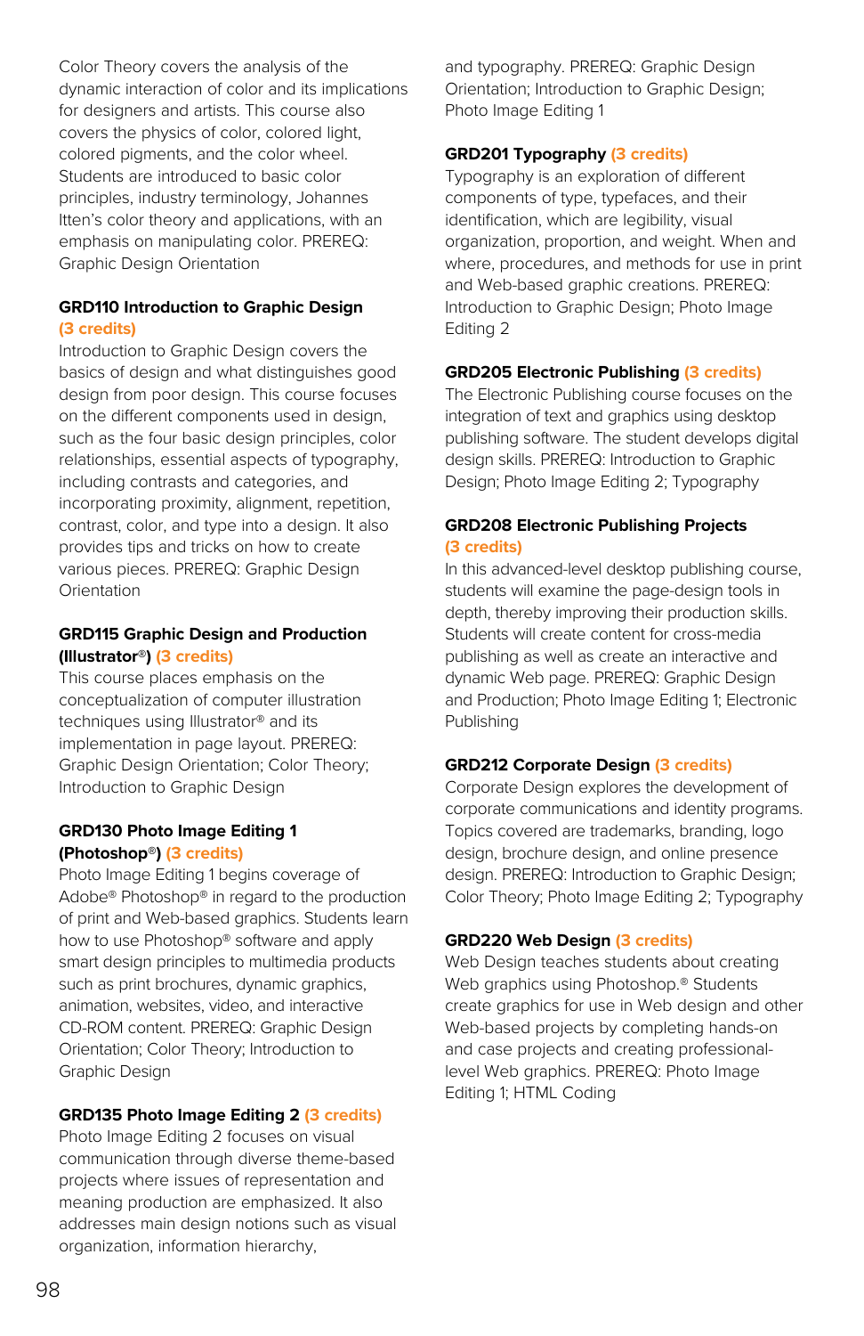Color Theory covers the analysis of the dynamic interaction of color and its implications for designers and artists. This course also covers the physics of color, colored light, colored pigments, and the color wheel. Students are introduced to basic color principles, industry terminology, Johannes Itten's color theory and applications, with an emphasis on manipulating color. PREREQ: Graphic Design Orientation

**GRD110 Introduction to Graphic Design (3 credits)**
Introduction to Graphic Design covers the basics of design and what distinguishes good design from poor design. This course focuses on the different components used in design, such as the four basic design principles, color relationships, essential aspects of typography, including contrasts and categories, and incorporating proximity, alignment, repetition, contrast, color, and type into a design. It also provides tips and tricks on how to create various pieces. PREREQ: Graphic Design Orientation

**GRD115 Graphic Design and Production (Illustrator®) (3 credits)**
This course places emphasis on the conceptualization of computer illustration techniques using Illustrator® and its implementation in page layout. PREREQ: Graphic Design Orientation; Color Theory; Introduction to Graphic Design

**GRD130 Photo Image Editing 1 (Photoshop®) (3 credits)**
Photo Image Editing 1 begins coverage of Adobe® Photoshop® in regard to the production of print and Web-based graphics. Students learn how to use Photoshop® software and apply smart design principles to multimedia products such as print brochures, dynamic graphics, animation, websites, video, and interactive CD-ROM content. PREREQ: Graphic Design Orientation; Color Theory; Introduction to Graphic Design

**GRD135 Photo Image Editing 2 (3 credits)**
Photo Image Editing 2 focuses on visual communication through diverse theme-based projects where issues of representation and meaning production are emphasized. It also addresses main design notions such as visual organization, information hierarchy, and typography. PREREQ: Graphic Design Orientation; Introduction to Graphic Design; Photo Image Editing 1

**GRD201 Typography (3 credits)**
Typography is an exploration of different components of type, typefaces, and their identification, which are legibility, visual organization, proportion, and weight. When and where, procedures, and methods for use in print and Web-based graphic creations. PREREQ: Introduction to Graphic Design; Photo Image Editing 2

**GRD205 Electronic Publishing (3 credits)**
The Electronic Publishing course focuses on the integration of text and graphics using desktop publishing software. The student develops digital design skills. PREREQ: Introduction to Graphic Design; Photo Image Editing 2; Typography

**GRD208 Electronic Publishing Projects (3 credits)**
In this advanced-level desktop publishing course, students will examine the page-design tools in depth, thereby improving their production skills. Students will create content for cross-media publishing as well as create an interactive and dynamic Web page. PREREQ: Graphic Design and Production; Photo Image Editing 1; Electronic Publishing

**GRD212 Corporate Design (3 credits)**
Corporate Design explores the development of corporate communications and identity programs. Topics covered are trademarks, branding, logo design, brochure design, and online presence design. PREREQ: Introduction to Graphic Design; Color Theory; Photo Image Editing 2; Typography

**GRD220 Web Design (3 credits)**
Web Design teaches students about creating Web graphics using Photoshop.® Students create graphics for use in Web design and other Web-based projects by completing hands-on and case projects and creating professional-level Web graphics. PREREQ: Photo Image Editing 1; HTML Coding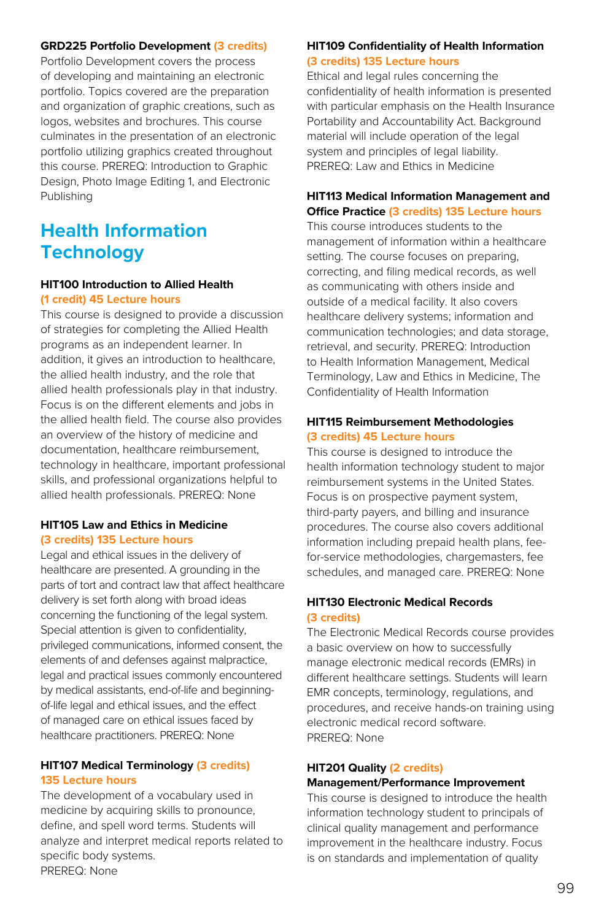### GRD225 Portfolio Development (3 credits)

Portfolio Development covers the process of developing and maintaining an electronic portfolio. Topics covered are the preparation and organization of graphic creations, such as logos, websites and brochures. This course culminates in the presentation of an electronic portfolio utilizing graphics created throughout this course. PREREQ: Introduction to Graphic Design, Photo Image Editing 1, and Electronic Publishing

## Health Information Technology

### HIT100 Introduction to Allied Health (1 credit) 45 Lecture hours

This course is designed to provide a discussion of strategies for completing the Allied Health programs as an independent learner. In addition, it gives an introduction to healthcare, the allied health industry, and the role that allied health professionals play in that industry. Focus is on the different elements and jobs in the allied health field. The course also provides an overview of the history of medicine and documentation, healthcare reimbursement, technology in healthcare, important professional skills, and professional organizations helpful to allied health professionals. PREREQ: None

### HIT105 Law and Ethics in Medicine (3 credits) 135 Lecture hours

Legal and ethical issues in the delivery of healthcare are presented. A grounding in the parts of tort and contract law that affect healthcare delivery is set forth along with broad ideas concerning the functioning of the legal system. Special attention is given to confidentiality, privileged communications, informed consent, the elements of and defenses against malpractice, legal and practical issues commonly encountered by medical assistants, end-of-life and beginning-of-life legal and ethical issues, and the effect of managed care on ethical issues faced by healthcare practitioners. PREREQ: None

### HIT107 Medical Terminology (3 credits) 135 Lecture hours

The development of a vocabulary used in medicine by acquiring skills to pronounce, define, and spell word terms. Students will analyze and interpret medical reports related to specific body systems.
PREREQ: None

### HIT109 Confidentiality of Health Information (3 credits) 135 Lecture hours

Ethical and legal rules concerning the confidentiality of health information is presented with particular emphasis on the Health Insurance Portability and Accountability Act. Background material will include operation of the legal system and principles of legal liability.
PREREQ: Law and Ethics in Medicine

### HIT113 Medical Information Management and Office Practice (3 credits) 135 Lecture hours

This course introduces students to the management of information within a healthcare setting. The course focuses on preparing, correcting, and filing medical records, as well as communicating with others inside and outside of a medical facility. It also covers healthcare delivery systems; information and communication technologies; and data storage, retrieval, and security. PREREQ: Introduction to Health Information Management, Medical Terminology, Law and Ethics in Medicine, The Confidentiality of Health Information

### HIT115 Reimbursement Methodologies (3 credits) 45 Lecture hours

This course is designed to introduce the health information technology student to major reimbursement systems in the United States. Focus is on prospective payment system, third-party payers, and billing and insurance procedures. The course also covers additional information including prepaid health plans, fee-for-service methodologies, chargemasters, fee schedules, and managed care. PREREQ: None

### HIT130 Electronic Medical Records (3 credits)

The Electronic Medical Records course provides a basic overview on how to successfully manage electronic medical records (EMRs) in different healthcare settings. Students will learn EMR concepts, terminology, regulations, and procedures, and receive hands-on training using electronic medical record software.
PREREQ: None

### HIT201 Quality (2 credits) Management/Performance Improvement

This course is designed to introduce the health information technology student to principals of clinical quality management and performance improvement in the healthcare industry. Focus is on standards and implementation of quality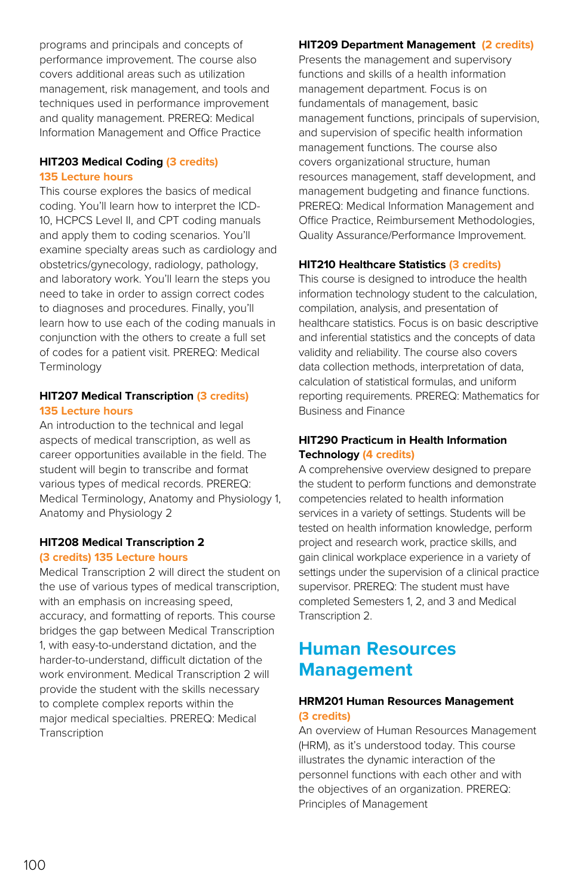programs and principals and concepts of performance improvement. The course also covers additional areas such as utilization management, risk management, and tools and techniques used in performance improvement and quality management. PREREQ: Medical Information Management and Office Practice

### HIT203 Medical Coding (3 credits)

**135 Lecture hours**

This course explores the basics of medical coding. You'll learn how to interpret the ICD-10, HCPCS Level II, and CPT coding manuals and apply them to coding scenarios. You'll examine specialty areas such as cardiology and obstetrics/gynecology, radiology, pathology, and laboratory work. You'll learn the steps you need to take in order to assign correct codes to diagnoses and procedures. Finally, you'll learn how to use each of the coding manuals in conjunction with the others to create a full set of codes for a patient visit. PREREQ: Medical Terminology

### HIT207 Medical Transcription (3 credits)

**135 Lecture hours**

An introduction to the technical and legal aspects of medical transcription, as well as career opportunities available in the field. The student will begin to transcribe and format various types of medical records. PREREQ: Medical Terminology, Anatomy and Physiology 1, Anatomy and Physiology 2

### HIT208 Medical Transcription 2

**(3 credits) 135 Lecture hours**

Medical Transcription 2 will direct the student on the use of various types of medical transcription, with an emphasis on increasing speed, accuracy, and formatting of reports. This course bridges the gap between Medical Transcription 1, with easy-to-understand dictation, and the harder-to-understand, difficult dictation of the work environment. Medical Transcription 2 will provide the student with the skills necessary to complete complex reports within the major medical specialties. PREREQ: Medical Transcription

### HIT209 Department Management (2 credits)

Presents the management and supervisory functions and skills of a health information management department. Focus is on fundamentals of management, basic management functions, principals of supervision, and supervision of specific health information management functions. The course also covers organizational structure, human resources management, staff development, and management budgeting and finance functions. PREREQ: Medical Information Management and Office Practice, Reimbursement Methodologies, Quality Assurance/Performance Improvement.

### HIT210 Healthcare Statistics (3 credits)

This course is designed to introduce the health information technology student to the calculation, compilation, analysis, and presentation of healthcare statistics. Focus is on basic descriptive and inferential statistics and the concepts of data validity and reliability. The course also covers data collection methods, interpretation of data, calculation of statistical formulas, and uniform reporting requirements. PREREQ: Mathematics for Business and Finance

### HIT290 Practicum in Health Information Technology (4 credits)

A comprehensive overview designed to prepare the student to perform functions and demonstrate competencies related to health information services in a variety of settings. Students will be tested on health information knowledge, perform project and research work, practice skills, and gain clinical workplace experience in a variety of settings under the supervision of a clinical practice supervisor. PREREQ: The student must have completed Semesters 1, 2, and 3 and Medical Transcription 2.

## Human Resources Management

### HRM201 Human Resources Management (3 credits)

An overview of Human Resources Management (HRM), as it's understood today. This course illustrates the dynamic interaction of the personnel functions with each other and with the objectives of an organization. PREREQ: Principles of Management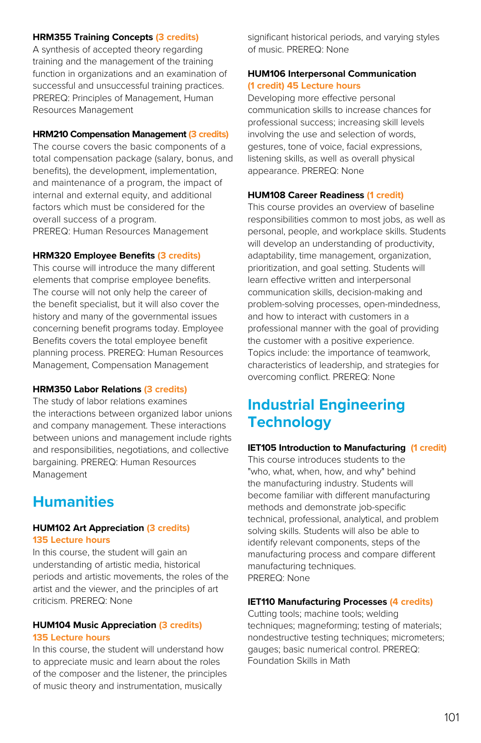**HRM355 Training Concepts** (3 credits)
A synthesis of accepted theory regarding training and the management of the training function in organizations and an examination of successful and unsuccessful training practices. PREREQ: Principles of Management, Human Resources Management

**HRM210 Compensation Management** (3 credits)
The course covers the basic components of a total compensation package (salary, bonus, and benefits), the development, implementation, and maintenance of a program, the impact of internal and external equity, and additional factors which must be considered for the overall success of a program.
PREREQ: Human Resources Management

**HRM320 Employee Benefits** (3 credits)
This course will introduce the many different elements that comprise employee benefits. The course will not only help the career of the benefit specialist, but it will also cover the history and many of the governmental issues concerning benefit programs today. Employee Benefits covers the total employee benefit planning process. PREREQ: Human Resources Management, Compensation Management

**HRM350 Labor Relations** (3 credits)
The study of labor relations examines the interactions between organized labor unions and company management. These interactions between unions and management include rights and responsibilities, negotiations, and collective bargaining. PREREQ: Human Resources Management

## Humanities

**HUM102 Art Appreciation** (3 credits)
135 Lecture hours
In this course, the student will gain an understanding of artistic media, historical periods and artistic movements, the roles of the artist and the viewer, and the principles of art criticism. PREREQ: None

**HUM104 Music Appreciation** (3 credits)
135 Lecture hours
In this course, the student will understand how to appreciate music and learn about the roles of the composer and the listener, the principles of music theory and instrumentation, musically significant historical periods, and varying styles of music. PREREQ: None

**HUM106 Interpersonal Communication**
(1 credit) 45 Lecture hours
Developing more effective personal communication skills to increase chances for professional success; increasing skill levels involving the use and selection of words, gestures, tone of voice, facial expressions, listening skills, as well as overall physical appearance. PREREQ: None

**HUM108 Career Readiness** (1 credit)
This course provides an overview of baseline responsibilities common to most jobs, as well as personal, people, and workplace skills. Students will develop an understanding of productivity, adaptability, time management, organization, prioritization, and goal setting. Students will learn effective written and interpersonal communication skills, decision-making and problem-solving processes, open-mindedness, and how to interact with customers in a professional manner with the goal of providing the customer with a positive experience. Topics include: the importance of teamwork, characteristics of leadership, and strategies for overcoming conflict. PREREQ: None

## Industrial Engineering Technology

**IET105 Introduction to Manufacturing** (1 credit)
This course introduces students to the "who, what, when, how, and why" behind the manufacturing industry. Students will become familiar with different manufacturing methods and demonstrate job-specific technical, professional, analytical, and problem solving skills. Students will also be able to identify relevant components, steps of the manufacturing process and compare different manufacturing techniques.
PREREQ: None

**IET110 Manufacturing Processes** (4 credits)
Cutting tools; machine tools; welding techniques; magneforming; testing of materials; nondestructive testing techniques; micrometers; gauges; basic numerical control. PREREQ: Foundation Skills in Math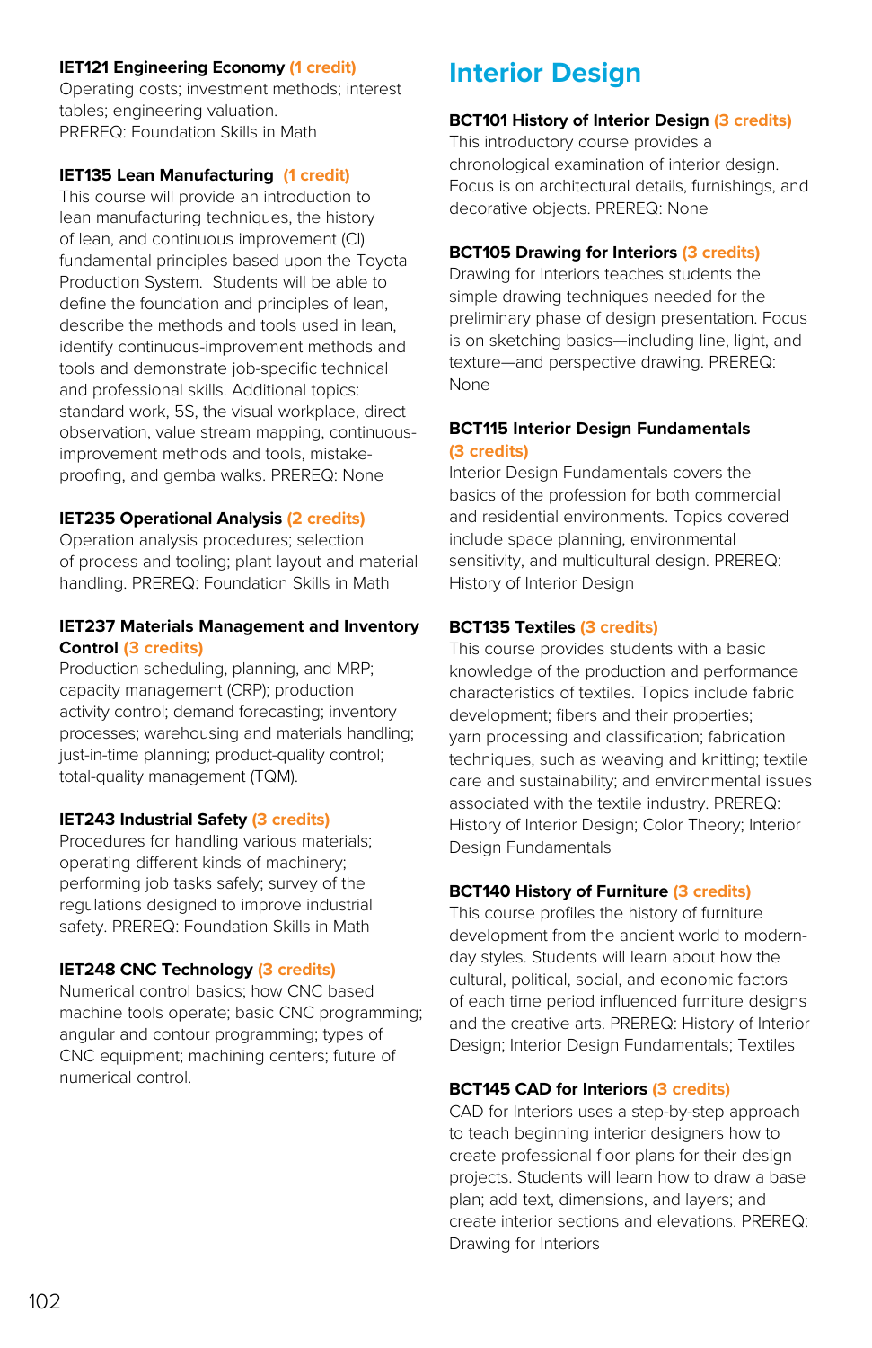**IET121 Engineering Economy (1 credit)**
Operating costs; investment methods; interest tables; engineering valuation.
PREREQ: Foundation Skills in Math

**IET135 Lean Manufacturing (1 credit)**
This course will provide an introduction to lean manufacturing techniques, the history of lean, and continuous improvement (CI) fundamental principles based upon the Toyota Production System. Students will be able to define the foundation and principles of lean, describe the methods and tools used in lean, identify continuous-improvement methods and tools and demonstrate job-specific technical and professional skills. Additional topics: standard work, 5S, the visual workplace, direct observation, value stream mapping, continuous-improvement methods and tools, mistake-proofing, and gemba walks. PREREQ: None

**IET235 Operational Analysis (2 credits)**
Operation analysis procedures; selection of process and tooling; plant layout and material handling. PREREQ: Foundation Skills in Math

**IET237 Materials Management and Inventory Control (3 credits)**
Production scheduling, planning, and MRP; capacity management (CRP); production activity control; demand forecasting; inventory processes; warehousing and materials handling; just-in-time planning; product-quality control; total-quality management (TQM).

**IET243 Industrial Safety (3 credits)**
Procedures for handling various materials; operating different kinds of machinery; performing job tasks safely; survey of the regulations designed to improve industrial safety. PREREQ: Foundation Skills in Math

**IET248 CNC Technology (3 credits)**
Numerical control basics; how CNC based machine tools operate; basic CNC programming; angular and contour programming; types of CNC equipment; machining centers; future of numerical control.

# Interior Design

**BCT101 History of Interior Design (3 credits)**
This introductory course provides a chronological examination of interior design. Focus is on architectural details, furnishings, and decorative objects. PREREQ: None

**BCT105 Drawing for Interiors (3 credits)**
Drawing for Interiors teaches students the simple drawing techniques needed for the preliminary phase of design presentation. Focus is on sketching basics—including line, light, and texture—and perspective drawing. PREREQ: None

**BCT115 Interior Design Fundamentals (3 credits)**
Interior Design Fundamentals covers the basics of the profession for both commercial and residential environments. Topics covered include space planning, environmental sensitivity, and multicultural design. PREREQ: History of Interior Design

**BCT135 Textiles (3 credits)**
This course provides students with a basic knowledge of the production and performance characteristics of textiles. Topics include fabric development; fibers and their properties; yarn processing and classification; fabrication techniques, such as weaving and knitting; textile care and sustainability; and environmental issues associated with the textile industry. PREREQ: History of Interior Design; Color Theory; Interior Design Fundamentals

**BCT140 History of Furniture (3 credits)**
This course profiles the history of furniture development from the ancient world to modern-day styles. Students will learn about how the cultural, political, social, and economic factors of each time period influenced furniture designs and the creative arts. PREREQ: History of Interior Design; Interior Design Fundamentals; Textiles

**BCT145 CAD for Interiors (3 credits)**
CAD for Interiors uses a step-by-step approach to teach beginning interior designers how to create professional floor plans for their design projects. Students will learn how to draw a base plan; add text, dimensions, and layers; and create interior sections and elevations. PREREQ: Drawing for Interiors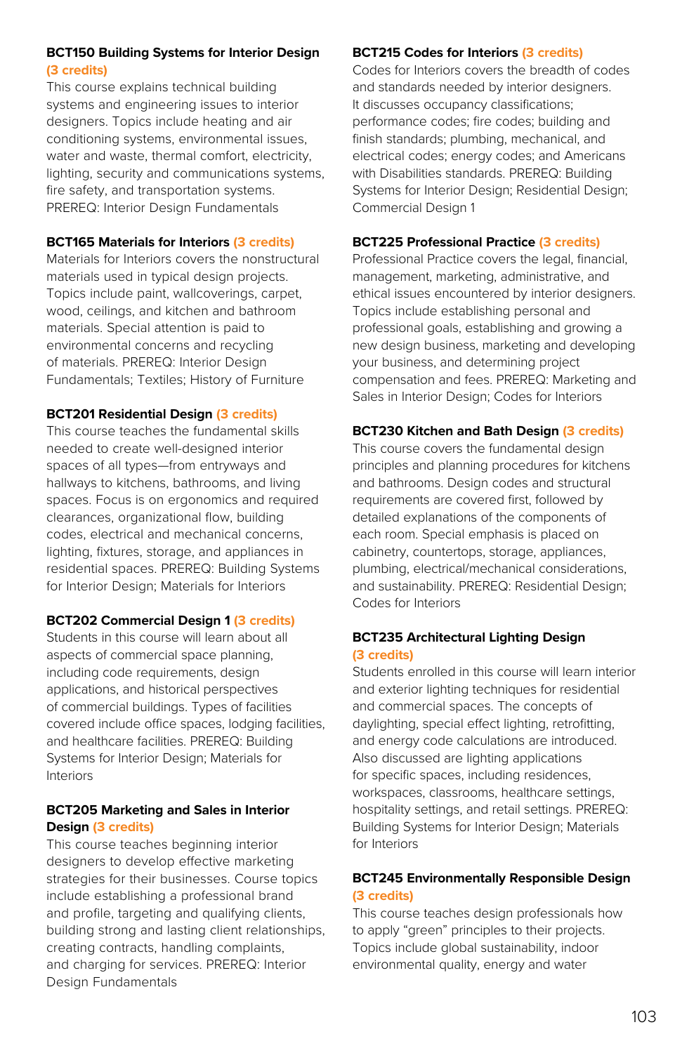**BCT150 Building Systems for Interior Design (3 credits)**
This course explains technical building systems and engineering issues to interior designers. Topics include heating and air conditioning systems, environmental issues, water and waste, thermal comfort, electricity, lighting, security and communications systems, fire safety, and transportation systems. PREREQ: Interior Design Fundamentals

**BCT165 Materials for Interiors (3 credits)**
Materials for Interiors covers the nonstructural materials used in typical design projects. Topics include paint, wallcoverings, carpet, wood, ceilings, and kitchen and bathroom materials. Special attention is paid to environmental concerns and recycling of materials. PREREQ: Interior Design Fundamentals; Textiles; History of Furniture

**BCT201 Residential Design (3 credits)**
This course teaches the fundamental skills needed to create well-designed interior spaces of all types—from entryways and hallways to kitchens, bathrooms, and living spaces. Focus is on ergonomics and required clearances, organizational flow, building codes, electrical and mechanical concerns, lighting, fixtures, storage, and appliances in residential spaces. PREREQ: Building Systems for Interior Design; Materials for Interiors

**BCT202 Commercial Design 1 (3 credits)**
Students in this course will learn about all aspects of commercial space planning, including code requirements, design applications, and historical perspectives of commercial buildings. Types of facilities covered include office spaces, lodging facilities, and healthcare facilities. PREREQ: Building Systems for Interior Design; Materials for Interiors

**BCT205 Marketing and Sales in Interior Design (3 credits)**
This course teaches beginning interior designers to develop effective marketing strategies for their businesses. Course topics include establishing a professional brand and profile, targeting and qualifying clients, building strong and lasting client relationships, creating contracts, handling complaints, and charging for services. PREREQ: Interior Design Fundamentals

**BCT215 Codes for Interiors (3 credits)**
Codes for Interiors covers the breadth of codes and standards needed by interior designers. It discusses occupancy classifications; performance codes; fire codes; building and finish standards; plumbing, mechanical, and electrical codes; energy codes; and Americans with Disabilities standards. PREREQ: Building Systems for Interior Design; Residential Design; Commercial Design 1

**BCT225 Professional Practice (3 credits)**
Professional Practice covers the legal, financial, management, marketing, administrative, and ethical issues encountered by interior designers. Topics include establishing personal and professional goals, establishing and growing a new design business, marketing and developing your business, and determining project compensation and fees. PREREQ: Marketing and Sales in Interior Design; Codes for Interiors

**BCT230 Kitchen and Bath Design (3 credits)**
This course covers the fundamental design principles and planning procedures for kitchens and bathrooms. Design codes and structural requirements are covered first, followed by detailed explanations of the components of each room. Special emphasis is placed on cabinetry, countertops, storage, appliances, plumbing, electrical/mechanical considerations, and sustainability. PREREQ: Residential Design; Codes for Interiors

**BCT235 Architectural Lighting Design (3 credits)**
Students enrolled in this course will learn interior and exterior lighting techniques for residential and commercial spaces. The concepts of daylighting, special effect lighting, retrofitting, and energy code calculations are introduced. Also discussed are lighting applications for specific spaces, including residences, workspaces, classrooms, healthcare settings, hospitality settings, and retail settings. PREREQ: Building Systems for Interior Design; Materials for Interiors

**BCT245 Environmentally Responsible Design (3 credits)**
This course teaches design professionals how to apply "green" principles to their projects. Topics include global sustainability, indoor environmental quality, energy and water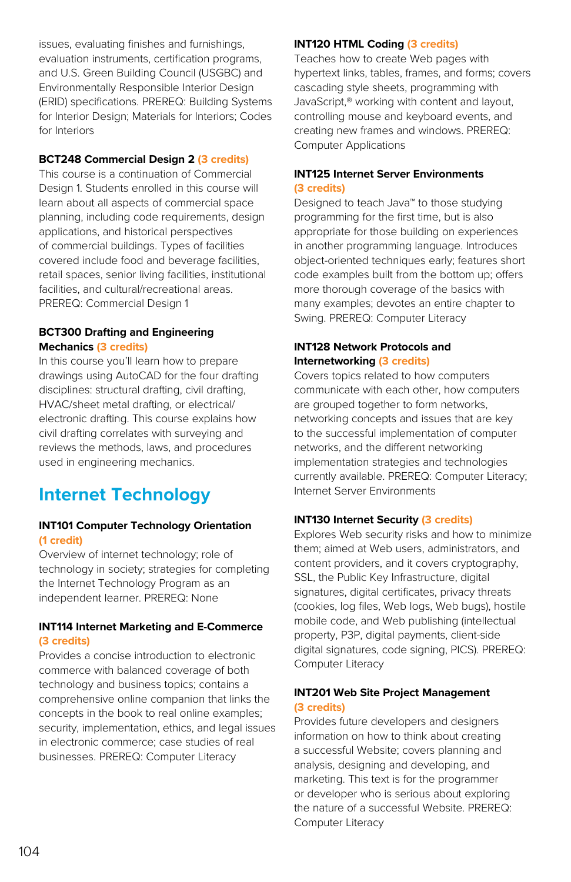issues, evaluating finishes and furnishings, evaluation instruments, certification programs, and U.S. Green Building Council (USGBC) and Environmentally Responsible Interior Design (ERID) specifications. PREREQ: Building Systems for Interior Design; Materials for Interiors; Codes for Interiors

**BCT248 Commercial Design 2 (3 credits)**
This course is a continuation of Commercial Design 1. Students enrolled in this course will learn about all aspects of commercial space planning, including code requirements, design applications, and historical perspectives of commercial buildings. Types of facilities covered include food and beverage facilities, retail spaces, senior living facilities, institutional facilities, and cultural/recreational areas. PREREQ: Commercial Design 1

**BCT300 Drafting and Engineering Mechanics (3 credits)**
In this course you'll learn how to prepare drawings using AutoCAD for the four drafting disciplines: structural drafting, civil drafting, HVAC/sheet metal drafting, or electrical/electronic drafting. This course explains how civil drafting correlates with surveying and reviews the methods, laws, and procedures used in engineering mechanics.

## Internet Technology

**INT101 Computer Technology Orientation (1 credit)**
Overview of internet technology; role of technology in society; strategies for completing the Internet Technology Program as an independent learner. PREREQ: None

**INT114 Internet Marketing and E-Commerce (3 credits)**
Provides a concise introduction to electronic commerce with balanced coverage of both technology and business topics; contains a comprehensive online companion that links the concepts in the book to real online examples; security, implementation, ethics, and legal issues in electronic commerce; case studies of real businesses. PREREQ: Computer Literacy

**INT120 HTML Coding (3 credits)**
Teaches how to create Web pages with hypertext links, tables, frames, and forms; covers cascading style sheets, programming with JavaScript,® working with content and layout, controlling mouse and keyboard events, and creating new frames and windows. PREREQ: Computer Applications

**INT125 Internet Server Environments (3 credits)**
Designed to teach Java™ to those studying programming for the first time, but is also appropriate for those building on experiences in another programming language. Introduces object-oriented techniques early; features short code examples built from the bottom up; offers more thorough coverage of the basics with many examples; devotes an entire chapter to Swing. PREREQ: Computer Literacy

**INT128 Network Protocols and Internetworking (3 credits)**
Covers topics related to how computers communicate with each other, how computers are grouped together to form networks, networking concepts and issues that are key to the successful implementation of computer networks, and the different networking implementation strategies and technologies currently available. PREREQ: Computer Literacy; Internet Server Environments

**INT130 Internet Security (3 credits)**
Explores Web security risks and how to minimize them; aimed at Web users, administrators, and content providers, and it covers cryptography, SSL, the Public Key Infrastructure, digital signatures, digital certificates, privacy threats (cookies, log files, Web logs, Web bugs), hostile mobile code, and Web publishing (intellectual property, P3P, digital payments, client-side digital signatures, code signing, PICS). PREREQ: Computer Literacy

**INT201 Web Site Project Management (3 credits)**
Provides future developers and designers information on how to think about creating a successful Website; covers planning and analysis, designing and developing, and marketing. This text is for the programmer or developer who is serious about exploring the nature of a successful Website. PREREQ: Computer Literacy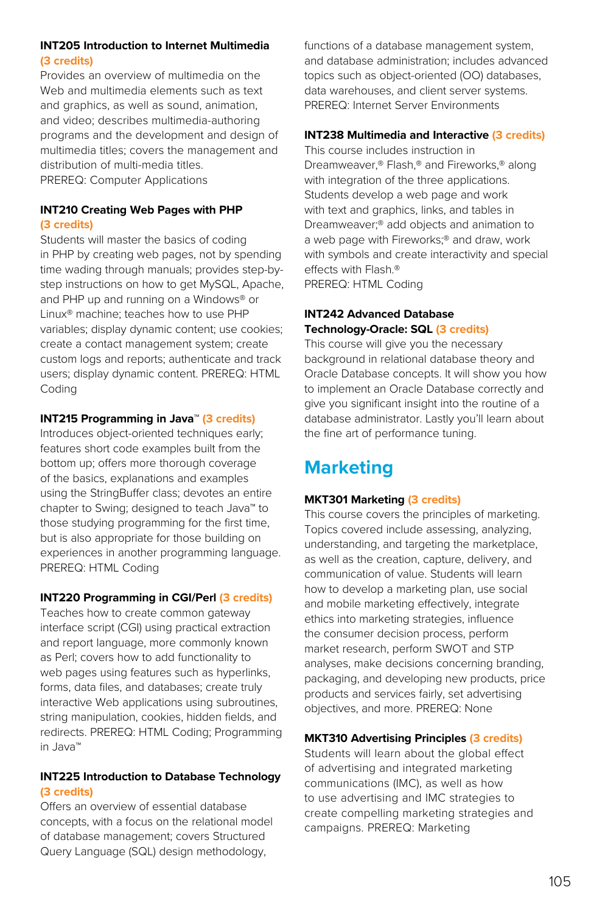**INT205 Introduction to Internet Multimedia (3 credits)**
Provides an overview of multimedia on the Web and multimedia elements such as text and graphics, as well as sound, animation, and video; describes multimedia-authoring programs and the development and design of multimedia titles; covers the management and distribution of multi-media titles.
PREREQ: Computer Applications

**INT210 Creating Web Pages with PHP (3 credits)**
Students will master the basics of coding in PHP by creating web pages, not by spending time wading through manuals; provides step-by-step instructions on how to get MySQL, Apache, and PHP up and running on a Windows® or Linux® machine; teaches how to use PHP variables; display dynamic content; use cookies; create a contact management system; create custom logs and reports; authenticate and track users; display dynamic content. PREREQ: HTML Coding

**INT215 Programming in Java™ (3 credits)**
Introduces object-oriented techniques early; features short code examples built from the bottom up; offers more thorough coverage of the basics, explanations and examples using the StringBuffer class; devotes an entire chapter to Swing; designed to teach Java™ to those studying programming for the first time, but is also appropriate for those building on experiences in another programming language.
PREREQ: HTML Coding

**INT220 Programming in CGI/Perl (3 credits)**
Teaches how to create common gateway interface script (CGI) using practical extraction and report language, more commonly known as Perl; covers how to add functionality to web pages using features such as hyperlinks, forms, data files, and databases; create truly interactive Web applications using subroutines, string manipulation, cookies, hidden fields, and redirects. PREREQ: HTML Coding; Programming in Java™

**INT225 Introduction to Database Technology (3 credits)**
Offers an overview of essential database concepts, with a focus on the relational model of database management; covers Structured Query Language (SQL) design methodology, functions of a database management system, and database administration; includes advanced topics such as object-oriented (OO) databases, data warehouses, and client server systems.
PREREQ: Internet Server Environments

**INT238 Multimedia and Interactive (3 credits)**
This course includes instruction in Dreamweaver,® Flash,® and Fireworks,® along with integration of the three applications. Students develop a web page and work with text and graphics, links, and tables in Dreamweaver;® add objects and animation to a web page with Fireworks;® and draw, work with symbols and create interactivity and special effects with Flash.®
PREREQ: HTML Coding

**INT242 Advanced Database Technology-Oracle: SQL (3 credits)**
This course will give you the necessary background in relational database theory and Oracle Database concepts. It will show you how to implement an Oracle Database correctly and give you significant insight into the routine of a database administrator. Lastly you'll learn about the fine art of performance tuning.

## Marketing

**MKT301 Marketing (3 credits)**
This course covers the principles of marketing. Topics covered include assessing, analyzing, understanding, and targeting the marketplace, as well as the creation, capture, delivery, and communication of value. Students will learn how to develop a marketing plan, use social and mobile marketing effectively, integrate ethics into marketing strategies, influence the consumer decision process, perform market research, perform SWOT and STP analyses, make decisions concerning branding, packaging, and developing new products, price products and services fairly, set advertising objectives, and more. PREREQ: None

**MKT310 Advertising Principles (3 credits)**
Students will learn about the global effect of advertising and integrated marketing communications (IMC), as well as how to use advertising and IMC strategies to create compelling marketing strategies and campaigns. PREREQ: Marketing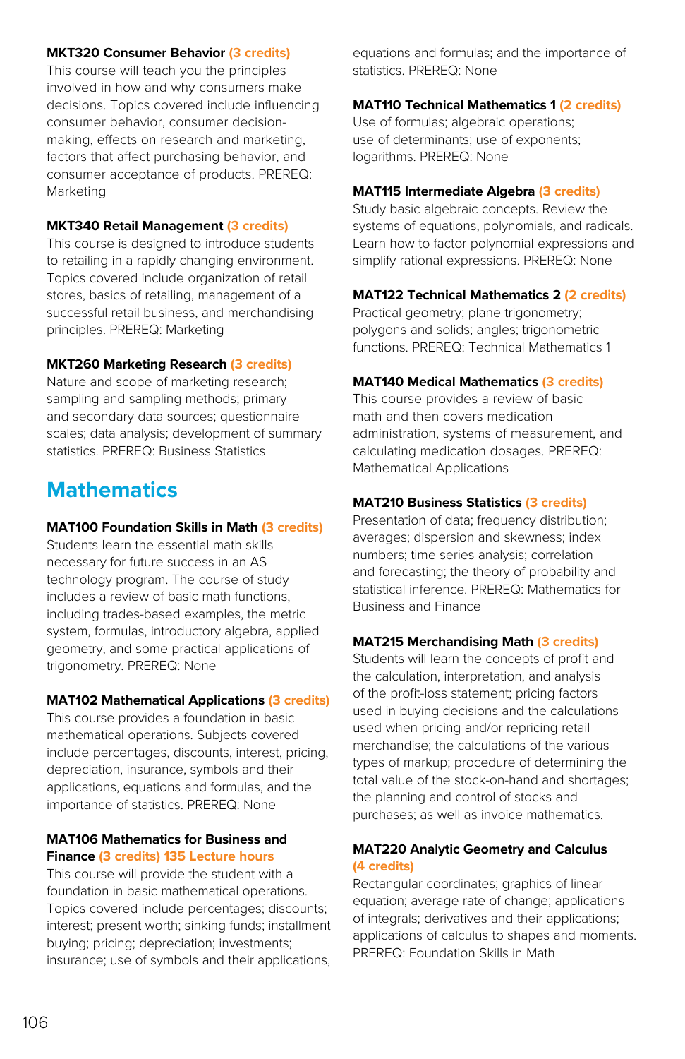**MKT320 Consumer Behavior** (3 credits)
This course will teach you the principles involved in how and why consumers make decisions. Topics covered include influencing consumer behavior, consumer decision-making, effects on research and marketing, factors that affect purchasing behavior, and consumer acceptance of products. PREREQ: Marketing

**MKT340 Retail Management** (3 credits)
This course is designed to introduce students to retailing in a rapidly changing environment. Topics covered include organization of retail stores, basics of retailing, management of a successful retail business, and merchandising principles. PREREQ: Marketing

**MKT260 Marketing Research** (3 credits)
Nature and scope of marketing research; sampling and sampling methods; primary and secondary data sources; questionnaire scales; data analysis; development of summary statistics. PREREQ: Business Statistics

## Mathematics

**MAT100 Foundation Skills in Math** (3 credits)
Students learn the essential math skills necessary for future success in an AS technology program. The course of study includes a review of basic math functions, including trades-based examples, the metric system, formulas, introductory algebra, applied geometry, and some practical applications of trigonometry. PREREQ: None

**MAT102 Mathematical Applications** (3 credits)
This course provides a foundation in basic mathematical operations. Subjects covered include percentages, discounts, interest, pricing, depreciation, insurance, symbols and their applications, equations and formulas, and the importance of statistics. PREREQ: None

**MAT106 Mathematics for Business and Finance** (3 credits) 135 Lecture hours
This course will provide the student with a foundation in basic mathematical operations. Topics covered include percentages; discounts; interest; present worth; sinking funds; installment buying; pricing; depreciation; investments; insurance; use of symbols and their applications, equations and formulas; and the importance of statistics. PREREQ: None

**MAT110 Technical Mathematics 1** (2 credits)
Use of formulas; algebraic operations; use of determinants; use of exponents; logarithms. PREREQ: None

**MAT115 Intermediate Algebra** (3 credits)
Study basic algebraic concepts. Review the systems of equations, polynomials, and radicals. Learn how to factor polynomial expressions and simplify rational expressions. PREREQ: None

**MAT122 Technical Mathematics 2** (2 credits)
Practical geometry; plane trigonometry; polygons and solids; angles; trigonometric functions. PREREQ: Technical Mathematics 1

**MAT140 Medical Mathematics** (3 credits)
This course provides a review of basic math and then covers medication administration, systems of measurement, and calculating medication dosages. PREREQ: Mathematical Applications

**MAT210 Business Statistics** (3 credits)
Presentation of data; frequency distribution; averages; dispersion and skewness; index numbers; time series analysis; correlation and forecasting; the theory of probability and statistical inference. PREREQ: Mathematics for Business and Finance

**MAT215 Merchandising Math** (3 credits)
Students will learn the concepts of profit and the calculation, interpretation, and analysis of the profit-loss statement; pricing factors used in buying decisions and the calculations used when pricing and/or repricing retail merchandise; the calculations of the various types of markup; procedure of determining the total value of the stock-on-hand and shortages; the planning and control of stocks and purchases; as well as invoice mathematics.

**MAT220 Analytic Geometry and Calculus** (4 credits)
Rectangular coordinates; graphics of linear equation; average rate of change; applications of integrals; derivatives and their applications; applications of calculus to shapes and moments. PREREQ: Foundation Skills in Math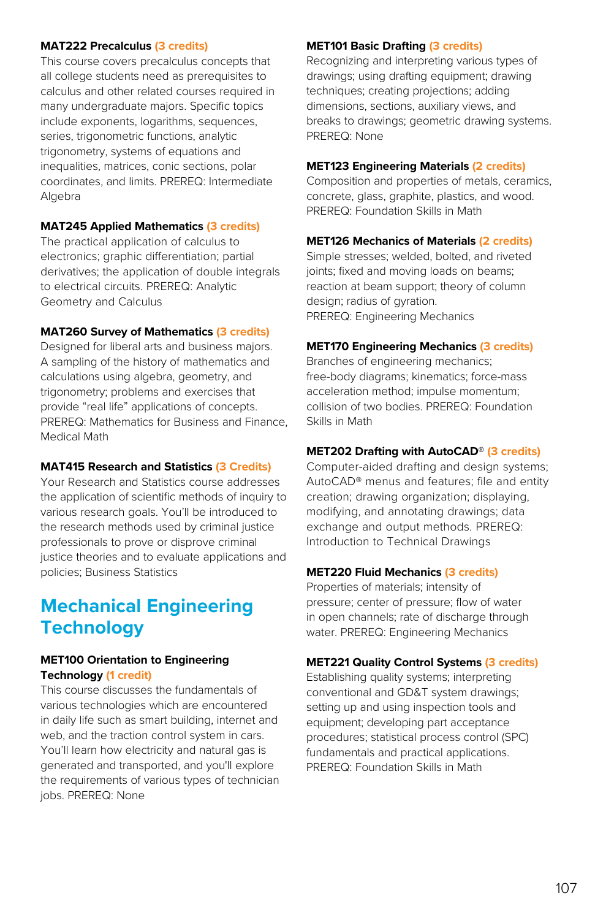**MAT222 Precalculus** (3 credits)
This course covers precalculus concepts that all college students need as prerequisites to calculus and other related courses required in many undergraduate majors. Specific topics include exponents, logarithms, sequences, series, trigonometric functions, analytic trigonometry, systems of equations and inequalities, matrices, conic sections, polar coordinates, and limits. PREREQ: Intermediate Algebra

**MAT245 Applied Mathematics** (3 credits)
The practical application of calculus to electronics; graphic differentiation; partial derivatives; the application of double integrals to electrical circuits. PREREQ: Analytic Geometry and Calculus

**MAT260 Survey of Mathematics** (3 credits)
Designed for liberal arts and business majors. A sampling of the history of mathematics and calculations using algebra, geometry, and trigonometry; problems and exercises that provide "real life" applications of concepts. PREREQ: Mathematics for Business and Finance, Medical Math

**MAT415 Research and Statistics** (3 Credits)
Your Research and Statistics course addresses the application of scientific methods of inquiry to various research goals. You'll be introduced to the research methods used by criminal justice professionals to prove or disprove criminal justice theories and to evaluate applications and policies; Business Statistics

# Mechanical Engineering Technology

**MET100 Orientation to Engineering Technology** (1 credit)
This course discusses the fundamentals of various technologies which are encountered in daily life such as smart building, internet and web, and the traction control system in cars. You'll learn how electricity and natural gas is generated and transported, and you'll explore the requirements of various types of technician jobs. PREREQ: None

**MET101 Basic Drafting** (3 credits)
Recognizing and interpreting various types of drawings; using drafting equipment; drawing techniques; creating projections; adding dimensions, sections, auxiliary views, and breaks to drawings; geometric drawing systems. PREREQ: None

**MET123 Engineering Materials** (2 credits)
Composition and properties of metals, ceramics, concrete, glass, graphite, plastics, and wood. PREREQ: Foundation Skills in Math

**MET126 Mechanics of Materials** (2 credits)
Simple stresses; welded, bolted, and riveted joints; fixed and moving loads on beams; reaction at beam support; theory of column design; radius of gyration.
PREREQ: Engineering Mechanics

**MET170 Engineering Mechanics** (3 credits)
Branches of engineering mechanics; free-body diagrams; kinematics; force-mass acceleration method; impulse momentum; collision of two bodies. PREREQ: Foundation Skills in Math

**MET202 Drafting with AutoCAD®** (3 credits)
Computer-aided drafting and design systems; AutoCAD® menus and features; file and entity creation; drawing organization; displaying, modifying, and annotating drawings; data exchange and output methods. PREREQ: Introduction to Technical Drawings

**MET220 Fluid Mechanics** (3 credits)
Properties of materials; intensity of pressure; center of pressure; flow of water in open channels; rate of discharge through water. PREREQ: Engineering Mechanics

**MET221 Quality Control Systems** (3 credits)
Establishing quality systems; interpreting conventional and GD&T system drawings; setting up and using inspection tools and equipment; developing part acceptance procedures; statistical process control (SPC) fundamentals and practical applications. PREREQ: Foundation Skills in Math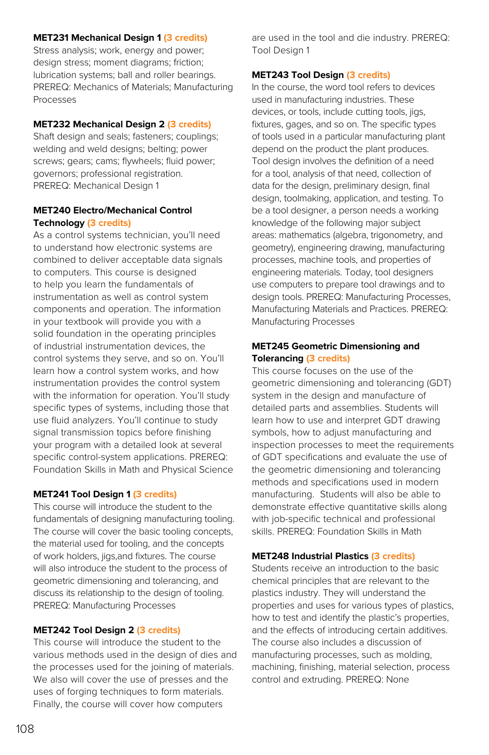**MET231 Mechanical Design 1** (3 credits)
Stress analysis; work, energy and power; design stress; moment diagrams; friction; lubrication systems; ball and roller bearings. PREREQ: Mechanics of Materials; Manufacturing Processes

**MET232 Mechanical Design 2** (3 credits)
Shaft design and seals; fasteners; couplings; welding and weld designs; belting; power screws; gears; cams; flywheels; fluid power; governors; professional registration. PREREQ: Mechanical Design 1

**MET240 Electro/Mechanical Control Technology** (3 credits)
As a control systems technician, you'll need to understand how electronic systems are combined to deliver acceptable data signals to computers. This course is designed to help you learn the fundamentals of instrumentation as well as control system components and operation. The information in your textbook will provide you with a solid foundation in the operating principles of industrial instrumentation devices, the control systems they serve, and so on. You'll learn how a control system works, and how instrumentation provides the control system with the information for operation. You'll study specific types of systems, including those that use fluid analyzers. You'll continue to study signal transmission topics before finishing your program with a detailed look at several specific control-system applications. PREREQ: Foundation Skills in Math and Physical Science

**MET241 Tool Design 1** (3 credits)
This course will introduce the student to the fundamentals of designing manufacturing tooling. The course will cover the basic tooling concepts, the material used for tooling, and the concepts of work holders, jigs,and fixtures. The course will also introduce the student to the process of geometric dimensioning and tolerancing, and discuss its relationship to the design of tooling. PREREQ: Manufacturing Processes

**MET242 Tool Design 2** (3 credits)
This course will introduce the student to the various methods used in the design of dies and the processes used for the joining of materials. We also will cover the use of presses and the uses of forging techniques to form materials. Finally, the course will cover how computers are used in the tool and die industry. PREREQ: Tool Design 1

**MET243 Tool Design** (3 credits)
In the course, the word tool refers to devices used in manufacturing industries. These devices, or tools, include cutting tools, jigs, fixtures, gages, and so on. The specific types of tools used in a particular manufacturing plant depend on the product the plant produces. Tool design involves the definition of a need for a tool, analysis of that need, collection of data for the design, preliminary design, final design, toolmaking, application, and testing. To be a tool designer, a person needs a working knowledge of the following major subject areas: mathematics (algebra, trigonometry, and geometry), engineering drawing, manufacturing processes, machine tools, and properties of engineering materials. Today, tool designers use computers to prepare tool drawings and to design tools. PREREQ: Manufacturing Processes, Manufacturing Materials and Practices. PREREQ: Manufacturing Processes

**MET245 Geometric Dimensioning and Tolerancing** (3 credits)
This course focuses on the use of the geometric dimensioning and tolerancing (GDT) system in the design and manufacture of detailed parts and assemblies. Students will learn how to use and interpret GDT drawing symbols, how to adjust manufacturing and inspection processes to meet the requirements of GDT specifications and evaluate the use of the geometric dimensioning and tolerancing methods and specifications used in modern manufacturing. Students will also be able to demonstrate effective quantitative skills along with job-specific technical and professional skills. PREREQ: Foundation Skills in Math

**MET248 Industrial Plastics** (3 credits)
Students receive an introduction to the basic chemical principles that are relevant to the plastics industry. They will understand the properties and uses for various types of plastics, how to test and identify the plastic's properties, and the effects of introducing certain additives. The course also includes a discussion of manufacturing processes, such as molding, machining, finishing, material selection, process control and extruding. PREREQ: None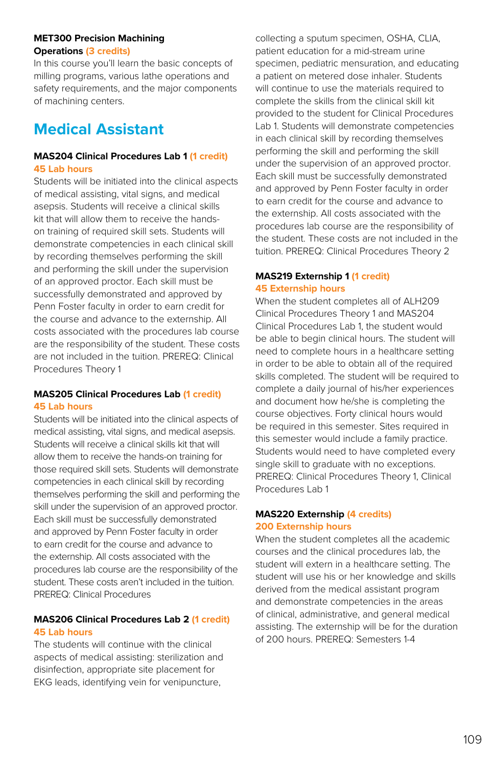**MET300 Precision Machining Operations** (3 credits)
In this course you'll learn the basic concepts of milling programs, various lathe operations and safety requirements, and the major components of machining centers.

## Medical Assistant

**MAS204 Clinical Procedures Lab 1** (1 credit)
**45 Lab hours**
Students will be initiated into the clinical aspects of medical assisting, vital signs, and medical asepsis. Students will receive a clinical skills kit that will allow them to receive the hands-on training of required skill sets. Students will demonstrate competencies in each clinical skill by recording themselves performing the skill and performing the skill under the supervision of an approved proctor. Each skill must be successfully demonstrated and approved by Penn Foster faculty in order to earn credit for the course and advance to the externship. All costs associated with the procedures lab course are the responsibility of the student. These costs are not included in the tuition. PREREQ: Clinical Procedures Theory 1

**MAS205 Clinical Procedures Lab** (1 credit)
**45 Lab hours**
Students will be initiated into the clinical aspects of medical assisting, vital signs, and medical asepsis. Students will receive a clinical skills kit that will allow them to receive the hands-on training for those required skill sets. Students will demonstrate competencies in each clinical skill by recording themselves performing the skill and performing the skill under the supervision of an approved proctor. Each skill must be successfully demonstrated and approved by Penn Foster faculty in order to earn credit for the course and advance to the externship. All costs associated with the procedures lab course are the responsibility of the student. These costs aren't included in the tuition. PREREQ: Clinical Procedures

**MAS206 Clinical Procedures Lab 2** (1 credit)
**45 Lab hours**
The students will continue with the clinical aspects of medical assisting: sterilization and disinfection, appropriate site placement for EKG leads, identifying vein for venipuncture, collecting a sputum specimen, OSHA, CLIA, patient education for a mid-stream urine specimen, pediatric mensuration, and educating a patient on metered dose inhaler. Students will continue to use the materials required to complete the skills from the clinical skill kit provided to the student for Clinical Procedures Lab 1. Students will demonstrate competencies in each clinical skill by recording themselves performing the skill and performing the skill under the supervision of an approved proctor. Each skill must be successfully demonstrated and approved by Penn Foster faculty in order to earn credit for the course and advance to the externship. All costs associated with the procedures lab course are the responsibility of the student. These costs are not included in the tuition. PREREQ: Clinical Procedures Theory 2

**MAS219 Externship 1** (1 credit)
**45 Externship hours**
When the student completes all of ALH209 Clinical Procedures Theory 1 and MAS204 Clinical Procedures Lab 1, the student would be able to begin clinical hours. The student will need to complete hours in a healthcare setting in order to be able to obtain all of the required skills completed. The student will be required to complete a daily journal of his/her experiences and document how he/she is completing the course objectives. Forty clinical hours would be required in this semester. Sites required in this semester would include a family practice. Students would need to have completed every single skill to graduate with no exceptions. PREREQ: Clinical Procedures Theory 1, Clinical Procedures Lab 1

**MAS220 Externship** (4 credits)
**200 Externship hours**
When the student completes all the academic courses and the clinical procedures lab, the student will extern in a healthcare setting. The student will use his or her knowledge and skills derived from the medical assistant program and demonstrate competencies in the areas of clinical, administrative, and general medical assisting. The externship will be for the duration of 200 hours. PREREQ: Semesters 1-4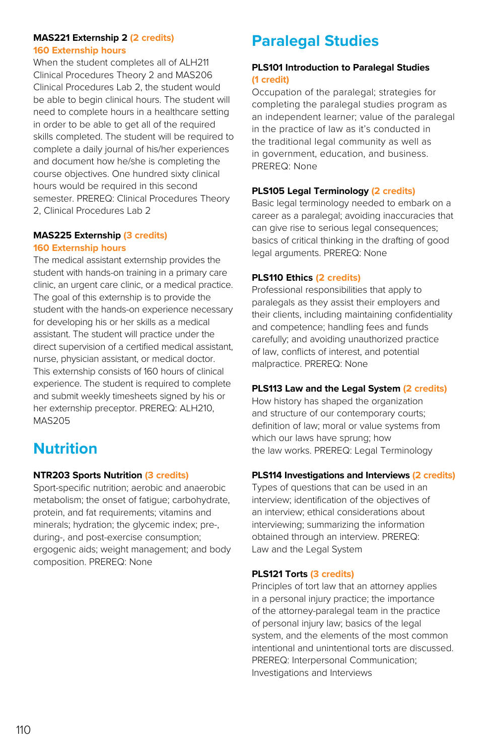### MAS221 Externship 2 (2 credits)

**160 Externship hours**

When the student completes all of ALH211 Clinical Procedures Theory 2 and MAS206 Clinical Procedures Lab 2, the student would be able to begin clinical hours. The student will need to complete hours in a healthcare setting in order to be able to get all of the required skills completed. The student will be required to complete a daily journal of his/her experiences and document how he/she is completing the course objectives. One hundred sixty clinical hours would be required in this second semester. PREREQ: Clinical Procedures Theory 2, Clinical Procedures Lab 2

### MAS225 Externship (3 credits)

**160 Externship hours**

The medical assistant externship provides the student with hands-on training in a primary care clinic, an urgent care clinic, or a medical practice. The goal of this externship is to provide the student with the hands-on experience necessary for developing his or her skills as a medical assistant. The student will practice under the direct supervision of a certified medical assistant, nurse, physician assistant, or medical doctor. This externship consists of 160 hours of clinical experience. The student is required to complete and submit weekly timesheets signed by his or her externship preceptor. PREREQ: ALH210, MAS205

## Nutrition

### NTR203 Sports Nutrition (3 credits)

Sport-specific nutrition; aerobic and anaerobic metabolism; the onset of fatigue; carbohydrate, protein, and fat requirements; vitamins and minerals; hydration; the glycemic index; pre-, during-, and post-exercise consumption; ergogenic aids; weight management; and body composition. PREREQ: None

## Paralegal Studies

### PLS101 Introduction to Paralegal Studies (1 credit)

Occupation of the paralegal; strategies for completing the paralegal studies program as an independent learner; value of the paralegal in the practice of law as it's conducted in the traditional legal community as well as in government, education, and business. PREREQ: None

### PLS105 Legal Terminology (2 credits)

Basic legal terminology needed to embark on a career as a paralegal; avoiding inaccuracies that can give rise to serious legal consequences; basics of critical thinking in the drafting of good legal arguments. PREREQ: None

### PLS110 Ethics (2 credits)

Professional responsibilities that apply to paralegals as they assist their employers and their clients, including maintaining confidentiality and competence; handling fees and funds carefully; and avoiding unauthorized practice of law, conflicts of interest, and potential malpractice. PREREQ: None

### PLS113 Law and the Legal System (2 credits)

How history has shaped the organization and structure of our contemporary courts; definition of law; moral or value systems from which our laws have sprung; how the law works. PREREQ: Legal Terminology

### PLS114 Investigations and Interviews (2 credits)

Types of questions that can be used in an interview; identification of the objectives of an interview; ethical considerations about interviewing; summarizing the information obtained through an interview. PREREQ: Law and the Legal System

### PLS121 Torts (3 credits)

Principles of tort law that an attorney applies in a personal injury practice; the importance of the attorney-paralegal team in the practice of personal injury law; basics of the legal system, and the elements of the most common intentional and unintentional torts are discussed. PREREQ: Interpersonal Communication; Investigations and Interviews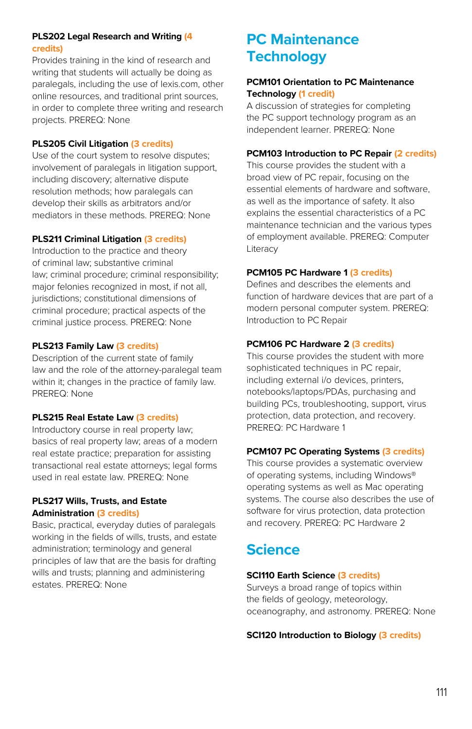**PLS202 Legal Research and Writing** (4 credits)
Provides training in the kind of research and writing that students will actually be doing as paralegals, including the use of lexis.com, other online resources, and traditional print sources, in order to complete three writing and research projects. PREREQ: None

**PLS205 Civil Litigation** (3 credits)
Use of the court system to resolve disputes; involvement of paralegals in litigation support, including discovery; alternative dispute resolution methods; how paralegals can develop their skills as arbitrators and/or mediators in these methods. PREREQ: None

**PLS211 Criminal Litigation** (3 credits)
Introduction to the practice and theory of criminal law; substantive criminal law; criminal procedure; criminal responsibility; major felonies recognized in most, if not all, jurisdictions; constitutional dimensions of criminal procedure; practical aspects of the criminal justice process. PREREQ: None

**PLS213 Family Law** (3 credits)
Description of the current state of family law and the role of the attorney-paralegal team within it; changes in the practice of family law. PREREQ: None

**PLS215 Real Estate Law** (3 credits)
Introductory course in real property law; basics of real property law; areas of a modern real estate practice; preparation for assisting transactional real estate attorneys; legal forms used in real estate law. PREREQ: None

**PLS217 Wills, Trusts, and Estate Administration** (3 credits)
Basic, practical, everyday duties of paralegals working in the fields of wills, trusts, and estate administration; terminology and general principles of law that are the basis for drafting wills and trusts; planning and administering estates. PREREQ: None

# PC Maintenance Technology

**PCM101 Orientation to PC Maintenance Technology** (1 credit)
A discussion of strategies for completing the PC support technology program as an independent learner. PREREQ: None

**PCM103 Introduction to PC Repair** (2 credits)
This course provides the student with a broad view of PC repair, focusing on the essential elements of hardware and software, as well as the importance of safety. It also explains the essential characteristics of a PC maintenance technician and the various types of employment available. PREREQ: Computer Literacy

**PCM105 PC Hardware 1** (3 credits)
Defines and describes the elements and function of hardware devices that are part of a modern personal computer system. PREREQ: Introduction to PC Repair

**PCM106 PC Hardware 2** (3 credits)
This course provides the student with more sophisticated techniques in PC repair, including external i/o devices, printers, notebooks/laptops/PDAs, purchasing and building PCs, troubleshooting, support, virus protection, data protection, and recovery. PREREQ: PC Hardware 1

**PCM107 PC Operating Systems** (3 credits)
This course provides a systematic overview of operating systems, including Windows® operating systems as well as Mac operating systems. The course also describes the use of software for virus protection, data protection and recovery. PREREQ: PC Hardware 2

# Science

**SCI110 Earth Science** (3 credits)
Surveys a broad range of topics within the fields of geology, meteorology, oceanography, and astronomy. PREREQ: None

**SCI120 Introduction to Biology** (3 credits)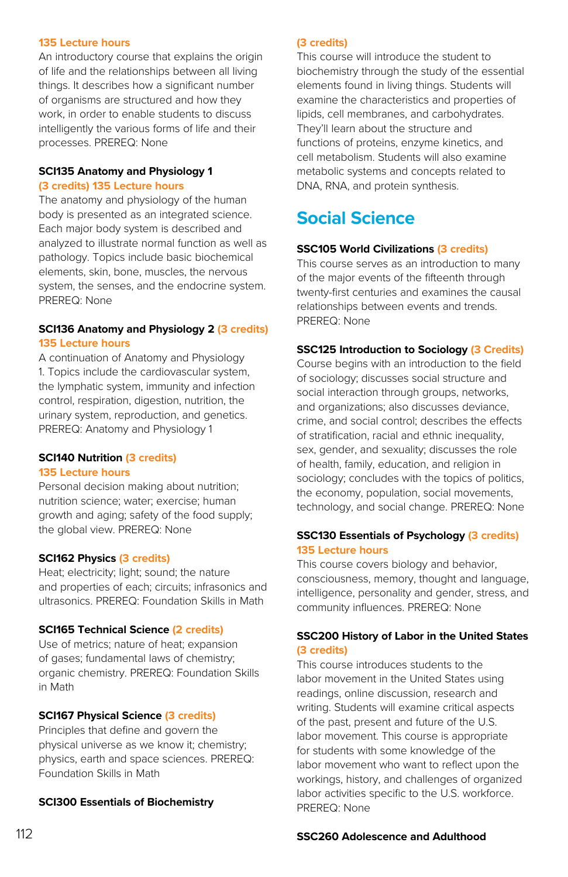135 Lecture hours

An introductory course that explains the origin of life and the relationships between all living things. It describes how a significant number of organisms are structured and how they work, in order to enable students to discuss intelligently the various forms of life and their processes. PREREQ: None

### SCI135 Anatomy and Physiology 1

(3 credits) 135 Lecture hours

The anatomy and physiology of the human body is presented as an integrated science. Each major body system is described and analyzed to illustrate normal function as well as pathology. Topics include basic biochemical elements, skin, bone, muscles, the nervous system, the senses, and the endocrine system. PREREQ: None

### SCI136 Anatomy and Physiology 2 (3 credits)

135 Lecture hours

A continuation of Anatomy and Physiology 1. Topics include the cardiovascular system, the lymphatic system, immunity and infection control, respiration, digestion, nutrition, the urinary system, reproduction, and genetics. PREREQ: Anatomy and Physiology 1

### SCI140 Nutrition (3 credits)

135 Lecture hours

Personal decision making about nutrition; nutrition science; water; exercise; human growth and aging; safety of the food supply; the global view. PREREQ: None

### SCI162 Physics (3 credits)

Heat; electricity; light; sound; the nature and properties of each; circuits; infrasonics and ultrasonics. PREREQ: Foundation Skills in Math

### SCI165 Technical Science (2 credits)

Use of metrics; nature of heat; expansion of gases; fundamental laws of chemistry; organic chemistry. PREREQ: Foundation Skills in Math

### SCI167 Physical Science (3 credits)

Principles that define and govern the physical universe as we know it; chemistry; physics, earth and space sciences. PREREQ: Foundation Skills in Math

### SCI300 Essentials of Biochemistry

(3 credits)

This course will introduce the student to biochemistry through the study of the essential elements found in living things. Students will examine the characteristics and properties of lipids, cell membranes, and carbohydrates. They'll learn about the structure and functions of proteins, enzyme kinetics, and cell metabolism. Students will also examine metabolic systems and concepts related to DNA, RNA, and protein synthesis.

## Social Science

### SSC105 World Civilizations (3 credits)

This course serves as an introduction to many of the major events of the fifteenth through twenty-first centuries and examines the causal relationships between events and trends. PREREQ: None

### SSC125 Introduction to Sociology (3 Credits)

Course begins with an introduction to the field of sociology; discusses social structure and social interaction through groups, networks, and organizations; also discusses deviance, crime, and social control; describes the effects of stratification, racial and ethnic inequality, sex, gender, and sexuality; discusses the role of health, family, education, and religion in sociology; concludes with the topics of politics, the economy, population, social movements, technology, and social change. PREREQ: None

### SSC130 Essentials of Psychology (3 credits)

135 Lecture hours

This course covers biology and behavior, consciousness, memory, thought and language, intelligence, personality and gender, stress, and community influences. PREREQ: None

### SSC200 History of Labor in the United States

(3 credits)

This course introduces students to the labor movement in the United States using readings, online discussion, research and writing. Students will examine critical aspects of the past, present and future of the U.S. labor movement. This course is appropriate for students with some knowledge of the labor movement who want to reflect upon the workings, history, and challenges of organized labor activities specific to the U.S. workforce. PREREQ: None

### SSC260 Adolescence and Adulthood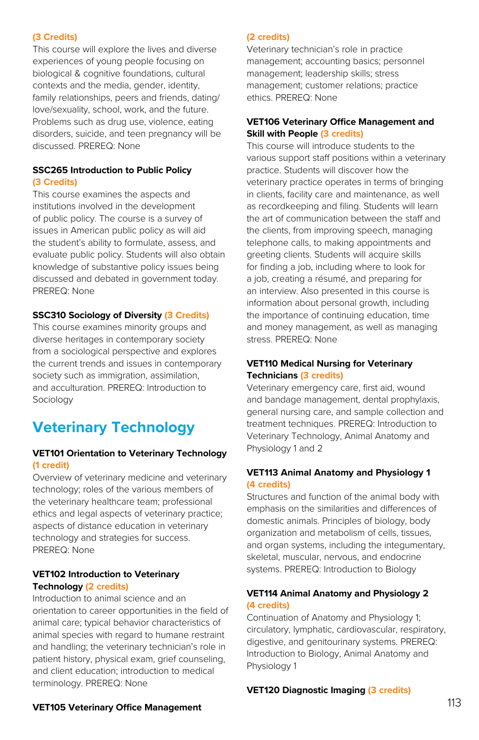(3 Credits)
This course will explore the lives and diverse experiences of young people focusing on biological & cognitive foundations, cultural contexts and the media, gender, identity, family relationships, peers and friends, dating/love/sexuality, school, work, and the future. Problems such as drug use, violence, eating disorders, suicide, and teen pregnancy will be discussed. PREREQ: None

**SSC265 Introduction to Public Policy** (3 Credits)
This course examines the aspects and institutions involved in the development of public policy. The course is a survey of issues in American public policy as will aid the student's ability to formulate, assess, and evaluate public policy. Students will also obtain knowledge of substantive policy issues being discussed and debated in government today. PREREQ: None

**SSC310 Sociology of Diversity** (3 Credits)
This course examines minority groups and diverse heritages in contemporary society from a sociological perspective and explores the current trends and issues in contemporary society such as immigration, assimilation, and acculturation. PREREQ: Introduction to Sociology

## Veterinary Technology

**VET101 Orientation to Veterinary Technology** (1 credit)
Overview of veterinary medicine and veterinary technology; roles of the various members of the veterinary healthcare team; professional ethics and legal aspects of veterinary practice; aspects of distance education in veterinary technology and strategies for success. PREREQ: None

**VET102 Introduction to Veterinary Technology** (2 credits)
Introduction to animal science and an orientation to career opportunities in the field of animal care; typical behavior characteristics of animal species with regard to humane restraint and handling; the veterinary technician's role in patient history, physical exam, grief counseling, and client education; introduction to medical terminology. PREREQ: None

**VET105 Veterinary Office Management** (2 credits)
Veterinary technician's role in practice management; accounting basics; personnel management; leadership skills; stress management; customer relations; practice ethics. PREREQ: None

**VET106 Veterinary Office Management and Skill with People** (3 credits)
This course will introduce students to the various support staff positions within a veterinary practice. Students will discover how the veterinary practice operates in terms of bringing in clients, facility care and maintenance, as well as recordkeeping and filing. Students will learn the art of communication between the staff and the clients, from improving speech, managing telephone calls, to making appointments and greeting clients. Students will acquire skills for finding a job, including where to look for a job, creating a résumé, and preparing for an interview. Also presented in this course is information about personal growth, including the importance of continuing education, time and money management, as well as managing stress. PREREQ: None

**VET110 Medical Nursing for Veterinary Technicians** (3 credits)
Veterinary emergency care, first aid, wound and bandage management, dental prophylaxis, general nursing care, and sample collection and treatment techniques. PREREQ: Introduction to Veterinary Technology, Animal Anatomy and Physiology 1 and 2

**VET113 Animal Anatomy and Physiology 1** (4 credits)
Structures and function of the animal body with emphasis on the similarities and differences of domestic animals. Principles of biology, body organization and metabolism of cells, tissues, and organ systems, including the integumentary, skeletal, muscular, nervous, and endocrine systems. PREREQ: Introduction to Biology

**VET114 Animal Anatomy and Physiology 2** (4 credits)
Continuation of Anatomy and Physiology 1; circulatory, lymphatic, cardiovascular, respiratory, digestive, and genitourinary systems. PREREQ: Introduction to Biology, Animal Anatomy and Physiology 1

**VET120 Diagnostic Imaging** (3 credits)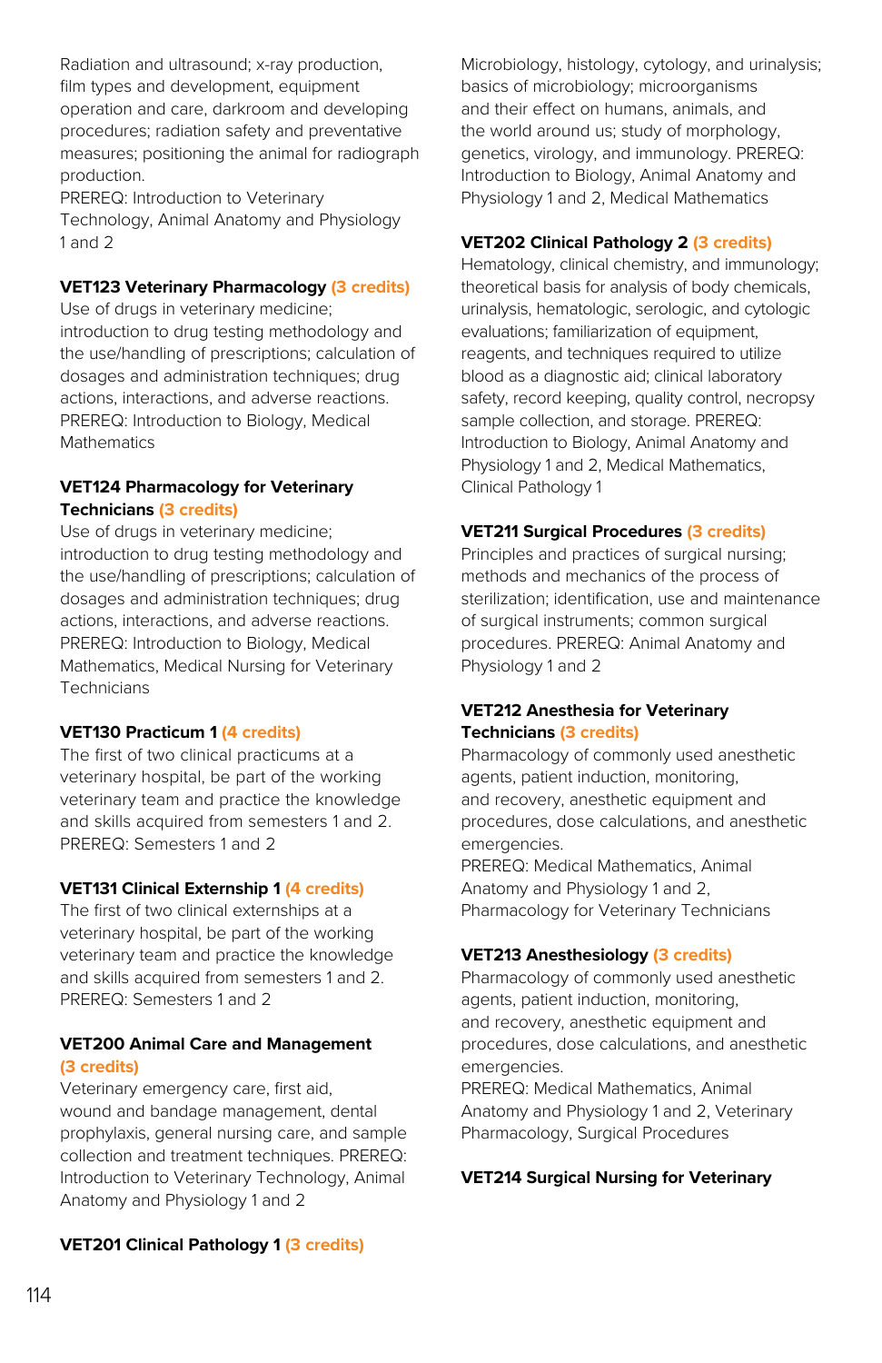Radiation and ultrasound; x-ray production, film types and development, equipment operation and care, darkroom and developing procedures; radiation safety and preventative measures; positioning the animal for radiograph production.
PREREQ: Introduction to Veterinary Technology, Animal Anatomy and Physiology 1 and 2

**VET123 Veterinary Pharmacology** (3 credits)
Use of drugs in veterinary medicine; introduction to drug testing methodology and the use/handling of prescriptions; calculation of dosages and administration techniques; drug actions, interactions, and adverse reactions. PREREQ: Introduction to Biology, Medical Mathematics

**VET124 Pharmacology for Veterinary Technicians** (3 credits)
Use of drugs in veterinary medicine; introduction to drug testing methodology and the use/handling of prescriptions; calculation of dosages and administration techniques; drug actions, interactions, and adverse reactions. PREREQ: Introduction to Biology, Medical Mathematics, Medical Nursing for Veterinary Technicians

**VET130 Practicum 1** (4 credits)
The first of two clinical practicums at a veterinary hospital, be part of the working veterinary team and practice the knowledge and skills acquired from semesters 1 and 2. PREREQ: Semesters 1 and 2

**VET131 Clinical Externship 1** (4 credits)
The first of two clinical externships at a veterinary hospital, be part of the working veterinary team and practice the knowledge and skills acquired from semesters 1 and 2. PREREQ: Semesters 1 and 2

**VET200 Animal Care and Management** (3 credits)
Veterinary emergency care, first aid, wound and bandage management, dental prophylaxis, general nursing care, and sample collection and treatment techniques. PREREQ: Introduction to Veterinary Technology, Animal Anatomy and Physiology 1 and 2

**VET201 Clinical Pathology 1** (3 credits)
Microbiology, histology, cytology, and urinalysis; basics of microbiology; microorganisms and their effect on humans, animals, and the world around us; study of morphology, genetics, virology, and immunology. PREREQ: Introduction to Biology, Animal Anatomy and Physiology 1 and 2, Medical Mathematics

**VET202 Clinical Pathology 2** (3 credits)
Hematology, clinical chemistry, and immunology; theoretical basis for analysis of body chemicals, urinalysis, hematologic, serologic, and cytologic evaluations; familiarization of equipment, reagents, and techniques required to utilize blood as a diagnostic aid; clinical laboratory safety, record keeping, quality control, necropsy sample collection, and storage. PREREQ: Introduction to Biology, Animal Anatomy and Physiology 1 and 2, Medical Mathematics, Clinical Pathology 1

**VET211 Surgical Procedures** (3 credits)
Principles and practices of surgical nursing; methods and mechanics of the process of sterilization; identification, use and maintenance of surgical instruments; common surgical procedures. PREREQ: Animal Anatomy and Physiology 1 and 2

**VET212 Anesthesia for Veterinary Technicians** (3 credits)
Pharmacology of commonly used anesthetic agents, patient induction, monitoring, and recovery, anesthetic equipment and procedures, dose calculations, and anesthetic emergencies.
PREREQ: Medical Mathematics, Animal Anatomy and Physiology 1 and 2, Pharmacology for Veterinary Technicians

**VET213 Anesthesiology** (3 credits)
Pharmacology of commonly used anesthetic agents, patient induction, monitoring, and recovery, anesthetic equipment and procedures, dose calculations, and anesthetic emergencies.
PREREQ: Medical Mathematics, Animal Anatomy and Physiology 1 and 2, Veterinary Pharmacology, Surgical Procedures

**VET214 Surgical Nursing for Veterinary**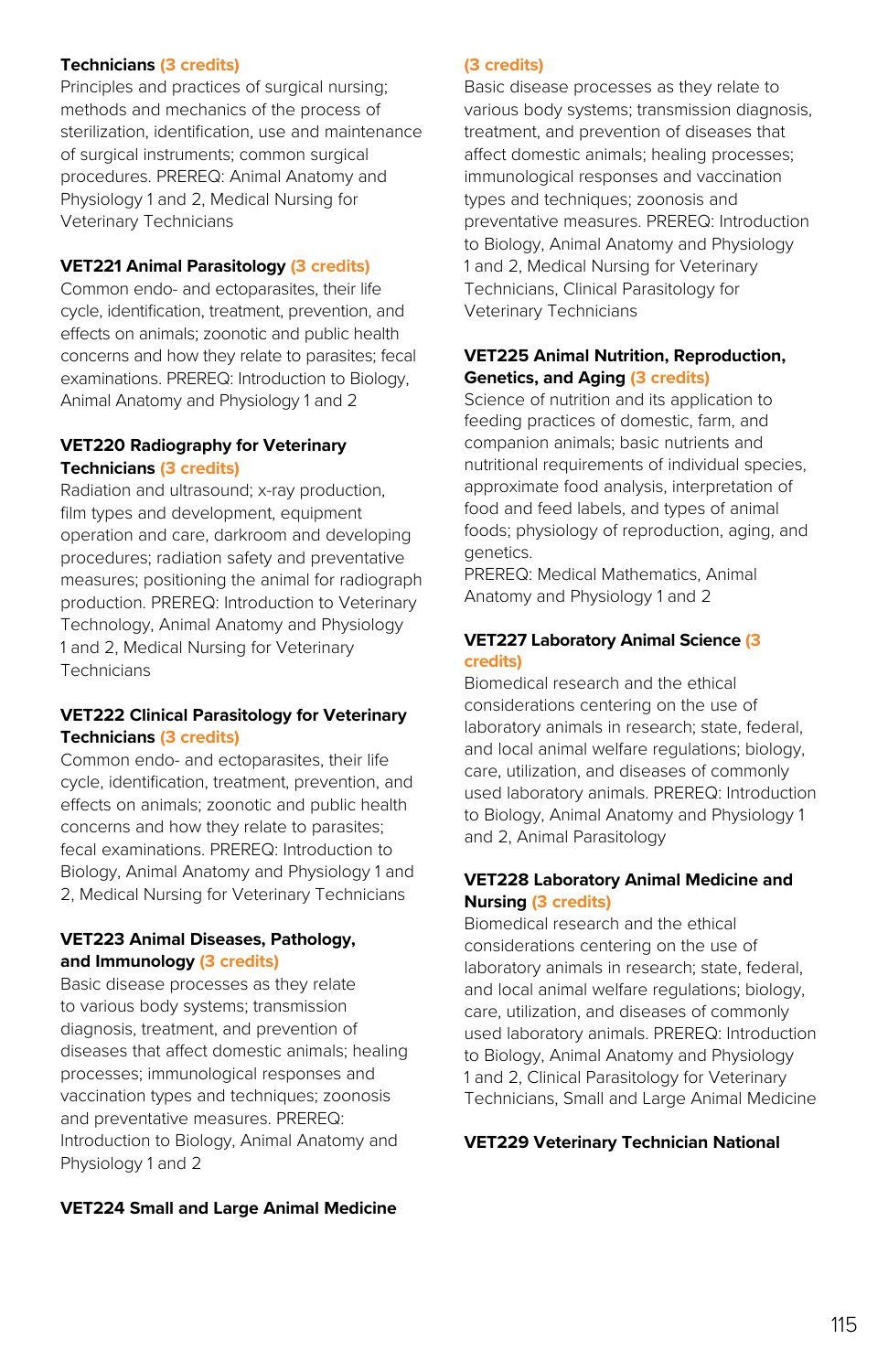**Technicians** (3 credits)
Principles and practices of surgical nursing; methods and mechanics of the process of sterilization, identification, use and maintenance of surgical instruments; common surgical procedures. PREREQ: Animal Anatomy and Physiology 1 and 2, Medical Nursing for Veterinary Technicians

**VET221 Animal Parasitology** (3 credits)
Common endo- and ectoparasites, their life cycle, identification, treatment, prevention, and effects on animals; zoonotic and public health concerns and how they relate to parasites; fecal examinations. PREREQ: Introduction to Biology, Animal Anatomy and Physiology 1 and 2

**VET220 Radiography for Veterinary Technicians** (3 credits)
Radiation and ultrasound; x-ray production, film types and development, equipment operation and care, darkroom and developing procedures; radiation safety and preventative measures; positioning the animal for radiograph production. PREREQ: Introduction to Veterinary Technology, Animal Anatomy and Physiology 1 and 2, Medical Nursing for Veterinary Technicians

**VET222 Clinical Parasitology for Veterinary Technicians** (3 credits)
Common endo- and ectoparasites, their life cycle, identification, treatment, prevention, and effects on animals; zoonotic and public health concerns and how they relate to parasites; fecal examinations. PREREQ: Introduction to Biology, Animal Anatomy and Physiology 1 and 2, Medical Nursing for Veterinary Technicians

**VET223 Animal Diseases, Pathology, and Immunology** (3 credits)
Basic disease processes as they relate to various body systems; transmission diagnosis, treatment, and prevention of diseases that affect domestic animals; healing processes; immunological responses and vaccination types and techniques; zoonosis and preventative measures. PREREQ: Introduction to Biology, Animal Anatomy and Physiology 1 and 2

**VET224 Small and Large Animal Medicine** (3 credits)
Basic disease processes as they relate to various body systems; transmission diagnosis, treatment, and prevention of diseases that affect domestic animals; healing processes; immunological responses and vaccination types and techniques; zoonosis and preventative measures. PREREQ: Introduction to Biology, Animal Anatomy and Physiology 1 and 2, Medical Nursing for Veterinary Technicians, Clinical Parasitology for Veterinary Technicians

**VET225 Animal Nutrition, Reproduction, Genetics, and Aging** (3 credits)
Science of nutrition and its application to feeding practices of domestic, farm, and companion animals; basic nutrients and nutritional requirements of individual species, approximate food analysis, interpretation of food and feed labels, and types of animal foods; physiology of reproduction, aging, and genetics.
PREREQ: Medical Mathematics, Animal Anatomy and Physiology 1 and 2

**VET227 Laboratory Animal Science** (3 credits)
Biomedical research and the ethical considerations centering on the use of laboratory animals in research; state, federal, and local animal welfare regulations; biology, care, utilization, and diseases of commonly used laboratory animals. PREREQ: Introduction to Biology, Animal Anatomy and Physiology 1 and 2, Animal Parasitology

**VET228 Laboratory Animal Medicine and Nursing** (3 credits)
Biomedical research and the ethical considerations centering on the use of laboratory animals in research; state, federal, and local animal welfare regulations; biology, care, utilization, and diseases of commonly used laboratory animals. PREREQ: Introduction to Biology, Animal Anatomy and Physiology 1 and 2, Clinical Parasitology for Veterinary Technicians, Small and Large Animal Medicine

**VET229 Veterinary Technician National**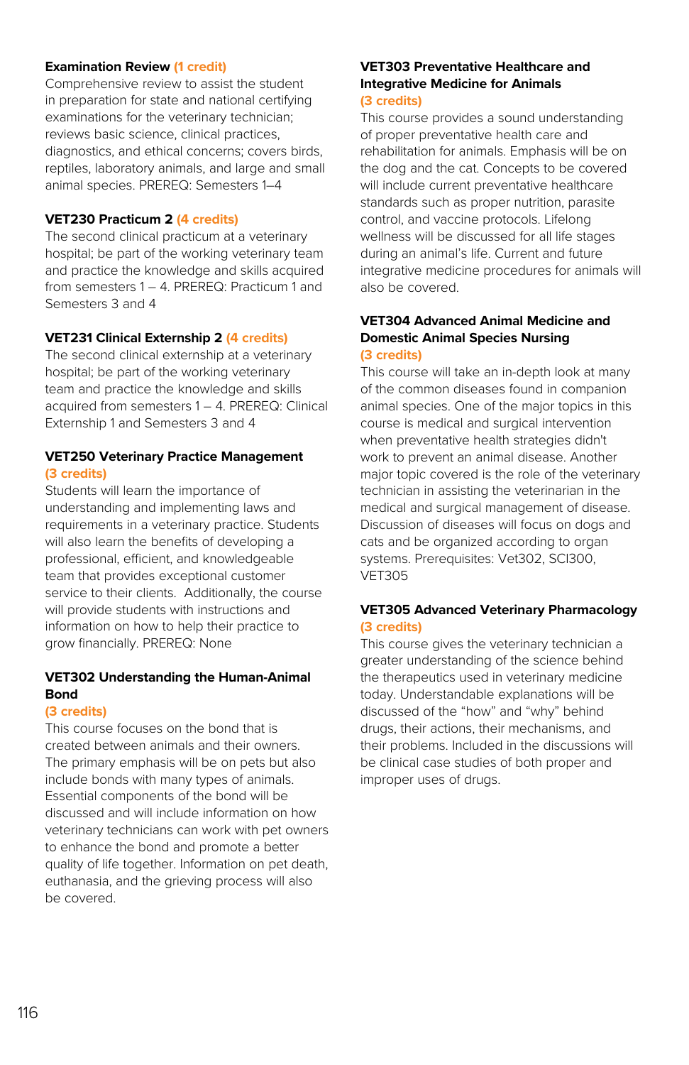**Examination Review** (1 credit)
Comprehensive review to assist the student in preparation for state and national certifying examinations for the veterinary technician; reviews basic science, clinical practices, diagnostics, and ethical concerns; covers birds, reptiles, laboratory animals, and large and small animal species. PREREQ: Semesters 1–4

**VET230 Practicum 2** (4 credits)
The second clinical practicum at a veterinary hospital; be part of the working veterinary team and practice the knowledge and skills acquired from semesters 1 – 4. PREREQ: Practicum 1 and Semesters 3 and 4

**VET231 Clinical Externship 2** (4 credits)
The second clinical externship at a veterinary hospital; be part of the working veterinary team and practice the knowledge and skills acquired from semesters 1 – 4. PREREQ: Clinical Externship 1 and Semesters 3 and 4

**VET250 Veterinary Practice Management**
(3 credits)
Students will learn the importance of understanding and implementing laws and requirements in a veterinary practice. Students will also learn the benefits of developing a professional, efficient, and knowledgeable team that provides exceptional customer service to their clients. Additionally, the course will provide students with instructions and information on how to help their practice to grow financially. PREREQ: None

**VET302 Understanding the Human-Animal Bond**
(3 credits)
This course focuses on the bond that is created between animals and their owners. The primary emphasis will be on pets but also include bonds with many types of animals. Essential components of the bond will be discussed and will include information on how veterinary technicians can work with pet owners to enhance the bond and promote a better quality of life together. Information on pet death, euthanasia, and the grieving process will also be covered.

**VET303 Preventative Healthcare and Integrative Medicine for Animals**
(3 credits)
This course provides a sound understanding of proper preventative health care and rehabilitation for animals. Emphasis will be on the dog and the cat. Concepts to be covered will include current preventative healthcare standards such as proper nutrition, parasite control, and vaccine protocols. Lifelong wellness will be discussed for all life stages during an animal's life. Current and future integrative medicine procedures for animals will also be covered.

**VET304 Advanced Animal Medicine and Domestic Animal Species Nursing**
(3 credits)
This course will take an in-depth look at many of the common diseases found in companion animal species. One of the major topics in this course is medical and surgical intervention when preventative health strategies didn't work to prevent an animal disease. Another major topic covered is the role of the veterinary technician in assisting the veterinarian in the medical and surgical management of disease. Discussion of diseases will focus on dogs and cats and be organized according to organ systems. Prerequisites: Vet302, SCI300, VET305

**VET305 Advanced Veterinary Pharmacology**
(3 credits)
This course gives the veterinary technician a greater understanding of the science behind the therapeutics used in veterinary medicine today. Understandable explanations will be discussed of the "how" and "why" behind drugs, their actions, their mechanisms, and their problems. Included in the discussions will be clinical case studies of both proper and improper uses of drugs.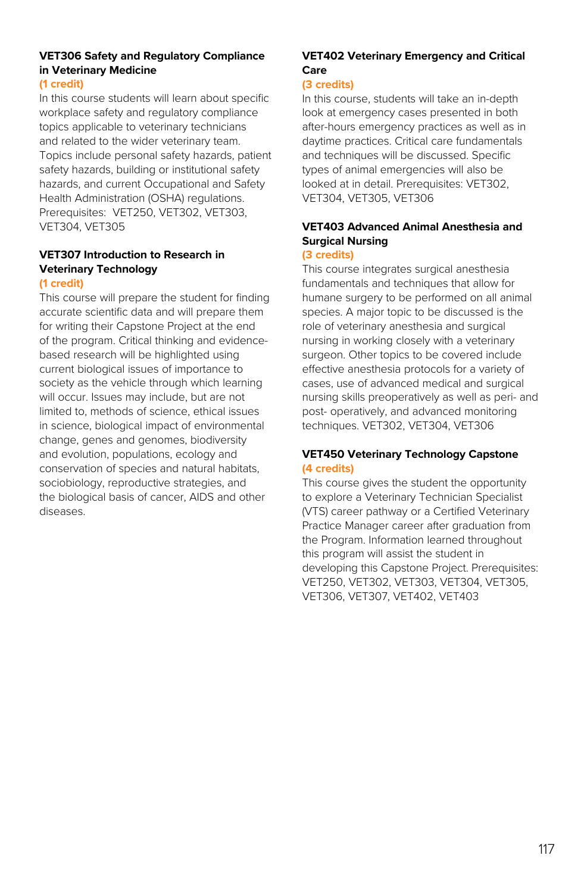**VET306 Safety and Regulatory Compliance in Veterinary Medicine**
**(1 credit)**
In this course students will learn about specific workplace safety and regulatory compliance topics applicable to veterinary technicians and related to the wider veterinary team. Topics include personal safety hazards, patient safety hazards, building or institutional safety hazards, and current Occupational and Safety Health Administration (OSHA) regulations. Prerequisites: VET250, VET302, VET303, VET304, VET305

**VET307 Introduction to Research in Veterinary Technology**
**(1 credit)**
This course will prepare the student for finding accurate scientific data and will prepare them for writing their Capstone Project at the end of the program. Critical thinking and evidence-based research will be highlighted using current biological issues of importance to society as the vehicle through which learning will occur. Issues may include, but are not limited to, methods of science, ethical issues in science, biological impact of environmental change, genes and genomes, biodiversity and evolution, populations, ecology and conservation of species and natural habitats, sociobiology, reproductive strategies, and the biological basis of cancer, AIDS and other diseases.

**VET402 Veterinary Emergency and Critical Care**
**(3 credits)**
In this course, students will take an in-depth look at emergency cases presented in both after-hours emergency practices as well as in daytime practices. Critical care fundamentals and techniques will be discussed. Specific types of animal emergencies will also be looked at in detail. Prerequisites: VET302, VET304, VET305, VET306

**VET403 Advanced Animal Anesthesia and Surgical Nursing**
**(3 credits)**
This course integrates surgical anesthesia fundamentals and techniques that allow for humane surgery to be performed on all animal species. A major topic to be discussed is the role of veterinary anesthesia and surgical nursing in working closely with a veterinary surgeon. Other topics to be covered include effective anesthesia protocols for a variety of cases, use of advanced medical and surgical nursing skills preoperatively as well as peri- and post- operatively, and advanced monitoring techniques. VET302, VET304, VET306

**VET450 Veterinary Technology Capstone**
**(4 credits)**
This course gives the student the opportunity to explore a Veterinary Technician Specialist (VTS) career pathway or a Certified Veterinary Practice Manager career after graduation from the Program. Information learned throughout this program will assist the student in developing this Capstone Project. Prerequisites: VET250, VET302, VET303, VET304, VET305, VET306, VET307, VET402, VET403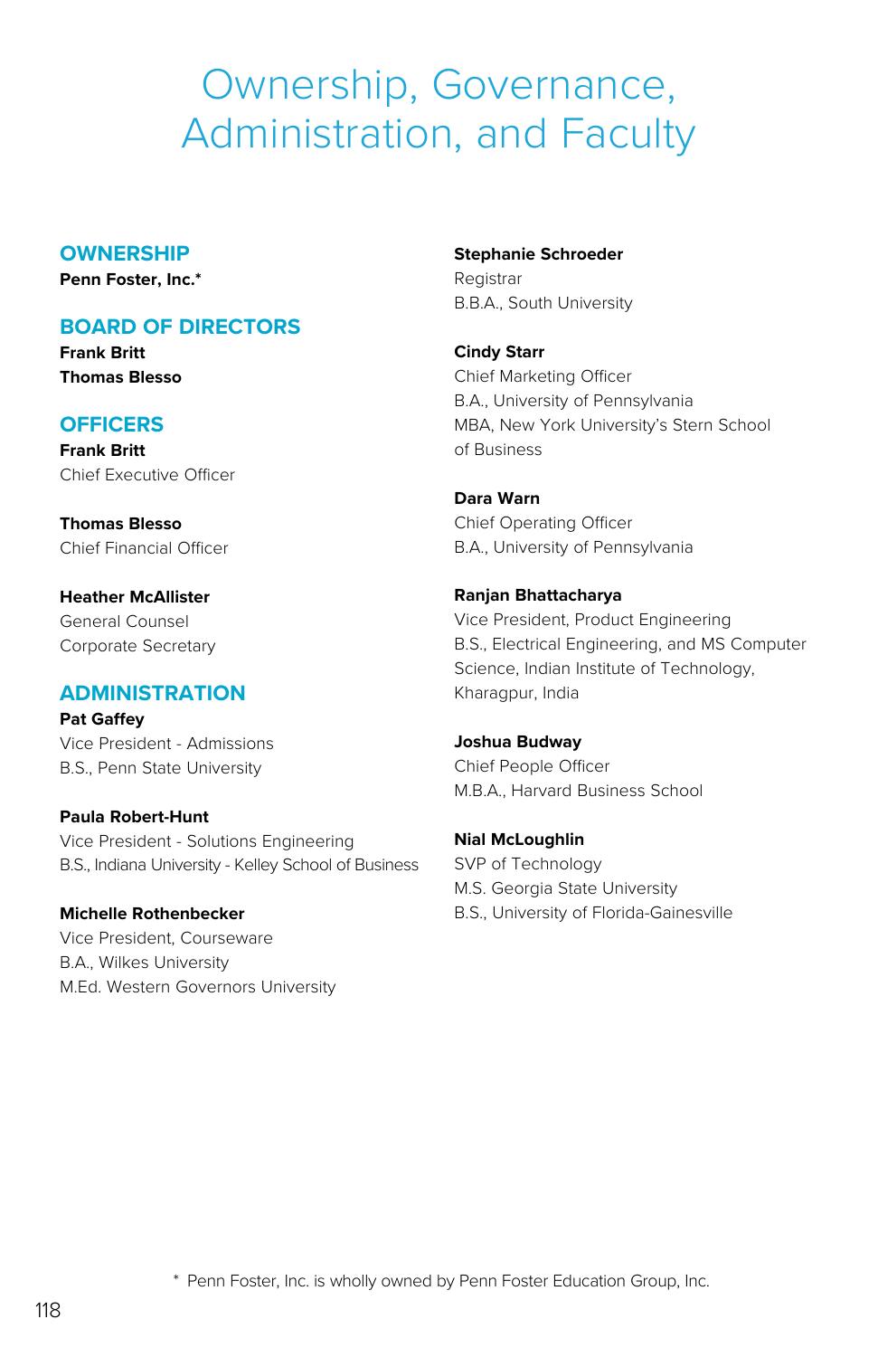# Ownership, Governance, Administration, and Faculty

## OWNERSHIP

**Penn Foster, Inc.***

## BOARD OF DIRECTORS

**Frank Britt**
**Thomas Blesso**

## OFFICERS

**Frank Britt**
Chief Executive Officer

**Thomas Blesso**
Chief Financial Officer

**Heather McAllister**
General Counsel
Corporate Secretary

## ADMINISTRATION

**Pat Gaffey**
Vice President - Admissions
B.S., Penn State University

**Paula Robert-Hunt**
Vice President - Solutions Engineering
B.S., Indiana University - Kelley School of Business

**Michelle Rothenbecker**
Vice President, Courseware
B.A., Wilkes University
M.Ed. Western Governors University

**Stephanie Schroeder**
Registrar
B.B.A., South University

**Cindy Starr**
Chief Marketing Officer
B.A., University of Pennsylvania
MBA, New York University's Stern School of Business

**Dara Warn**
Chief Operating Officer
B.A., University of Pennsylvania

**Ranjan Bhattacharya**
Vice President, Product Engineering
B.S., Electrical Engineering, and MS Computer Science, Indian Institute of Technology, Kharagpur, India

**Joshua Budway**
Chief People Officer
M.B.A., Harvard Business School

**Nial McLoughlin**
SVP of Technology
M.S. Georgia State University
B.S., University of Florida-Gainesville

* Penn Foster, Inc. is wholly owned by Penn Foster Education Group, Inc.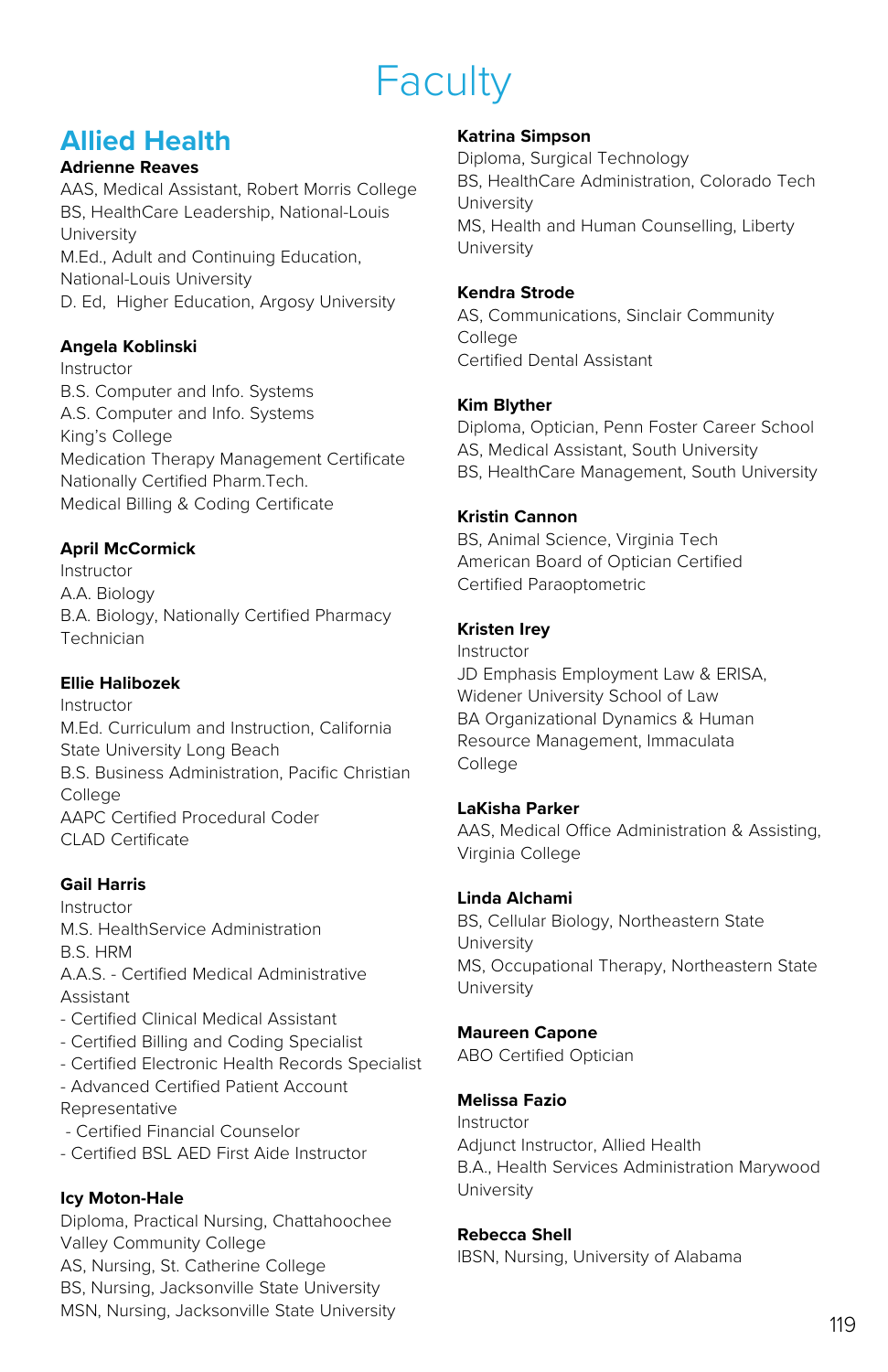# Faculty

## Allied Health

**Adrienne Reaves**
AAS, Medical Assistant, Robert Morris College
BS, HealthCare Leadership, National-Louis University
M.Ed., Adult and Continuing Education, National-Louis University
D. Ed, Higher Education, Argosy University

**Angela Koblinski**
Instructor
B.S. Computer and Info. Systems
A.S. Computer and Info. Systems
King's College
Medication Therapy Management Certificate
Nationally Certified Pharm.Tech.
Medical Billing & Coding Certificate

**April McCormick**
Instructor
A.A. Biology
B.A. Biology, Nationally Certified Pharmacy Technician

**Ellie Halibozek**
Instructor
M.Ed. Curriculum and Instruction, California State University Long Beach
B.S. Business Administration, Pacific Christian College
AAPC Certified Procedural Coder
CLAD Certificate

**Gail Harris**
Instructor
M.S. HealthService Administration
B.S. HRM
A.A.S. - Certified Medical Administrative Assistant
- Certified Clinical Medical Assistant
- Certified Billing and Coding Specialist
- Certified Electronic Health Records Specialist
- Advanced Certified Patient Account Representative
- Certified Financial Counselor
- Certified BSL AED First Aide Instructor

**Icy Moton-Hale**
Diploma, Practical Nursing, Chattahoochee Valley Community College
AS, Nursing, St. Catherine College
BS, Nursing, Jacksonville State University
MSN, Nursing, Jacksonville State University

**Katrina Simpson**
Diploma, Surgical Technology
BS, HealthCare Administration, Colorado Tech University
MS, Health and Human Counselling, Liberty University

**Kendra Strode**
AS, Communications, Sinclair Community College
Certified Dental Assistant

**Kim Blyther**
Diploma, Optician, Penn Foster Career School
AS, Medical Assistant, South University
BS, HealthCare Management, South University

**Kristin Cannon**
BS, Animal Science, Virginia Tech
American Board of Optician Certified
Certified Paraoptometric

**Kristen Irey**
Instructor
JD Emphasis Employment Law & ERISA, Widener University School of Law
BA Organizational Dynamics & Human Resource Management, Immaculata College

**LaKisha Parker**
AAS, Medical Office Administration & Assisting, Virginia College

**Linda Alchami**
BS, Cellular Biology, Northeastern State University
MS, Occupational Therapy, Northeastern State University

**Maureen Capone**
ABO Certified Optician

**Melissa Fazio**
Instructor
Adjunct Instructor, Allied Health
B.A., Health Services Administration Marywood University

**Rebecca Shell**
IBSN, Nursing, University of Alabama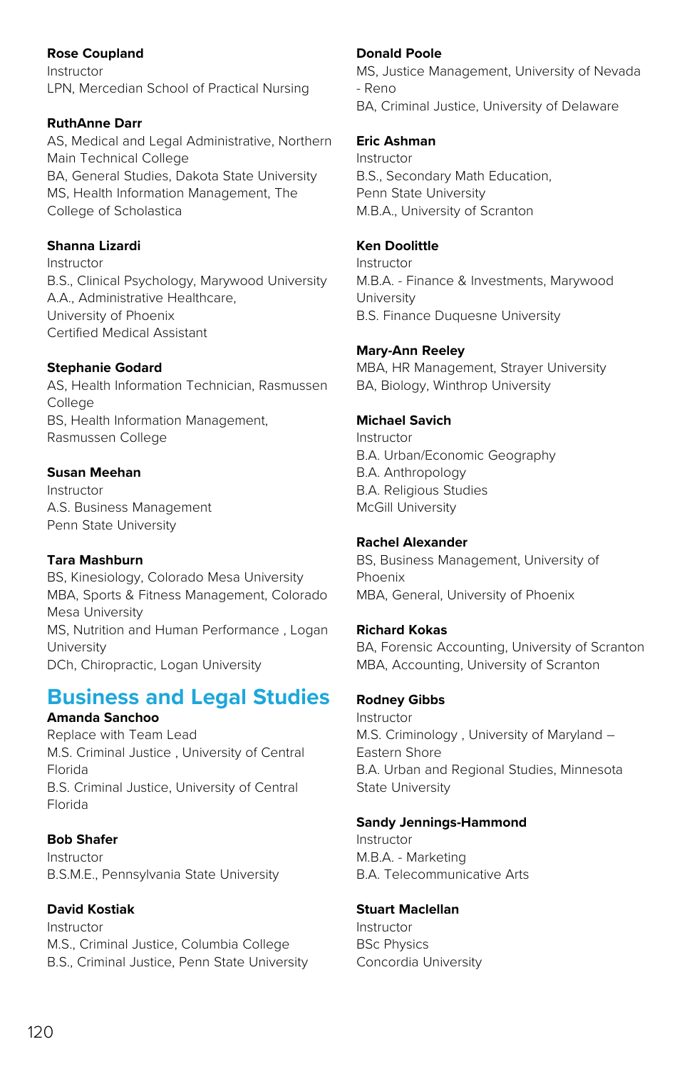**Rose Coupland**
Instructor
LPN, Mercedian School of Practical Nursing

**RuthAnne Darr**
AS, Medical and Legal Administrative, Northern Main Technical College
BA, General Studies, Dakota State University
MS, Health Information Management, The College of Scholastica

**Shanna Lizardi**
Instructor
B.S., Clinical Psychology, Marywood University
A.A., Administrative Healthcare, University of Phoenix
Certified Medical Assistant

**Stephanie Godard**
AS, Health Information Technician, Rasmussen College
BS, Health Information Management, Rasmussen College

**Susan Meehan**
Instructor
A.S. Business Management
Penn State University

**Tara Mashburn**
BS, Kinesiology, Colorado Mesa University
MBA, Sports & Fitness Management, Colorado Mesa University
MS, Nutrition and Human Performance , Logan University
DCh, Chiropractic, Logan University

## Business and Legal Studies

**Amanda Sanchoo**
Replace with Team Lead
M.S. Criminal Justice , University of Central Florida
B.S. Criminal Justice, University of Central Florida

**Bob Shafer**
Instructor
B.S.M.E., Pennsylvania State University

**David Kostiak**
Instructor
M.S., Criminal Justice, Columbia College
B.S., Criminal Justice, Penn State University

**Donald Poole**
MS, Justice Management, University of Nevada - Reno
BA, Criminal Justice, University of Delaware

**Eric Ashman**
Instructor
B.S., Secondary Math Education, Penn State University
M.B.A., University of Scranton

**Ken Doolittle**
Instructor
M.B.A. - Finance & Investments, Marywood University
B.S. Finance Duquesne University

**Mary-Ann Reeley**
MBA, HR Management, Strayer University
BA, Biology, Winthrop University

**Michael Savich**
Instructor
B.A. Urban/Economic Geography
B.A. Anthropology
B.A. Religious Studies
McGill University

**Rachel Alexander**
BS, Business Management, University of Phoenix
MBA, General, University of Phoenix

**Richard Kokas**
BA, Forensic Accounting, University of Scranton
MBA, Accounting, University of Scranton

**Rodney Gibbs**
Instructor
M.S. Criminology , University of Maryland – Eastern Shore
B.A. Urban and Regional Studies, Minnesota State University

**Sandy Jennings-Hammond**
Instructor
M.B.A. - Marketing
B.A. Telecommunicative Arts

**Stuart Maclellan**
Instructor
BSc Physics
Concordia University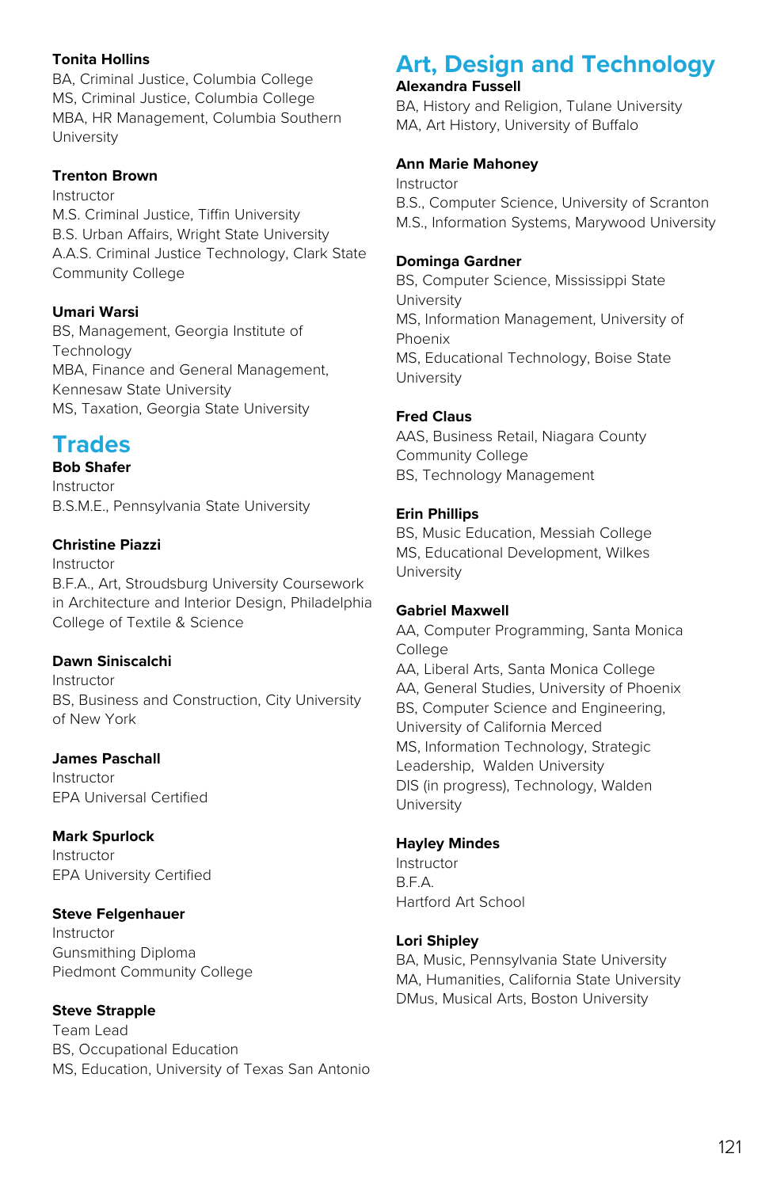**Tonita Hollins**
BA, Criminal Justice, Columbia College
MS, Criminal Justice, Columbia College
MBA, HR Management, Columbia Southern University

**Trenton Brown**
Instructor
M.S. Criminal Justice, Tiffin University
B.S. Urban Affairs, Wright State University
A.A.S. Criminal Justice Technology, Clark State Community College

**Umari Warsi**
BS, Management, Georgia Institute of Technology
MBA, Finance and General Management, Kennesaw State University
MS, Taxation, Georgia State University

## Trades

**Bob Shafer**
Instructor
B.S.M.E., Pennsylvania State University

**Christine Piazzi**
Instructor
B.F.A., Art, Stroudsburg University Coursework in Architecture and Interior Design, Philadelphia College of Textile & Science

**Dawn Siniscalchi**
Instructor
BS, Business and Construction, City University of New York

**James Paschall**
Instructor
EPA Universal Certified

**Mark Spurlock**
Instructor
EPA University Certified

**Steve Felgenhauer**
Instructor
Gunsmithing Diploma
Piedmont Community College

**Steve Strapple**
Team Lead
BS, Occupational Education
MS, Education, University of Texas San Antonio

## Art, Design and Technology

**Alexandra Fussell**
BA, History and Religion, Tulane University
MA, Art History, University of Buffalo

**Ann Marie Mahoney**
Instructor
B.S., Computer Science, University of Scranton
M.S., Information Systems, Marywood University

**Dominga Gardner**
BS, Computer Science, Mississippi State University
MS, Information Management, University of Phoenix
MS, Educational Technology, Boise State University

**Fred Claus**
AAS, Business Retail, Niagara County Community College
BS, Technology Management

**Erin Phillips**
BS, Music Education, Messiah College
MS, Educational Development, Wilkes University

**Gabriel Maxwell**
AA, Computer Programming, Santa Monica College
AA, Liberal Arts, Santa Monica College
AA, General Studies, University of Phoenix
BS, Computer Science and Engineering, University of California Merced
MS, Information Technology, Strategic Leadership, Walden University
DIS (in progress), Technology, Walden University

**Hayley Mindes**
Instructor
B.F.A.
Hartford Art School

**Lori Shipley**
BA, Music, Pennsylvania State University
MA, Humanities, California State University
DMus, Musical Arts, Boston University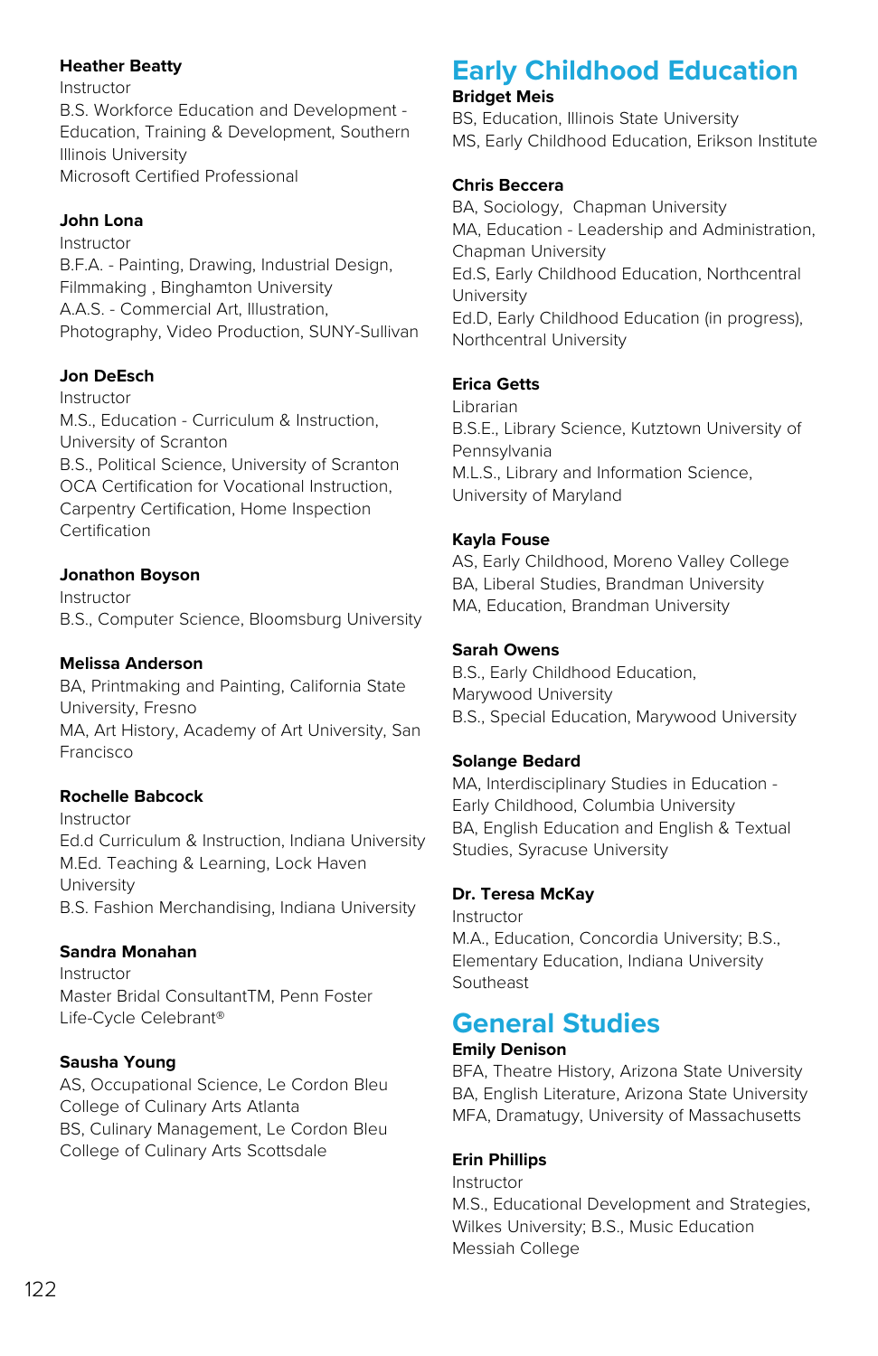**Heather Beatty**
Instructor
B.S. Workforce Education and Development - Education, Training & Development, Southern Illinois University
Microsoft Certified Professional

**John Lona**
Instructor
B.F.A. - Painting, Drawing, Industrial Design, Filmmaking , Binghamton University
A.A.S. - Commercial Art, Illustration, Photography, Video Production, SUNY-Sullivan

**Jon DeEsch**
Instructor
M.S., Education - Curriculum & Instruction, University of Scranton
B.S., Political Science, University of Scranton
OCA Certification for Vocational Instruction, Carpentry Certification, Home Inspection Certification

**Jonathon Boyson**
Instructor
B.S., Computer Science, Bloomsburg University

**Melissa Anderson**
BA, Printmaking and Painting, California State University, Fresno
MA, Art History, Academy of Art University, San Francisco

**Rochelle Babcock**
Instructor
Ed.d Curriculum & Instruction, Indiana University
M.Ed. Teaching & Learning, Lock Haven University
B.S. Fashion Merchandising, Indiana University

**Sandra Monahan**
Instructor
Master Bridal ConsultantTM, Penn Foster
Life-Cycle Celebrant®

**Sausha Young**
AS, Occupational Science, Le Cordon Bleu College of Culinary Arts Atlanta
BS, Culinary Management, Le Cordon Bleu College of Culinary Arts Scottsdale

## Early Childhood Education

**Bridget Meis**
BS, Education, Illinois State University
MS, Early Childhood Education, Erikson Institute

**Chris Beccera**
BA, Sociology, Chapman University
MA, Education - Leadership and Administration, Chapman University
Ed.S, Early Childhood Education, Northcentral University
Ed.D, Early Childhood Education (in progress), Northcentral University

**Erica Getts**
Librarian
B.S.E., Library Science, Kutztown University of Pennsylvania
M.L.S., Library and Information Science, University of Maryland

**Kayla Fouse**
AS, Early Childhood, Moreno Valley College
BA, Liberal Studies, Brandman University
MA, Education, Brandman University

**Sarah Owens**
B.S., Early Childhood Education, Marywood University
B.S., Special Education, Marywood University

**Solange Bedard**
MA, Interdisciplinary Studies in Education - Early Childhood, Columbia University
BA, English Education and English & Textual Studies, Syracuse University

**Dr. Teresa McKay**
Instructor
M.A., Education, Concordia University; B.S., Elementary Education, Indiana University Southeast

## General Studies

**Emily Denison**
BFA, Theatre History, Arizona State University
BA, English Literature, Arizona State University
MFA, Dramatugy, University of Massachusetts

**Erin Phillips**
Instructor
M.S., Educational Development and Strategies, Wilkes University; B.S., Music Education Messiah College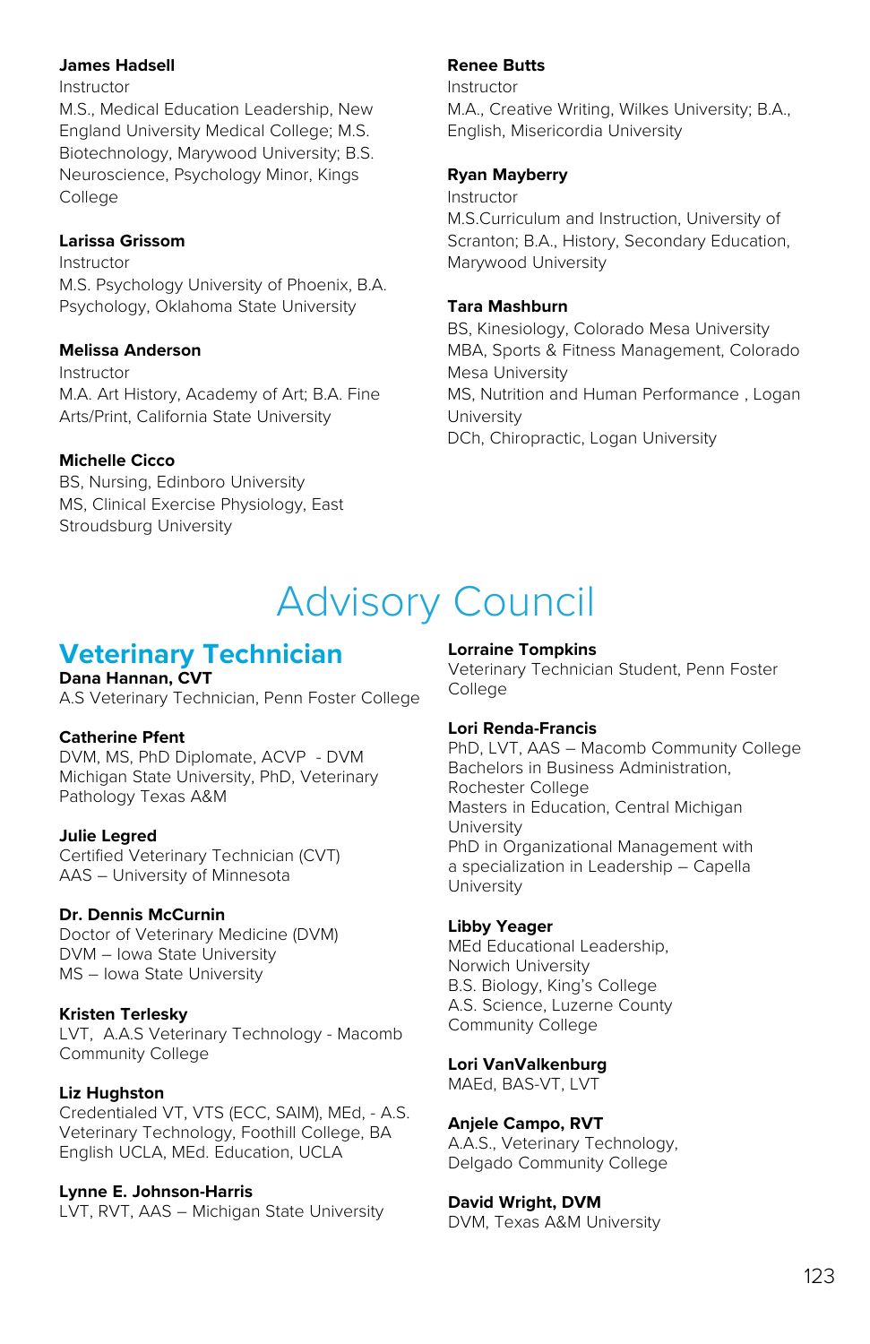**James Hadsell**
Instructor
M.S., Medical Education Leadership, New England University Medical College; M.S. Biotechnology, Marywood University; B.S. Neuroscience, Psychology Minor, Kings College

**Larissa Grissom**
Instructor
M.S. Psychology University of Phoenix, B.A. Psychology, Oklahoma State University

**Melissa Anderson**
Instructor
M.A. Art History, Academy of Art; B.A. Fine Arts/Print, California State University

**Michelle Cicco**
BS, Nursing, Edinboro University
MS, Clinical Exercise Physiology, East Stroudsburg University

**Renee Butts**
Instructor
M.A., Creative Writing, Wilkes University; B.A., English, Misericordia University

**Ryan Mayberry**
Instructor
M.S.Curriculum and Instruction, University of Scranton; B.A., History, Secondary Education, Marywood University

**Tara Mashburn**
BS, Kinesiology, Colorado Mesa University
MBA, Sports & Fitness Management, Colorado Mesa University
MS, Nutrition and Human Performance , Logan University
DCh, Chiropractic, Logan University

# Advisory Council

## Veterinary Technician

**Dana Hannan, CVT**
A.S Veterinary Technician, Penn Foster College

**Catherine Pfent**
DVM, MS, PhD Diplomate, ACVP - DVM Michigan State University, PhD, Veterinary Pathology Texas A&M

**Julie Legred**
Certified Veterinary Technician (CVT)
AAS – University of Minnesota

**Dr. Dennis McCurnin**
Doctor of Veterinary Medicine (DVM)
DVM – Iowa State University
MS – Iowa State University

**Kristen Terlesky**
LVT, A.A.S Veterinary Technology - Macomb Community College

**Liz Hughston**
Credentialed VT, VTS (ECC, SAIM), MEd, - A.S. Veterinary Technology, Foothill College, BA English UCLA, MEd. Education, UCLA

**Lynne E. Johnson-Harris**
LVT, RVT, AAS – Michigan State University

**Lorraine Tompkins**
Veterinary Technician Student, Penn Foster College

**Lori Renda-Francis**
PhD, LVT, AAS – Macomb Community College
Bachelors in Business Administration, Rochester College
Masters in Education, Central Michigan University
PhD in Organizational Management with a specialization in Leadership – Capella University

**Libby Yeager**
MEd Educational Leadership, Norwich University
B.S. Biology, King's College
A.S. Science, Luzerne County Community College

**Lori VanValkenburg**
MAEd, BAS-VT, LVT

**Anjele Campo, RVT**
A.A.S., Veterinary Technology, Delgado Community College

**David Wright, DVM**
DVM, Texas A&M University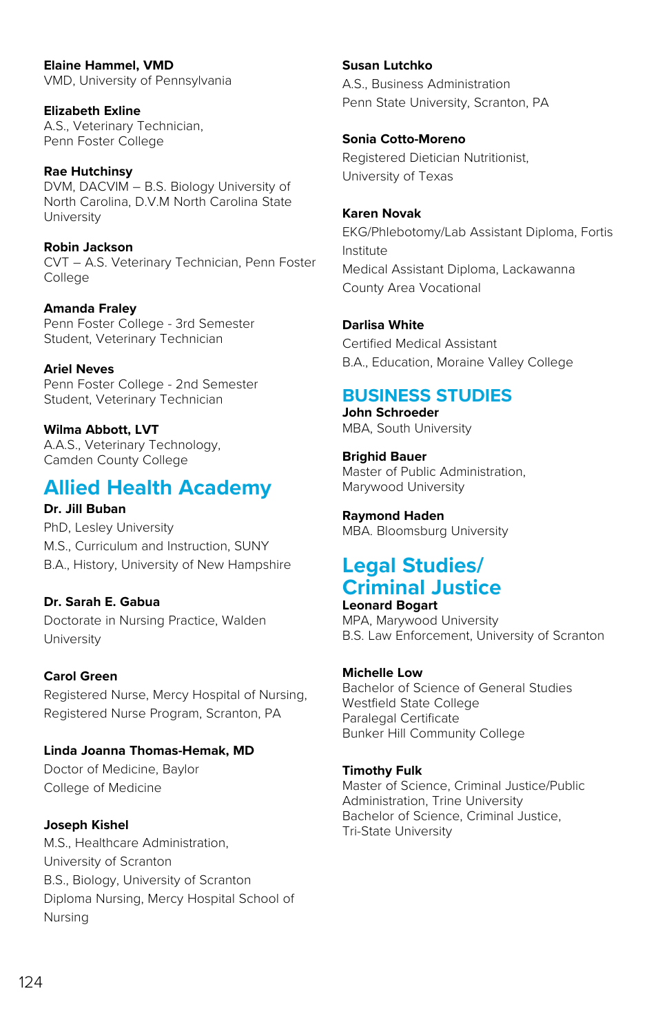**Elaine Hammel, VMD**
VMD, University of Pennsylvania

**Elizabeth Exline**
A.S., Veterinary Technician,
Penn Foster College

**Rae Hutchinsy**
DVM, DACVIM – B.S. Biology University of North Carolina, D.V.M North Carolina State University

**Robin Jackson**
CVT – A.S. Veterinary Technician, Penn Foster College

**Amanda Fraley**
Penn Foster College - 3rd Semester Student, Veterinary Technician

**Ariel Neves**
Penn Foster College - 2nd Semester Student, Veterinary Technician

**Wilma Abbott, LVT**
A.A.S., Veterinary Technology,
Camden County College

## Allied Health Academy

**Dr. Jill Buban**
PhD, Lesley University
M.S., Curriculum and Instruction, SUNY
B.A., History, University of New Hampshire

**Dr. Sarah E. Gabua**
Doctorate in Nursing Practice, Walden University

**Carol Green**
Registered Nurse, Mercy Hospital of Nursing,
Registered Nurse Program, Scranton, PA

**Linda Joanna Thomas-Hemak, MD**
Doctor of Medicine, Baylor
College of Medicine

**Joseph Kishel**
M.S., Healthcare Administration,
University of Scranton
B.S., Biology, University of Scranton
Diploma Nursing, Mercy Hospital School of Nursing

**Susan Lutchko**
A.S., Business Administration
Penn State University, Scranton, PA

**Sonia Cotto-Moreno**
Registered Dietician Nutritionist,
University of Texas

**Karen Novak**
EKG/Phlebotomy/Lab Assistant Diploma, Fortis Institute
Medical Assistant Diploma, Lackawanna County Area Vocational

**Darlisa White**
Certified Medical Assistant
B.A., Education, Moraine Valley College

## BUSINESS STUDIES

**John Schroeder**
MBA, South University

**Brighid Bauer**
Master of Public Administration,
Marywood University

**Raymond Haden**
MBA. Bloomsburg University

## Legal Studies/ Criminal Justice

**Leonard Bogart**
MPA, Marywood University
B.S. Law Enforcement, University of Scranton

**Michelle Low**
Bachelor of Science of General Studies
Westfield State College
Paralegal Certificate
Bunker Hill Community College

**Timothy Fulk**
Master of Science, Criminal Justice/Public Administration, Trine University
Bachelor of Science, Criminal Justice,
Tri-State University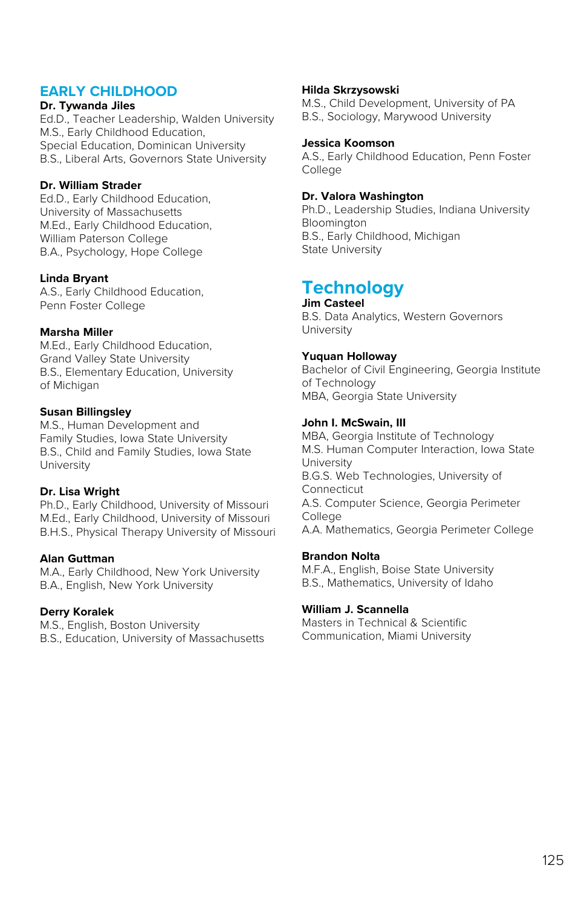## EARLY CHILDHOOD

**Dr. Tywanda Jiles**
Ed.D., Teacher Leadership, Walden University
M.S., Early Childhood Education, Special Education, Dominican University
B.S., Liberal Arts, Governors State University

**Dr. William Strader**
Ed.D., Early Childhood Education, University of Massachusetts
M.Ed., Early Childhood Education, William Paterson College
B.A., Psychology, Hope College

**Linda Bryant**
A.S., Early Childhood Education, Penn Foster College

**Marsha Miller**
M.Ed., Early Childhood Education, Grand Valley State University
B.S., Elementary Education, University of Michigan

**Susan Billingsley**
M.S., Human Development and Family Studies, Iowa State University
B.S., Child and Family Studies, Iowa State University

**Dr. Lisa Wright**
Ph.D., Early Childhood, University of Missouri
M.Ed., Early Childhood, University of Missouri
B.H.S., Physical Therapy University of Missouri

**Alan Guttman**
M.A., Early Childhood, New York University
B.A., English, New York University

**Derry Koralek**
M.S., English, Boston University
B.S., Education, University of Massachusetts

**Hilda Skrzysowski**
M.S., Child Development, University of PA
B.S., Sociology, Marywood University

**Jessica Koomson**
A.S., Early Childhood Education, Penn Foster College

**Dr. Valora Washington**
Ph.D., Leadership Studies, Indiana University Bloomington
B.S., Early Childhood, Michigan State University

## Technology

**Jim Casteel**
B.S. Data Analytics, Western Governors University

**Yuquan Holloway**
Bachelor of Civil Engineering, Georgia Institute of Technology
MBA, Georgia State University

**John I. McSwain, III**
MBA, Georgia Institute of Technology
M.S. Human Computer Interaction, Iowa State University
B.G.S. Web Technologies, University of Connecticut
A.S. Computer Science, Georgia Perimeter College
A.A. Mathematics, Georgia Perimeter College

**Brandon Nolta**
M.F.A., English, Boise State University
B.S., Mathematics, University of Idaho

**William J. Scannella**
Masters in Technical & Scientific Communication, Miami University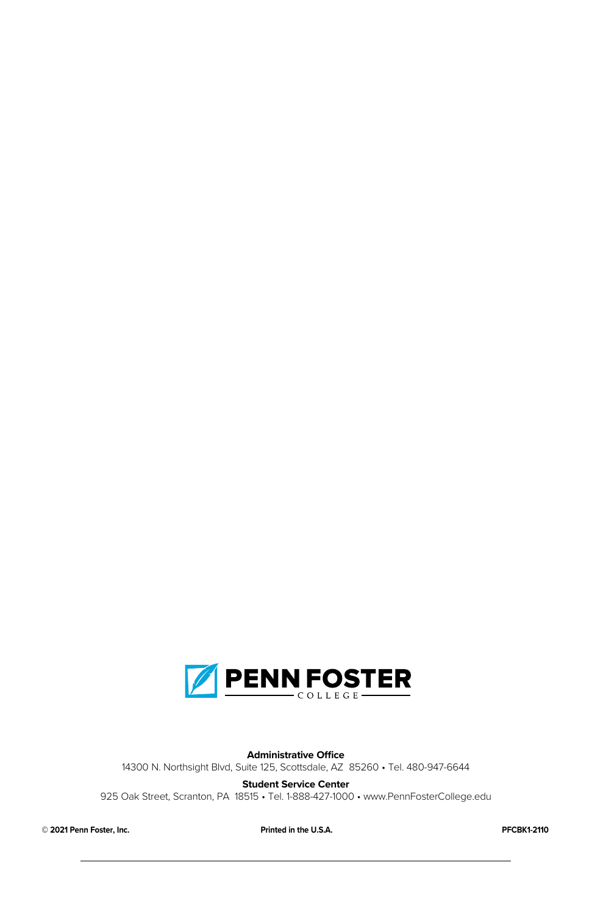PENN FOSTER COLLEGE

**Administrative Office**
14300 N. Northsight Blvd, Suite 125, Scottsdale, AZ 85260 • Tel. 480-947-6644

**Student Service Center**
925 Oak Street, Scranton, PA 18515 • Tel. 1-888-427-1000 • www.PennFosterCollege.edu

© **2021 Penn Foster, Inc.** **Printed in the U.S.A.** **PFCBK1-2110**